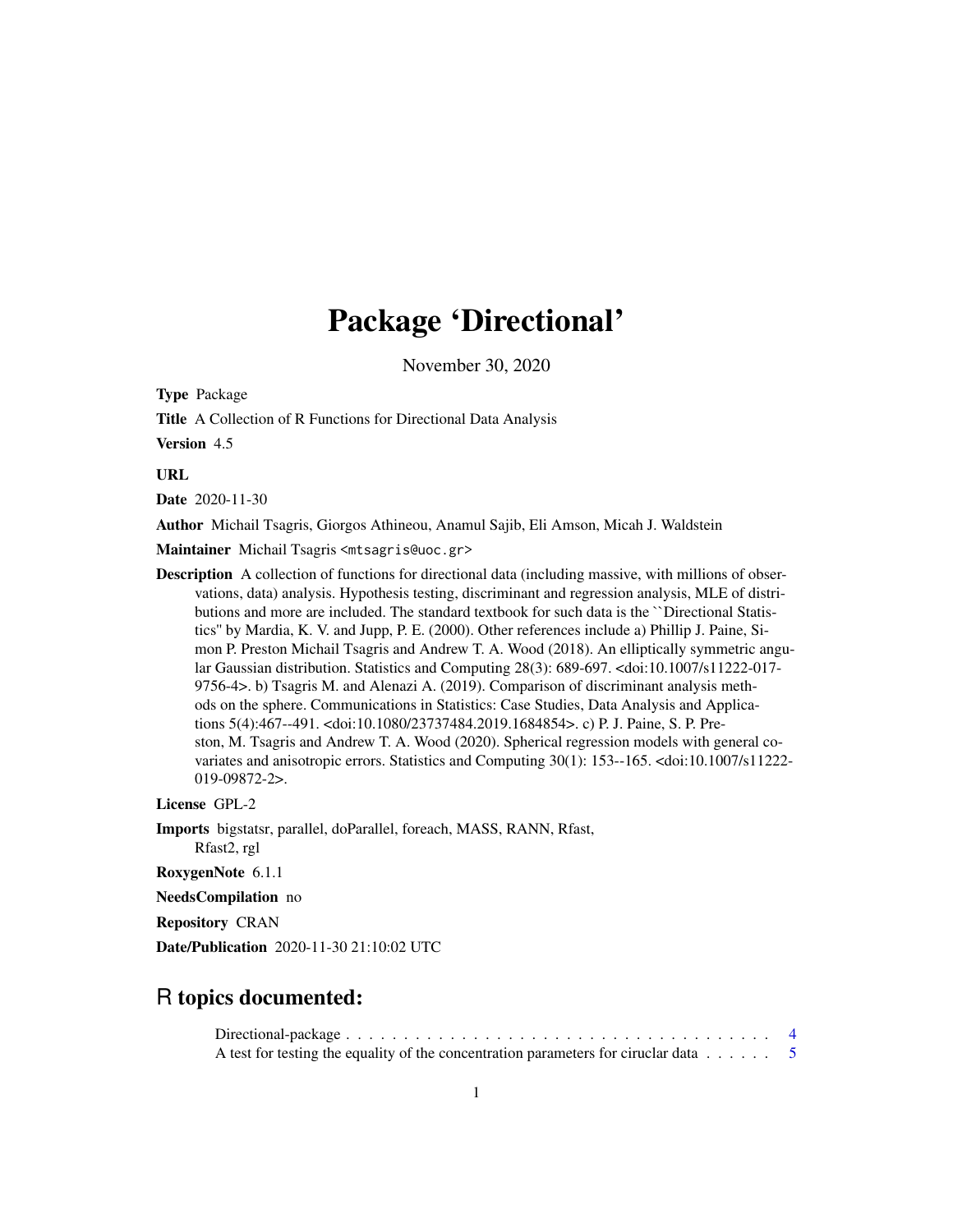# Package 'Directional'

November 30, 2020

**Type** Package

**Title** A Collection of R Functions for Directional Data Analysis

**Version** 4.5

**URL**

**Date** 2020-11-30

**Author** Michail Tsagris, Giorgos Athineou, Anamul Sajib, Eli Amson, Micah J. Waldstein

**Maintainer** Michail Tsagris <mtsagris@uoc.gr>

**Description** A collection of functions for directional data (including massive, with millions of observations, data) analysis. Hypothesis testing, discriminant and regression analysis, MLE of distributions and more are included. The standard textbook for such data is the ``Directional Statistics'' by Mardia, K. V. and Jupp, P. E. (2000). Other references include a) Phillip J. Paine, Simon P. Preston Michail Tsagris and Andrew T. A. Wood (2018). An elliptically symmetric angular Gaussian distribution. Statistics and Computing 28(3): 689-697. <doi:10.1007/s11222-017-9756-4>. b) Tsagris M. and Alenazi A. (2019). Comparison of discriminant analysis methods on the sphere. Communications in Statistics: Case Studies, Data Analysis and Applications 5(4):467--491. <doi:10.1080/23737484.2019.1684854>. c) P. J. Paine, S. P. Preston, M. Tsagris and Andrew T. A. Wood (2020). Spherical regression models with general covariates and anisotropic errors. Statistics and Computing 30(1): 153--165. <doi:10.1007/s11222-019-09872-2>.

**License** GPL-2

**Imports** bigstatsr, parallel, doParallel, foreach, MASS, RANN, Rfast, Rfast2, rgl

**RoxygenNote** 6.1.1

**NeedsCompilation** no

**Repository** CRAN

**Date/Publication** 2020-11-30 21:10:02 UTC

## R topics documented:

Directional-package . . . . . . . . . . . . . . . . . . . . . . . . . . . . . . . . . . . . . . 4
A test for testing the equality of the concentration parameters for ciruclar data . . . . . . 5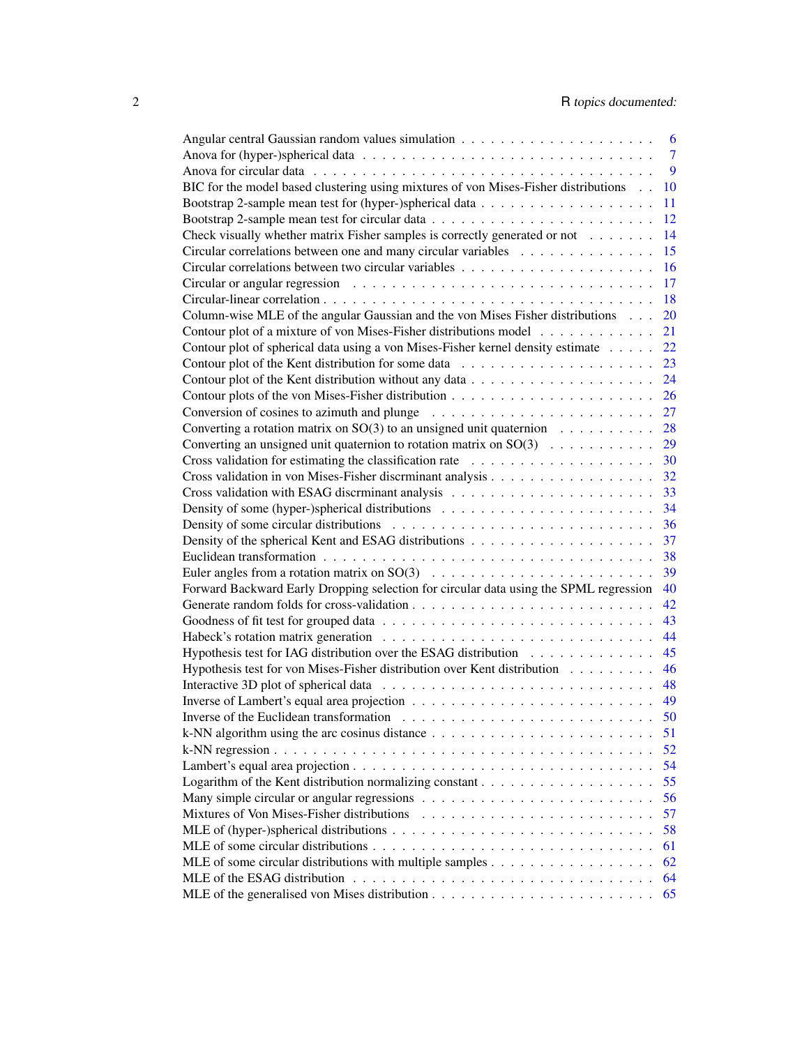Angular central Gaussian random values simulation . . . . . . . . . . . . . . . . . . . . 6
Anova for (hyper-)spherical data . . . . . . . . . . . . . . . . . . . . . . . . . . . . 7
Anova for circular data . . . . . . . . . . . . . . . . . . . . . . . . . . . . . . . . . 9
BIC for the model based clustering using mixtures of von Mises-Fisher distributions . . 10
Bootstrap 2-sample mean test for (hyper-)spherical data . . . . . . . . . . . . . . . . . 11
Bootstrap 2-sample mean test for circular data . . . . . . . . . . . . . . . . . . . . . . 12
Check visually whether matrix Fisher samples is correctly generated or not . . . . . . . 14
Circular correlations between one and many circular variables . . . . . . . . . . . . . . 15
Circular correlations between two circular variables . . . . . . . . . . . . . . . . . . . 16
Circular or angular regression . . . . . . . . . . . . . . . . . . . . . . . . . . . . . . 17
Circular-linear correlation . . . . . . . . . . . . . . . . . . . . . . . . . . . . . . . . 18
Column-wise MLE of the angular Gaussian and the von Mises Fisher distributions . . . 20
Contour plot of a mixture of von Mises-Fisher distributions model . . . . . . . . . . . . 21
Contour plot of spherical data using a von Mises-Fisher kernel density estimate . . . . . 22
Contour plot of the Kent distribution for some data . . . . . . . . . . . . . . . . . . . . 23
Contour plot of the Kent distribution without any data . . . . . . . . . . . . . . . . . . 24
Contour plots of the von Mises-Fisher distribution . . . . . . . . . . . . . . . . . . . . 26
Conversion of cosines to azimuth and plunge . . . . . . . . . . . . . . . . . . . . . . . 27
Converting a rotation matrix on SO(3) to an unsigned unit quaternion . . . . . . . . . . 28
Converting an unsigned unit quaternion to rotation matrix on SO(3) . . . . . . . . . . . 29
Cross validation for estimating the classification rate . . . . . . . . . . . . . . . . . . . 30
Cross validation in von Mises-Fisher discrminant analysis . . . . . . . . . . . . . . . . . 32
Cross validation with ESAG discrminant analysis . . . . . . . . . . . . . . . . . . . . . 33
Density of some (hyper-)spherical distributions . . . . . . . . . . . . . . . . . . . . . . 34
Density of some circular distributions . . . . . . . . . . . . . . . . . . . . . . . . . . . 36
Density of the spherical Kent and ESAG distributions . . . . . . . . . . . . . . . . . . . 37
Euclidean transformation . . . . . . . . . . . . . . . . . . . . . . . . . . . . . . . . . 38
Euler angles from a rotation matrix on SO(3) . . . . . . . . . . . . . . . . . . . . . . . 39
Forward Backward Early Dropping selection for circular data using the SPML regression 40
Generate random folds for cross-validation . . . . . . . . . . . . . . . . . . . . . . . . 42
Goodness of fit test for grouped data . . . . . . . . . . . . . . . . . . . . . . . . . . . 43
Habeck's rotation matrix generation . . . . . . . . . . . . . . . . . . . . . . . . . . . . 44
Hypothesis test for IAG distribution over the ESAG distribution . . . . . . . . . . . . . 45
Hypothesis test for von Mises-Fisher distribution over Kent distribution . . . . . . . . . 46
Interactive 3D plot of spherical data . . . . . . . . . . . . . . . . . . . . . . . . . . . . 48
Inverse of Lambert's equal area projection . . . . . . . . . . . . . . . . . . . . . . . . . 49
Inverse of the Euclidean transformation . . . . . . . . . . . . . . . . . . . . . . . . . . 50
k-NN algorithm using the arc cosinus distance . . . . . . . . . . . . . . . . . . . . . . . 51
k-NN regression . . . . . . . . . . . . . . . . . . . . . . . . . . . . . . . . . . . . . . 52
Lambert's equal area projection . . . . . . . . . . . . . . . . . . . . . . . . . . . . . . 54
Logarithm of the Kent distribution normalizing constant . . . . . . . . . . . . . . . . . . 55
Many simple circular or angular regressions . . . . . . . . . . . . . . . . . . . . . . . . 56
Mixtures of Von Mises-Fisher distributions . . . . . . . . . . . . . . . . . . . . . . . . 57
MLE of (hyper-)spherical distributions . . . . . . . . . . . . . . . . . . . . . . . . . . 58
MLE of some circular distributions . . . . . . . . . . . . . . . . . . . . . . . . . . . . 61
MLE of some circular distributions with multiple samples . . . . . . . . . . . . . . . . . 62
MLE of the ESAG distribution . . . . . . . . . . . . . . . . . . . . . . . . . . . . . . . 64
MLE of the generalised von Mises distribution . . . . . . . . . . . . . . . . . . . . . . . 65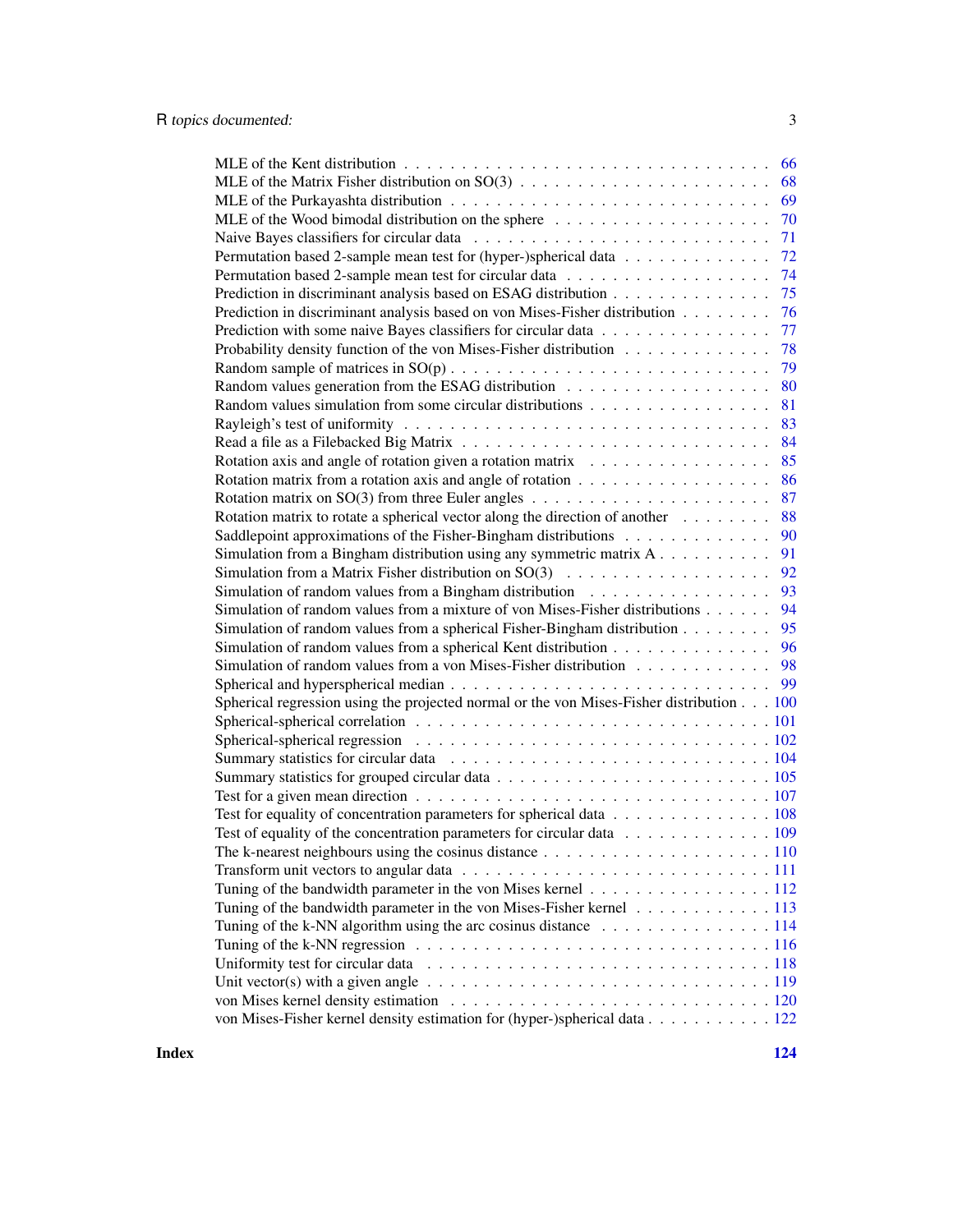MLE of the Kent distribution . . . . . . . . . . . . . . . . . . . . . . . . . . . . . . 66
MLE of the Matrix Fisher distribution on SO(3) . . . . . . . . . . . . . . . . . . . . . 68
MLE of the Purkayashta distribution . . . . . . . . . . . . . . . . . . . . . . . . . . . 69
MLE of the Wood bimodal distribution on the sphere . . . . . . . . . . . . . . . . . . . 70
Naive Bayes classifiers for circular data . . . . . . . . . . . . . . . . . . . . . . . . . 71
Permutation based 2-sample mean test for (hyper-)spherical data . . . . . . . . . . . . . 72
Permutation based 2-sample mean test for circular data . . . . . . . . . . . . . . . . . . 74
Prediction in discriminant analysis based on ESAG distribution . . . . . . . . . . . . . . 75
Prediction in discriminant analysis based on von Mises-Fisher distribution . . . . . . . . 76
Prediction with some naive Bayes classifiers for circular data . . . . . . . . . . . . . . . 77
Probability density function of the von Mises-Fisher distribution . . . . . . . . . . . . . 78
Random sample of matrices in SO(p) . . . . . . . . . . . . . . . . . . . . . . . . . . . 79
Random values generation from the ESAG distribution . . . . . . . . . . . . . . . . . . 80
Random values simulation from some circular distributions . . . . . . . . . . . . . . . . 81
Rayleigh's test of uniformity . . . . . . . . . . . . . . . . . . . . . . . . . . . . . . . 83
Read a file as a Filebacked Big Matrix . . . . . . . . . . . . . . . . . . . . . . . . . . 84
Rotation axis and angle of rotation given a rotation matrix . . . . . . . . . . . . . . . . 85
Rotation matrix from a rotation axis and angle of rotation . . . . . . . . . . . . . . . . . 86
Rotation matrix on SO(3) from three Euler angles . . . . . . . . . . . . . . . . . . . . . 87
Rotation matrix to rotate a spherical vector along the direction of another . . . . . . . . 88
Saddlepoint approximations of the Fisher-Bingham distributions . . . . . . . . . . . . . 90
Simulation from a Bingham distribution using any symmetric matrix A . . . . . . . . . . 91
Simulation from a Matrix Fisher distribution on SO(3) . . . . . . . . . . . . . . . . . . 92
Simulation of random values from a Bingham distribution . . . . . . . . . . . . . . . . 93
Simulation of random values from a mixture of von Mises-Fisher distributions . . . . . . 94
Simulation of random values from a spherical Fisher-Bingham distribution . . . . . . . . 95
Simulation of random values from a spherical Kent distribution . . . . . . . . . . . . . . 96
Simulation of random values from a von Mises-Fisher distribution . . . . . . . . . . . . 98
Spherical and hyperspherical median . . . . . . . . . . . . . . . . . . . . . . . . . . . 99
Spherical regression using the projected normal or the von Mises-Fisher distribution . . . 100
Spherical-spherical correlation . . . . . . . . . . . . . . . . . . . . . . . . . . . . . . 101
Spherical-spherical regression . . . . . . . . . . . . . . . . . . . . . . . . . . . . . . 102
Summary statistics for circular data . . . . . . . . . . . . . . . . . . . . . . . . . . . 104
Summary statistics for grouped circular data . . . . . . . . . . . . . . . . . . . . . . . 105
Test for a given mean direction . . . . . . . . . . . . . . . . . . . . . . . . . . . . . . 107
Test for equality of concentration parameters for spherical data . . . . . . . . . . . . . . 108
Test of equality of the concentration parameters for circular data . . . . . . . . . . . . . 109
The k-nearest neighbours using the cosinus distance . . . . . . . . . . . . . . . . . . . . 110
Transform unit vectors to angular data . . . . . . . . . . . . . . . . . . . . . . . . . . 111
Tuning of the bandwidth parameter in the von Mises kernel . . . . . . . . . . . . . . . . 112
Tuning of the bandwidth parameter in the von Mises-Fisher kernel . . . . . . . . . . . . 113
Tuning of the k-NN algorithm using the arc cosinus distance . . . . . . . . . . . . . . . 114
Tuning of the k-NN regression . . . . . . . . . . . . . . . . . . . . . . . . . . . . . . 116
Uniformity test for circular data . . . . . . . . . . . . . . . . . . . . . . . . . . . . . 118
Unit vector(s) with a given angle . . . . . . . . . . . . . . . . . . . . . . . . . . . . . 119
von Mises kernel density estimation . . . . . . . . . . . . . . . . . . . . . . . . . . . 120
von Mises-Fisher kernel density estimation for (hyper-)spherical data . . . . . . . . . . . 122

**Index** **124**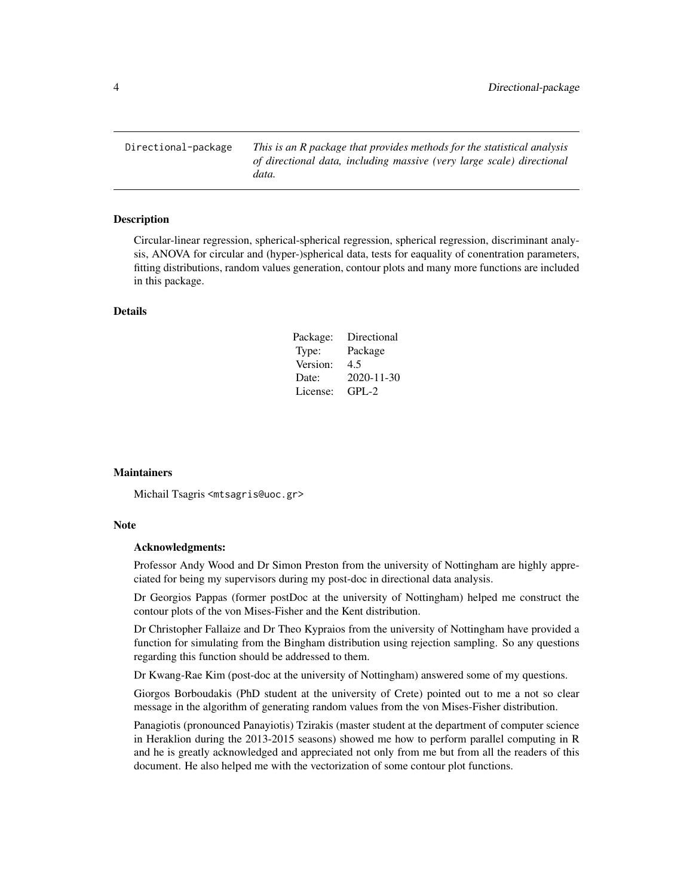| Directional-package | *This is an R package that provides methods for the statistical analysis of directional data, including massive (very large scale) directional data.* |
|---|---|

## Description

Circular-linear regression, spherical-spherical regression, spherical regression, discriminant analysis, ANOVA for circular and (hyper-)spherical data, tests for eaquality of conentration parameters, fitting distributions, random values generation, contour plots and many more functions are included in this package.

## Details

| | |
|---|---|
| Package: | Directional |
| Type: | Package |
| Version: | 4.5 |
| Date: | 2020-11-30 |
| License: | GPL-2 |

## Maintainers

Michail Tsagris <mtsagris@uoc.gr>

## Note

**Acknowledgments:**

Professor Andy Wood and Dr Simon Preston from the university of Nottingham are highly appreciated for being my supervisors during my post-doc in directional data analysis.

Dr Georgios Pappas (former postDoc at the university of Nottingham) helped me construct the contour plots of the von Mises-Fisher and the Kent distribution.

Dr Christopher Fallaize and Dr Theo Kypraios from the university of Nottingham have provided a function for simulating from the Bingham distribution using rejection sampling. So any questions regarding this function should be addressed to them.

Dr Kwang-Rae Kim (post-doc at the university of Nottingham) answered some of my questions.

Giorgos Borboudakis (PhD student at the university of Crete) pointed out to me a not so clear message in the algorithm of generating random values from the von Mises-Fisher distribution.

Panagiotis (pronounced Panayiotis) Tzirakis (master student at the department of computer science in Heraklion during the 2013-2015 seasons) showed me how to perform parallel computing in R and he is greatly acknowledged and appreciated not only from me but from all the readers of this document. He also helped me with the vectorization of some contour plot functions.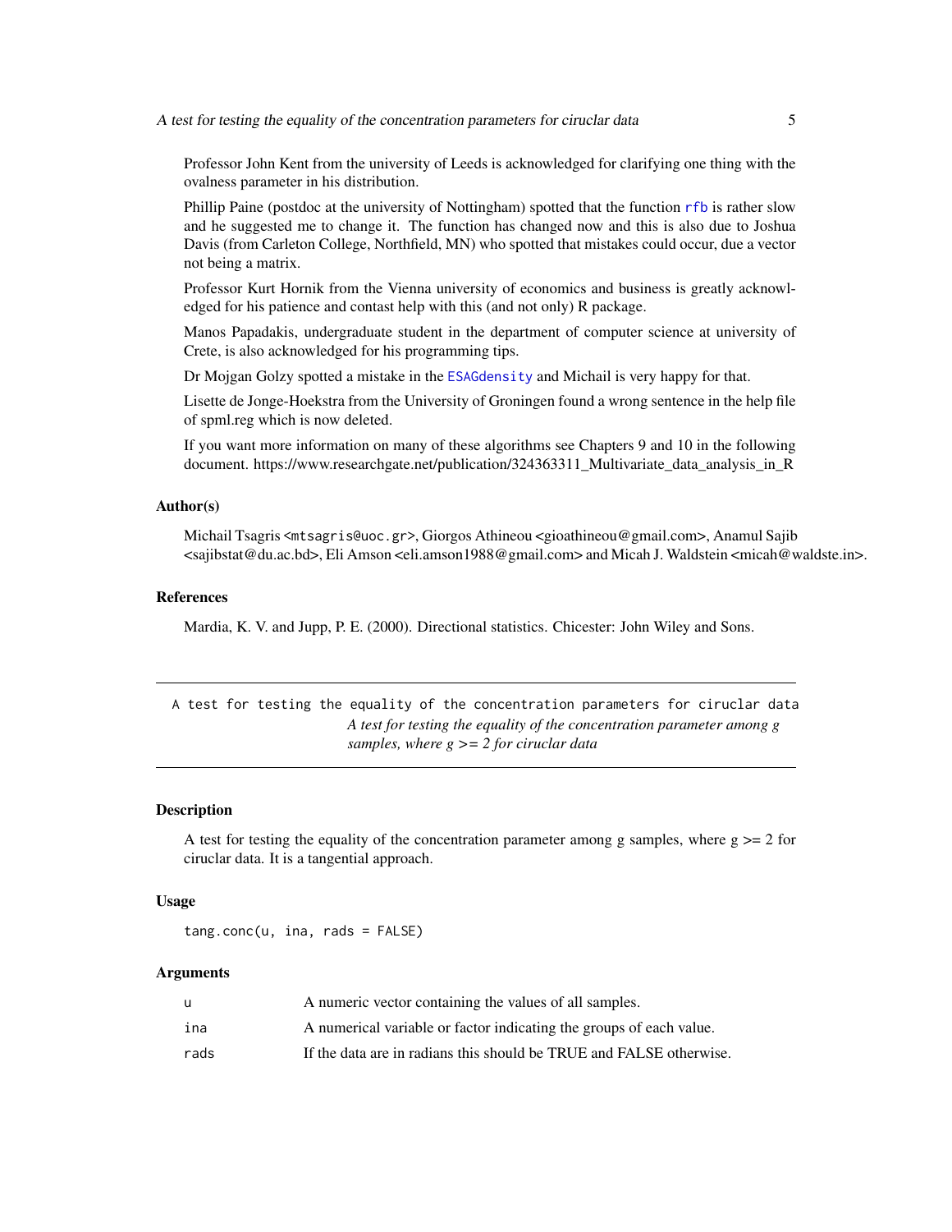Professor John Kent from the university of Leeds is acknowledged for clarifying one thing with the ovalness parameter in his distribution.

Phillip Paine (postdoc at the university of Nottingham) spotted that the function rfb is rather slow and he suggested me to change it. The function has changed now and this is also due to Joshua Davis (from Carleton College, Northfield, MN) who spotted that mistakes could occur, due a vector not being a matrix.

Professor Kurt Hornik from the Vienna university of economics and business is greatly acknowledged for his patience and contast help with this (and not only) R package.

Manos Papadakis, undergraduate student in the department of computer science at university of Crete, is also acknowledged for his programming tips.

Dr Mojgan Golzy spotted a mistake in the ESAGdensity and Michail is very happy for that.

Lisette de Jonge-Hoekstra from the University of Groningen found a wrong sentence in the help file of spml.reg which is now deleted.

If you want more information on many of these algorithms see Chapters 9 and 10 in the following document. https://www.researchgate.net/publication/324363311_Multivariate_data_analysis_in_R

### Author(s)

Michail Tsagris <mtsagris@uoc.gr>, Giorgos Athineou <gioathineou@gmail.com>, Anamul Sajib <sajibstat@du.ac.bd>, Eli Amson <eli.amson1988@gmail.com> and Micah J. Waldstein <micah@waldste.in>.

### References

Mardia, K. V. and Jupp, P. E. (2000). Directional statistics. Chicester: John Wiley and Sons.

---

## A test for testing the equality of the concentration parameters for ciruclar data

*A test for testing the equality of the concentration parameter among g samples, where g >= 2 for ciruclar data*

### Description

A test for testing the equality of the concentration parameter among g samples, where g >= 2 for ciruclar data. It is a tangential approach.

### Usage

```
tang.conc(u, ina, rads = FALSE)
```

### Arguments

| | |
|---|---|
| u | A numeric vector containing the values of all samples. |
| ina | A numerical variable or factor indicating the groups of each value. |
| rads | If the data are in radians this should be TRUE and FALSE otherwise. |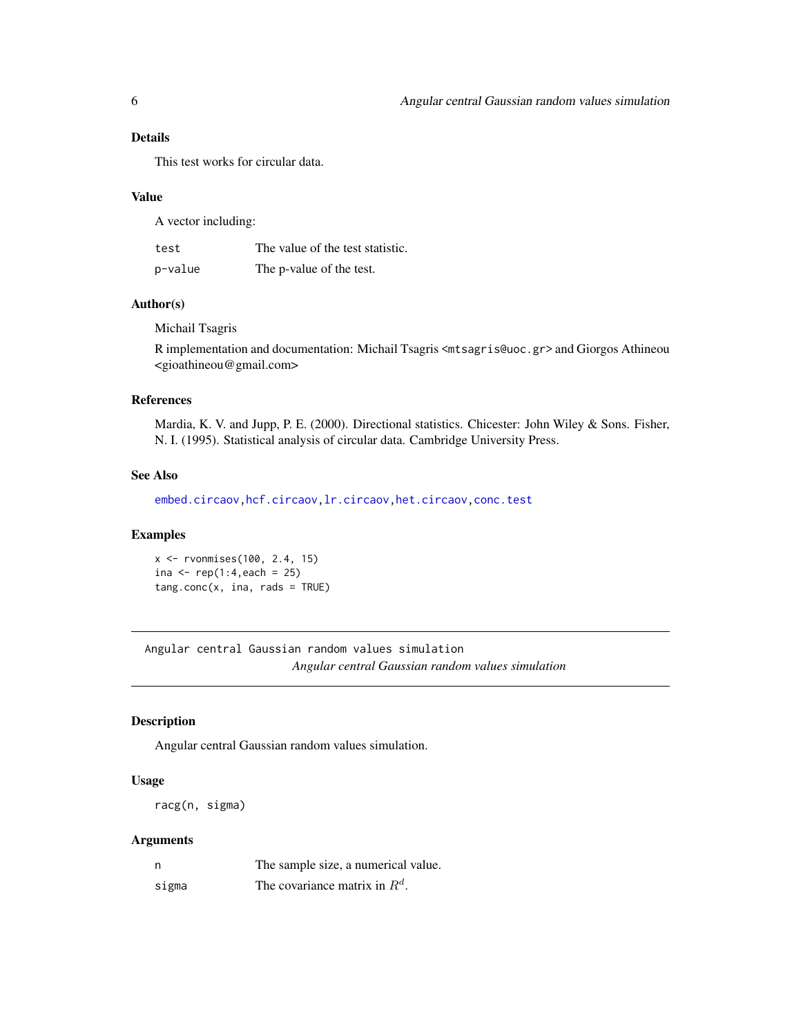### Details

This test works for circular data.

### Value

A vector including:

| | |
|---|---|
| test | The value of the test statistic. |
| p-value | The p-value of the test. |

### Author(s)

Michail Tsagris

R implementation and documentation: Michail Tsagris <mtsagris@uoc.gr> and Giorgos Athineou <gioathineou@gmail.com>

### References

Mardia, K. V. and Jupp, P. E. (2000). Directional statistics. Chicester: John Wiley & Sons. Fisher, N. I. (1995). Statistical analysis of circular data. Cambridge University Press.

### See Also

embed.circaov, hcf.circaov, lr.circaov, het.circaov, conc.test

### Examples

```
x <- rvonmises(100, 2.4, 15)
ina <- rep(1:4,each = 25)
tang.conc(x, ina, rads = TRUE)
```

---

## Angular central Gaussian random values simulation

*Angular central Gaussian random values simulation*

---

### Description

Angular central Gaussian random values simulation.

### Usage

```
racg(n, sigma)
```

### Arguments

| | |
|---|---|
| n | The sample size, a numerical value. |
| sigma | The covariance matrix in $R^d$. |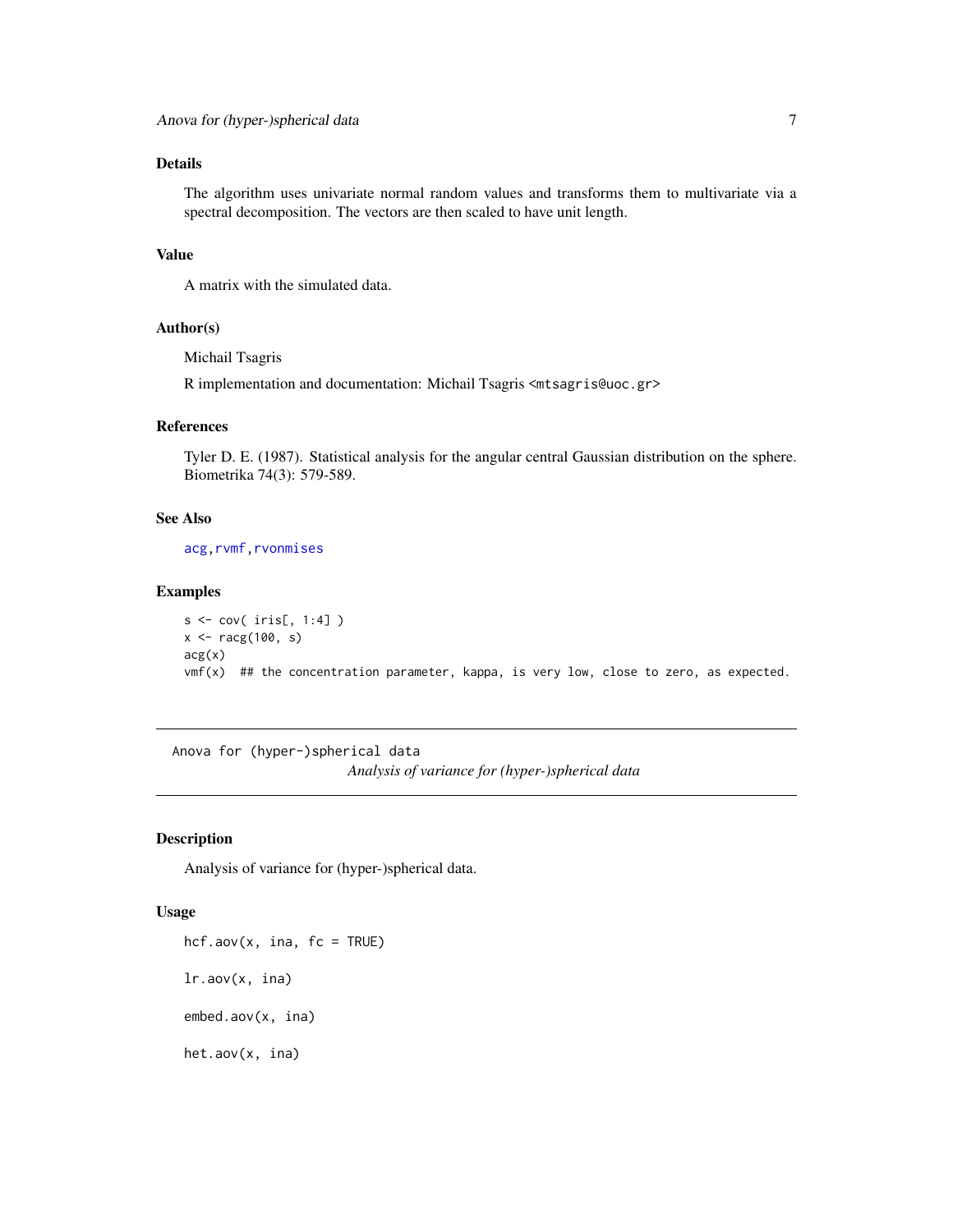## Details

The algorithm uses univariate normal random values and transforms them to multivariate via a spectral decomposition. The vectors are then scaled to have unit length.

## Value

A matrix with the simulated data.

## Author(s)

Michail Tsagris

R implementation and documentation: Michail Tsagris <mtsagris@uoc.gr>

## References

Tyler D. E. (1987). Statistical analysis for the angular central Gaussian distribution on the sphere. Biometrika 74(3): 579-589.

## See Also

acg, rvmf, rvonmises

## Examples

```
s <- cov( iris[, 1:4] )
x <- racg(100, s)
acg(x)
vmf(x)  ## the concentration parameter, kappa, is very low, close to zero, as expected.
```

---

# Anova for (hyper-)spherical data

*Analysis of variance for (hyper-)spherical data*

## Description

Analysis of variance for (hyper-)spherical data.

## Usage

```
hcf.aov(x, ina, fc = TRUE)

lr.aov(x, ina)

embed.aov(x, ina)

het.aov(x, ina)
```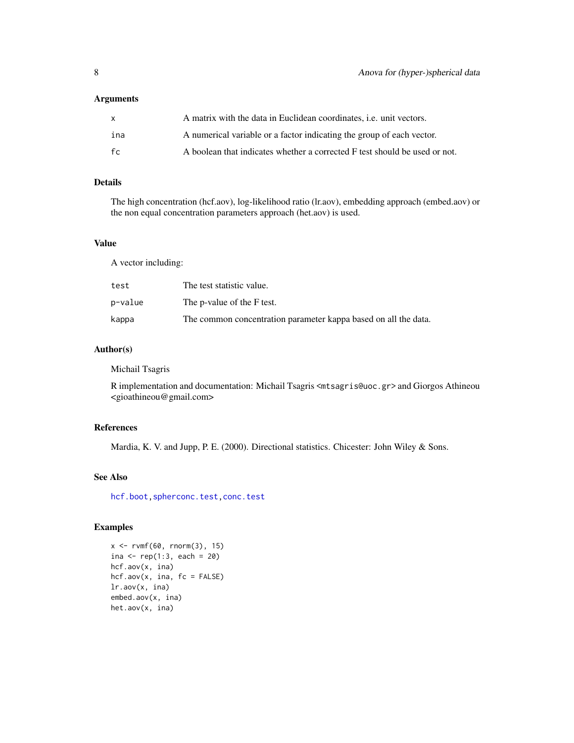## Arguments

| | |
|---|---|
| x | A matrix with the data in Euclidean coordinates, i.e. unit vectors. |
| ina | A numerical variable or a factor indicating the group of each vector. |
| fc | A boolean that indicates whether a corrected F test should be used or not. |

## Details

The high concentration (hcf.aov), log-likelihood ratio (lr.aov), embedding approach (embed.aov) or the non equal concentration parameters approach (het.aov) is used.

## Value

A vector including:

| | |
|---|---|
| test | The test statistic value. |
| p-value | The p-value of the F test. |
| kappa | The common concentration parameter kappa based on all the data. |

## Author(s)

Michail Tsagris

R implementation and documentation: Michail Tsagris <mtsagris@uoc.gr> and Giorgos Athineou <gioathineou@gmail.com>

## References

Mardia, K. V. and Jupp, P. E. (2000). Directional statistics. Chicester: John Wiley & Sons.

## See Also

hcf.boot, spherconc.test, conc.test

## Examples

```
x <- rvmf(60, rnorm(3), 15)
ina <- rep(1:3, each = 20)
hcf.aov(x, ina)
hcf.aov(x, ina, fc = FALSE)
lr.aov(x, ina)
embed.aov(x, ina)
het.aov(x, ina)
```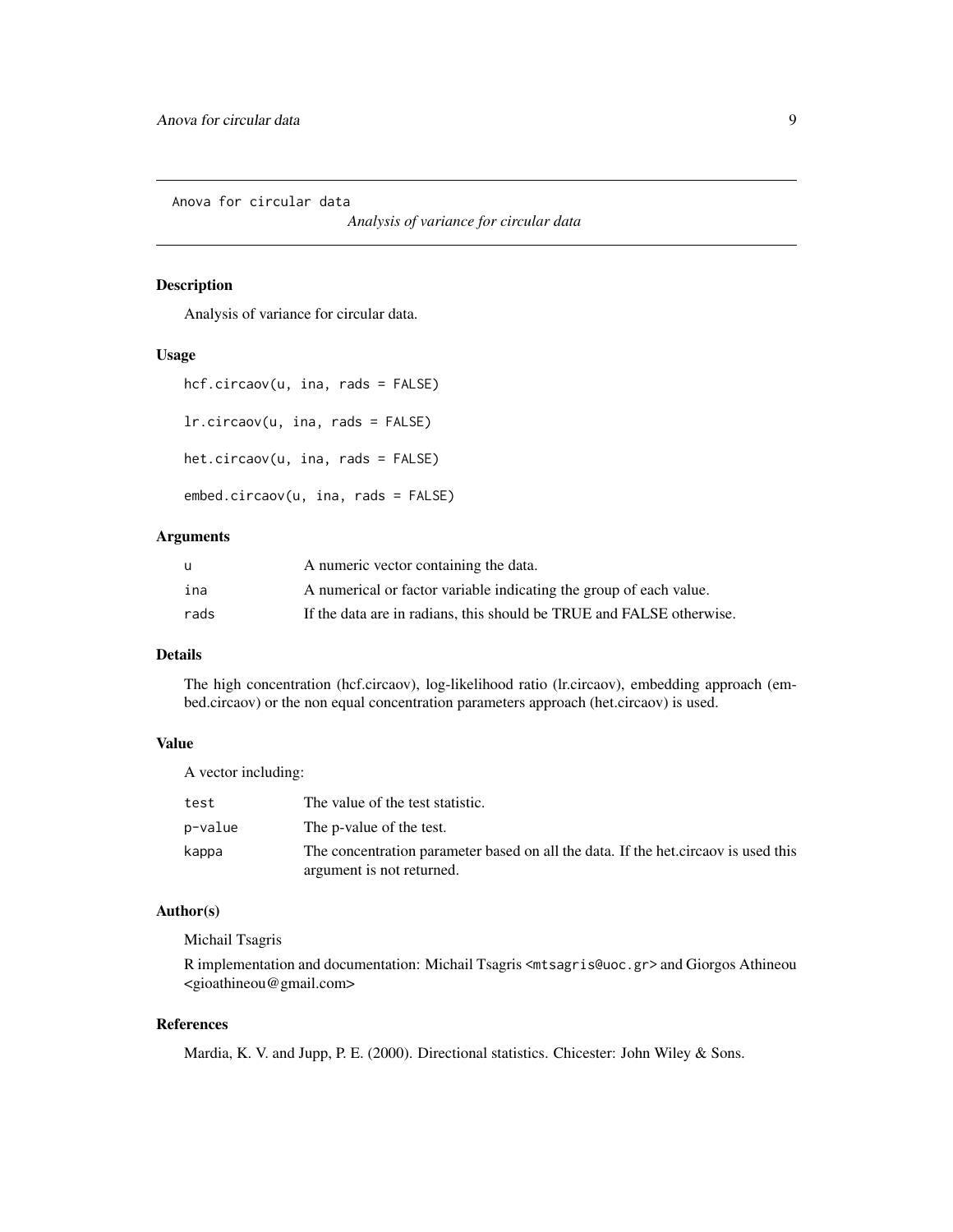Anova for circular data

*Analysis of variance for circular data*

### Description

Analysis of variance for circular data.

### Usage

```
hcf.circaov(u, ina, rads = FALSE)

lr.circaov(u, ina, rads = FALSE)

het.circaov(u, ina, rads = FALSE)

embed.circaov(u, ina, rads = FALSE)
```

### Arguments

| | |
|---|---|
| u | A numeric vector containing the data. |
| ina | A numerical or factor variable indicating the group of each value. |
| rads | If the data are in radians, this should be TRUE and FALSE otherwise. |

### Details

The high concentration (hcf.circaov), log-likelihood ratio (lr.circaov), embedding approach (embed.circaov) or the non equal concentration parameters approach (het.circaov) is used.

### Value

A vector including:

| | |
|---|---|
| test | The value of the test statistic. |
| p-value | The p-value of the test. |
| kappa | The concentration parameter based on all the data. If the het.circaov is used this argument is not returned. |

### Author(s)

Michail Tsagris

R implementation and documentation: Michail Tsagris <mtsagris@uoc.gr> and Giorgos Athineou <gioathineou@gmail.com>

### References

Mardia, K. V. and Jupp, P. E. (2000). Directional statistics. Chicester: John Wiley & Sons.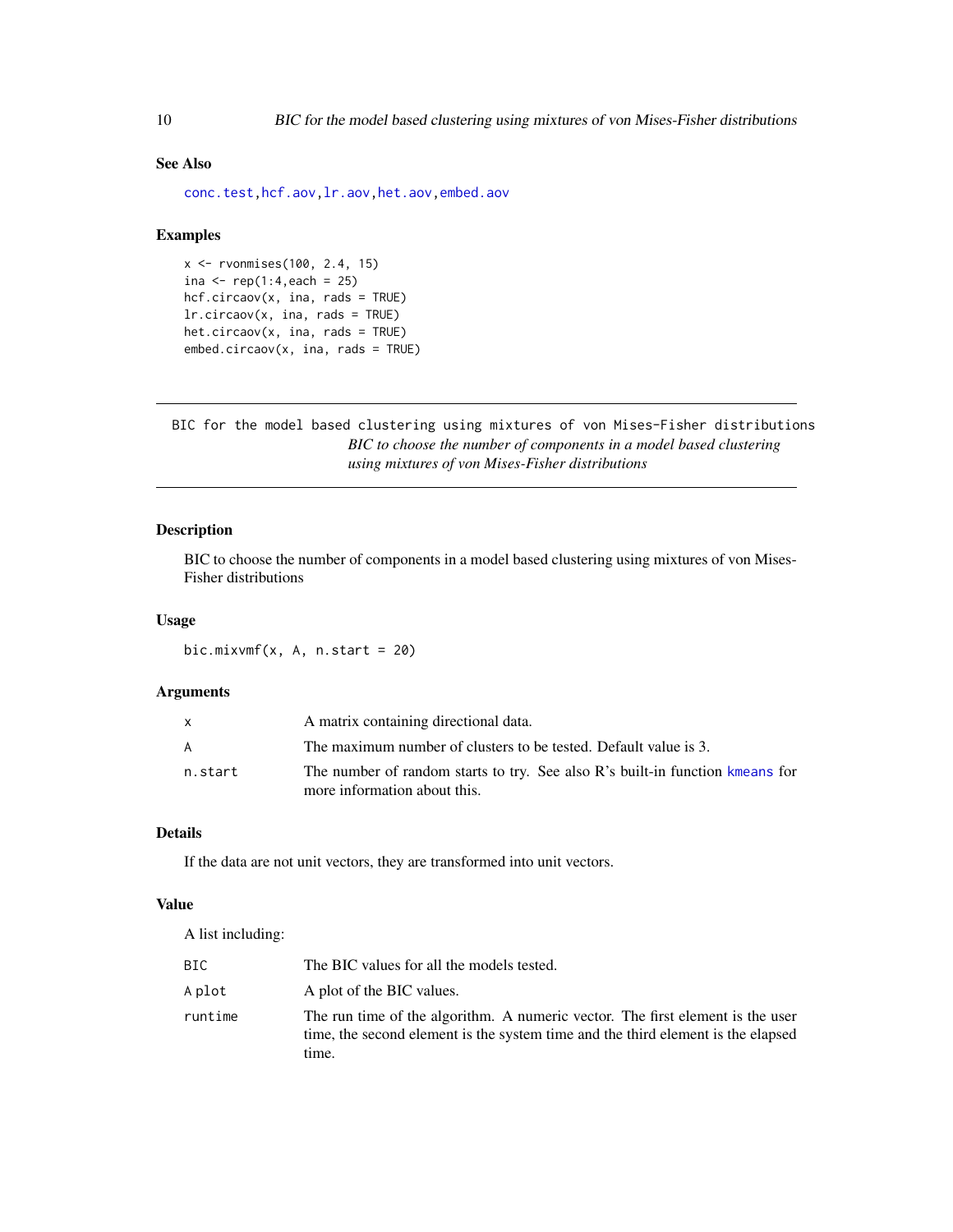### See Also

conc.test, hcf.aov, lr.aov, het.aov, embed.aov

### Examples

```
x <- rvonmises(100, 2.4, 15)
ina <- rep(1:4,each = 25)
hcf.circaov(x, ina, rads = TRUE)
lr.circaov(x, ina, rads = TRUE)
het.circaov(x, ina, rads = TRUE)
embed.circaov(x, ina, rads = TRUE)
```

---

## BIC for the model based clustering using mixtures of von Mises-Fisher distributions

*BIC to choose the number of components in a model based clustering using mixtures of von Mises-Fisher distributions*

---

### Description

BIC to choose the number of components in a model based clustering using mixtures of von Mises-Fisher distributions

### Usage

```
bic.mixvmf(x, A, n.start = 20)
```

### Arguments

| | |
|---|---|
| x | A matrix containing directional data. |
| A | The maximum number of clusters to be tested. Default value is 3. |
| n.start | The number of random starts to try. See also R's built-in function kmeans for more information about this. |

### Details

If the data are not unit vectors, they are transformed into unit vectors.

### Value

A list including:

| | |
|---|---|
| BIC | The BIC values for all the models tested. |
| A plot | A plot of the BIC values. |
| runtime | The run time of the algorithm. A numeric vector. The first element is the user time, the second element is the system time and the third element is the elapsed time. |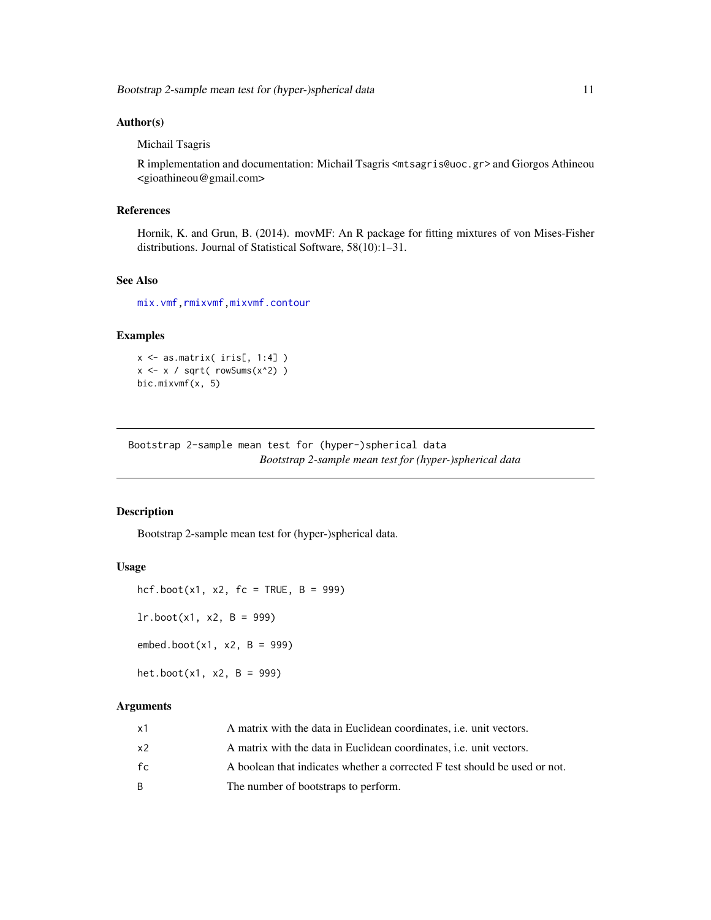## Author(s)

Michail Tsagris

R implementation and documentation: Michail Tsagris <mtsagris@uoc.gr> and Giorgos Athineou <gioathineou@gmail.com>

## References

Hornik, K. and Grun, B. (2014). movMF: An R package for fitting mixtures of von Mises-Fisher distributions. Journal of Statistical Software, 58(10):1–31.

## See Also

mix.vmf, rmixvmf, mixvmf.contour

## Examples

```
x <- as.matrix( iris[, 1:4] )
x <- x / sqrt( rowSums(x^2) )
bic.mixvmf(x, 5)
```

---

Bootstrap 2-sample mean test for (hyper-)spherical data
*Bootstrap 2-sample mean test for (hyper-)spherical data*

---

## Description

Bootstrap 2-sample mean test for (hyper-)spherical data.

## Usage

```
hcf.boot(x1, x2, fc = TRUE, B = 999)

lr.boot(x1, x2, B = 999)

embed.boot(x1, x2, B = 999)

het.boot(x1, x2, B = 999)
```

## Arguments

| | |
|---|---|
| x1 | A matrix with the data in Euclidean coordinates, i.e. unit vectors. |
| x2 | A matrix with the data in Euclidean coordinates, i.e. unit vectors. |
| fc | A boolean that indicates whether a corrected F test should be used or not. |
| B | The number of bootstraps to perform. |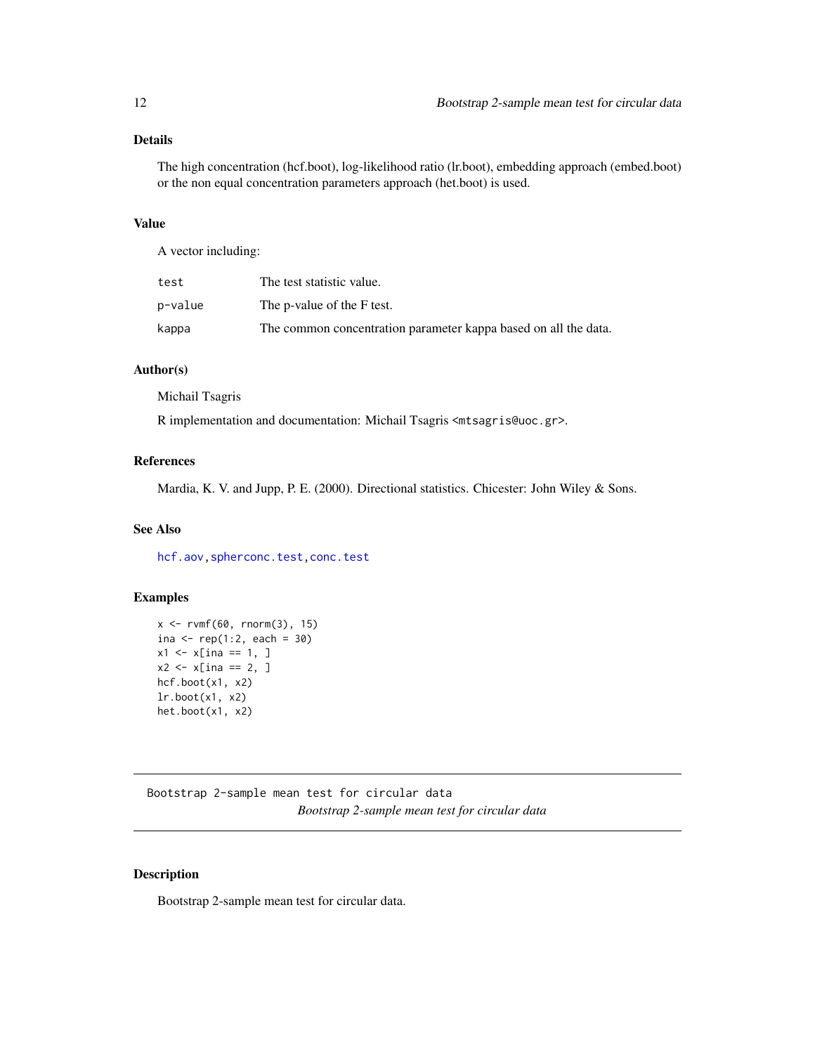## Details

The high concentration (hcf.boot), log-likelihood ratio (lr.boot), embedding approach (embed.boot) or the non equal concentration parameters approach (het.boot) is used.

## Value

A vector including:

| | |
|---|---|
| test | The test statistic value. |
| p-value | The p-value of the F test. |
| kappa | The common concentration parameter kappa based on all the data. |

## Author(s)

Michail Tsagris

R implementation and documentation: Michail Tsagris <mtsagris@uoc.gr>.

## References

Mardia, K. V. and Jupp, P. E. (2000). Directional statistics. Chicester: John Wiley & Sons.

## See Also

hcf.aov, spherconc.test, conc.test

## Examples

```
x <- rvmf(60, rnorm(3), 15)
ina <- rep(1:2, each = 30)
x1 <- x[ina == 1, ]
x2 <- x[ina == 2, ]
hcf.boot(x1, x2)
lr.boot(x1, x2)
het.boot(x1, x2)
```

---

# Bootstrap 2-sample mean test for circular data

*Bootstrap 2-sample mean test for circular data*

## Description

Bootstrap 2-sample mean test for circular data.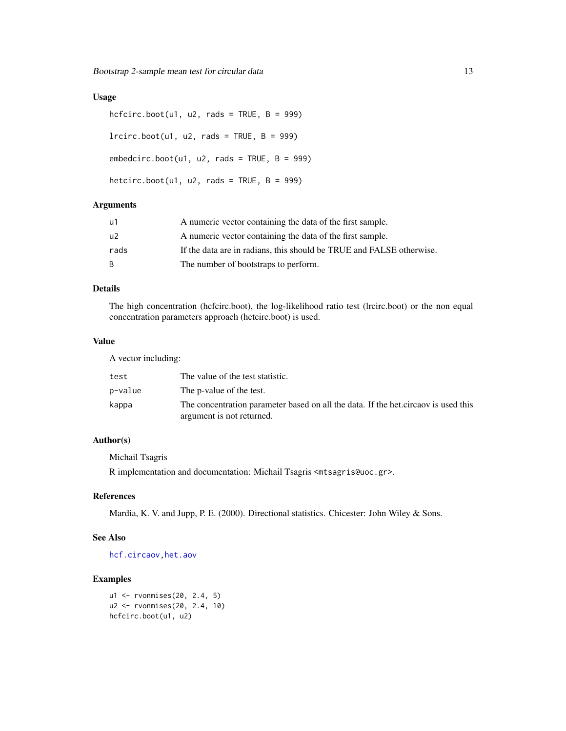## Usage

```
hcfcirc.boot(u1, u2, rads = TRUE, B = 999)

lrcirc.boot(u1, u2, rads = TRUE, B = 999)

embedcirc.boot(u1, u2, rads = TRUE, B = 999)

hetcirc.boot(u1, u2, rads = TRUE, B = 999)
```

## Arguments

| | |
|---|---|
| u1 | A numeric vector containing the data of the first sample. |
| u2 | A numeric vector containing the data of the first sample. |
| rads | If the data are in radians, this should be TRUE and FALSE otherwise. |
| B | The number of bootstraps to perform. |

## Details

The high concentration (hcfcirc.boot), the log-likelihood ratio test (lrcirc.boot) or the non equal concentration parameters approach (hetcirc.boot) is used.

## Value

A vector including:

| | |
|---|---|
| test | The value of the test statistic. |
| p-value | The p-value of the test. |
| kappa | The concentration parameter based on all the data. If the het.circaov is used this argument is not returned. |

## Author(s)

Michail Tsagris

R implementation and documentation: Michail Tsagris <mtsagris@uoc.gr>.

## References

Mardia, K. V. and Jupp, P. E. (2000). Directional statistics. Chicester: John Wiley & Sons.

## See Also

hcf.circaov, het.aov

## Examples

```
u1 <- rvonmises(20, 2.4, 5)
u2 <- rvonmises(20, 2.4, 10)
hcfcirc.boot(u1, u2)
```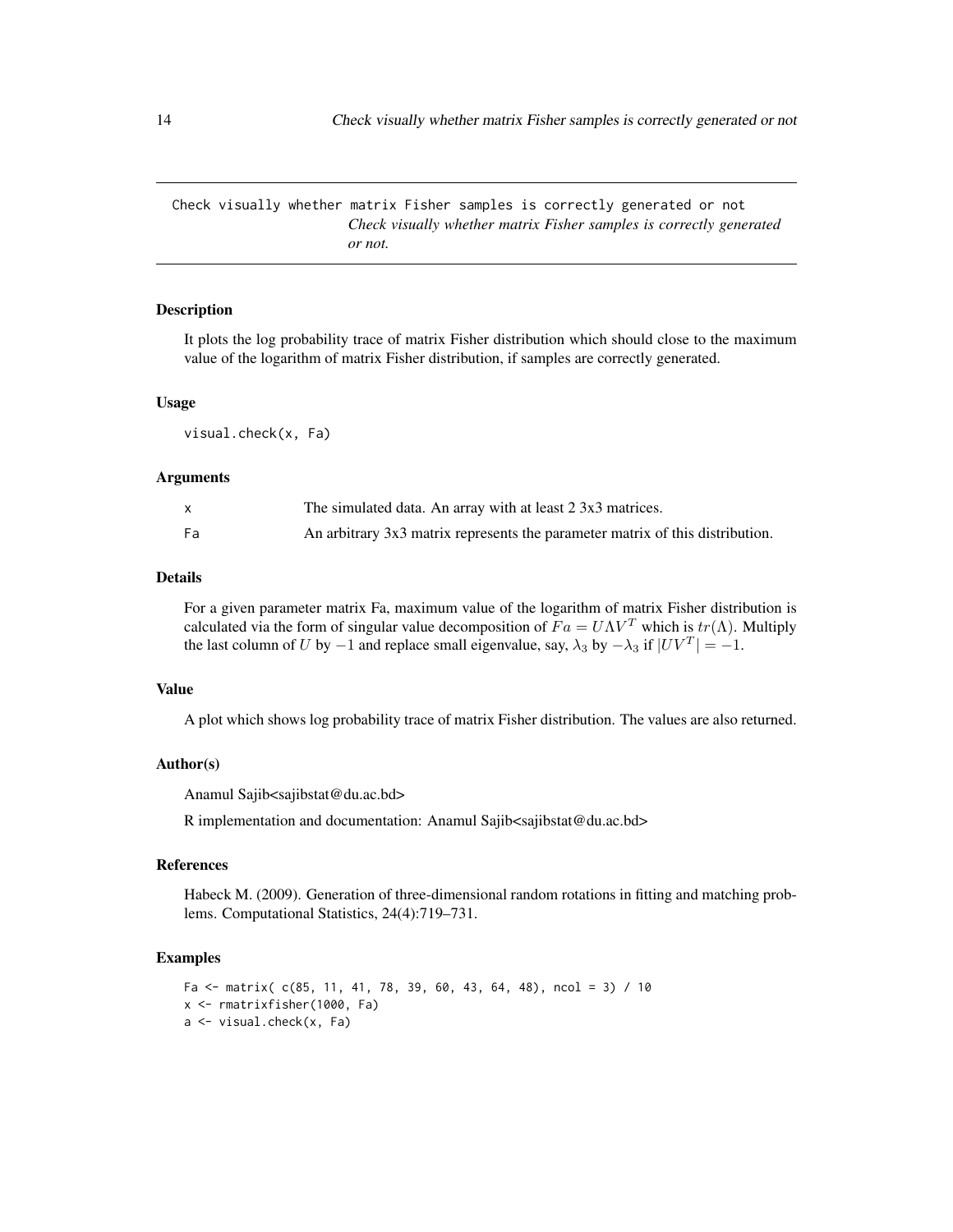Check visually whether matrix Fisher samples is correctly generated or not

*Check visually whether matrix Fisher samples is correctly generated or not.*

## Description

It plots the log probability trace of matrix Fisher distribution which should close to the maximum value of the logarithm of matrix Fisher distribution, if samples are correctly generated.

## Usage

```
visual.check(x, Fa)
```

## Arguments

| | |
|---|---|
| x | The simulated data. An array with at least 2 3x3 matrices. |
| Fa | An arbitrary 3x3 matrix represents the parameter matrix of this distribution. |

## Details

For a given parameter matrix Fa, maximum value of the logarithm of matrix Fisher distribution is calculated via the form of singular value decomposition of $Fa = U\Lambda V^T$ which is $tr(\Lambda)$. Multiply the last column of $U$ by $-1$ and replace small eigenvalue, say, $\lambda_3$ by $-\lambda_3$ if $|UV^T| = -1$.

## Value

A plot which shows log probability trace of matrix Fisher distribution. The values are also returned.

## Author(s)

Anamul Sajib<sajibstat@du.ac.bd>

R implementation and documentation: Anamul Sajib<sajibstat@du.ac.bd>

## References

Habeck M. (2009). Generation of three-dimensional random rotations in fitting and matching problems. Computational Statistics, 24(4):719–731.

## Examples

```
Fa <- matrix( c(85, 11, 41, 78, 39, 60, 43, 64, 48), ncol = 3) / 10
x <- rmatrixfisher(1000, Fa)
a <- visual.check(x, Fa)
```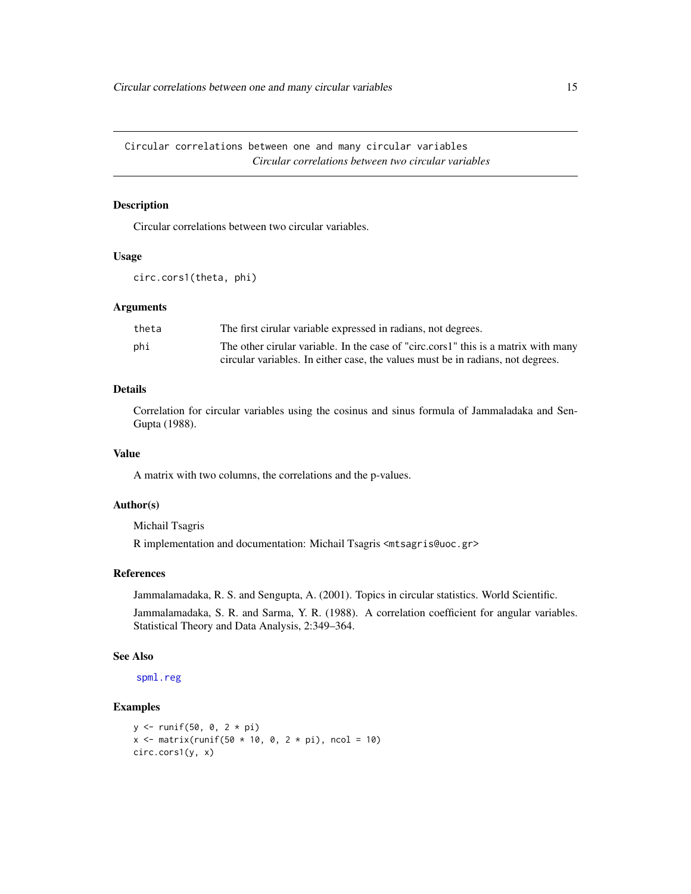Circular correlations between one and many circular variables
*Circular correlations between two circular variables*

## Description

Circular correlations between two circular variables.

## Usage

```
circ.cors1(theta, phi)
```

## Arguments

| | |
|---|---|
| theta | The first cirular variable expressed in radians, not degrees. |
| phi | The other cirular variable. In the case of "circ.cors1" this is a matrix with many circular variables. In either case, the values must be in radians, not degrees. |

## Details

Correlation for circular variables using the cosinus and sinus formula of Jammaladaka and SenGupta (1988).

## Value

A matrix with two columns, the correlations and the p-values.

## Author(s)

Michail Tsagris

R implementation and documentation: Michail Tsagris <mtsagris@uoc.gr>

## References

Jammalamadaka, R. S. and Sengupta, A. (2001). Topics in circular statistics. World Scientific.

Jammalamadaka, S. R. and Sarma, Y. R. (1988). A correlation coefficient for angular variables. Statistical Theory and Data Analysis, 2:349–364.

## See Also

spml.reg

## Examples

```
y <- runif(50, 0, 2 * pi)
x <- matrix(runif(50 * 10, 0, 2 * pi), ncol = 10)
circ.cors1(y, x)
```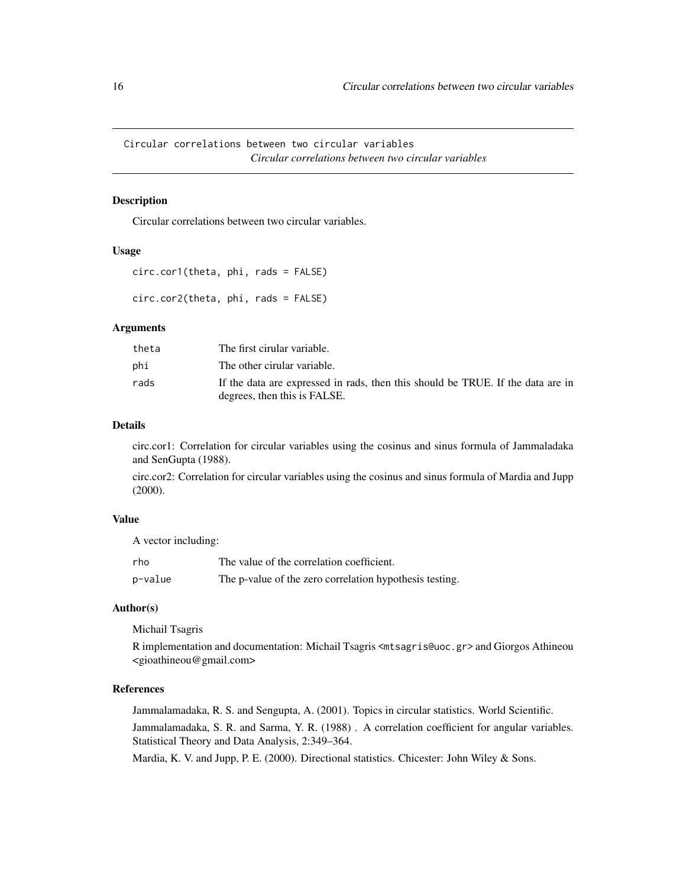## Circular correlations between two circular variables

*Circular correlations between two circular variables*

### Description

Circular correlations between two circular variables.

### Usage

```
circ.cor1(theta, phi, rads = FALSE)

circ.cor2(theta, phi, rads = FALSE)
```

### Arguments

| | |
|---|---|
| theta | The first cirular variable. |
| phi | The other cirular variable. |
| rads | If the data are expressed in rads, then this should be TRUE. If the data are in degrees, then this is FALSE. |

### Details

circ.cor1: Correlation for circular variables using the cosinus and sinus formula of Jammaladaka and SenGupta (1988).

circ.cor2: Correlation for circular variables using the cosinus and sinus formula of Mardia and Jupp (2000).

### Value

A vector including:

| | |
|---|---|
| rho | The value of the correlation coefficient. |
| p-value | The p-value of the zero correlation hypothesis testing. |

### Author(s)

Michail Tsagris

R implementation and documentation: Michail Tsagris <mtsagris@uoc.gr> and Giorgos Athineou <gioathineou@gmail.com>

### References

Jammalamadaka, R. S. and Sengupta, A. (2001). Topics in circular statistics. World Scientific.

Jammalamadaka, S. R. and Sarma, Y. R. (1988) . A correlation coefficient for angular variables. Statistical Theory and Data Analysis, 2:349–364.

Mardia, K. V. and Jupp, P. E. (2000). Directional statistics. Chicester: John Wiley & Sons.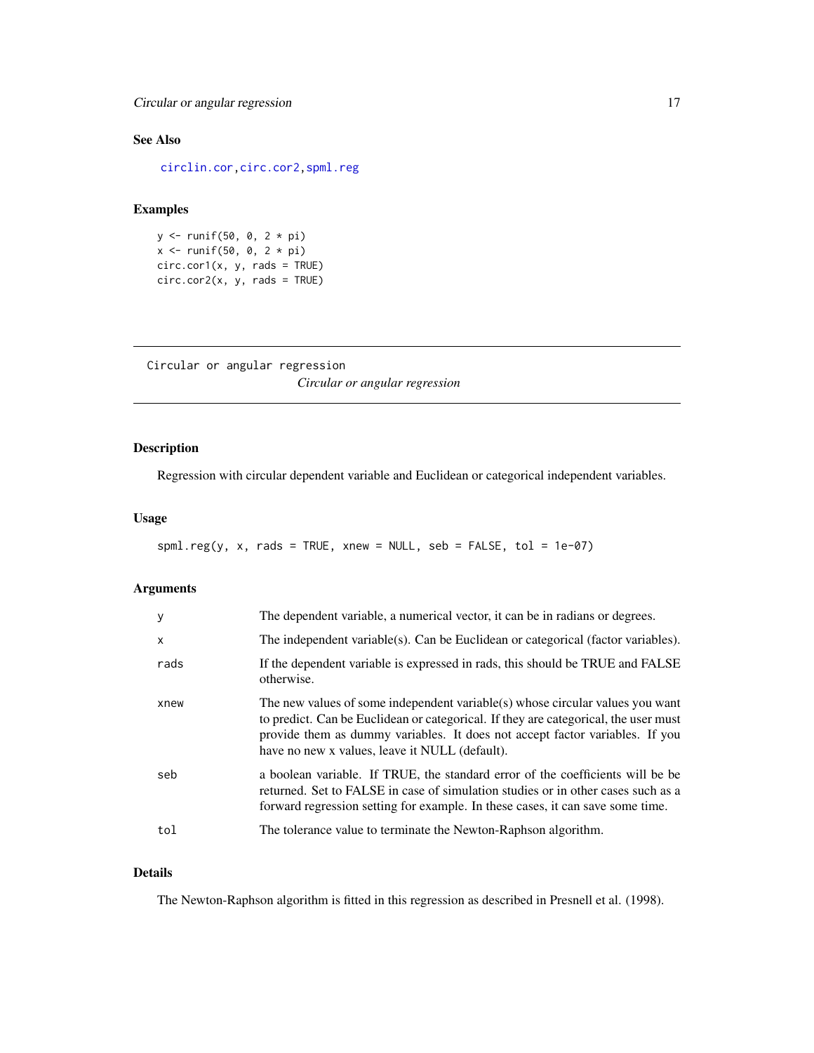### See Also

circlin.cor, circ.cor2, spml.reg

### Examples

```
y <- runif(50, 0, 2 * pi)
x <- runif(50, 0, 2 * pi)
circ.cor1(x, y, rads = TRUE)
circ.cor2(x, y, rads = TRUE)
```

---

## Circular or angular regression

*Circular or angular regression*

---

### Description

Regression with circular dependent variable and Euclidean or categorical independent variables.

### Usage

```
spml.reg(y, x, rads = TRUE, xnew = NULL, seb = FALSE, tol = 1e-07)
```

### Arguments

| | |
|---|---|
| y | The dependent variable, a numerical vector, it can be in radians or degrees. |
| x | The independent variable(s). Can be Euclidean or categorical (factor variables). |
| rads | If the dependent variable is expressed in rads, this should be TRUE and FALSE otherwise. |
| xnew | The new values of some independent variable(s) whose circular values you want to predict. Can be Euclidean or categorical. If they are categorical, the user must provide them as dummy variables. It does not accept factor variables. If you have no new x values, leave it NULL (default). |
| seb | a boolean variable. If TRUE, the standard error of the coefficients will be be returned. Set to FALSE in case of simulation studies or in other cases such as a forward regression setting for example. In these cases, it can save some time. |
| tol | The tolerance value to terminate the Newton-Raphson algorithm. |

### Details

The Newton-Raphson algorithm is fitted in this regression as described in Presnell et al. (1998).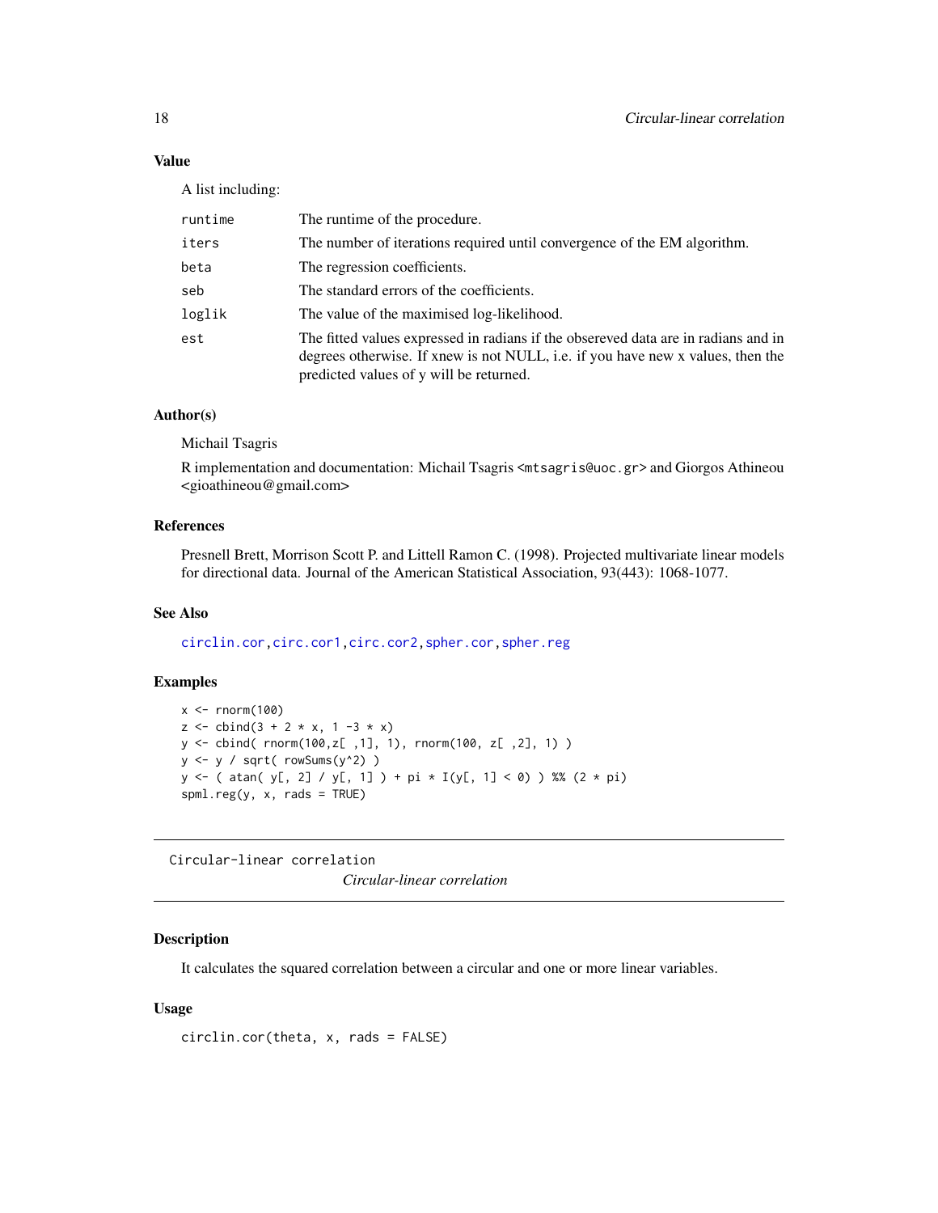### Value

A list including:

| | |
|---|---|
| runtime | The runtime of the procedure. |
| iters | The number of iterations required until convergence of the EM algorithm. |
| beta | The regression coefficients. |
| seb | The standard errors of the coefficients. |
| loglik | The value of the maximised log-likelihood. |
| est | The fitted values expressed in radians if the obsereved data are in radians and in degrees otherwise. If xnew is not NULL, i.e. if you have new x values, then the predicted values of y will be returned. |

### Author(s)

Michail Tsagris

R implementation and documentation: Michail Tsagris <mtsagris@uoc.gr> and Giorgos Athineou <gioathineou@gmail.com>

### References

Presnell Brett, Morrison Scott P. and Littell Ramon C. (1998). Projected multivariate linear models for directional data. Journal of the American Statistical Association, 93(443): 1068-1077.

### See Also

circlin.cor, circ.cor1, circ.cor2, spher.cor, spher.reg

### Examples

```
x <- rnorm(100)
z <- cbind(3 + 2 * x, 1 -3 * x)
y <- cbind( rnorm(100,z[ ,1], 1), rnorm(100, z[ ,2], 1) )
y <- y / sqrt( rowSums(y^2) )
y <- ( atan( y[, 2] / y[, 1] ) + pi * I(y[, 1] < 0) ) %% (2 * pi)
spml.reg(y, x, rads = TRUE)
```

---

## Circular-linear correlation

*Circular-linear correlation*

### Description

It calculates the squared correlation between a circular and one or more linear variables.

### Usage

```
circlin.cor(theta, x, rads = FALSE)
```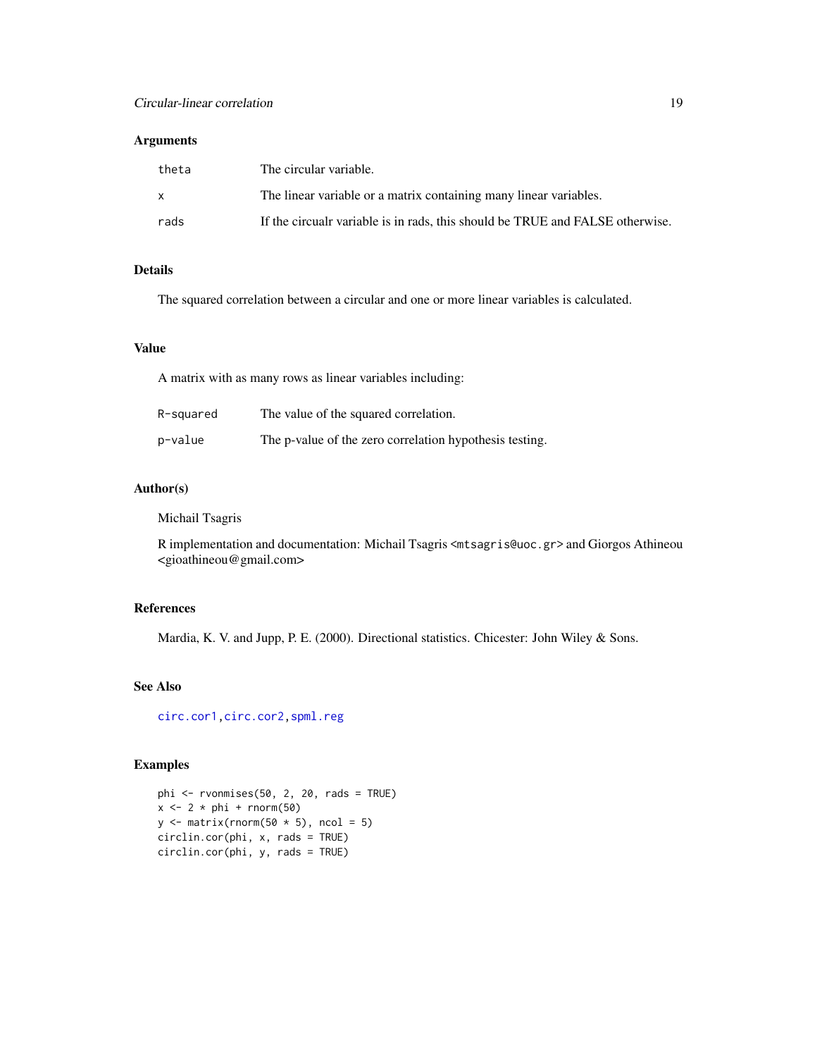### Arguments

| | |
|---|---|
| theta | The circular variable. |
| x | The linear variable or a matrix containing many linear variables. |
| rads | If the circualr variable is in rads, this should be TRUE and FALSE otherwise. |

### Details

The squared correlation between a circular and one or more linear variables is calculated.

### Value

A matrix with as many rows as linear variables including:

| | |
|---|---|
| R-squared | The value of the squared correlation. |
| p-value | The p-value of the zero correlation hypothesis testing. |

### Author(s)

Michail Tsagris

R implementation and documentation: Michail Tsagris <mtsagris@uoc.gr> and Giorgos Athineou <gioathineou@gmail.com>

### References

Mardia, K. V. and Jupp, P. E. (2000). Directional statistics. Chicester: John Wiley & Sons.

### See Also

circ.cor1, circ.cor2, spml.reg

### Examples

```
phi <- rvonmises(50, 2, 20, rads = TRUE)
x <- 2 * phi + rnorm(50)
y <- matrix(rnorm(50 * 5), ncol = 5)
circlin.cor(phi, x, rads = TRUE)
circlin.cor(phi, y, rads = TRUE)
```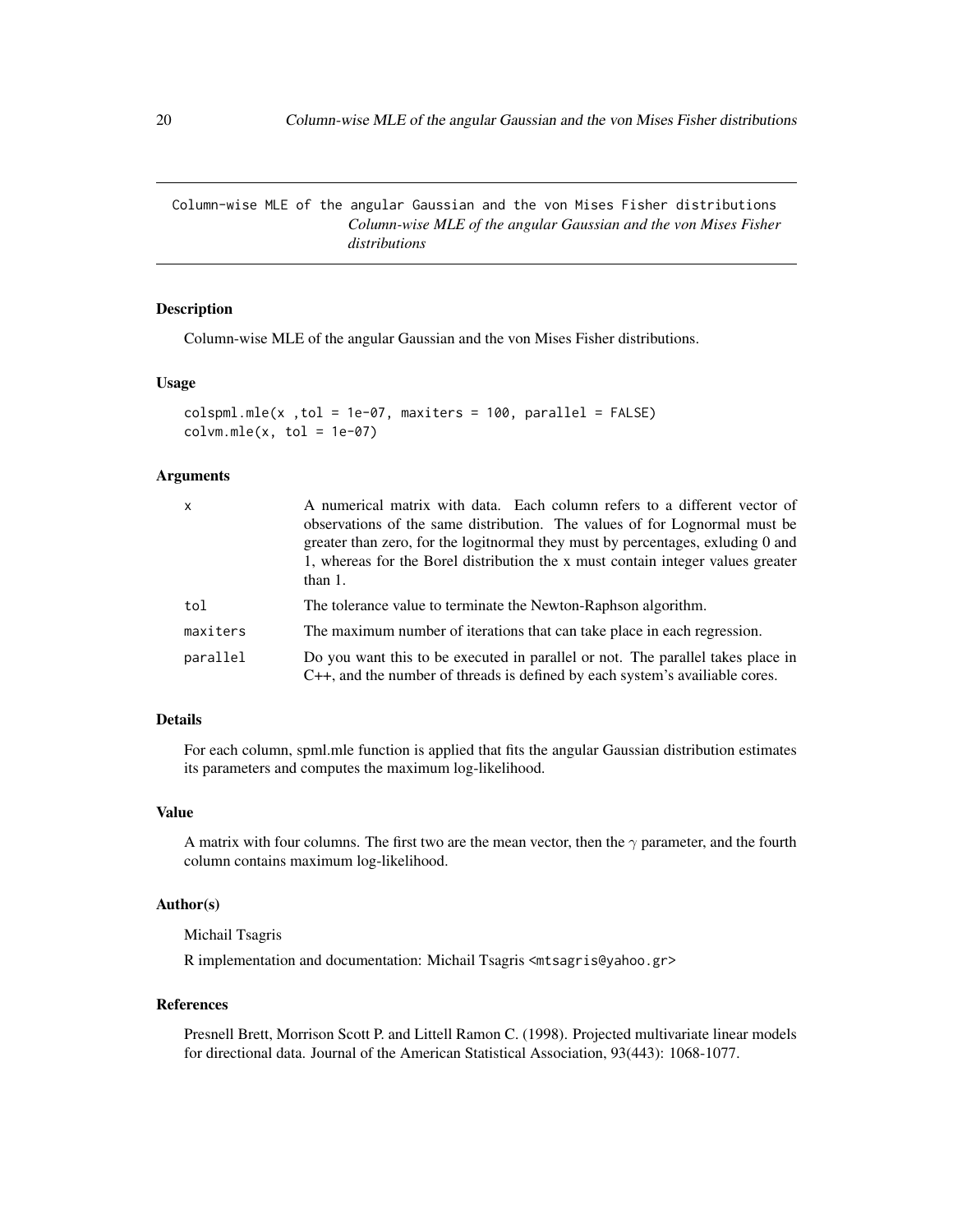# Column-wise MLE of the angular Gaussian and the von Mises Fisher distributions

*Column-wise MLE of the angular Gaussian and the von Mises Fisher distributions*

## Description

Column-wise MLE of the angular Gaussian and the von Mises Fisher distributions.

## Usage

```
colspml.mle(x ,tol = 1e-07, maxiters = 100, parallel = FALSE)
colvm.mle(x, tol = 1e-07)
```

## Arguments

| | |
|---|---|
| x | A numerical matrix with data. Each column refers to a different vector of observations of the same distribution. The values of for Lognormal must be greater than zero, for the logitnormal they must by percentages, exluding 0 and 1, whereas for the Borel distribution the x must contain integer values greater than 1. |
| tol | The tolerance value to terminate the Newton-Raphson algorithm. |
| maxiters | The maximum number of iterations that can take place in each regression. |
| parallel | Do you want this to be executed in parallel or not. The parallel takes place in C++, and the number of threads is defined by each system's availiable cores. |

## Details

For each column, spml.mle function is applied that fits the angular Gaussian distribution estimates its parameters and computes the maximum log-likelihood.

## Value

A matrix with four columns. The first two are the mean vector, then the $\gamma$ parameter, and the fourth column contains maximum log-likelihood.

## Author(s)

Michail Tsagris

R implementation and documentation: Michail Tsagris <mtsagris@yahoo.gr>

## References

Presnell Brett, Morrison Scott P. and Littell Ramon C. (1998). Projected multivariate linear models for directional data. Journal of the American Statistical Association, 93(443): 1068-1077.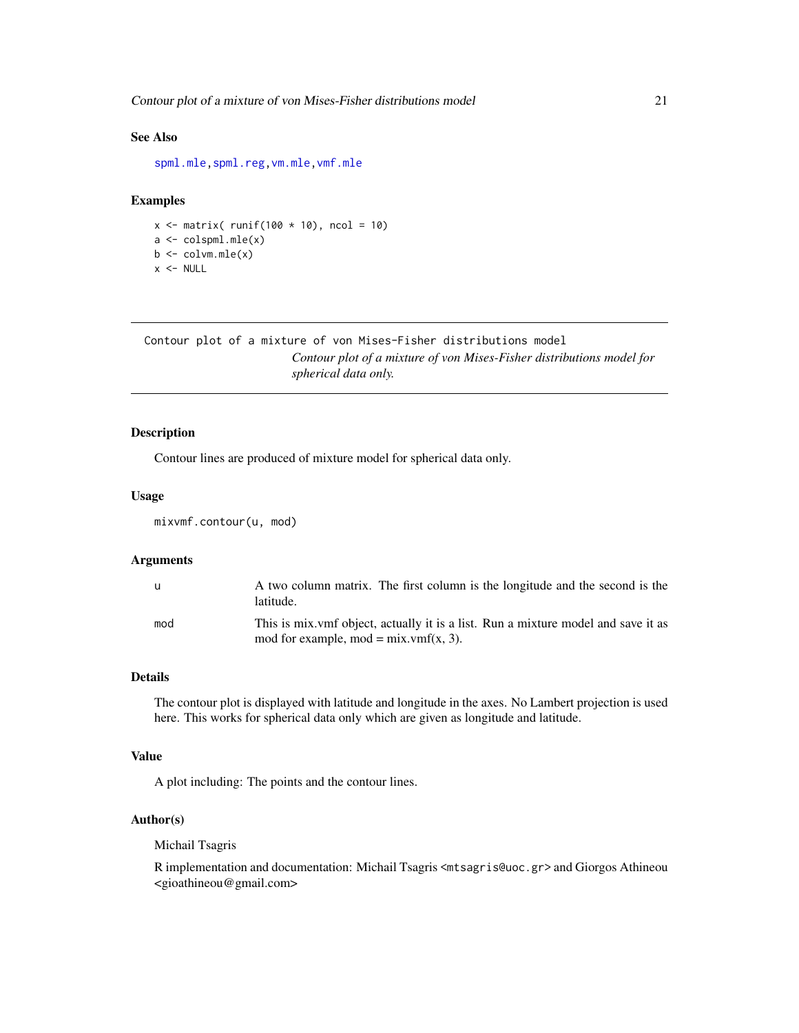### See Also

spml.mle, spml.reg, vm.mle, vmf.mle

### Examples

```
x <- matrix( runif(100 * 10), ncol = 10)
a <- colspml.mle(x)
b <- colvm.mle(x)
x <- NULL
```

---

## Contour plot of a mixture of von Mises-Fisher distributions model

*Contour plot of a mixture of von Mises-Fisher distributions model for spherical data only.*

---

### Description

Contour lines are produced of mixture model for spherical data only.

### Usage

```
mixvmf.contour(u, mod)
```

### Arguments

| | |
|---|---|
| u | A two column matrix. The first column is the longitude and the second is the latitude. |
| mod | This is mix.vmf object, actually it is a list. Run a mixture model and save it as mod for example, mod = mix.vmf(x, 3). |

### Details

The contour plot is displayed with latitude and longitude in the axes. No Lambert projection is used here. This works for spherical data only which are given as longitude and latitude.

### Value

A plot including: The points and the contour lines.

### Author(s)

Michail Tsagris

R implementation and documentation: Michail Tsagris <mtsagris@uoc.gr> and Giorgos Athineou <gioathineou@gmail.com>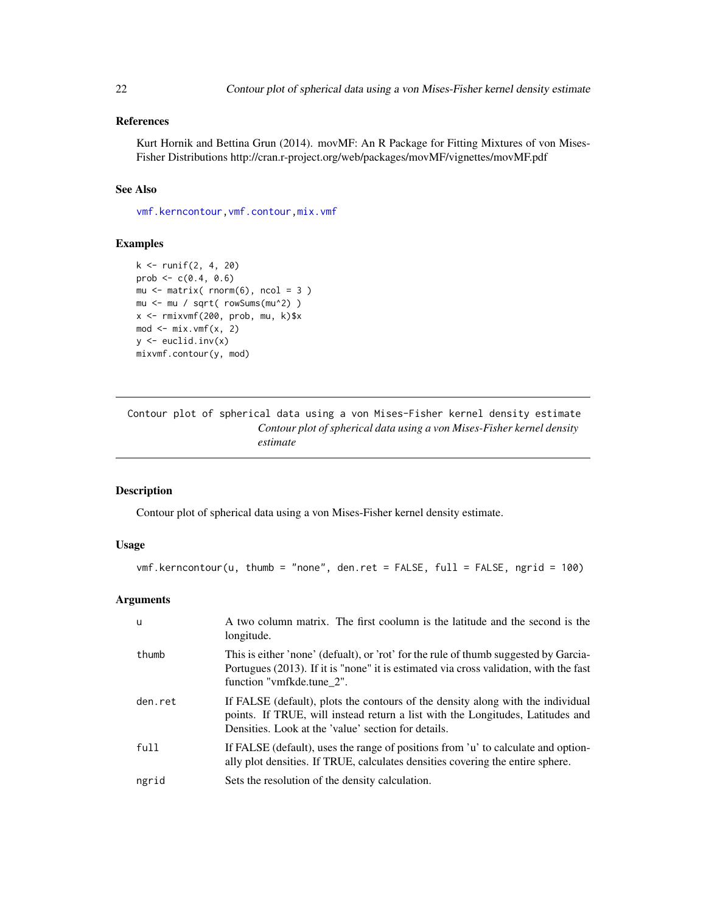### References

Kurt Hornik and Bettina Grun (2014). movMF: An R Package for Fitting Mixtures of von Mises-Fisher Distributions http://cran.r-project.org/web/packages/movMF/vignettes/movMF.pdf

### See Also

vmf.kerncontour, vmf.contour, mix.vmf

### Examples

```
k <- runif(2, 4, 20)
prob <- c(0.4, 0.6)
mu <- matrix( rnorm(6), ncol = 3 )
mu <- mu / sqrt( rowSums(mu^2) )
x <- rmixvmf(200, prob, mu, k)$x
mod <- mix.vmf(x, 2)
y <- euclid.inv(x)
mixvmf.contour(y, mod)
```

---

## Contour plot of spherical data using a von Mises-Fisher kernel density estimate

*Contour plot of spherical data using a von Mises-Fisher kernel density estimate*

### Description

Contour plot of spherical data using a von Mises-Fisher kernel density estimate.

### Usage

```
vmf.kerncontour(u, thumb = "none", den.ret = FALSE, full = FALSE, ngrid = 100)
```

### Arguments

| | |
|---|---|
| u | A two column matrix. The first coolumn is the latitude and the second is the longitude. |
| thumb | This is either 'none' (defualt), or 'rot' for the rule of thumb suggested by Garcia-Portugues (2013). If it is "none" it is estimated via cross validation, with the fast function "vmfkde.tune_2". |
| den.ret | If FALSE (default), plots the contours of the density along with the individual points. If TRUE, will instead return a list with the Longitudes, Latitudes and Densities. Look at the 'value' section for details. |
| full | If FALSE (default), uses the range of positions from 'u' to calculate and optionally plot densities. If TRUE, calculates densities covering the entire sphere. |
| ngrid | Sets the resolution of the density calculation. |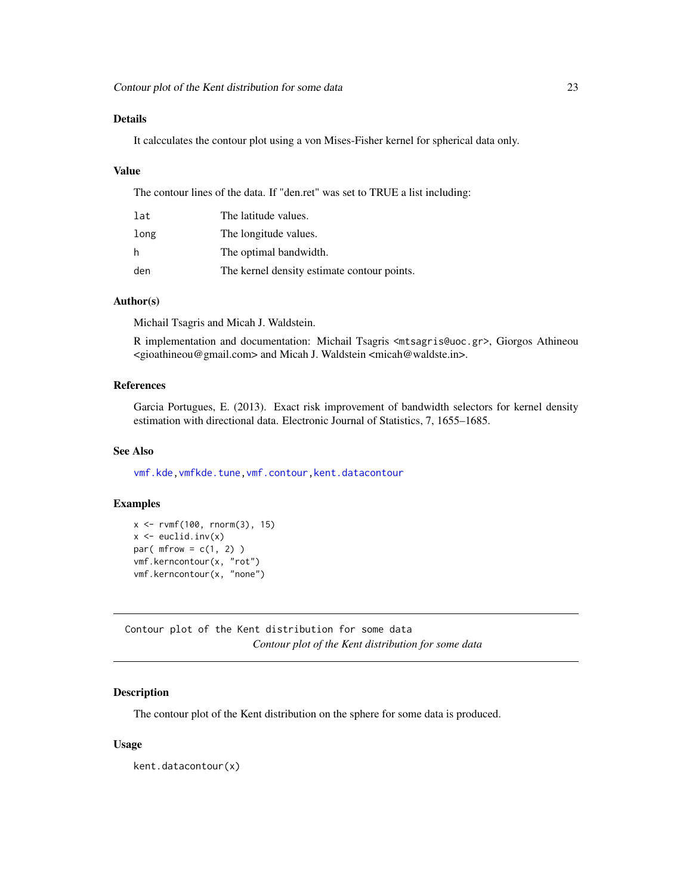### Details

It calcculates the contour plot using a von Mises-Fisher kernel for spherical data only.

### Value

The contour lines of the data. If "den.ret" was set to TRUE a list including:

| | |
|---|---|
| lat | The latitude values. |
| long | The longitude values. |
| h | The optimal bandwidth. |
| den | The kernel density estimate contour points. |

### Author(s)

Michail Tsagris and Micah J. Waldstein.

R implementation and documentation: Michail Tsagris <mtsagris@uoc.gr>, Giorgos Athineou <gioathineou@gmail.com> and Micah J. Waldstein <micah@waldste.in>.

### References

Garcia Portugues, E. (2013). Exact risk improvement of bandwidth selectors for kernel density estimation with directional data. Electronic Journal of Statistics, 7, 1655–1685.

### See Also

vmf.kde, vmfkde.tune, vmf.contour, kent.datacontour

### Examples

```
x <- rvmf(100, rnorm(3), 15)
x <- euclid.inv(x)
par( mfrow = c(1, 2) )
vmf.kerncontour(x, "rot")
vmf.kerncontour(x, "none")
```

---

## Contour plot of the Kent distribution for some data

*Contour plot of the Kent distribution for some data*

### Description

The contour plot of the Kent distribution on the sphere for some data is produced.

### Usage

```
kent.datacontour(x)
```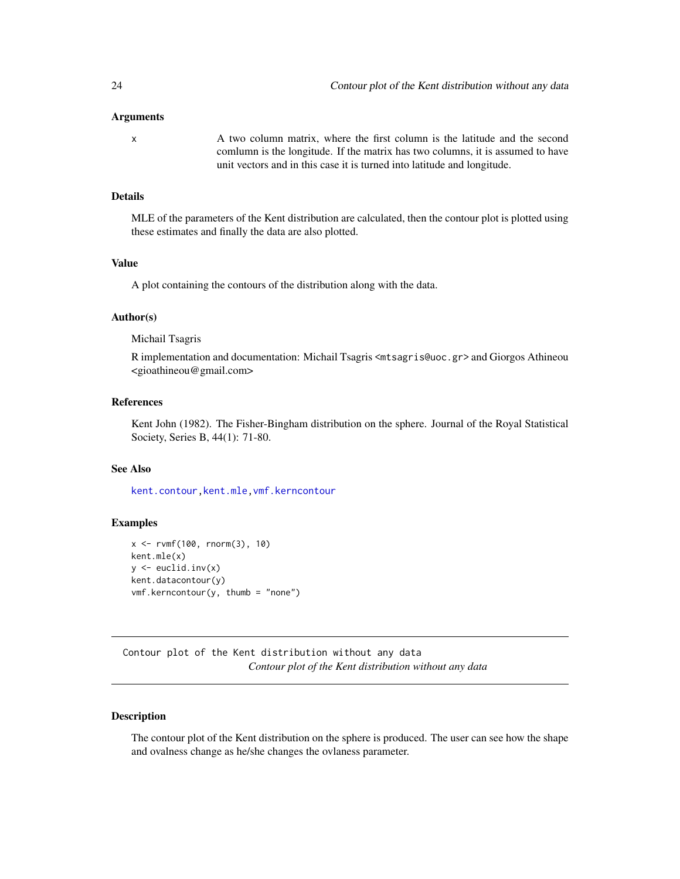### Arguments

x A two column matrix, where the first column is the latitude and the second comlumn is the longitude. If the matrix has two columns, it is assumed to have unit vectors and in this case it is turned into latitude and longitude.

### Details

MLE of the parameters of the Kent distribution are calculated, then the contour plot is plotted using these estimates and finally the data are also plotted.

### Value

A plot containing the contours of the distribution along with the data.

### Author(s)

Michail Tsagris

R implementation and documentation: Michail Tsagris <mtsagris@uoc.gr> and Giorgos Athineou <gioathineou@gmail.com>

### References

Kent John (1982). The Fisher-Bingham distribution on the sphere. Journal of the Royal Statistical Society, Series B, 44(1): 71-80.

### See Also

kent.contour, kent.mle, vmf.kerncontour

### Examples

```
x <- rvmf(100, rnorm(3), 10)
kent.mle(x)
y <- euclid.inv(x)
kent.datacontour(y)
vmf.kerncontour(y, thumb = "none")
```

---

## Contour plot of the Kent distribution without any data

*Contour plot of the Kent distribution without any data*

---

### Description

The contour plot of the Kent distribution on the sphere is produced. The user can see how the shape and ovalness change as he/she changes the ovlaness parameter.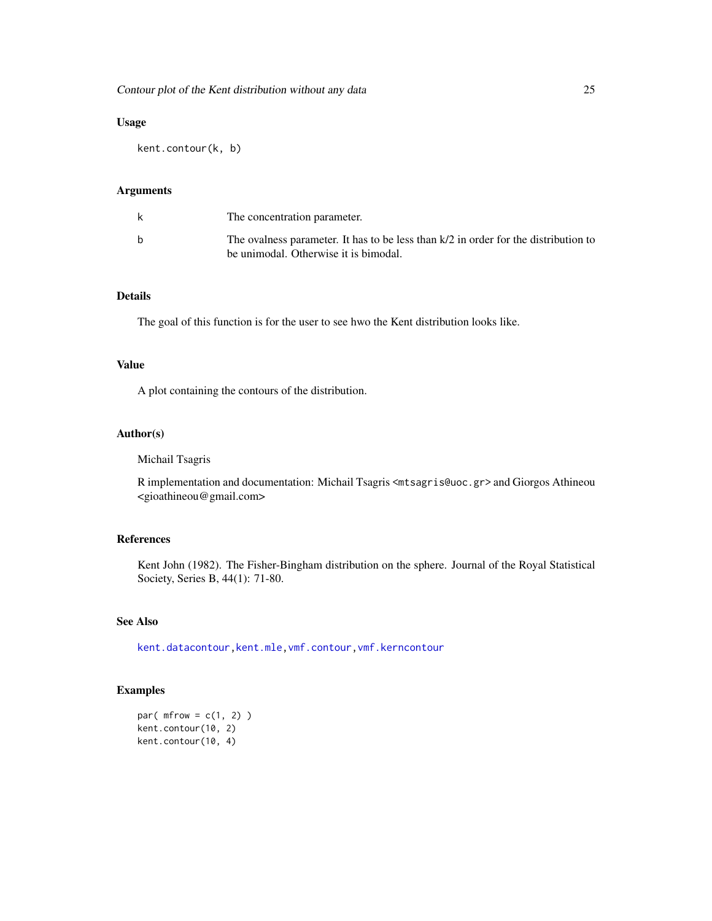### Usage

```
kent.contour(k, b)
```

### Arguments

| | |
|---|---|
| k | The concentration parameter. |
| b | The ovalness parameter. It has to be less than k/2 in order for the distribution to be unimodal. Otherwise it is bimodal. |

### Details

The goal of this function is for the user to see hwo the Kent distribution looks like.

### Value

A plot containing the contours of the distribution.

### Author(s)

Michail Tsagris

R implementation and documentation: Michail Tsagris <mtsagris@uoc.gr> and Giorgos Athineou <gioathineou@gmail.com>

### References

Kent John (1982). The Fisher-Bingham distribution on the sphere. Journal of the Royal Statistical Society, Series B, 44(1): 71-80.

### See Also

kent.datacontour, kent.mle, vmf.contour, vmf.kerncontour

### Examples

```
par( mfrow = c(1, 2) )
kent.contour(10, 2)
kent.contour(10, 4)
```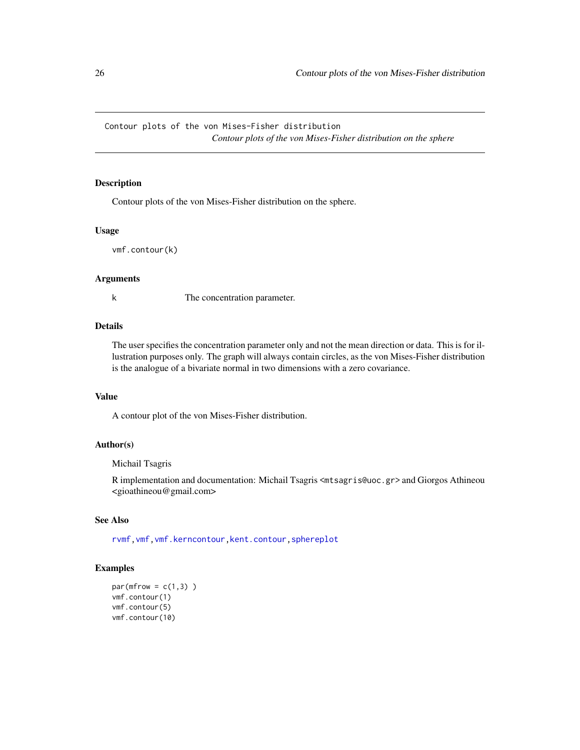# Contour plots of the von Mises-Fisher distribution

*Contour plots of the von Mises-Fisher distribution on the sphere*

## Description

Contour plots of the von Mises-Fisher distribution on the sphere.

## Usage

```
vmf.contour(k)
```

## Arguments

| | |
|---|---|
| k | The concentration parameter. |

## Details

The user specifies the concentration parameter only and not the mean direction or data. This is for illustration purposes only. The graph will always contain circles, as the von Mises-Fisher distribution is the analogue of a bivariate normal in two dimensions with a zero covariance.

## Value

A contour plot of the von Mises-Fisher distribution.

## Author(s)

Michail Tsagris

R implementation and documentation: Michail Tsagris <mtsagris@uoc.gr> and Giorgos Athineou <gioathineou@gmail.com>

## See Also

rvmf, vmf, vmf.kerncontour, kent.contour, sphereplot

## Examples

```
par(mfrow = c(1,3) )
vmf.contour(1)
vmf.contour(5)
vmf.contour(10)
```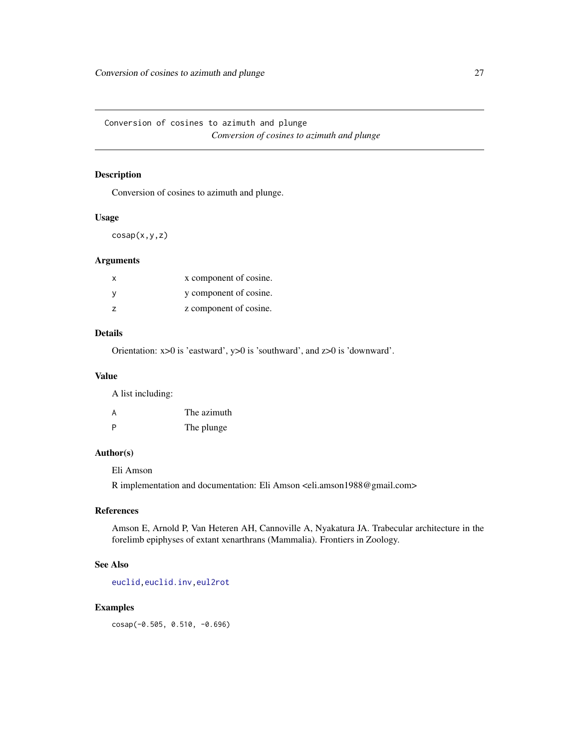Conversion of cosines to azimuth and plunge
*Conversion of cosines to azimuth and plunge*

## Description

Conversion of cosines to azimuth and plunge.

## Usage

```
cosap(x,y,z)
```

## Arguments

| | |
|---|---|
| x | x component of cosine. |
| y | y component of cosine. |
| z | z component of cosine. |

## Details

Orientation: x>0 is 'eastward', y>0 is 'southward', and z>0 is 'downward'.

## Value

A list including:

| | |
|---|---|
| A | The azimuth |
| P | The plunge |

## Author(s)

Eli Amson

R implementation and documentation: Eli Amson <eli.amson1988@gmail.com>

## References

Amson E, Arnold P, Van Heteren AH, Cannoville A, Nyakatura JA. Trabecular architecture in the forelimb epiphyses of extant xenarthrans (Mammalia). Frontiers in Zoology.

## See Also

euclid, euclid.inv, eul2rot

## Examples

```
cosap(-0.505, 0.510, -0.696)
```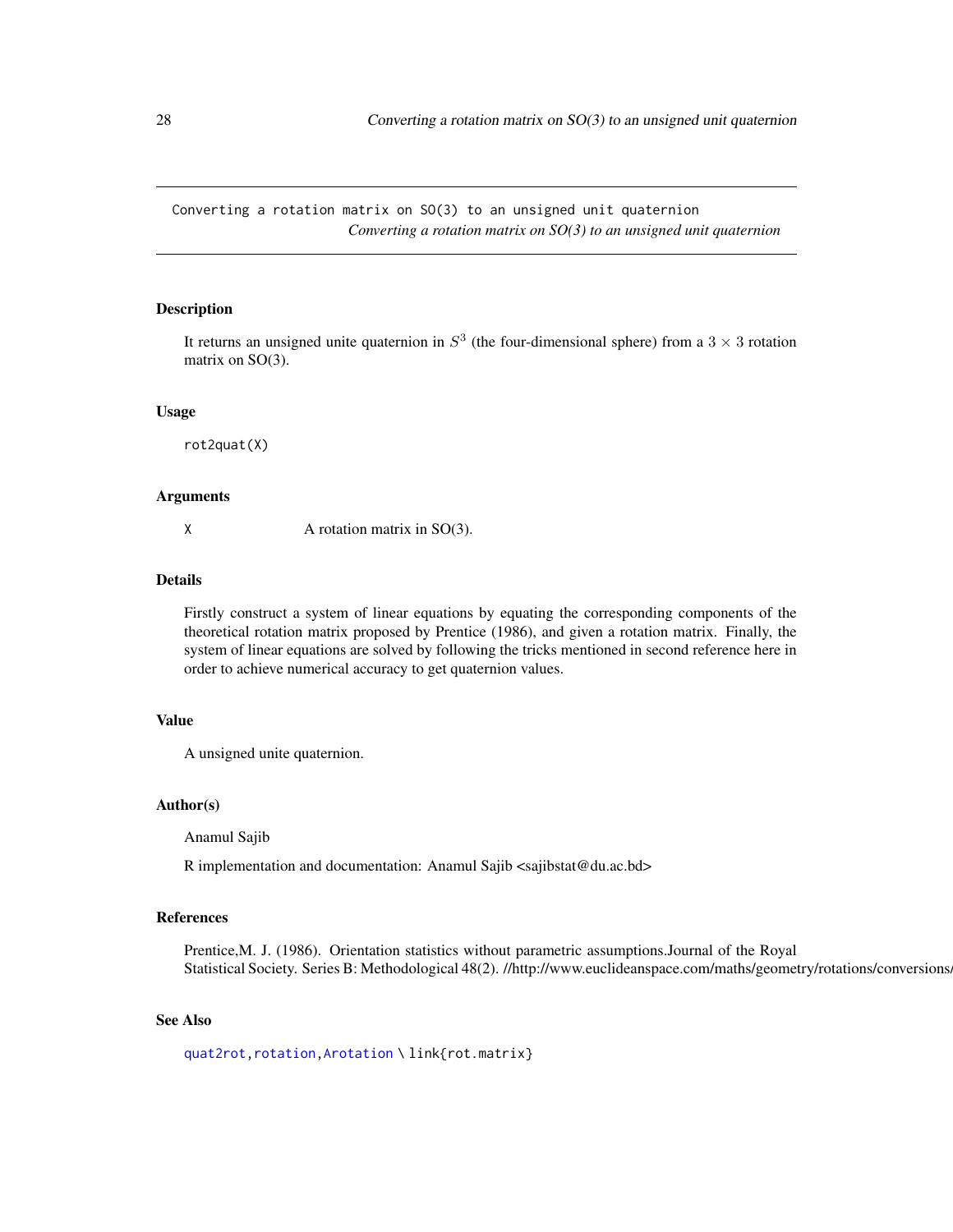Converting a rotation matrix on SO(3) to an unsigned unit quaternion
*Converting a rotation matrix on SO(3) to an unsigned unit quaternion*

## Description

It returns an unsigned unite quaternion in $S^3$ (the four-dimensional sphere) from a $3 \times 3$ rotation matrix on SO(3).

## Usage

```
rot2quat(X)
```

## Arguments

| | |
|---|---|
| X | A rotation matrix in SO(3). |

## Details

Firstly construct a system of linear equations by equating the corresponding components of the theoretical rotation matrix proposed by Prentice (1986), and given a rotation matrix. Finally, the system of linear equations are solved by following the tricks mentioned in second reference here in order to achieve numerical accuracy to get quaternion values.

## Value

A unsigned unite quaternion.

## Author(s)

Anamul Sajib

R implementation and documentation: Anamul Sajib <sajibstat@du.ac.bd>

## References

Prentice,M. J. (1986). Orientation statistics without parametric assumptions.Journal of the Royal Statistical Society. Series B: Methodological 48(2). //http://www.euclideanspace.com/maths/geometry/rotations/conversions/

## See Also

quat2rot,rotation,Arotation \ link{rot.matrix}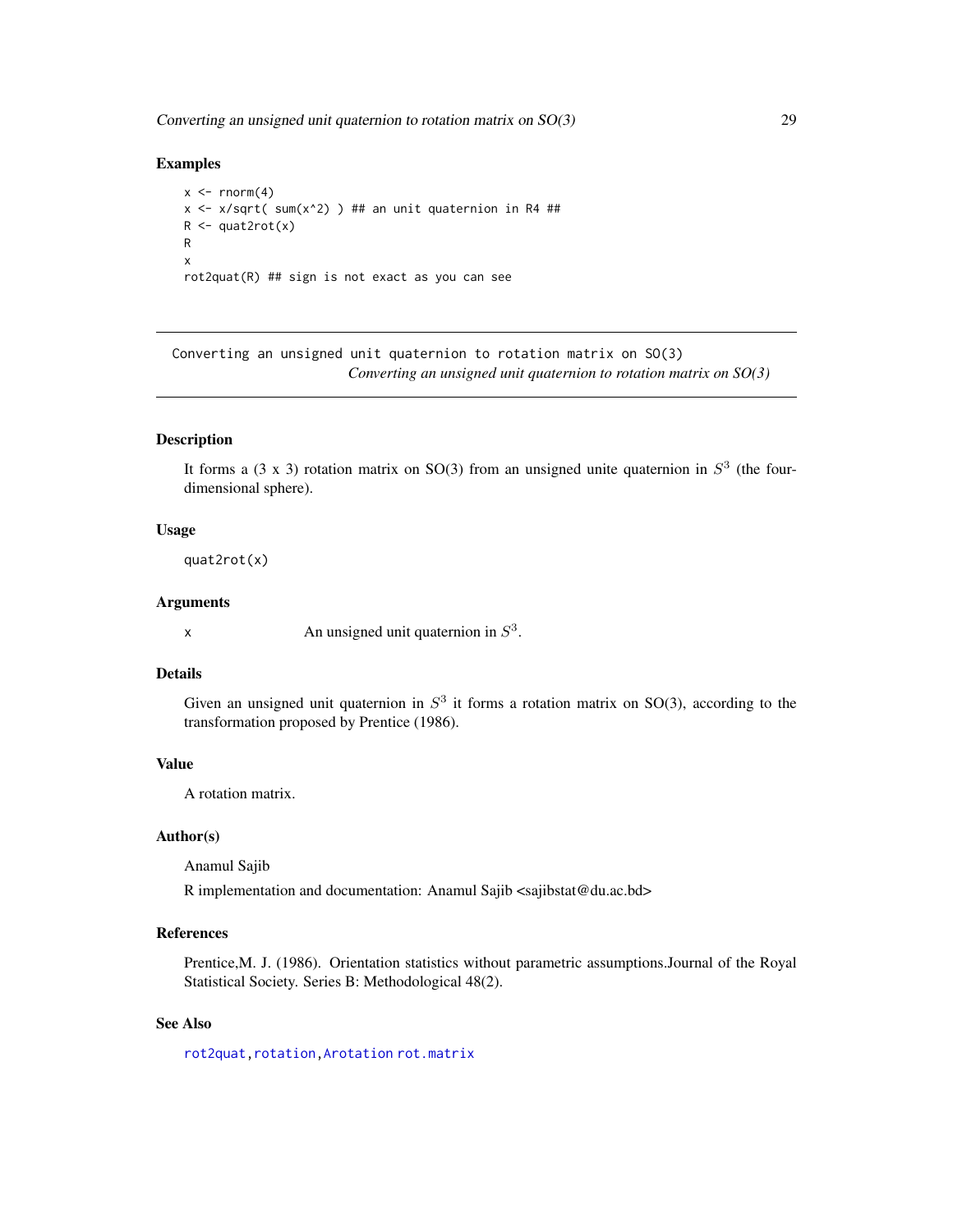## Examples

```
x <- rnorm(4)
x <- x/sqrt( sum(x^2) ) ## an unit quaternion in R4 ##
R <- quat2rot(x)
R
x
rot2quat(R) ## sign is not exact as you can see
```

---

Converting an unsigned unit quaternion to rotation matrix on SO(3)
*Converting an unsigned unit quaternion to rotation matrix on SO(3)*

---

### Description

It forms a (3 x 3) rotation matrix on SO(3) from an unsigned unite quaternion in $S^3$ (the four-dimensional sphere).

### Usage

```
quat2rot(x)
```

### Arguments

| | |
|---|---|
| x | An unsigned unit quaternion in $S^3$. |

### Details

Given an unsigned unit quaternion in $S^3$ it forms a rotation matrix on SO(3), according to the transformation proposed by Prentice (1986).

### Value

A rotation matrix.

### Author(s)

Anamul Sajib

R implementation and documentation: Anamul Sajib <sajibstat@du.ac.bd>

### References

Prentice,M. J. (1986). Orientation statistics without parametric assumptions.Journal of the Royal Statistical Society. Series B: Methodological 48(2).

### See Also

rot2quat, rotation, Arotation rot.matrix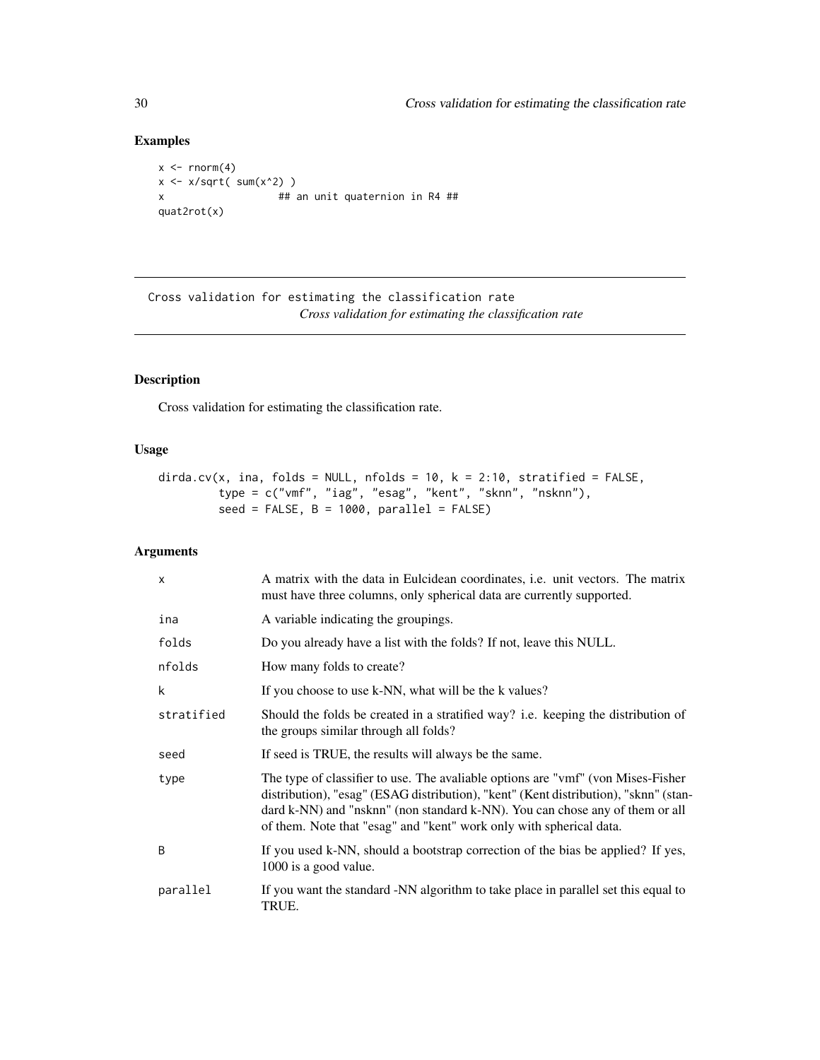## Examples

```
x <- rnorm(4)
x <- x/sqrt( sum(x^2) )
x                   ## an unit quaternion in R4 ##
quat2rot(x)
```

---

Cross validation for estimating the classification rate
*Cross validation for estimating the classification rate*

---

## Description

Cross validation for estimating the classification rate.

## Usage

```
dirda.cv(x, ina, folds = NULL, nfolds = 10, k = 2:10, stratified = FALSE,
         type = c("vmf", "iag", "esag", "kent", "sknn", "nsknn"),
         seed = FALSE, B = 1000, parallel = FALSE)
```

## Arguments

| | |
|---|---|
| x | A matrix with the data in Eulcidean coordinates, i.e. unit vectors. The matrix must have three columns, only spherical data are currently supported. |
| ina | A variable indicating the groupings. |
| folds | Do you already have a list with the folds? If not, leave this NULL. |
| nfolds | How many folds to create? |
| k | If you choose to use k-NN, what will be the k values? |
| stratified | Should the folds be created in a stratified way? i.e. keeping the distribution of the groups similar through all folds? |
| seed | If seed is TRUE, the results will always be the same. |
| type | The type of classifier to use. The avaliable options are "vmf" (von Mises-Fisher distribution), "esag" (ESAG distribution), "kent" (Kent distribution), "sknn" (standard k-NN) and "nsknn" (non standard k-NN). You can chose any of them or all of them. Note that "esag" and "kent" work only with spherical data. |
| B | If you used k-NN, should a bootstrap correction of the bias be applied? If yes, 1000 is a good value. |
| parallel | If you want the standard -NN algorithm to take place in parallel set this equal to TRUE. |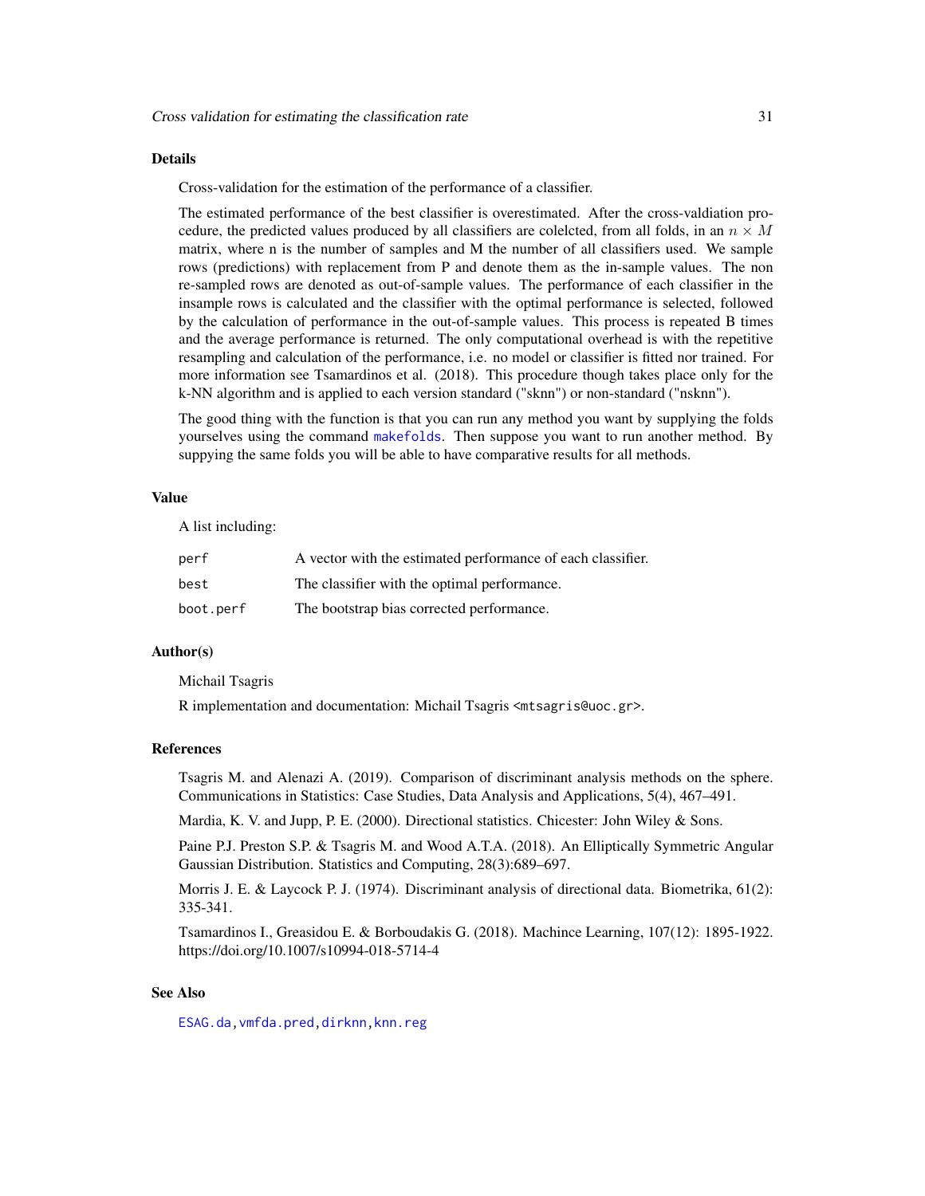## Details

Cross-validation for the estimation of the performance of a classifier.

The estimated performance of the best classifier is overestimated. After the cross-valdiation procedure, the predicted values produced by all classifiers are colelcted, from all folds, in an $n \times M$ matrix, where n is the number of samples and M the number of all classifiers used. We sample rows (predictions) with replacement from P and denote them as the in-sample values. The non re-sampled rows are denoted as out-of-sample values. The performance of each classifier in the insample rows is calculated and the classifier with the optimal performance is selected, followed by the calculation of performance in the out-of-sample values. This process is repeated B times and the average performance is returned. The only computational overhead is with the repetitive resampling and calculation of the performance, i.e. no model or classifier is fitted nor trained. For more information see Tsamardinos et al. (2018). This procedure though takes place only for the k-NN algorithm and is applied to each version standard ("sknn") or non-standard ("nsknn").

The good thing with the function is that you can run any method you want by supplying the folds yourselves using the command makefolds. Then suppose you want to run another method. By suppying the same folds you will be able to have comparative results for all methods.

## Value

A list including:

| | |
|---|---|
| `perf` | A vector with the estimated performance of each classifier. |
| `best` | The classifier with the optimal performance. |
| `boot.perf` | The bootstrap bias corrected performance. |

## Author(s)

Michail Tsagris

R implementation and documentation: Michail Tsagris <mtsagris@uoc.gr>.

## References

Tsagris M. and Alenazi A. (2019). Comparison of discriminant analysis methods on the sphere. Communications in Statistics: Case Studies, Data Analysis and Applications, 5(4), 467–491.

Mardia, K. V. and Jupp, P. E. (2000). Directional statistics. Chicester: John Wiley & Sons.

Paine P.J. Preston S.P. & Tsagris M. and Wood A.T.A. (2018). An Elliptically Symmetric Angular Gaussian Distribution. Statistics and Computing, 28(3):689–697.

Morris J. E. & Laycock P. J. (1974). Discriminant analysis of directional data. Biometrika, 61(2): 335-341.

Tsamardinos I., Greasidou E. & Borboudakis G. (2018). Machince Learning, 107(12): 1895-1922. https://doi.org/10.1007/s10994-018-5714-4

## See Also

ESAG.da, vmfda.pred, dirknn, knn.reg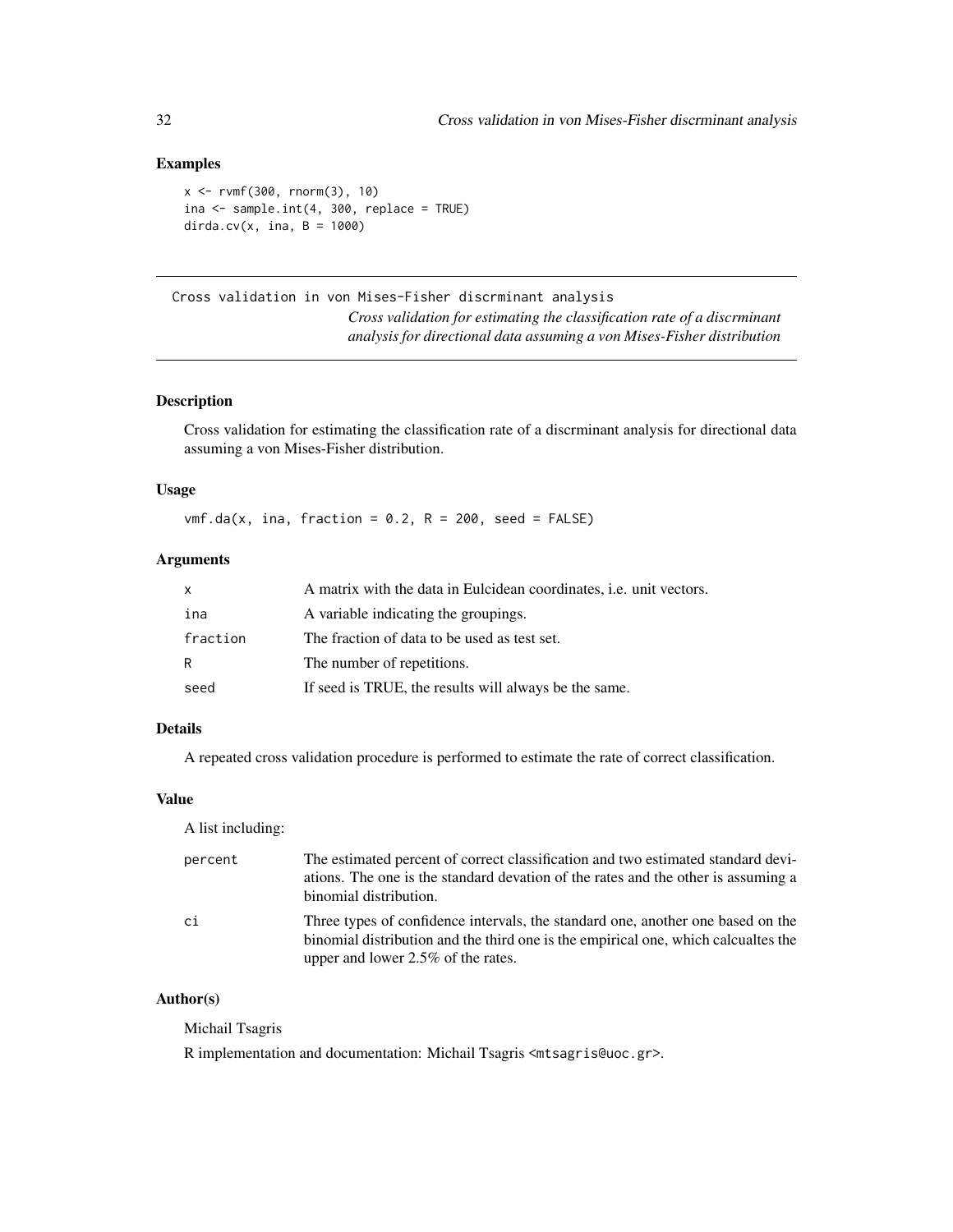## Examples

```
x <- rvmf(300, rnorm(3), 10)
ina <- sample.int(4, 300, replace = TRUE)
dirda.cv(x, ina, B = 1000)
```

---

# Cross validation in von Mises-Fisher discrminant analysis

*Cross validation for estimating the classification rate of a discrminant analysis for directional data assuming a von Mises-Fisher distribution*

## Description

Cross validation for estimating the classification rate of a discrminant analysis for directional data assuming a von Mises-Fisher distribution.

## Usage

```
vmf.da(x, ina, fraction = 0.2, R = 200, seed = FALSE)
```

## Arguments

| | |
|---|---|
| x | A matrix with the data in Eulcidean coordinates, i.e. unit vectors. |
| ina | A variable indicating the groupings. |
| fraction | The fraction of data to be used as test set. |
| R | The number of repetitions. |
| seed | If seed is TRUE, the results will always be the same. |

## Details

A repeated cross validation procedure is performed to estimate the rate of correct classification.

## Value

A list including:

| | |
|---|---|
| percent | The estimated percent of correct classification and two estimated standard deviations. The one is the standard devation of the rates and the other is assuming a binomial distribution. |
| ci | Three types of confidence intervals, the standard one, another one based on the binomial distribution and the third one is the empirical one, which calcualtes the upper and lower 2.5% of the rates. |

## Author(s)

Michail Tsagris

R implementation and documentation: Michail Tsagris <mtsagris@uoc.gr>.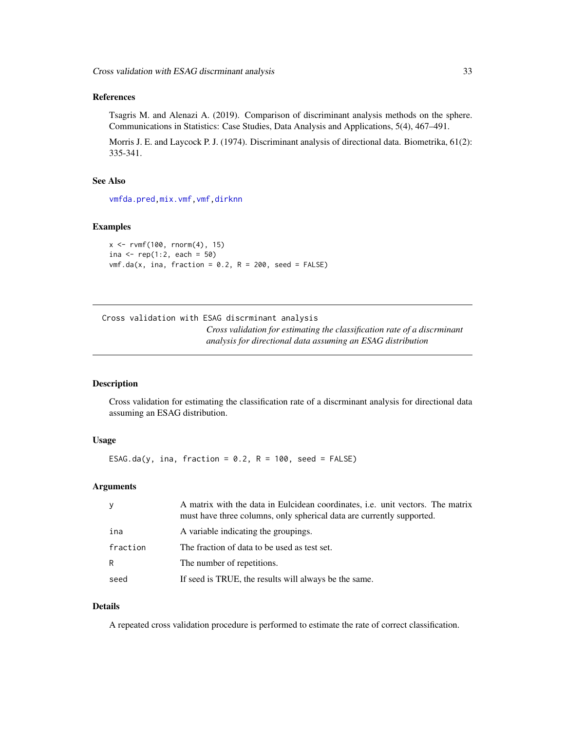## References

Tsagris M. and Alenazi A. (2019). Comparison of discriminant analysis methods on the sphere. Communications in Statistics: Case Studies, Data Analysis and Applications, 5(4), 467–491.

Morris J. E. and Laycock P. J. (1974). Discriminant analysis of directional data. Biometrika, 61(2): 335-341.

## See Also

vmfda.pred, mix.vmf, vmf, dirknn

## Examples

```
x <- rvmf(100, rnorm(4), 15)
ina <- rep(1:2, each = 50)
vmf.da(x, ina, fraction = 0.2, R = 200, seed = FALSE)
```

---

# Cross validation with ESAG discrminant analysis

*Cross validation for estimating the classification rate of a discrminant analysis for directional data assuming an ESAG distribution*

---

## Description

Cross validation for estimating the classification rate of a discrminant analysis for directional data assuming an ESAG distribution.

## Usage

```
ESAG.da(y, ina, fraction = 0.2, R = 100, seed = FALSE)
```

## Arguments

| | |
|---|---|
| y | A matrix with the data in Eulcidean coordinates, i.e. unit vectors. The matrix must have three columns, only spherical data are currently supported. |
| ina | A variable indicating the groupings. |
| fraction | The fraction of data to be used as test set. |
| R | The number of repetitions. |
| seed | If seed is TRUE, the results will always be the same. |

## Details

A repeated cross validation procedure is performed to estimate the rate of correct classification.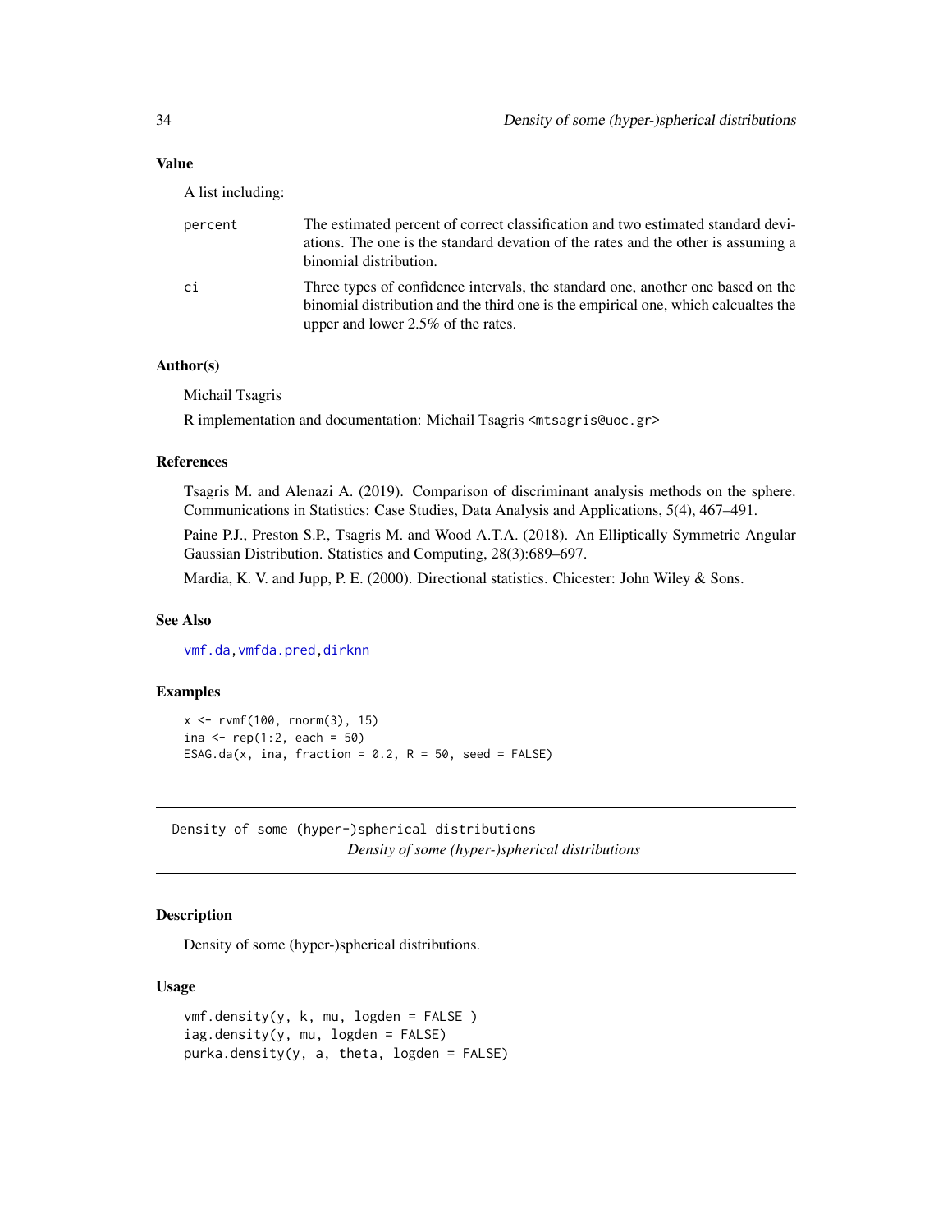### Value

A list including:

- **percent**: The estimated percent of correct classification and two estimated standard deviations. The one is the standard devation of the rates and the other is assuming a binomial distribution.
- **ci**: Three types of confidence intervals, the standard one, another one based on the binomial distribution and the third one is the empirical one, which calcualtes the upper and lower 2.5% of the rates.

### Author(s)

Michail Tsagris

R implementation and documentation: Michail Tsagris <mtsagris@uoc.gr>

### References

Tsagris M. and Alenazi A. (2019). Comparison of discriminant analysis methods on the sphere. Communications in Statistics: Case Studies, Data Analysis and Applications, 5(4), 467–491.

Paine P.J., Preston S.P., Tsagris M. and Wood A.T.A. (2018). An Elliptically Symmetric Angular Gaussian Distribution. Statistics and Computing, 28(3):689–697.

Mardia, K. V. and Jupp, P. E. (2000). Directional statistics. Chicester: John Wiley & Sons.

### See Also

vmf.da, vmfda.pred, dirknn

### Examples

```
x <- rvmf(100, rnorm(3), 15)
ina <- rep(1:2, each = 50)
ESAG.da(x, ina, fraction = 0.2, R = 50, seed = FALSE)
```

---

## Density of some (hyper-)spherical distributions

*Density of some (hyper-)spherical distributions*

### Description

Density of some (hyper-)spherical distributions.

### Usage

```
vmf.density(y, k, mu, logden = FALSE )
iag.density(y, mu, logden = FALSE)
purka.density(y, a, theta, logden = FALSE)
```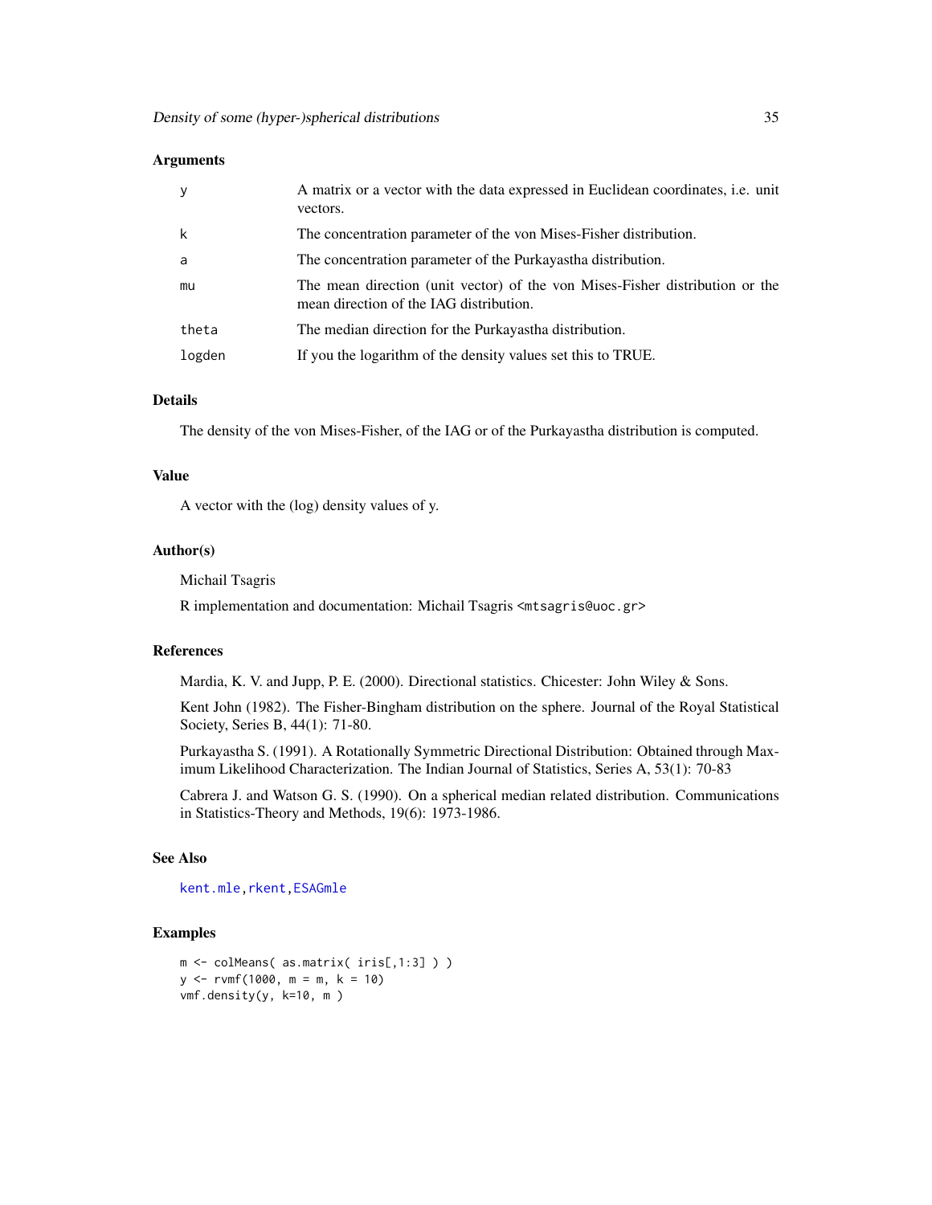### Arguments

| | |
|---|---|
| y | A matrix or a vector with the data expressed in Euclidean coordinates, i.e. unit vectors. |
| k | The concentration parameter of the von Mises-Fisher distribution. |
| a | The concentration parameter of the Purkayastha distribution. |
| mu | The mean direction (unit vector) of the von Mises-Fisher distribution or the mean direction of the IAG distribution. |
| theta | The median direction for the Purkayastha distribution. |
| logden | If you the logarithm of the density values set this to TRUE. |

### Details

The density of the von Mises-Fisher, of the IAG or of the Purkayastha distribution is computed.

### Value

A vector with the (log) density values of y.

### Author(s)

Michail Tsagris

R implementation and documentation: Michail Tsagris <mtsagris@uoc.gr>

### References

Mardia, K. V. and Jupp, P. E. (2000). Directional statistics. Chicester: John Wiley & Sons.

Kent John (1982). The Fisher-Bingham distribution on the sphere. Journal of the Royal Statistical Society, Series B, 44(1): 71-80.

Purkayastha S. (1991). A Rotationally Symmetric Directional Distribution: Obtained through Maximum Likelihood Characterization. The Indian Journal of Statistics, Series A, 53(1): 70-83

Cabrera J. and Watson G. S. (1990). On a spherical median related distribution. Communications in Statistics-Theory and Methods, 19(6): 1973-1986.

### See Also

kent.mle, rkent, ESAGmle

### Examples

```
m <- colMeans( as.matrix( iris[,1:3] ) )
y <- rvmf(1000, m = m, k = 10)
vmf.density(y, k=10, m )
```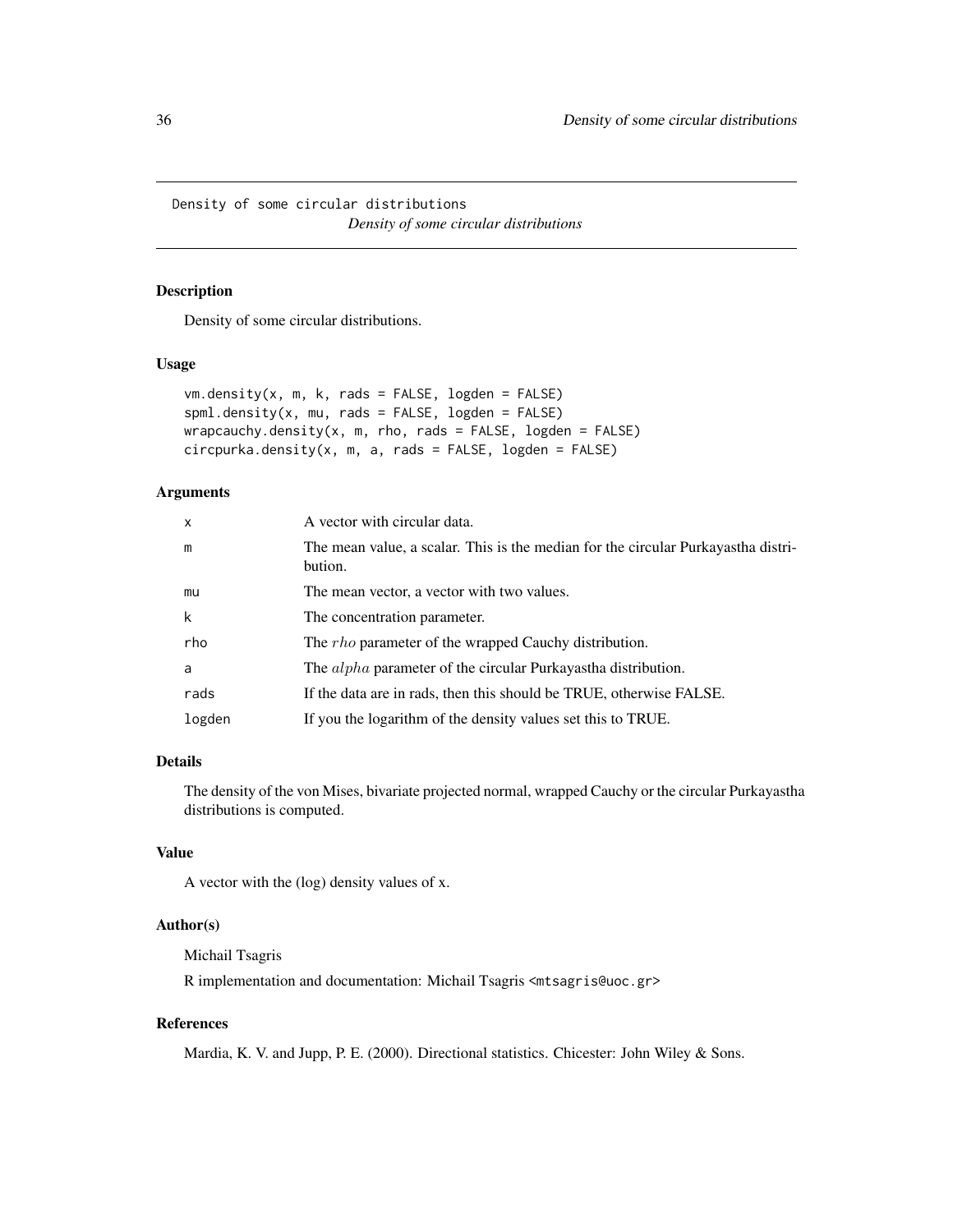## Density of some circular distributions

*Density of some circular distributions*

### Description

Density of some circular distributions.

### Usage

```
vm.density(x, m, k, rads = FALSE, logden = FALSE)
spml.density(x, mu, rads = FALSE, logden = FALSE)
wrapcauchy.density(x, m, rho, rads = FALSE, logden = FALSE)
circpurka.density(x, m, a, rads = FALSE, logden = FALSE)
```

### Arguments

| | |
|---|---|
| x | A vector with circular data. |
| m | The mean value, a scalar. This is the median for the circular Purkayastha distribution. |
| mu | The mean vector, a vector with two values. |
| k | The concentration parameter. |
| rho | The $rho$ parameter of the wrapped Cauchy distribution. |
| a | The $alpha$ parameter of the circular Purkayastha distribution. |
| rads | If the data are in rads, then this should be TRUE, otherwise FALSE. |
| logden | If you the logarithm of the density values set this to TRUE. |

### Details

The density of the von Mises, bivariate projected normal, wrapped Cauchy or the circular Purkayastha distributions is computed.

### Value

A vector with the (log) density values of x.

### Author(s)

Michail Tsagris

R implementation and documentation: Michail Tsagris <mtsagris@uoc.gr>

### References

Mardia, K. V. and Jupp, P. E. (2000). Directional statistics. Chicester: John Wiley & Sons.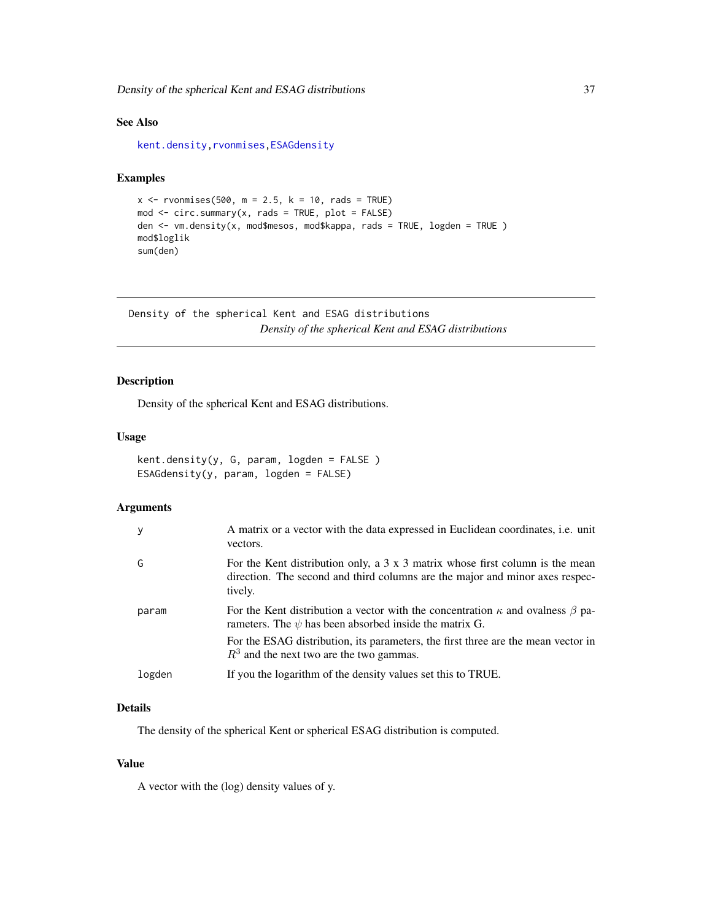### See Also

kent.density, rvonmises, ESAGdensity

### Examples

```
x <- rvonmises(500, m = 2.5, k = 10, rads = TRUE)
mod <- circ.summary(x, rads = TRUE, plot = FALSE)
den <- vm.density(x, mod$mesos, mod$kappa, rads = TRUE, logden = TRUE )
mod$loglik
sum(den)
```

---

## Density of the spherical Kent and ESAG distributions

*Density of the spherical Kent and ESAG distributions*

---

### Description

Density of the spherical Kent and ESAG distributions.

### Usage

```
kent.density(y, G, param, logden = FALSE )
ESAGdensity(y, param, logden = FALSE)
```

### Arguments

| | |
|---|---|
| y | A matrix or a vector with the data expressed in Euclidean coordinates, i.e. unit vectors. |
| G | For the Kent distribution only, a 3 x 3 matrix whose first column is the mean direction. The second and third columns are the major and minor axes respectively. |
| param | For the Kent distribution a vector with the concentration $\kappa$ and ovalness $\beta$ parameters. The $\psi$ has been absorbed inside the matrix G. For the ESAG distribution, its parameters, the first three are the mean vector in $R^3$ and the next two are the two gammas. |
| logden | If you the logarithm of the density values set this to TRUE. |

### Details

The density of the spherical Kent or spherical ESAG distribution is computed.

### Value

A vector with the (log) density values of y.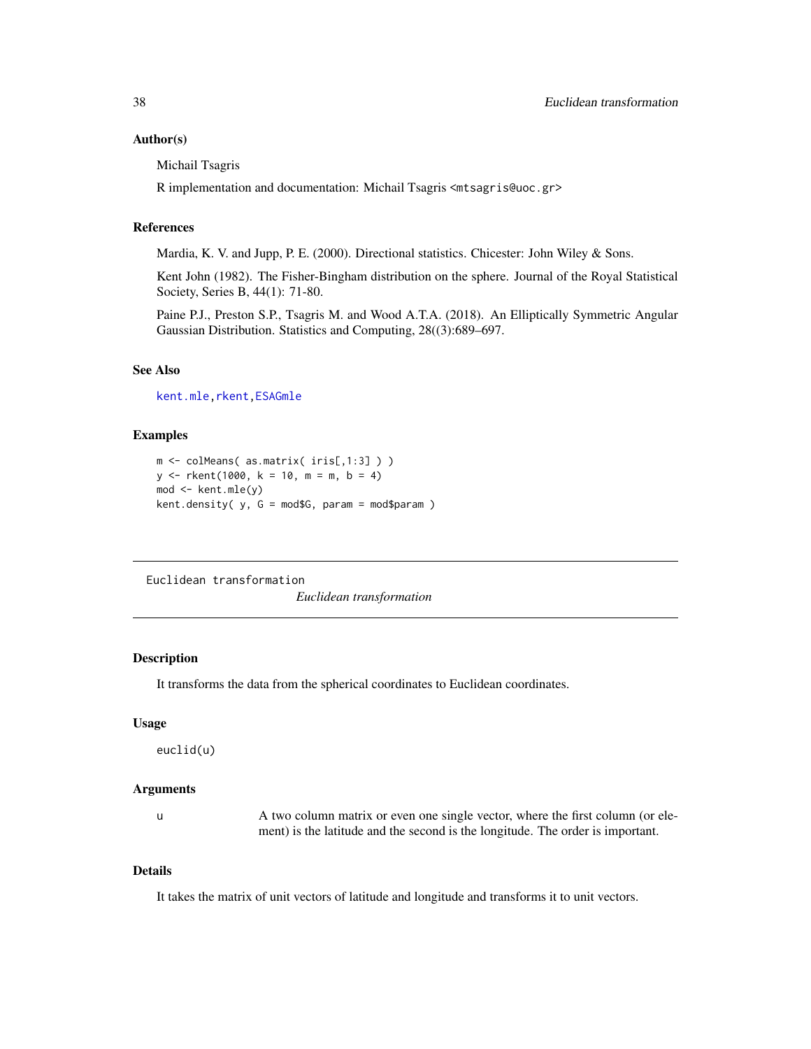### Author(s)

Michail Tsagris

R implementation and documentation: Michail Tsagris <mtsagris@uoc.gr>

### References

Mardia, K. V. and Jupp, P. E. (2000). Directional statistics. Chicester: John Wiley & Sons.

Kent John (1982). The Fisher-Bingham distribution on the sphere. Journal of the Royal Statistical Society, Series B, 44(1): 71-80.

Paine P.J., Preston S.P., Tsagris M. and Wood A.T.A. (2018). An Elliptically Symmetric Angular Gaussian Distribution. Statistics and Computing, 28((3):689–697.

### See Also

kent.mle, rkent, ESAGmle

### Examples

```
m <- colMeans( as.matrix( iris[,1:3] ) )
y <- rkent(1000, k = 10, m = m, b = 4)
mod <- kent.mle(y)
kent.density( y, G = mod$G, param = mod$param )
```

---

## Euclidean transformation

*Euclidean transformation*

### Description

It transforms the data from the spherical coordinates to Euclidean coordinates.

### Usage

```
euclid(u)
```

### Arguments

| | |
|---|---|
| u | A two column matrix or even one single vector, where the first column (or element) is the latitude and the second is the longitude. The order is important. |

### Details

It takes the matrix of unit vectors of latitude and longitude and transforms it to unit vectors.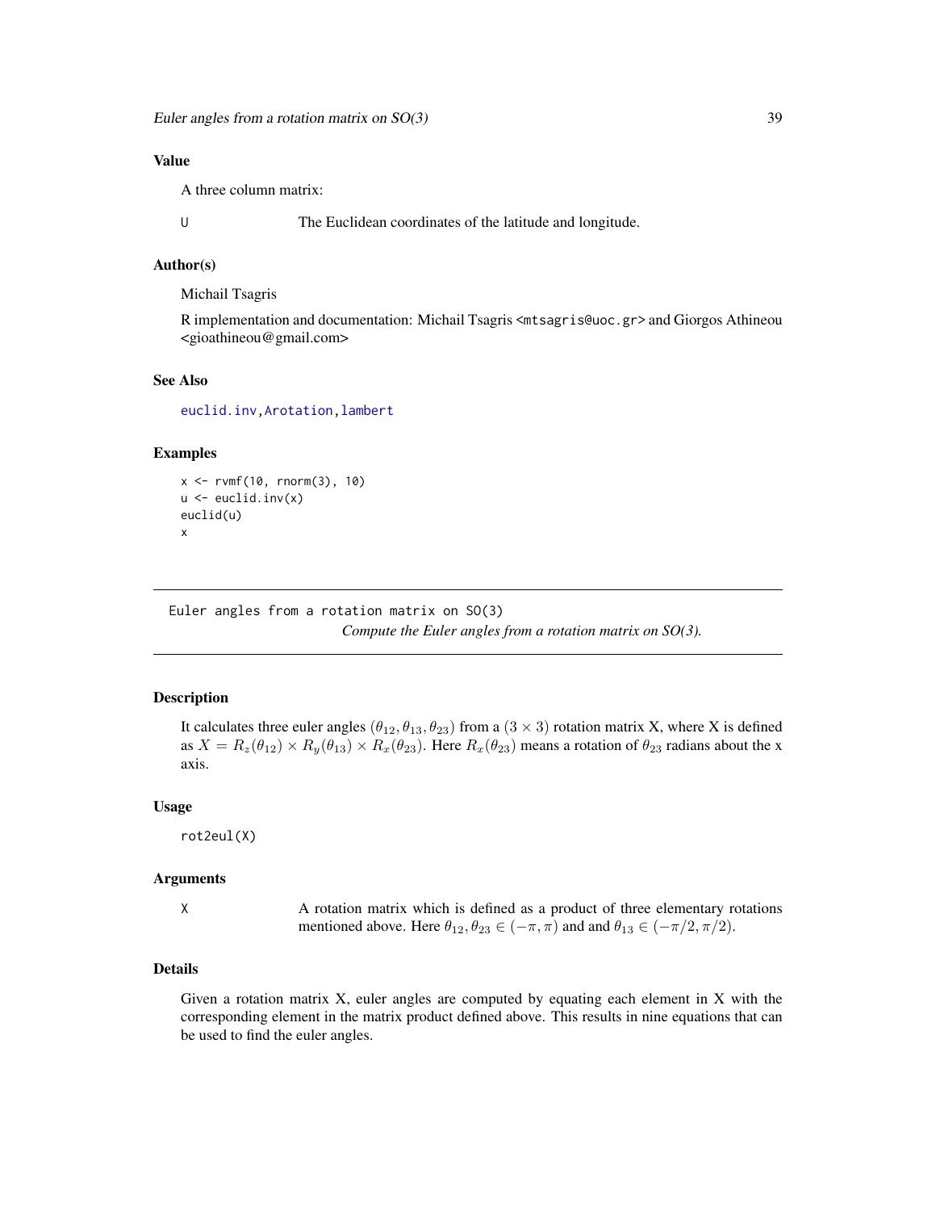### Value

A three column matrix:

U The Euclidean coordinates of the latitude and longitude.

### Author(s)

Michail Tsagris

R implementation and documentation: Michail Tsagris <mtsagris@uoc.gr> and Giorgos Athineou <gioathineou@gmail.com>

### See Also

euclid.inv, Arotation, lambert

### Examples

```
x <- rvmf(10, rnorm(3), 10)
u <- euclid.inv(x)
euclid(u)
x
```

---

## Euler angles from a rotation matrix on SO(3)

*Compute the Euler angles from a rotation matrix on SO(3).*

### Description

It calculates three euler angles $(\theta_{12}, \theta_{13}, \theta_{23})$ from a $(3 \times 3)$ rotation matrix X, where X is defined as $X = R_z(\theta_{12}) \times R_y(\theta_{13}) \times R_x(\theta_{23})$. Here $R_x(\theta_{23})$ means a rotation of $\theta_{23}$ radians about the x axis.

### Usage

```
rot2eul(X)
```

### Arguments

X A rotation matrix which is defined as a product of three elementary rotations mentioned above. Here $\theta_{12}, \theta_{23} \in (-\pi, \pi)$ and and $\theta_{13} \in (-\pi/2, \pi/2)$.

### Details

Given a rotation matrix X, euler angles are computed by equating each element in X with the corresponding element in the matrix product defined above. This results in nine equations that can be used to find the euler angles.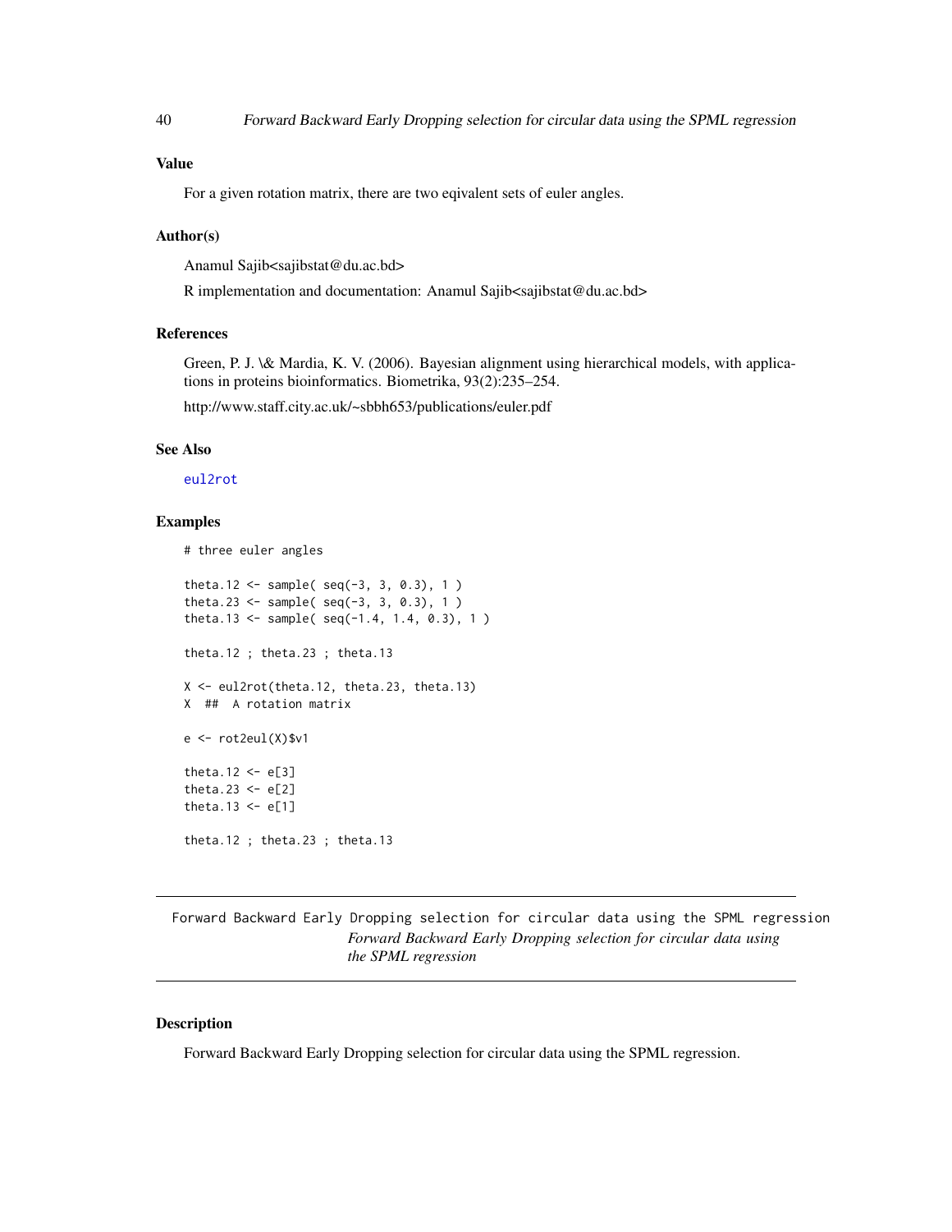### Value

For a given rotation matrix, there are two eqivalent sets of euler angles.

### Author(s)

Anamul Sajib<sajibstat@du.ac.bd>

R implementation and documentation: Anamul Sajib<sajibstat@du.ac.bd>

### References

Green, P. J. \& Mardia, K. V. (2006). Bayesian alignment using hierarchical models, with applications in proteins bioinformatics. Biometrika, 93(2):235–254.

http://www.staff.city.ac.uk/~sbbh653/publications/euler.pdf

### See Also

eul2rot

### Examples

```
# three euler angles

theta.12 <- sample( seq(-3, 3, 0.3), 1 )
theta.23 <- sample( seq(-3, 3, 0.3), 1 )
theta.13 <- sample( seq(-1.4, 1.4, 0.3), 1 )

theta.12 ; theta.23 ; theta.13

X <- eul2rot(theta.12, theta.23, theta.13)
X  ##  A rotation matrix

e <- rot2eul(X)$v1

theta.12 <- e[3]
theta.23 <- e[2]
theta.13 <- e[1]

theta.12 ; theta.23 ; theta.13
```

---

## Forward Backward Early Dropping selection for circular data using the SPML regression

*Forward Backward Early Dropping selection for circular data using the SPML regression*

### Description

Forward Backward Early Dropping selection for circular data using the SPML regression.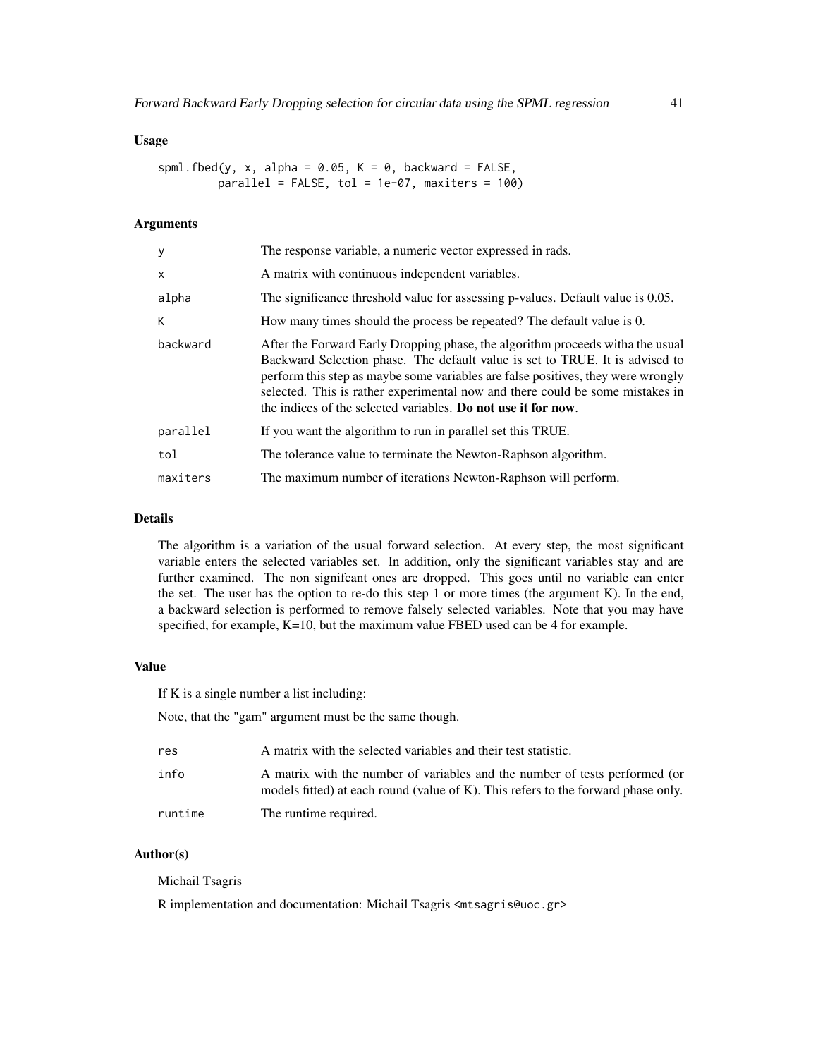### Usage

```
spml.fbed(y, x, alpha = 0.05, K = 0, backward = FALSE,
        parallel = FALSE, tol = 1e-07, maxiters = 100)
```

### Arguments

| | |
|---|---|
| y | The response variable, a numeric vector expressed in rads. |
| x | A matrix with continuous independent variables. |
| alpha | The significance threshold value for assessing p-values. Default value is 0.05. |
| K | How many times should the process be repeated? The default value is 0. |
| backward | After the Forward Early Dropping phase, the algorithm proceeds witha the usual Backward Selection phase. The default value is set to TRUE. It is advised to perform this step as maybe some variables are false positives, they were wrongly selected. This is rather experimental now and there could be some mistakes in the indices of the selected variables. **Do not use it for now**. |
| parallel | If you want the algorithm to run in parallel set this TRUE. |
| tol | The tolerance value to terminate the Newton-Raphson algorithm. |
| maxiters | The maximum number of iterations Newton-Raphson will perform. |

### Details

The algorithm is a variation of the usual forward selection. At every step, the most significant variable enters the selected variables set. In addition, only the significant variables stay and are further examined. The non signifcant ones are dropped. This goes until no variable can enter the set. The user has the option to re-do this step 1 or more times (the argument K). In the end, a backward selection is performed to remove falsely selected variables. Note that you may have specified, for example, K=10, but the maximum value FBED used can be 4 for example.

### Value

If K is a single number a list including:

Note, that the "gam" argument must be the same though.

| | |
|---|---|
| res | A matrix with the selected variables and their test statistic. |
| info | A matrix with the number of variables and the number of tests performed (or models fitted) at each round (value of K). This refers to the forward phase only. |
| runtime | The runtime required. |

### Author(s)

Michail Tsagris

R implementation and documentation: Michail Tsagris <mtsagris@uoc.gr>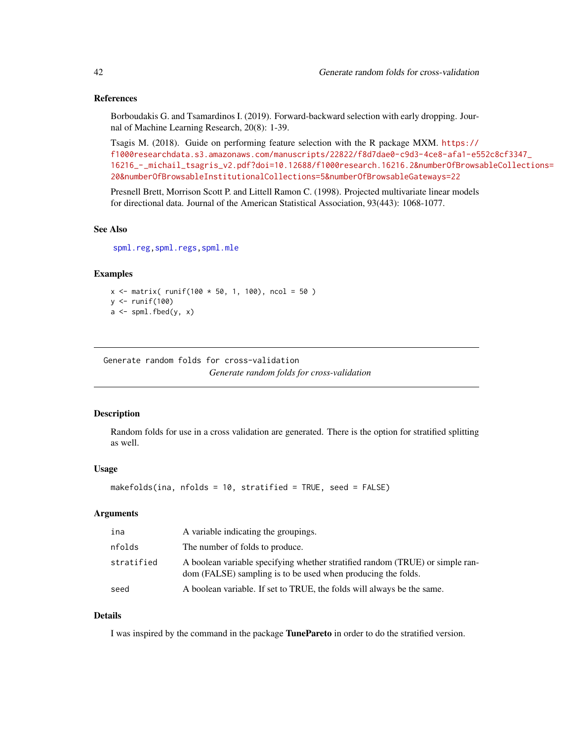### References

Borboudakis G. and Tsamardinos I. (2019). Forward-backward selection with early dropping. Journal of Machine Learning Research, 20(8): 1-39.

Tsagis M. (2018). Guide on performing feature selection with the R package MXM. https://f1000researchdata.s3.amazonaws.com/manuscripts/22822/f8d7dae0-c9d3-4ce8-afa1-e552c8cf3347_16216_-_michail_tsagris_v2.pdf?doi=10.12688/f1000research.16216.2&numberOfBrowsableCollections=20&numberOfBrowsableInstitutionalCollections=5&numberOfBrowsableGateways=22

Presnell Brett, Morrison Scott P. and Littell Ramon C. (1998). Projected multivariate linear models for directional data. Journal of the American Statistical Association, 93(443): 1068-1077.

### See Also

spml.reg, spml.regs, spml.mle

### Examples

```
x <- matrix( runif(100 * 50, 1, 100), ncol = 50 )
y <- runif(100)
a <- spml.fbed(y, x)
```

---

## Generate random folds for cross-validation

*Generate random folds for cross-validation*

### Description

Random folds for use in a cross validation are generated. There is the option for stratified splitting as well.

### Usage

```
makefolds(ina, nfolds = 10, stratified = TRUE, seed = FALSE)
```

### Arguments

| | |
|---|---|
| ina | A variable indicating the groupings. |
| nfolds | The number of folds to produce. |
| stratified | A boolean variable specifying whether stratified random (TRUE) or simple random (FALSE) sampling is to be used when producing the folds. |
| seed | A boolean variable. If set to TRUE, the folds will always be the same. |

### Details

I was inspired by the command in the package **TunePareto** in order to do the stratified version.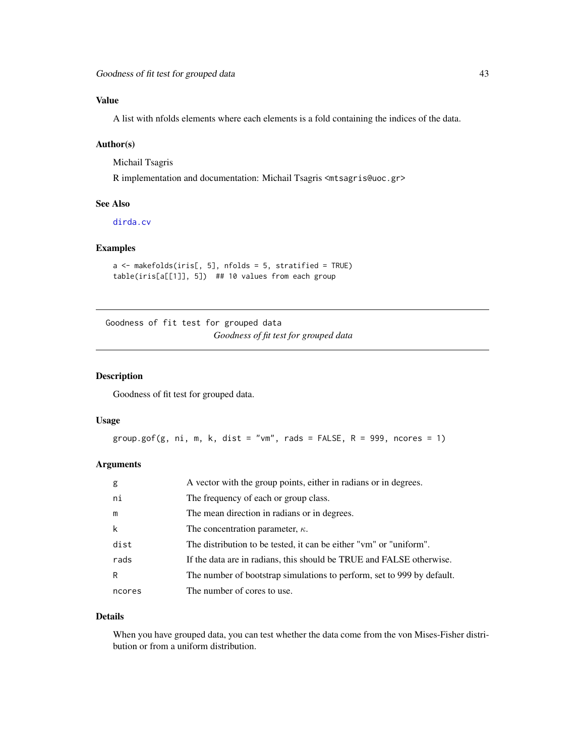### Value

A list with nfolds elements where each elements is a fold containing the indices of the data.

### Author(s)

Michail Tsagris

R implementation and documentation: Michail Tsagris <mtsagris@uoc.gr>

### See Also

dirda.cv

### Examples

```
a <- makefolds(iris[, 5], nfolds = 5, stratified = TRUE)
table(iris[a[[1]], 5])  ## 10 values from each group
```

---

## Goodness of fit test for grouped data

*Goodness of fit test for grouped data*

---

### Description

Goodness of fit test for grouped data.

### Usage

```
group.gof(g, ni, m, k, dist = "vm", rads = FALSE, R = 999, ncores = 1)
```

### Arguments

| | |
|---|---|
| g | A vector with the group points, either in radians or in degrees. |
| ni | The frequency of each or group class. |
| m | The mean direction in radians or in degrees. |
| k | The concentration parameter, $\kappa$. |
| dist | The distribution to be tested, it can be either "vm" or "uniform". |
| rads | If the data are in radians, this should be TRUE and FALSE otherwise. |
| R | The number of bootstrap simulations to perform, set to 999 by default. |
| ncores | The number of cores to use. |

### Details

When you have grouped data, you can test whether the data come from the von Mises-Fisher distribution or from a uniform distribution.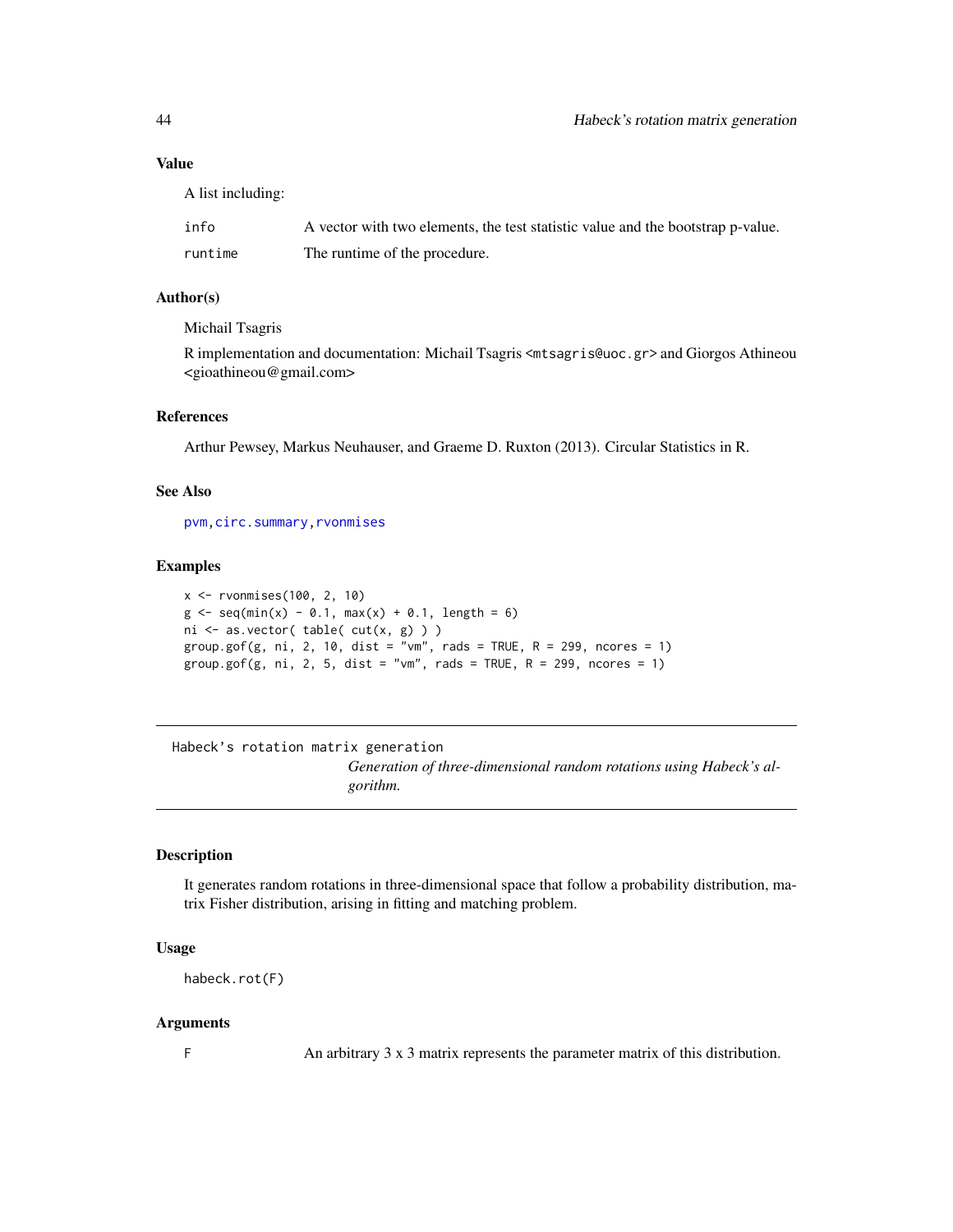### Value

A list including:

| | |
|---|---|
| info | A vector with two elements, the test statistic value and the bootstrap p-value. |
| runtime | The runtime of the procedure. |

### Author(s)

Michail Tsagris

R implementation and documentation: Michail Tsagris <mtsagris@uoc.gr> and Giorgos Athineou <gioathineou@gmail.com>

### References

Arthur Pewsey, Markus Neuhauser, and Graeme D. Ruxton (2013). Circular Statistics in R.

### See Also

pvm, circ.summary, rvonmises

### Examples

```
x <- rvonmises(100, 2, 10)
g <- seq(min(x) - 0.1, max(x) + 0.1, length = 6)
ni <- as.vector( table( cut(x, g) ) )
group.gof(g, ni, 2, 10, dist = "vm", rads = TRUE, R = 299, ncores = 1)
group.gof(g, ni, 2, 5, dist = "vm", rads = TRUE, R = 299, ncores = 1)
```

---

## Habeck's rotation matrix generation

*Generation of three-dimensional random rotations using Habeck's algorithm.*

---

### Description

It generates random rotations in three-dimensional space that follow a probability distribution, matrix Fisher distribution, arising in fitting and matching problem.

### Usage

```
habeck.rot(F)
```

### Arguments

| | |
|---|---|
| F | An arbitrary 3 x 3 matrix represents the parameter matrix of this distribution. |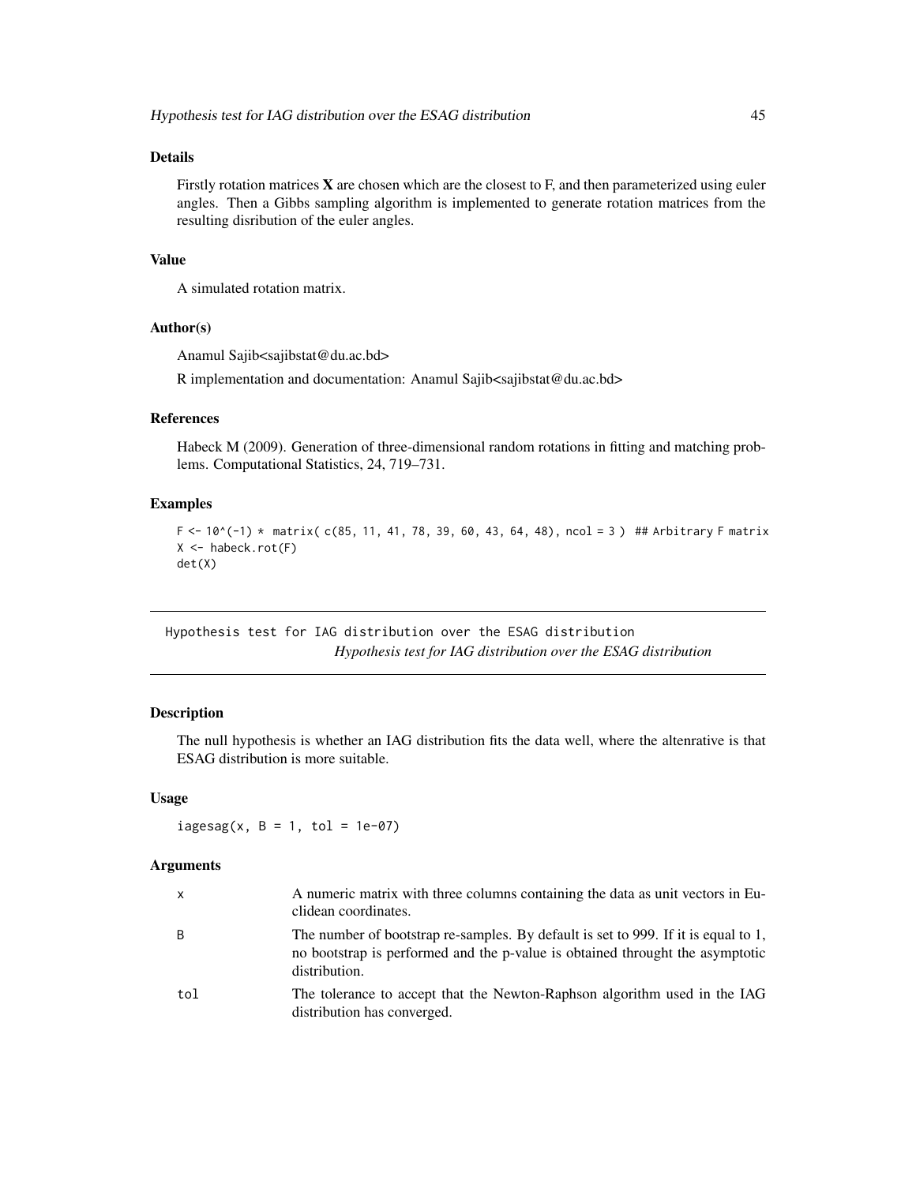### Details

Firstly rotation matrices **X** are chosen which are the closest to F, and then parameterized using euler angles. Then a Gibbs sampling algorithm is implemented to generate rotation matrices from the resulting disribution of the euler angles.

### Value

A simulated rotation matrix.

### Author(s)

Anamul Sajib<sajibstat@du.ac.bd>

R implementation and documentation: Anamul Sajib<sajibstat@du.ac.bd>

### References

Habeck M (2009). Generation of three-dimensional random rotations in fitting and matching problems. Computational Statistics, 24, 719–731.

### Examples

```
F <- 10^(-1) * matrix( c(85, 11, 41, 78, 39, 60, 43, 64, 48), ncol = 3 )  ## Arbitrary F matrix
X <- habeck.rot(F)
det(X)
```

---

## Hypothesis test for IAG distribution over the ESAG distribution

*Hypothesis test for IAG distribution over the ESAG distribution*

---

### Description

The null hypothesis is whether an IAG distribution fits the data well, where the altenrative is that ESAG distribution is more suitable.

### Usage

```
iagesag(x, B = 1, tol = 1e-07)
```

### Arguments

| | |
|---|---|
| x | A numeric matrix with three columns containing the data as unit vectors in Euclidean coordinates. |
| B | The number of bootstrap re-samples. By default is set to 999. If it is equal to 1, no bootstrap is performed and the p-value is obtained throught the asymptotic distribution. |
| tol | The tolerance to accept that the Newton-Raphson algorithm used in the IAG distribution has converged. |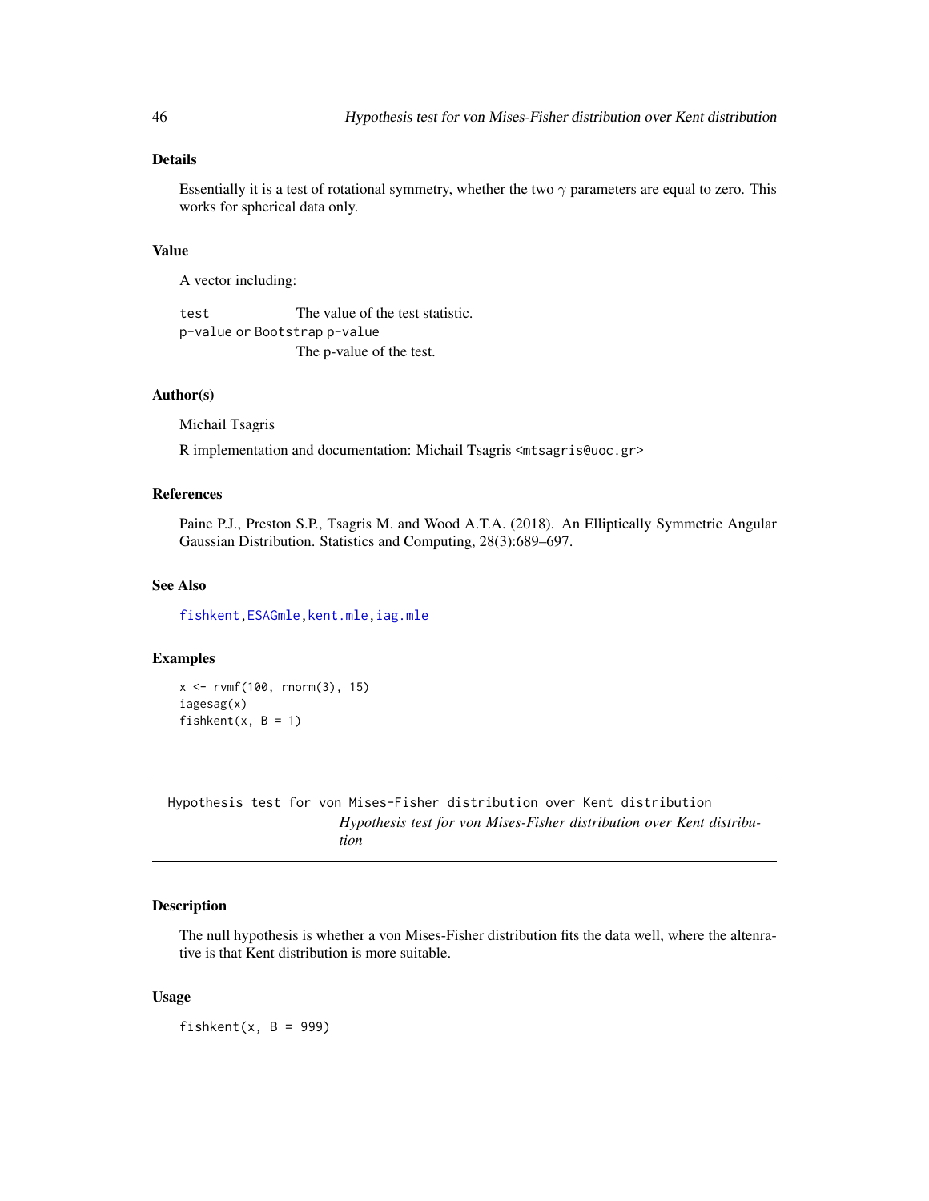## Details

Essentially it is a test of rotational symmetry, whether the two $\gamma$ parameters are equal to zero. This works for spherical data only.

## Value

A vector including:

`test` The value of the test statistic.

`p-value` or `Bootstrap p-value`
The p-value of the test.

## Author(s)

Michail Tsagris

R implementation and documentation: Michail Tsagris <mtsagris@uoc.gr>

## References

Paine P.J., Preston S.P., Tsagris M. and Wood A.T.A. (2018). An Elliptically Symmetric Angular Gaussian Distribution. Statistics and Computing, 28(3):689–697.

## See Also

fishkent, ESAGmle, kent.mle, iag.mle

## Examples

```
x <- rvmf(100, rnorm(3), 15)
iagesag(x)
fishkent(x, B = 1)
```

---

# Hypothesis test for von Mises-Fisher distribution over Kent distribution

*Hypothesis test for von Mises-Fisher distribution over Kent distribution*

## Description

The null hypothesis is whether a von Mises-Fisher distribution fits the data well, where the altenrative is that Kent distribution is more suitable.

## Usage

```
fishkent(x, B = 999)
```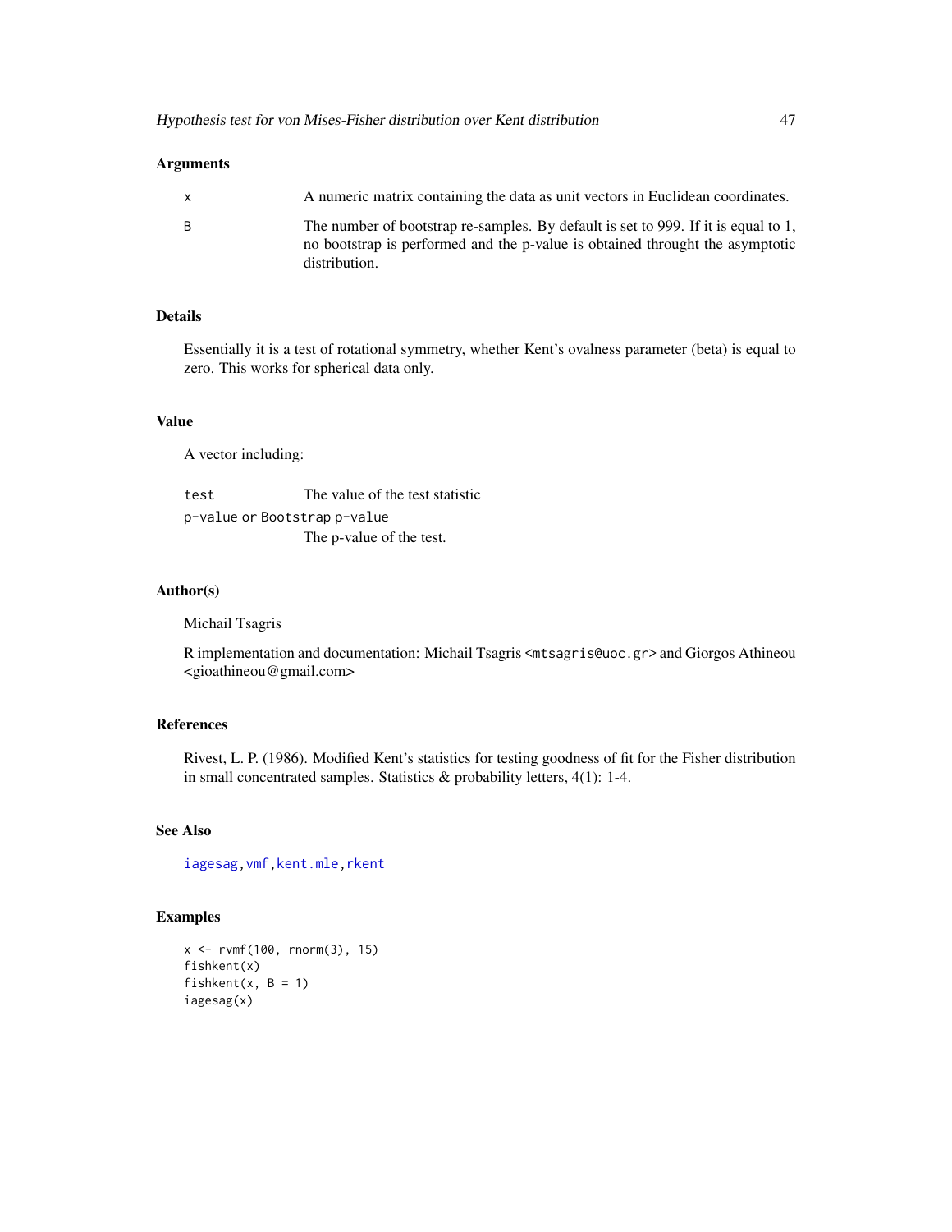## Arguments

x — A numeric matrix containing the data as unit vectors in Euclidean coordinates.

B — The number of bootstrap re-samples. By default is set to 999. If it is equal to 1, no bootstrap is performed and the p-value is obtained throught the asymptotic distribution.

## Details

Essentially it is a test of rotational symmetry, whether Kent's ovalness parameter (beta) is equal to zero. This works for spherical data only.

## Value

A vector including:

test — The value of the test statistic

p-value or Bootstrap p-value — The p-value of the test.

## Author(s)

Michail Tsagris

R implementation and documentation: Michail Tsagris <mtsagris@uoc.gr> and Giorgos Athineou <gioathineou@gmail.com>

## References

Rivest, L. P. (1986). Modified Kent's statistics for testing goodness of fit for the Fisher distribution in small concentrated samples. Statistics & probability letters, 4(1): 1-4.

## See Also

iagesag, vmf, kent.mle, rkent

## Examples

```
x <- rvmf(100, rnorm(3), 15)
fishkent(x)
fishkent(x, B = 1)
iagesag(x)
```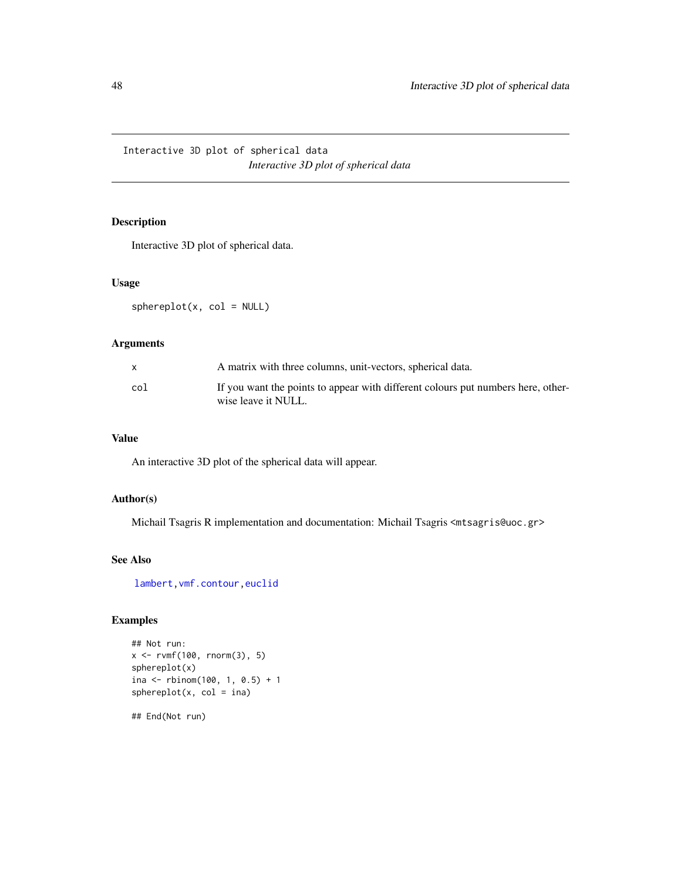Interactive 3D plot of spherical data

*Interactive 3D plot of spherical data*

## Description

Interactive 3D plot of spherical data.

## Usage

```
sphereplot(x, col = NULL)
```

## Arguments

| | |
|---|---|
| x | A matrix with three columns, unit-vectors, spherical data. |
| col | If you want the points to appear with different colours put numbers here, otherwise leave it NULL. |

## Value

An interactive 3D plot of the spherical data will appear.

## Author(s)

Michail Tsagris R implementation and documentation: Michail Tsagris <mtsagris@uoc.gr>

## See Also

lambert, vmf.contour, euclid

## Examples

```
## Not run:
x <- rvmf(100, rnorm(3), 5)
sphereplot(x)
ina <- rbinom(100, 1, 0.5) + 1
sphereplot(x, col = ina)

## End(Not run)
```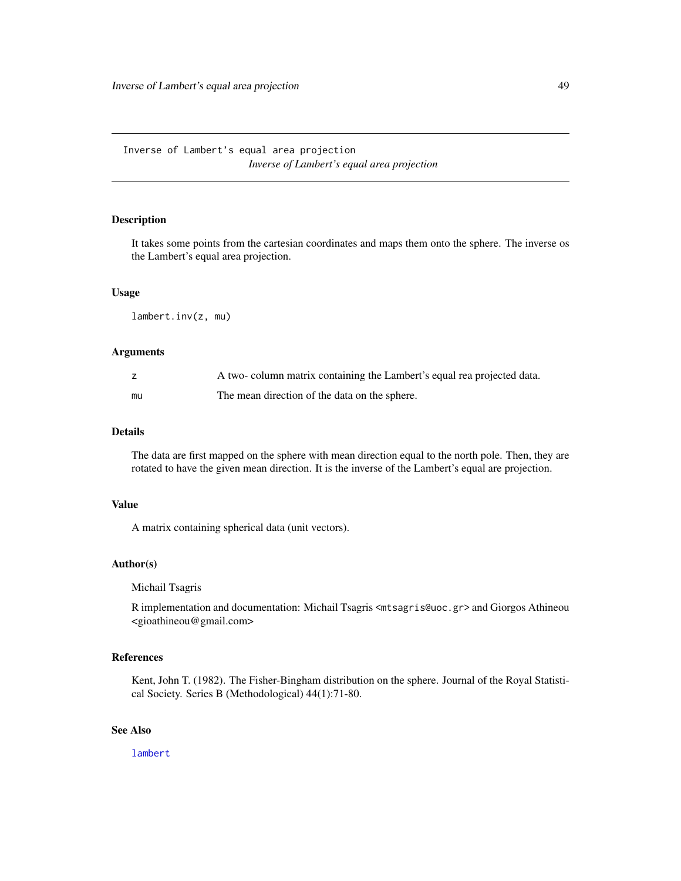# Inverse of Lambert's equal area projection

*Inverse of Lambert's equal area projection*

## Description

It takes some points from the cartesian coordinates and maps them onto the sphere. The inverse os the Lambert's equal area projection.

## Usage

```
lambert.inv(z, mu)
```

## Arguments

| | |
|---|---|
| z | A two- column matrix containing the Lambert's equal rea projected data. |
| mu | The mean direction of the data on the sphere. |

## Details

The data are first mapped on the sphere with mean direction equal to the north pole. Then, they are rotated to have the given mean direction. It is the inverse of the Lambert's equal are projection.

## Value

A matrix containing spherical data (unit vectors).

## Author(s)

Michail Tsagris

R implementation and documentation: Michail Tsagris <mtsagris@uoc.gr> and Giorgos Athineou <gioathineou@gmail.com>

## References

Kent, John T. (1982). The Fisher-Bingham distribution on the sphere. Journal of the Royal Statistical Society. Series B (Methodological) 44(1):71-80.

## See Also

lambert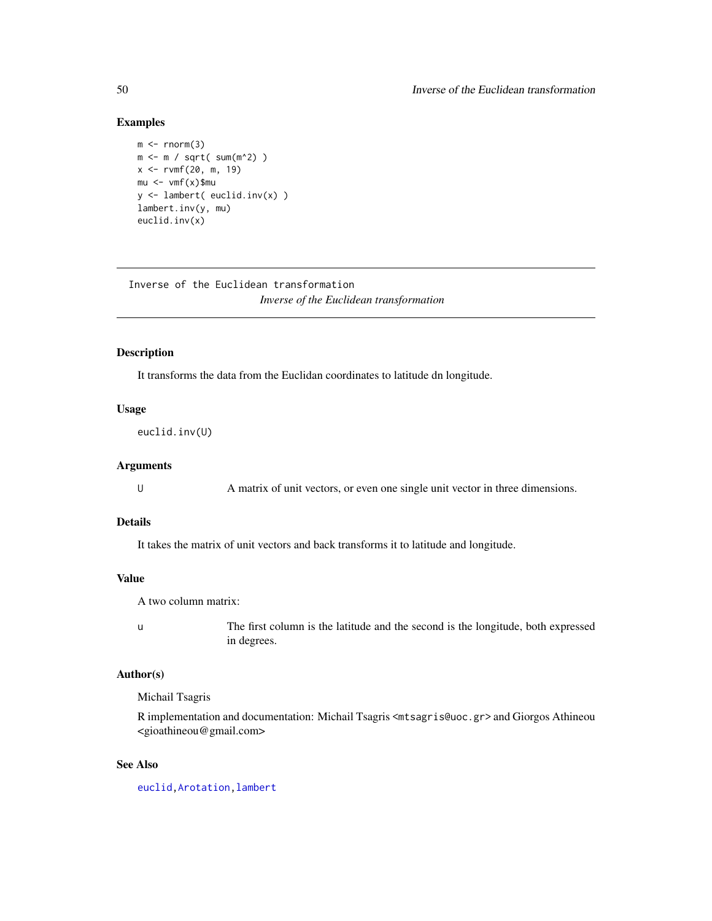## Examples

```
m <- rnorm(3)
m <- m / sqrt( sum(m^2) )
x <- rvmf(20, m, 19)
mu <- vmf(x)$mu
y <- lambert( euclid.inv(x) )
lambert.inv(y, mu)
euclid.inv(x)
```

---

`Inverse of the Euclidean transformation`
*Inverse of the Euclidean transformation*

---

## Description

It transforms the data from the Euclidan coordinates to latitude dn longitude.

## Usage

```
euclid.inv(U)
```

## Arguments

| | |
|---|---|
| `U` | A matrix of unit vectors, or even one single unit vector in three dimensions. |

## Details

It takes the matrix of unit vectors and back transforms it to latitude and longitude.

## Value

A two column matrix:

| | |
|---|---|
| `u` | The first column is the latitude and the second is the longitude, both expressed in degrees. |

## Author(s)

Michail Tsagris

R implementation and documentation: Michail Tsagris <mtsagris@uoc.gr> and Giorgos Athineou <gioathineou@gmail.com>

## See Also

euclid, Arotation, lambert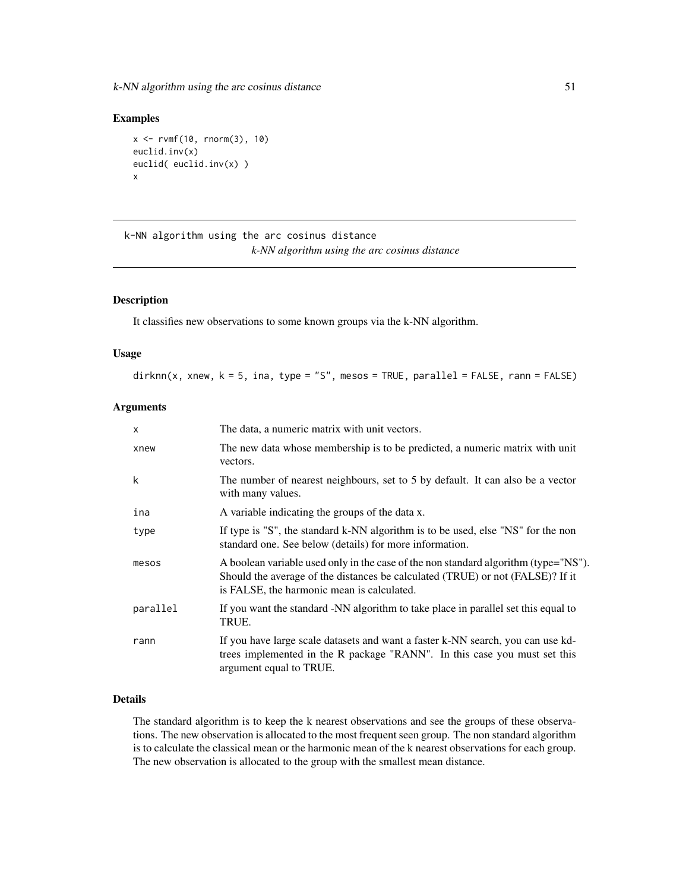## Examples

```
x <- rvmf(10, rnorm(3), 10)
euclid.inv(x)
euclid( euclid.inv(x) )
x
```

---

# k-NN algorithm using the arc cosinus distance

*k-NN algorithm using the arc cosinus distance*

---

## Description

It classifies new observations to some known groups via the k-NN algorithm.

## Usage

```
dirknn(x, xnew, k = 5, ina, type = "S", mesos = TRUE, parallel = FALSE, rann = FALSE)
```

## Arguments

| | |
|---|---|
| x | The data, a numeric matrix with unit vectors. |
| xnew | The new data whose membership is to be predicted, a numeric matrix with unit vectors. |
| k | The number of nearest neighbours, set to 5 by default. It can also be a vector with many values. |
| ina | A variable indicating the groups of the data x. |
| type | If type is "S", the standard k-NN algorithm is to be used, else "NS" for the non standard one. See below (details) for more information. |
| mesos | A boolean variable used only in the case of the non standard algorithm (type="NS"). Should the average of the distances be calculated (TRUE) or not (FALSE)? If it is FALSE, the harmonic mean is calculated. |
| parallel | If you want the standard -NN algorithm to take place in parallel set this equal to TRUE. |
| rann | If you have large scale datasets and want a faster k-NN search, you can use kd-trees implemented in the R package "RANN". In this case you must set this argument equal to TRUE. |

## Details

The standard algorithm is to keep the k nearest observations and see the groups of these observations. The new observation is allocated to the most frequent seen group. The non standard algorithm is to calculate the classical mean or the harmonic mean of the k nearest observations for each group. The new observation is allocated to the group with the smallest mean distance.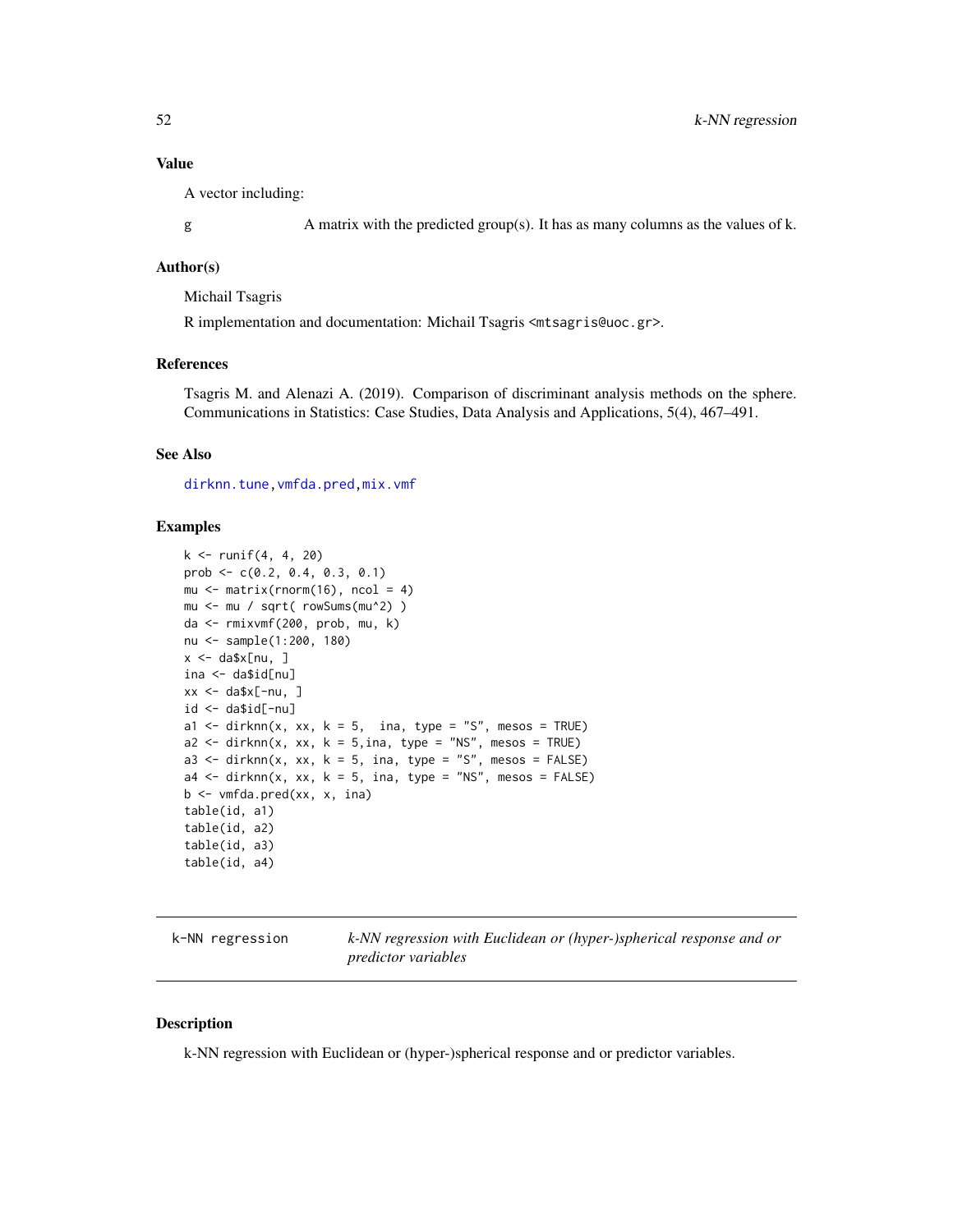### Value

A vector including:

g    A matrix with the predicted group(s). It has as many columns as the values of k.

### Author(s)

Michail Tsagris

R implementation and documentation: Michail Tsagris <mtsagris@uoc.gr>.

### References

Tsagris M. and Alenazi A. (2019). Comparison of discriminant analysis methods on the sphere. Communications in Statistics: Case Studies, Data Analysis and Applications, 5(4), 467–491.

### See Also

dirknn.tune, vmfda.pred, mix.vmf

### Examples

```
k <- runif(4, 4, 20)
prob <- c(0.2, 0.4, 0.3, 0.1)
mu <- matrix(rnorm(16), ncol = 4)
mu <- mu / sqrt( rowSums(mu^2) )
da <- rmixvmf(200, prob, mu, k)
nu <- sample(1:200, 180)
x <- da$x[nu, ]
ina <- da$id[nu]
xx <- da$x[-nu, ]
id <- da$id[-nu]
a1 <- dirknn(x, xx, k = 5,  ina, type = "S", mesos = TRUE)
a2 <- dirknn(x, xx, k = 5,ina, type = "NS", mesos = TRUE)
a3 <- dirknn(x, xx, k = 5, ina, type = "S", mesos = FALSE)
a4 <- dirknn(x, xx, k = 5, ina, type = "NS", mesos = FALSE)
b <- vmfda.pred(xx, x, ina)
table(id, a1)
table(id, a2)
table(id, a3)
table(id, a4)
```

---

## k-NN regression    *k-NN regression with Euclidean or (hyper-)spherical response and or predictor variables*

---

### Description

k-NN regression with Euclidean or (hyper-)spherical response and or predictor variables.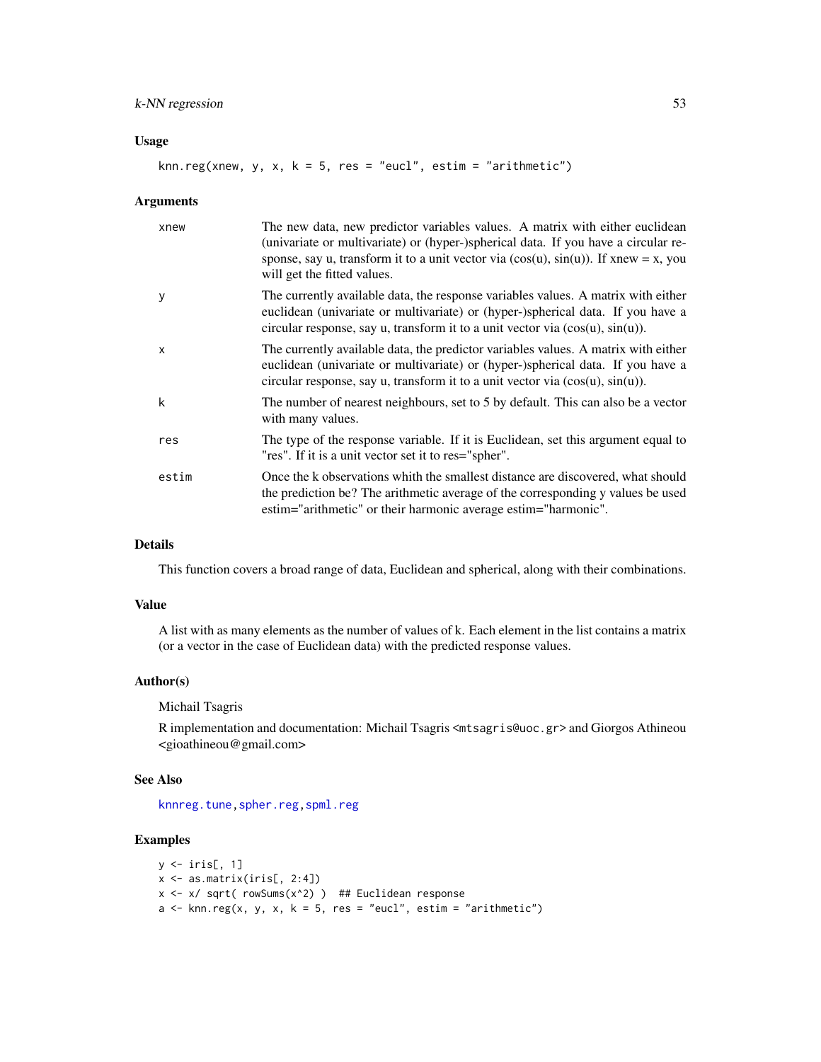## Usage

```
knn.reg(xnew, y, x, k = 5, res = "eucl", estim = "arithmetic")
```

## Arguments

- **xnew**: The new data, new predictor variables values. A matrix with either euclidean (univariate or multivariate) or (hyper-)spherical data. If you have a circular response, say u, transform it to a unit vector via (cos(u), sin(u)). If xnew = x, you will get the fitted values.
- **y**: The currently available data, the response variables values. A matrix with either euclidean (univariate or multivariate) or (hyper-)spherical data. If you have a circular response, say u, transform it to a unit vector via (cos(u), sin(u)).
- **x**: The currently available data, the predictor variables values. A matrix with either euclidean (univariate or multivariate) or (hyper-)spherical data. If you have a circular response, say u, transform it to a unit vector via (cos(u), sin(u)).
- **k**: The number of nearest neighbours, set to 5 by default. This can also be a vector with many values.
- **res**: The type of the response variable. If it is Euclidean, set this argument equal to "res". If it is a unit vector set it to res="spher".
- **estim**: Once the k observations whith the smallest distance are discovered, what should the prediction be? The arithmetic average of the corresponding y values be used estim="arithmetic" or their harmonic average estim="harmonic".

## Details

This function covers a broad range of data, Euclidean and spherical, along with their combinations.

## Value

A list with as many elements as the number of values of k. Each element in the list contains a matrix (or a vector in the case of Euclidean data) with the predicted response values.

## Author(s)

Michail Tsagris

R implementation and documentation: Michail Tsagris <mtsagris@uoc.gr> and Giorgos Athineou <gioathineou@gmail.com>

## See Also

knnreg.tune, spher.reg, spml.reg

## Examples

```
y <- iris[, 1]
x <- as.matrix(iris[, 2:4])
x <- x/ sqrt( rowSums(x^2) )  ## Euclidean response
a <- knn.reg(x, y, x, k = 5, res = "eucl", estim = "arithmetic")
```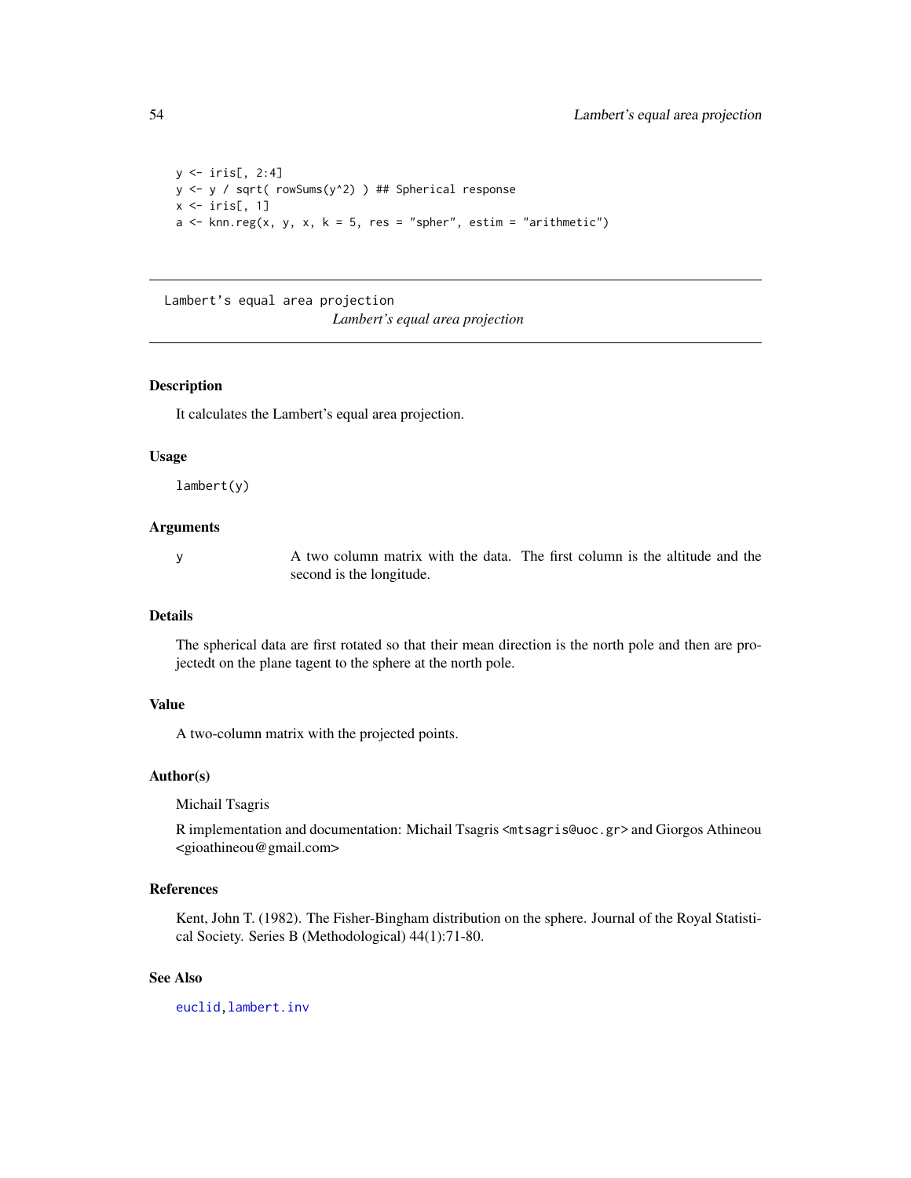```
y <- iris[, 2:4]
y <- y / sqrt( rowSums(y^2) ) ## Spherical response
x <- iris[, 1]
a <- knn.reg(x, y, x, k = 5, res = "spher", estim = "arithmetic")
```

---

Lambert's equal area projection

*Lambert's equal area projection*

---

## Description

It calculates the Lambert's equal area projection.

## Usage

```
lambert(y)
```

## Arguments

| | |
|---|---|
| y | A two column matrix with the data. The first column is the altitude and the second is the longitude. |

## Details

The spherical data are first rotated so that their mean direction is the north pole and then are projectedt on the plane tagent to the sphere at the north pole.

## Value

A two-column matrix with the projected points.

## Author(s)

Michail Tsagris

R implementation and documentation: Michail Tsagris <mtsagris@uoc.gr> and Giorgos Athineou <gioathineou@gmail.com>

## References

Kent, John T. (1982). The Fisher-Bingham distribution on the sphere. Journal of the Royal Statistical Society. Series B (Methodological) 44(1):71-80.

## See Also

euclid, lambert.inv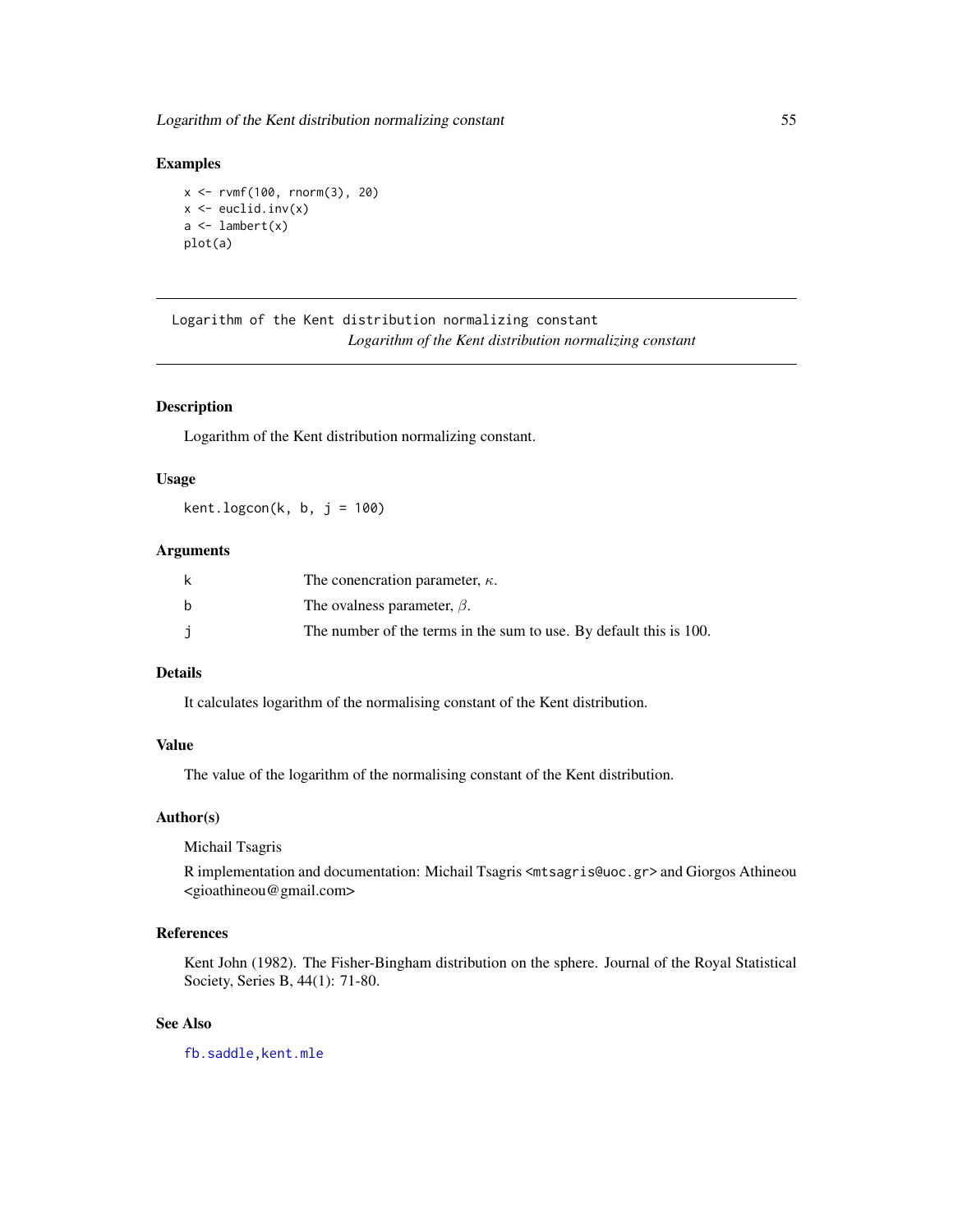## Examples

```
x <- rvmf(100, rnorm(3), 20)
x <- euclid.inv(x)
a <- lambert(x)
plot(a)
```

---

Logarithm of the Kent distribution normalizing constant
*Logarithm of the Kent distribution normalizing constant*

---

### Description

Logarithm of the Kent distribution normalizing constant.

### Usage

```
kent.logcon(k, b, j = 100)
```

### Arguments

| | |
|---|---|
| k | The conencration parameter, $\kappa$. |
| b | The ovalness parameter, $\beta$. |
| j | The number of the terms in the sum to use. By default this is 100. |

### Details

It calculates logarithm of the normalising constant of the Kent distribution.

### Value

The value of the logarithm of the normalising constant of the Kent distribution.

### Author(s)

Michail Tsagris

R implementation and documentation: Michail Tsagris <mtsagris@uoc.gr> and Giorgos Athineou <gioathineou@gmail.com>

### References

Kent John (1982). The Fisher-Bingham distribution on the sphere. Journal of the Royal Statistical Society, Series B, 44(1): 71-80.

### See Also

fb.saddle, kent.mle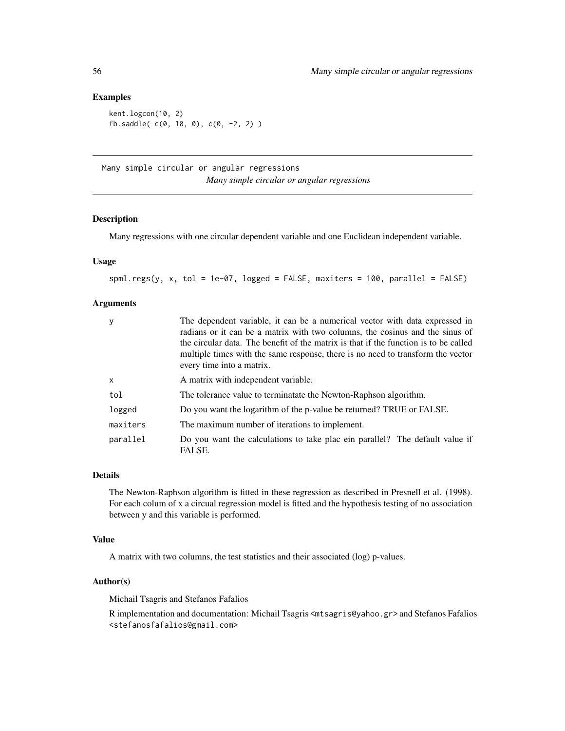### Examples

```
kent.logcon(10, 2)
fb.saddle( c(0, 10, 0), c(0, -2, 2) )
```

---

## Many simple circular or angular regressions

*Many simple circular or angular regressions*

---

### Description

Many regressions with one circular dependent variable and one Euclidean independent variable.

### Usage

```
spml.regs(y, x, tol = 1e-07, logged = FALSE, maxiters = 100, parallel = FALSE)
```

### Arguments

| | |
|---|---|
| y | The dependent variable, it can be a numerical vector with data expressed in radians or it can be a matrix with two columns, the cosinus and the sinus of the circular data. The benefit of the matrix is that if the function is to be called multiple times with the same response, there is no need to transform the vector every time into a matrix. |
| x | A matrix with independent variable. |
| tol | The tolerance value to terminatate the Newton-Raphson algorithm. |
| logged | Do you want the logarithm of the p-value be returned? TRUE or FALSE. |
| maxiters | The maximum number of iterations to implement. |
| parallel | Do you want the calculations to take plac ein parallel? The default value if FALSE. |

### Details

The Newton-Raphson algorithm is fitted in these regression as described in Presnell et al. (1998). For each colum of x a circual regression model is fitted and the hypothesis testing of no association between y and this variable is performed.

### Value

A matrix with two columns, the test statistics and their associated (log) p-values.

### Author(s)

Michail Tsagris and Stefanos Fafalios

R implementation and documentation: Michail Tsagris <mtsagris@yahoo.gr> and Stefanos Fafalios <stefanosfafalios@gmail.com>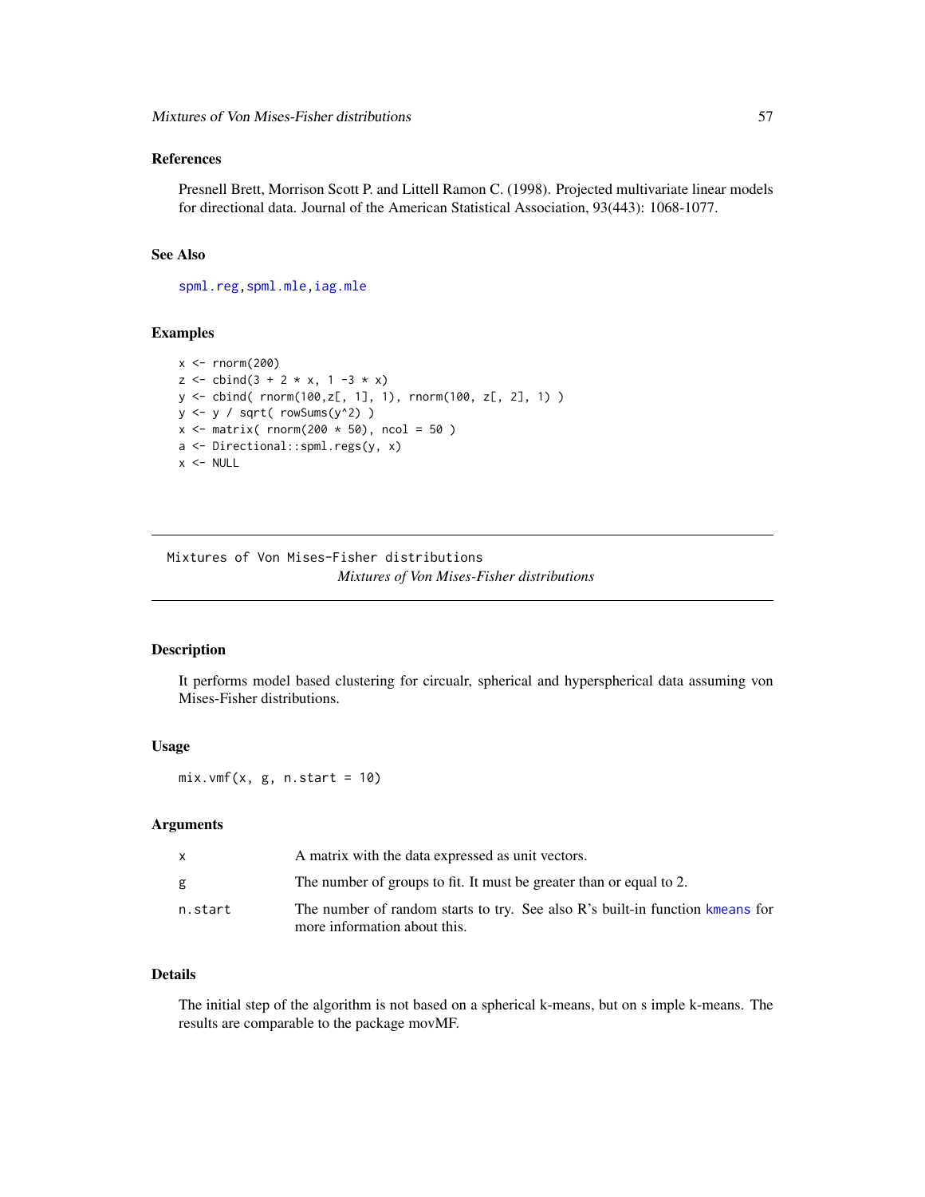## References

Presnell Brett, Morrison Scott P. and Littell Ramon C. (1998). Projected multivariate linear models for directional data. Journal of the American Statistical Association, 93(443): 1068-1077.

## See Also

spml.reg, spml.mle, iag.mle

## Examples

```
x <- rnorm(200)
z <- cbind(3 + 2 * x, 1 -3 * x)
y <- cbind( rnorm(100,z[, 1], 1), rnorm(100, z[, 2], 1) )
y <- y / sqrt( rowSums(y^2) )
x <- matrix( rnorm(200 * 50), ncol = 50 )
a <- Directional::spml.regs(y, x)
x <- NULL
```

---

# Mixtures of Von Mises-Fisher distributions

*Mixtures of Von Mises-Fisher distributions*

## Description

It performs model based clustering for circualr, spherical and hyperspherical data assuming von Mises-Fisher distributions.

## Usage

```
mix.vmf(x, g, n.start = 10)
```

## Arguments

| | |
|---|---|
| x | A matrix with the data expressed as unit vectors. |
| g | The number of groups to fit. It must be greater than or equal to 2. |
| n.start | The number of random starts to try. See also R's built-in function kmeans for more information about this. |

## Details

The initial step of the algorithm is not based on a spherical k-means, but on s imple k-means. The results are comparable to the package movMF.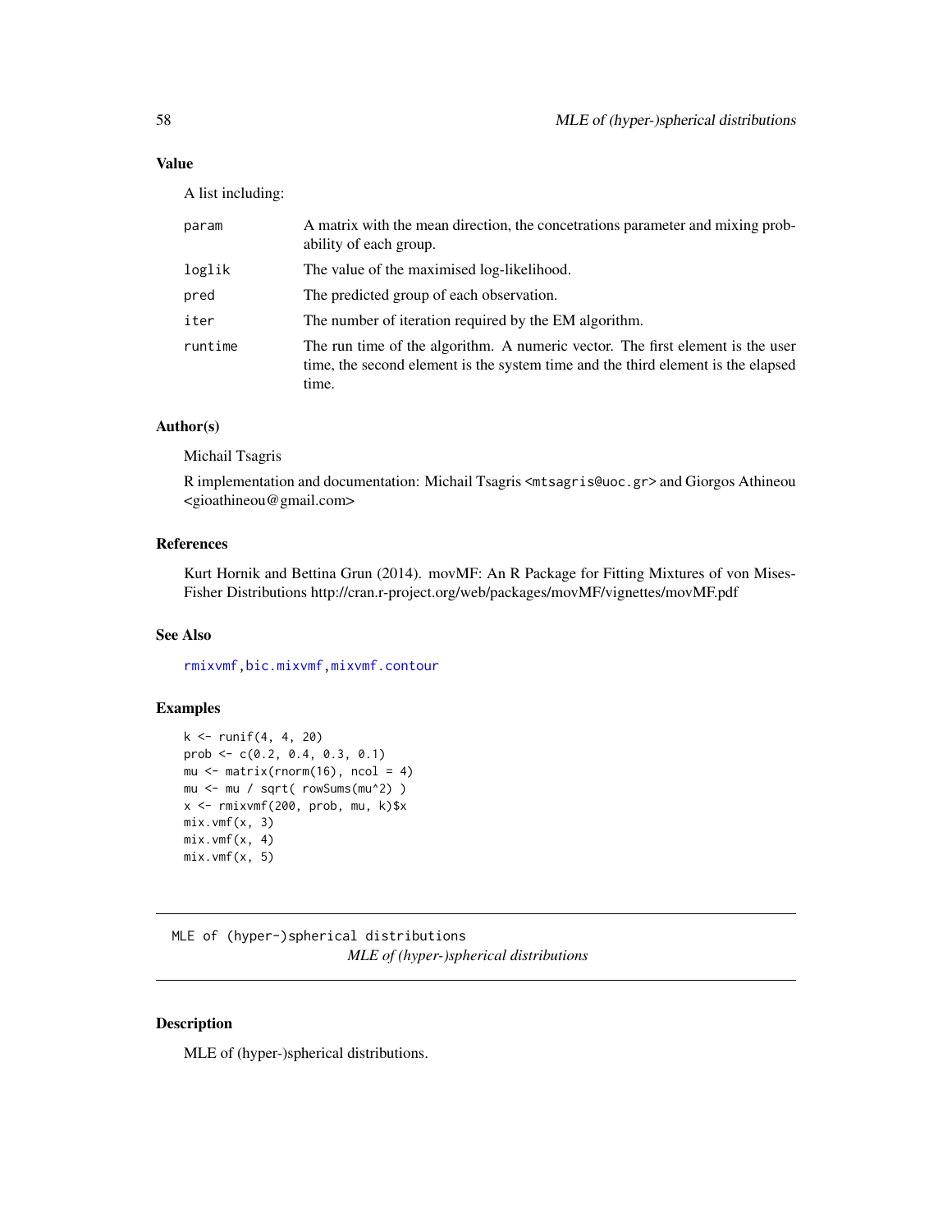### Value

A list including:

| | |
|---|---|
| param | A matrix with the mean direction, the concetrations parameter and mixing probability of each group. |
| loglik | The value of the maximised log-likelihood. |
| pred | The predicted group of each observation. |
| iter | The number of iteration required by the EM algorithm. |
| runtime | The run time of the algorithm. A numeric vector. The first element is the user time, the second element is the system time and the third element is the elapsed time. |

### Author(s)

Michail Tsagris

R implementation and documentation: Michail Tsagris <mtsagris@uoc.gr> and Giorgos Athineou <gioathineou@gmail.com>

### References

Kurt Hornik and Bettina Grun (2014). movMF: An R Package for Fitting Mixtures of von Mises-Fisher Distributions http://cran.r-project.org/web/packages/movMF/vignettes/movMF.pdf

### See Also

rmixvmf, bic.mixvmf, mixvmf.contour

### Examples

```
k <- runif(4, 4, 20)
prob <- c(0.2, 0.4, 0.3, 0.1)
mu <- matrix(rnorm(16), ncol = 4)
mu <- mu / sqrt( rowSums(mu^2) )
x <- rmixvmf(200, prob, mu, k)$x
mix.vmf(x, 3)
mix.vmf(x, 4)
mix.vmf(x, 5)
```

---

## MLE of (hyper-)spherical distributions

*MLE of (hyper-)spherical distributions*

### Description

MLE of (hyper-)spherical distributions.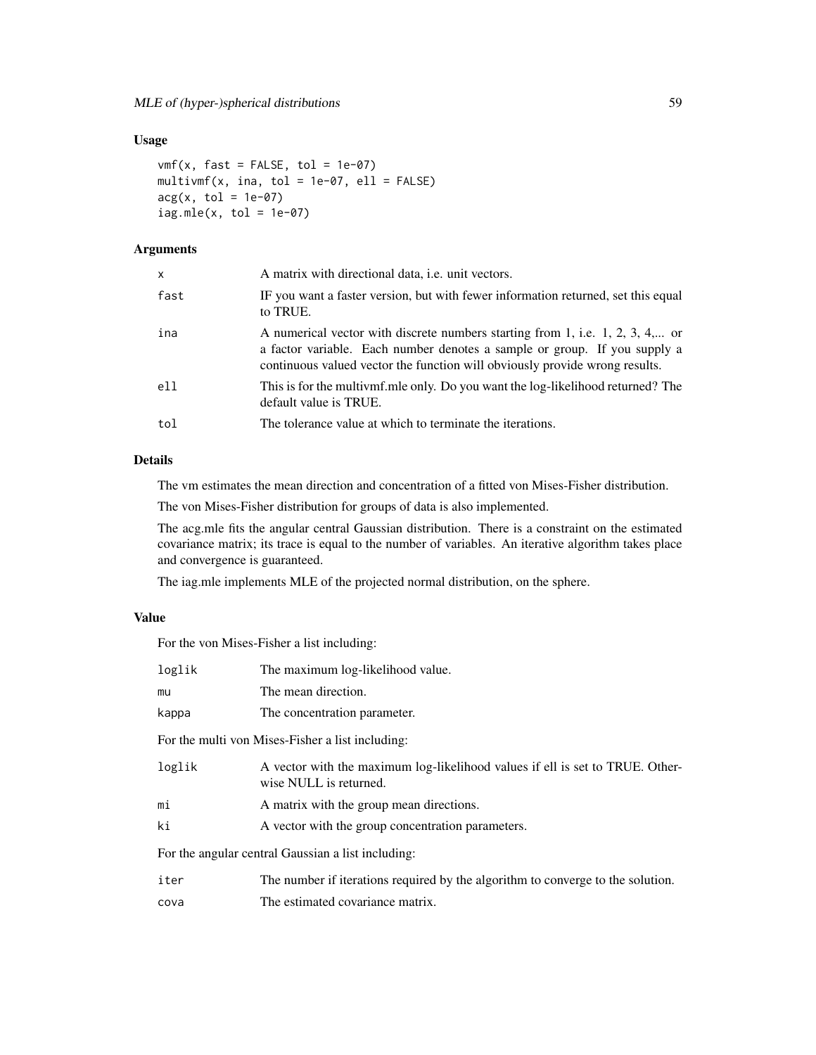## Usage

```
vmf(x, fast = FALSE, tol = 1e-07)
multivmf(x, ina, tol = 1e-07, ell = FALSE)
acg(x, tol = 1e-07)
iag.mle(x, tol = 1e-07)
```

## Arguments

| | |
|---|---|
| x | A matrix with directional data, i.e. unit vectors. |
| fast | IF you want a faster version, but with fewer information returned, set this equal to TRUE. |
| ina | A numerical vector with discrete numbers starting from 1, i.e. 1, 2, 3, 4,... or a factor variable. Each number denotes a sample or group. If you supply a continuous valued vector the function will obviously provide wrong results. |
| ell | This is for the multivmf.mle only. Do you want the log-likelihood returned? The default value is TRUE. |
| tol | The tolerance value at which to terminate the iterations. |

## Details

The vm estimates the mean direction and concentration of a fitted von Mises-Fisher distribution.

The von Mises-Fisher distribution for groups of data is also implemented.

The acg.mle fits the angular central Gaussian distribution. There is a constraint on the estimated covariance matrix; its trace is equal to the number of variables. An iterative algorithm takes place and convergence is guaranteed.

The iag.mle implements MLE of the projected normal distribution, on the sphere.

## Value

For the von Mises-Fisher a list including:

| | |
|---|---|
| loglik | The maximum log-likelihood value. |
| mu | The mean direction. |
| kappa | The concentration parameter. |

For the multi von Mises-Fisher a list including:

| | |
|---|---|
| loglik | A vector with the maximum log-likelihood values if ell is set to TRUE. Otherwise NULL is returned. |
| mi | A matrix with the group mean directions. |
| ki | A vector with the group concentration parameters. |

For the angular central Gaussian a list including:

| | |
|---|---|
| iter | The number if iterations required by the algorithm to converge to the solution. |
| cova | The estimated covariance matrix. |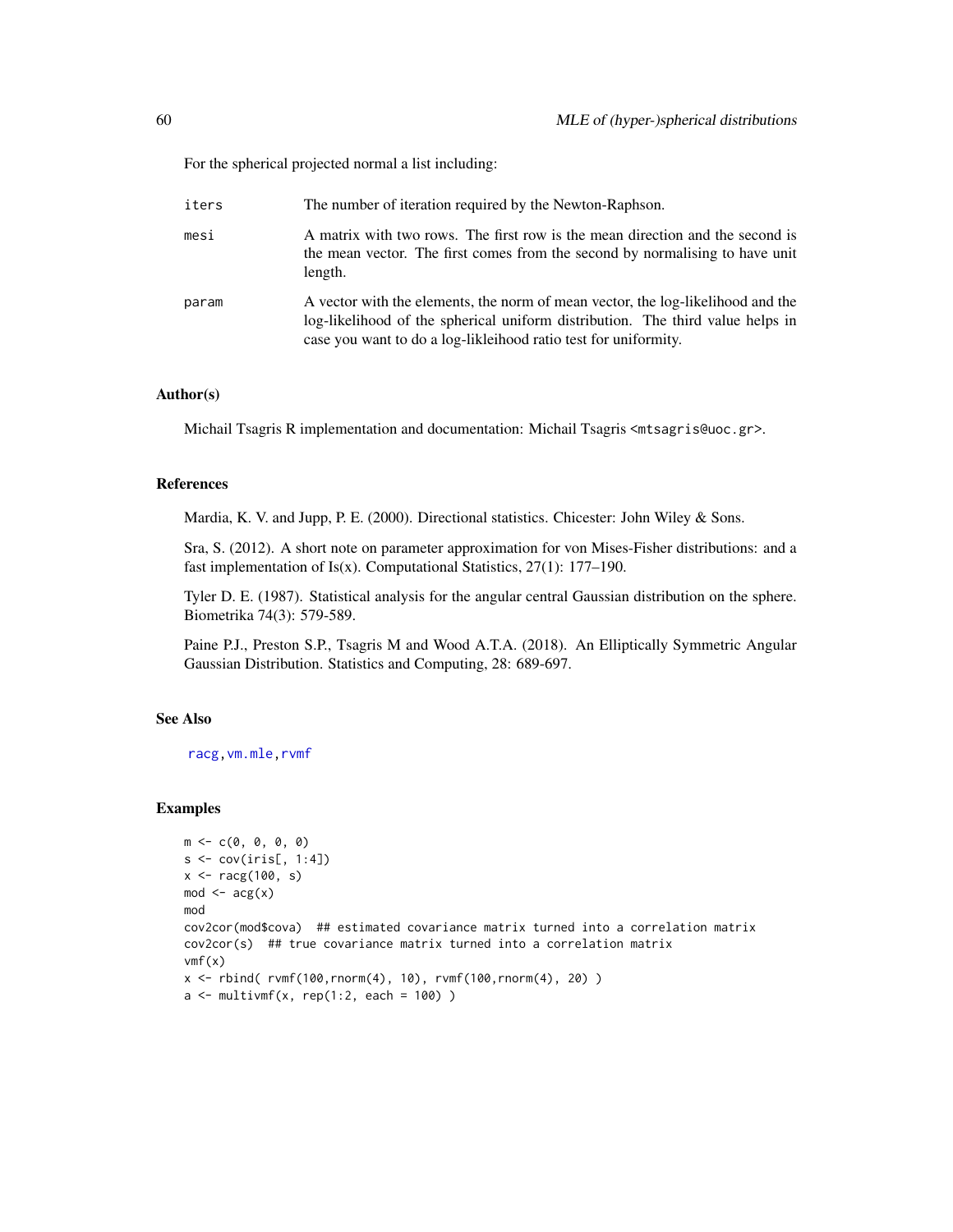For the spherical projected normal a list including:

iters
: The number of iteration required by the Newton-Raphson.

mesi
: A matrix with two rows. The first row is the mean direction and the second is the mean vector. The first comes from the second by normalising to have unit length.

param
: A vector with the elements, the norm of mean vector, the log-likelihood and the log-likelihood of the spherical uniform distribution. The third value helps in case you want to do a log-likleihood ratio test for uniformity.

## Author(s)

Michail Tsagris R implementation and documentation: Michail Tsagris <mtsagris@uoc.gr>.

## References

Mardia, K. V. and Jupp, P. E. (2000). Directional statistics. Chicester: John Wiley & Sons.

Sra, S. (2012). A short note on parameter approximation for von Mises-Fisher distributions: and a fast implementation of Is(x). Computational Statistics, 27(1): 177–190.

Tyler D. E. (1987). Statistical analysis for the angular central Gaussian distribution on the sphere. Biometrika 74(3): 579-589.

Paine P.J., Preston S.P., Tsagris M and Wood A.T.A. (2018). An Elliptically Symmetric Angular Gaussian Distribution. Statistics and Computing, 28: 689-697.

## See Also

racg, vm.mle, rvmf

## Examples

```
m <- c(0, 0, 0, 0)
s <- cov(iris[, 1:4])
x <- racg(100, s)
mod <- acg(x)
mod
cov2cor(mod$cova)  ## estimated covariance matrix turned into a correlation matrix
cov2cor(s)  ## true covariance matrix turned into a correlation matrix
vmf(x)
x <- rbind( rvmf(100,rnorm(4), 10), rvmf(100,rnorm(4), 20) )
a <- multivmf(x, rep(1:2, each = 100) )
```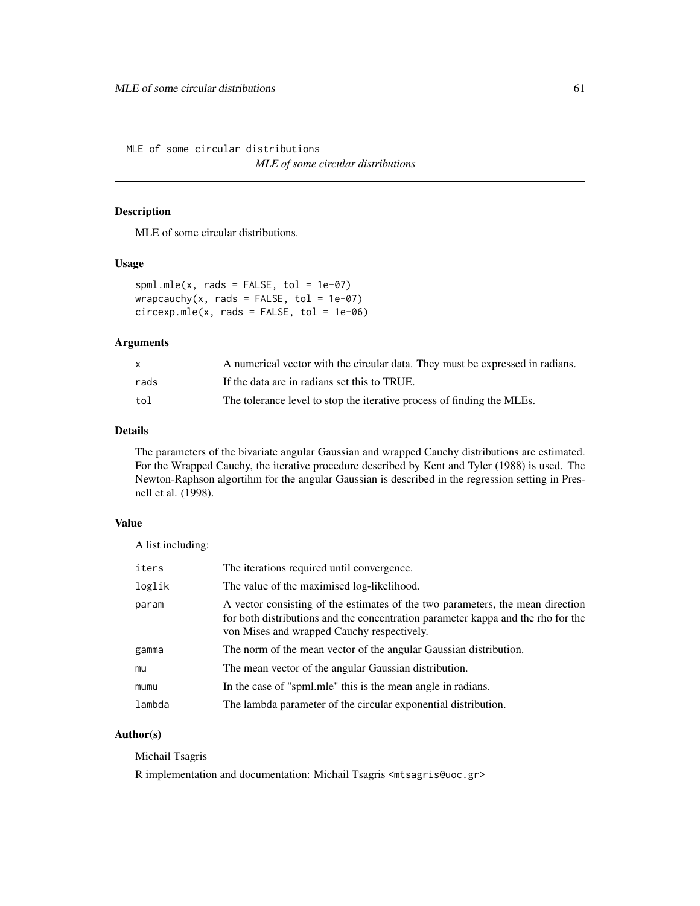MLE of some circular distributions

*MLE of some circular distributions*

## Description

MLE of some circular distributions.

## Usage

```
spml.mle(x, rads = FALSE, tol = 1e-07)
wrapcauchy(x, rads = FALSE, tol = 1e-07)
circexp.mle(x, rads = FALSE, tol = 1e-06)
```

## Arguments

| | |
|---|---|
| x | A numerical vector with the circular data. They must be expressed in radians. |
| rads | If the data are in radians set this to TRUE. |
| tol | The tolerance level to stop the iterative process of finding the MLEs. |

## Details

The parameters of the bivariate angular Gaussian and wrapped Cauchy distributions are estimated. For the Wrapped Cauchy, the iterative procedure described by Kent and Tyler (1988) is used. The Newton-Raphson algortihm for the angular Gaussian is described in the regression setting in Presnell et al. (1998).

## Value

A list including:

| | |
|---|---|
| iters | The iterations required until convergence. |
| loglik | The value of the maximised log-likelihood. |
| param | A vector consisting of the estimates of the two parameters, the mean direction for both distributions and the concentration parameter kappa and the rho for the von Mises and wrapped Cauchy respectively. |
| gamma | The norm of the mean vector of the angular Gaussian distribution. |
| mu | The mean vector of the angular Gaussian distribution. |
| mumu | In the case of "spml.mle" this is the mean angle in radians. |
| lambda | The lambda parameter of the circular exponential distribution. |

## Author(s)

Michail Tsagris

R implementation and documentation: Michail Tsagris <mtsagris@uoc.gr>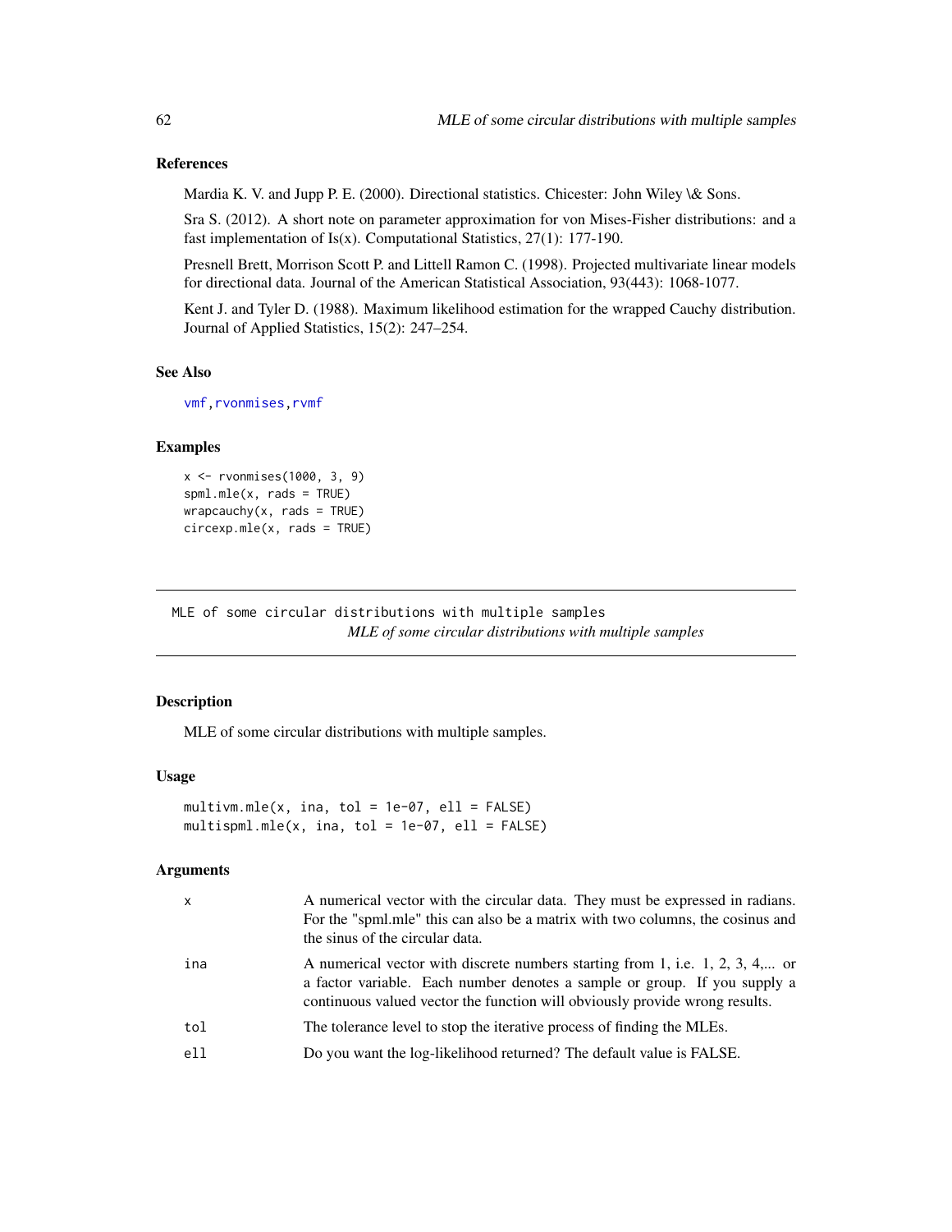### References

Mardia K. V. and Jupp P. E. (2000). Directional statistics. Chicester: John Wiley \& Sons.

Sra S. (2012). A short note on parameter approximation for von Mises-Fisher distributions: and a fast implementation of Is(x). Computational Statistics, 27(1): 177-190.

Presnell Brett, Morrison Scott P. and Littell Ramon C. (1998). Projected multivariate linear models for directional data. Journal of the American Statistical Association, 93(443): 1068-1077.

Kent J. and Tyler D. (1988). Maximum likelihood estimation for the wrapped Cauchy distribution. Journal of Applied Statistics, 15(2): 247–254.

### See Also

vmf, rvonmises, rvmf

### Examples

```
x <- rvonmises(1000, 3, 9)
spml.mle(x, rads = TRUE)
wrapcauchy(x, rads = TRUE)
circexp.mle(x, rads = TRUE)
```

---

## MLE of some circular distributions with multiple samples

*MLE of some circular distributions with multiple samples*

### Description

MLE of some circular distributions with multiple samples.

### Usage

```
multivm.mle(x, ina, tol = 1e-07, ell = FALSE)
multispml.mle(x, ina, tol = 1e-07, ell = FALSE)
```

### Arguments

| | |
|---|---|
| x | A numerical vector with the circular data. They must be expressed in radians. For the "spml.mle" this can also be a matrix with two columns, the cosinus and the sinus of the circular data. |
| ina | A numerical vector with discrete numbers starting from 1, i.e. 1, 2, 3, 4,... or a factor variable. Each number denotes a sample or group. If you supply a continuous valued vector the function will obviously provide wrong results. |
| tol | The tolerance level to stop the iterative process of finding the MLEs. |
| ell | Do you want the log-likelihood returned? The default value is FALSE. |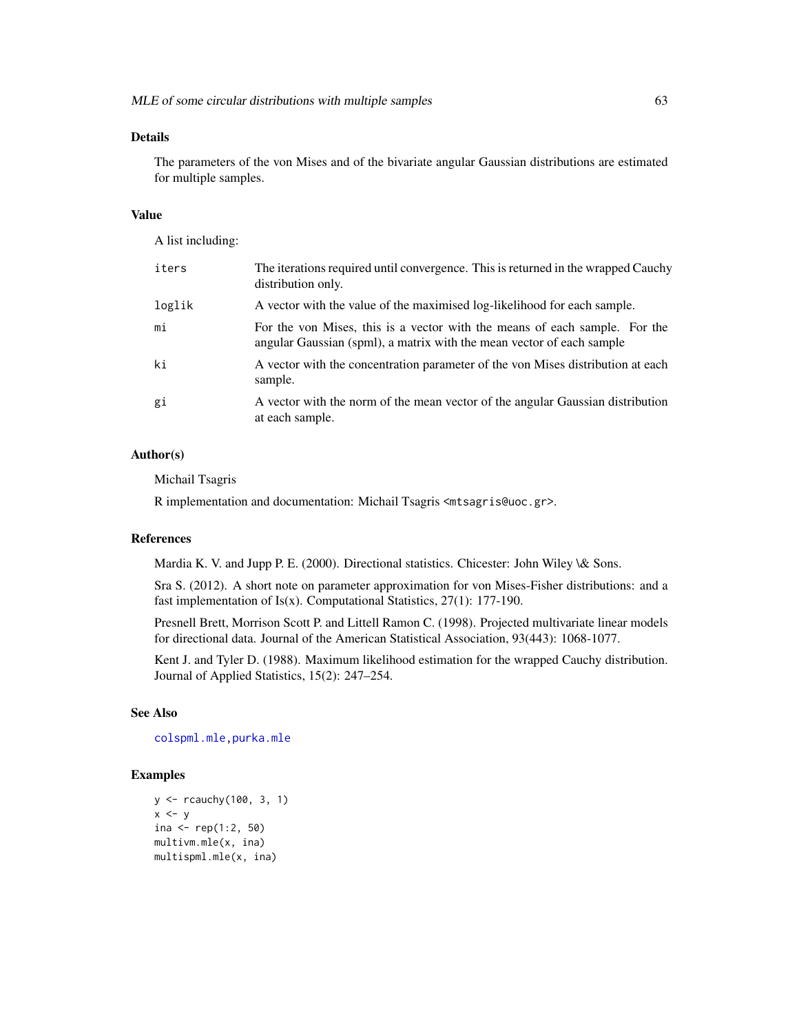## Details

The parameters of the von Mises and of the bivariate angular Gaussian distributions are estimated for multiple samples.

## Value

A list including:

| | |
|---|---|
| iters | The iterations required until convergence. This is returned in the wrapped Cauchy distribution only. |
| loglik | A vector with the value of the maximised log-likelihood for each sample. |
| mi | For the von Mises, this is a vector with the means of each sample. For the angular Gaussian (spml), a matrix with the mean vector of each sample |
| ki | A vector with the concentration parameter of the von Mises distribution at each sample. |
| gi | A vector with the norm of the mean vector of the angular Gaussian distribution at each sample. |

## Author(s)

Michail Tsagris

R implementation and documentation: Michail Tsagris <mtsagris@uoc.gr>.

## References

Mardia K. V. and Jupp P. E. (2000). Directional statistics. Chicester: John Wiley \& Sons.

Sra S. (2012). A short note on parameter approximation for von Mises-Fisher distributions: and a fast implementation of Is(x). Computational Statistics, 27(1): 177-190.

Presnell Brett, Morrison Scott P. and Littell Ramon C. (1998). Projected multivariate linear models for directional data. Journal of the American Statistical Association, 93(443): 1068-1077.

Kent J. and Tyler D. (1988). Maximum likelihood estimation for the wrapped Cauchy distribution. Journal of Applied Statistics, 15(2): 247–254.

## See Also

colspml.mle, purka.mle

## Examples

```
y <- rcauchy(100, 3, 1)
x <- y
ina <- rep(1:2, 50)
multivm.mle(x, ina)
multispml.mle(x, ina)
```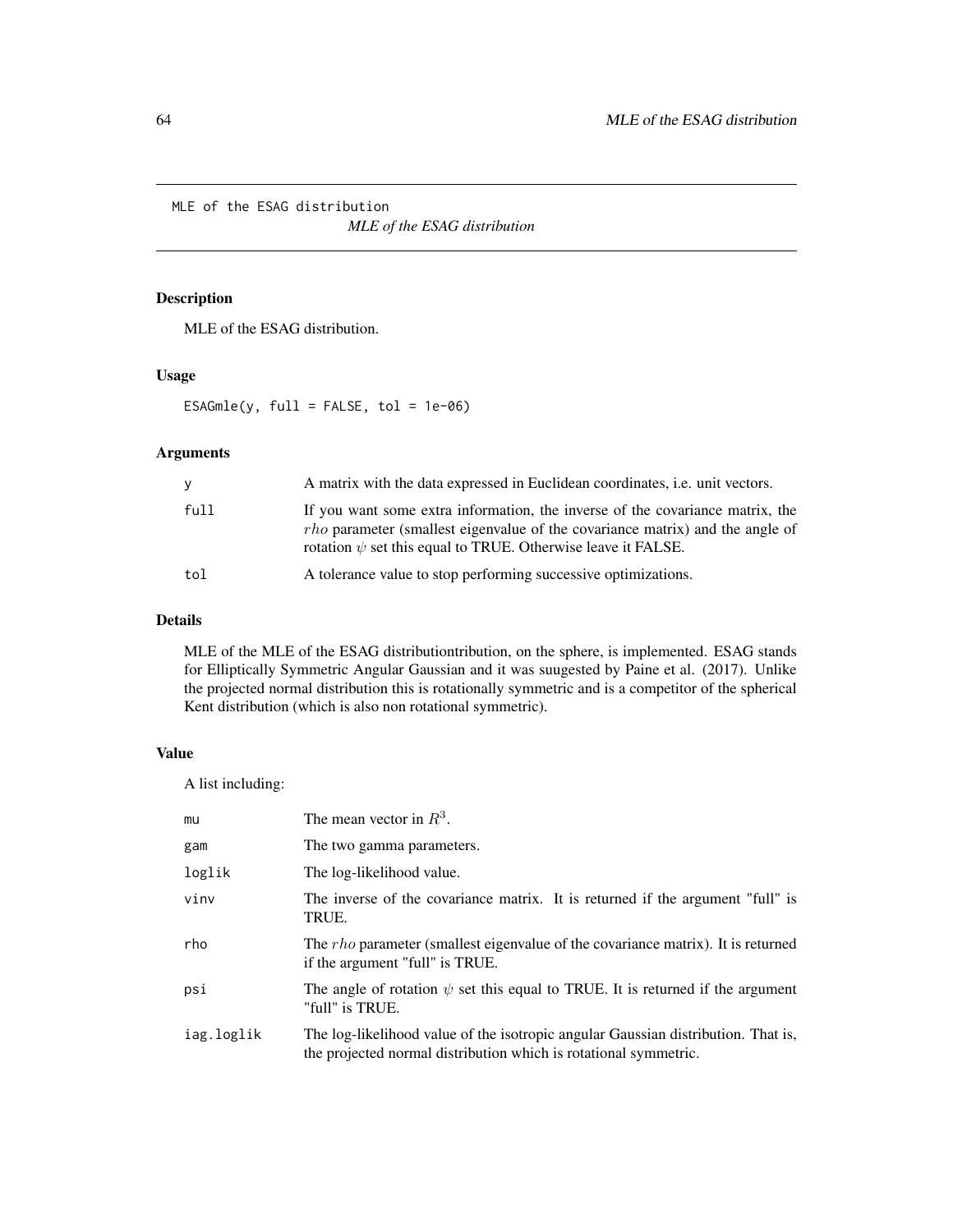MLE of the ESAG distribution *MLE of the ESAG distribution*

## Description

MLE of the ESAG distribution.

## Usage

```
ESAGmle(y, full = FALSE, tol = 1e-06)
```

## Arguments

| | |
|---|---|
| y | A matrix with the data expressed in Euclidean coordinates, i.e. unit vectors. |
| full | If you want some extra information, the inverse of the covariance matrix, the $rho$ parameter (smallest eigenvalue of the covariance matrix) and the angle of rotation $\psi$ set this equal to TRUE. Otherwise leave it FALSE. |
| tol | A tolerance value to stop performing successive optimizations. |

## Details

MLE of the MLE of the ESAG distributiontribution, on the sphere, is implemented. ESAG stands for Elliptically Symmetric Angular Gaussian and it was suugested by Paine et al. (2017). Unlike the projected normal distribution this is rotationally symmetric and is a competitor of the spherical Kent distribution (which is also non rotational symmetric).

## Value

A list including:

| | |
|---|---|
| mu | The mean vector in $R^3$. |
| gam | The two gamma parameters. |
| loglik | The log-likelihood value. |
| vinv | The inverse of the covariance matrix. It is returned if the argument "full" is TRUE. |
| rho | The $rho$ parameter (smallest eigenvalue of the covariance matrix). It is returned if the argument "full" is TRUE. |
| psi | The angle of rotation $\psi$ set this equal to TRUE. It is returned if the argument "full" is TRUE. |
| iag.loglik | The log-likelihood value of the isotropic angular Gaussian distribution. That is, the projected normal distribution which is rotational symmetric. |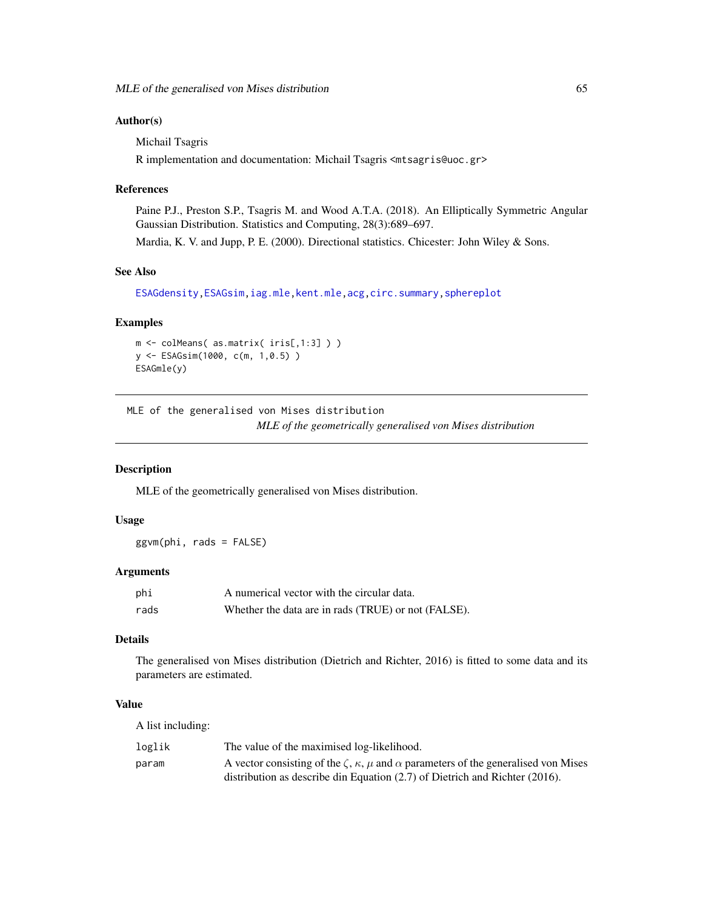### Author(s)

Michail Tsagris

R implementation and documentation: Michail Tsagris <mtsagris@uoc.gr>

### References

Paine P.J., Preston S.P., Tsagris M. and Wood A.T.A. (2018). An Elliptically Symmetric Angular Gaussian Distribution. Statistics and Computing, 28(3):689–697.

Mardia, K. V. and Jupp, P. E. (2000). Directional statistics. Chicester: John Wiley & Sons.

### See Also

ESAGdensity, ESAGsim, iag.mle, kent.mle, acg, circ.summary, sphereplot

### Examples

```
m <- colMeans( as.matrix( iris[,1:3] ) )
y <- ESAGsim(1000, c(m, 1,0.5) )
ESAGmle(y)
```

---

## MLE of the generalised von Mises distribution
*MLE of the geometrically generalised von Mises distribution*

### Description

MLE of the geometrically generalised von Mises distribution.

### Usage

```
ggvm(phi, rads = FALSE)
```

### Arguments

| | |
|---|---|
| phi | A numerical vector with the circular data. |
| rads | Whether the data are in rads (TRUE) or not (FALSE). |

### Details

The generalised von Mises distribution (Dietrich and Richter, 2016) is fitted to some data and its parameters are estimated.

### Value

A list including:

| | |
|---|---|
| loglik | The value of the maximised log-likelihood. |
| param | A vector consisting of the $\zeta$, $\kappa$, $\mu$ and $\alpha$ parameters of the generalised von Mises distribution as describe din Equation (2.7) of Dietrich and Richter (2016). |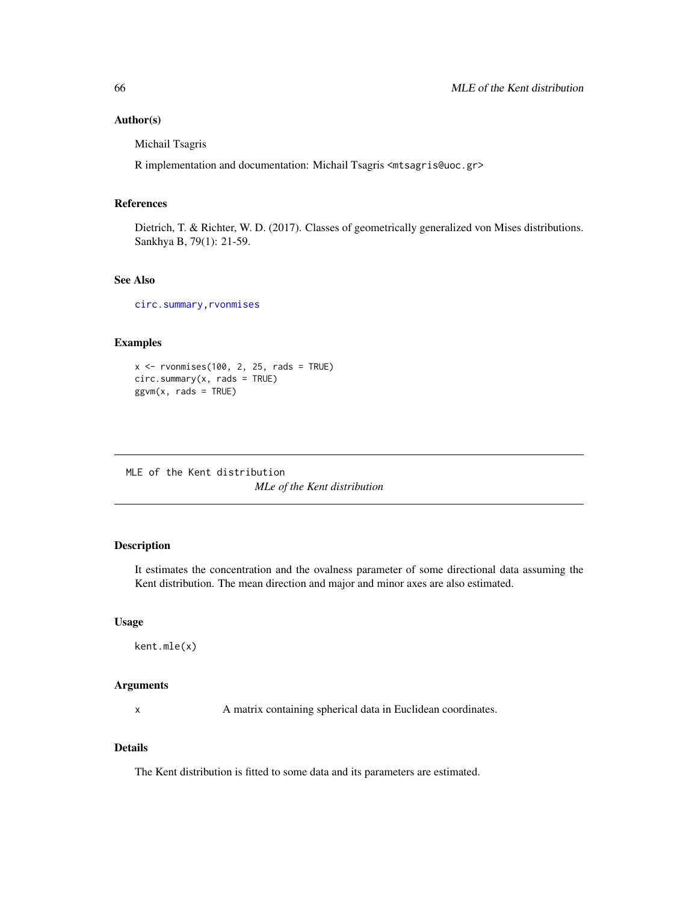### Author(s)

Michail Tsagris

R implementation and documentation: Michail Tsagris <mtsagris@uoc.gr>

### References

Dietrich, T. & Richter, W. D. (2017). Classes of geometrically generalized von Mises distributions. Sankhya B, 79(1): 21-59.

### See Also

circ.summary, rvonmises

### Examples

```
x <- rvonmises(100, 2, 25, rads = TRUE)
circ.summary(x, rads = TRUE)
ggvm(x, rads = TRUE)
```

---

MLE of the Kent distribution

## *MLe of the Kent distribution*

---

### Description

It estimates the concentration and the ovalness parameter of some directional data assuming the Kent distribution. The mean direction and major and minor axes are also estimated.

### Usage

```
kent.mle(x)
```

### Arguments

| | |
|---|---|
| x | A matrix containing spherical data in Euclidean coordinates. |

### Details

The Kent distribution is fitted to some data and its parameters are estimated.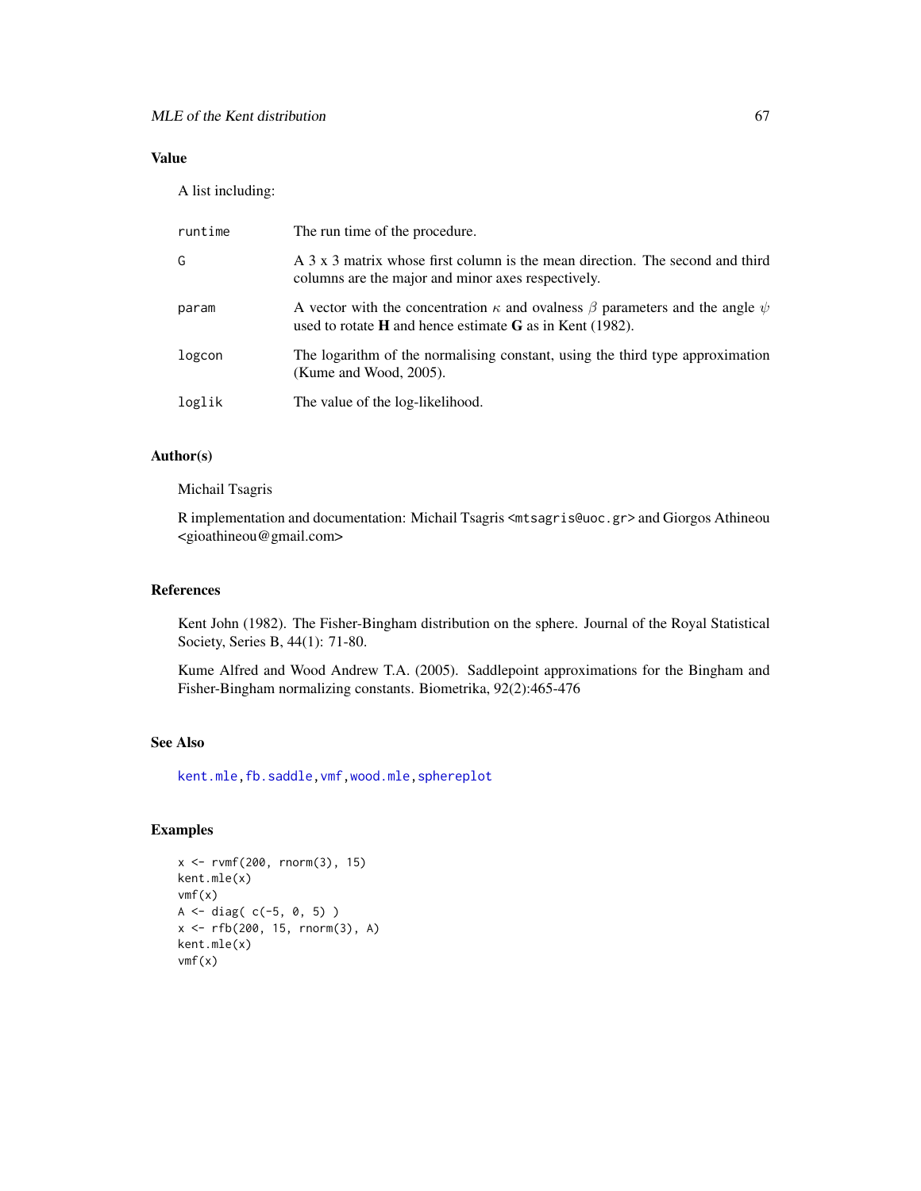### Value

A list including:

| | |
|---|---|
| runtime | The run time of the procedure. |
| G | A 3 x 3 matrix whose first column is the mean direction. The second and third columns are the major and minor axes respectively. |
| param | A vector with the concentration $\kappa$ and ovalness $\beta$ parameters and the angle $\psi$ used to rotate **H** and hence estimate **G** as in Kent (1982). |
| logcon | The logarithm of the normalising constant, using the third type approximation (Kume and Wood, 2005). |
| loglik | The value of the log-likelihood. |

### Author(s)

Michail Tsagris

R implementation and documentation: Michail Tsagris <mtsagris@uoc.gr> and Giorgos Athineou <gioathineou@gmail.com>

### References

Kent John (1982). The Fisher-Bingham distribution on the sphere. Journal of the Royal Statistical Society, Series B, 44(1): 71-80.

Kume Alfred and Wood Andrew T.A. (2005). Saddlepoint approximations for the Bingham and Fisher-Bingham normalizing constants. Biometrika, 92(2):465-476

### See Also

kent.mle, fb.saddle, vmf, wood.mle, sphereplot

### Examples

```
x <- rvmf(200, rnorm(3), 15)
kent.mle(x)
vmf(x)
A <- diag( c(-5, 0, 5) )
x <- rfb(200, 15, rnorm(3), A)
kent.mle(x)
vmf(x)
```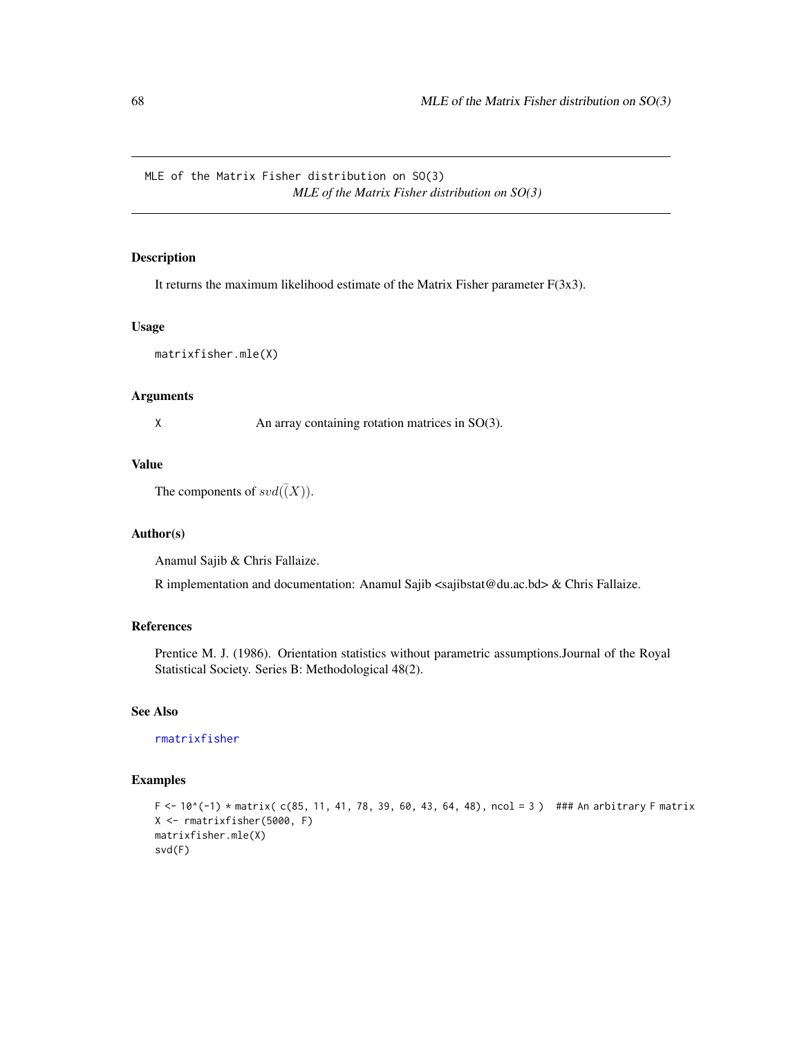MLE of the Matrix Fisher distribution on SO(3)

*MLE of the Matrix Fisher distribution on SO(3)*

## Description

It returns the maximum likelihood estimate of the Matrix Fisher parameter F(3x3).

## Usage

```
matrixfisher.mle(X)
```

## Arguments

| | |
|---|---|
| X | An array containing rotation matrices in SO(3). |

## Value

The components of $svd(\bar{(X)})$.

## Author(s)

Anamul Sajib & Chris Fallaize.

R implementation and documentation: Anamul Sajib <sajibstat@du.ac.bd> & Chris Fallaize.

## References

Prentice M. J. (1986). Orientation statistics without parametric assumptions.Journal of the Royal Statistical Society. Series B: Methodological 48(2).

## See Also

rmatrixfisher

## Examples

```
F <- 10^(-1) * matrix( c(85, 11, 41, 78, 39, 60, 43, 64, 48), ncol = 3 )  ### An arbitrary F matrix
X <- rmatrixfisher(5000, F)
matrixfisher.mle(X)
svd(F)
```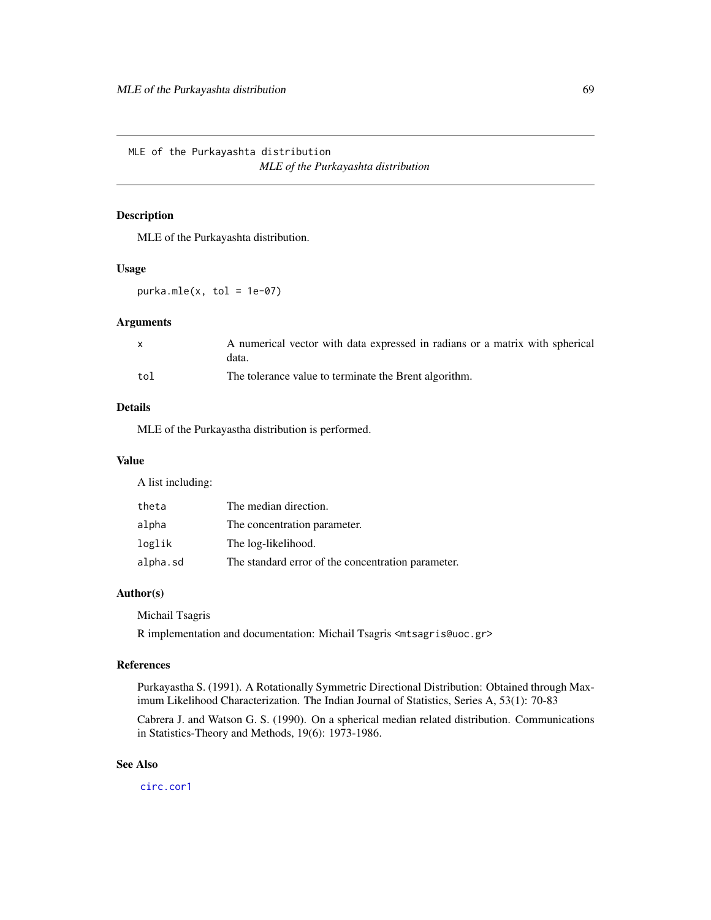MLE of the Purkayashta distribution

*MLE of the Purkayashta distribution*

## Description

MLE of the Purkayashta distribution.

## Usage

```
purka.mle(x, tol = 1e-07)
```

## Arguments

| | |
|---|---|
| x | A numerical vector with data expressed in radians or a matrix with spherical data. |
| tol | The tolerance value to terminate the Brent algorithm. |

## Details

MLE of the Purkayastha distribution is performed.

## Value

A list including:

| | |
|---|---|
| theta | The median direction. |
| alpha | The concentration parameter. |
| loglik | The log-likelihood. |
| alpha.sd | The standard error of the concentration parameter. |

## Author(s)

Michail Tsagris

R implementation and documentation: Michail Tsagris <mtsagris@uoc.gr>

## References

Purkayastha S. (1991). A Rotationally Symmetric Directional Distribution: Obtained through Maximum Likelihood Characterization. The Indian Journal of Statistics, Series A, 53(1): 70-83

Cabrera J. and Watson G. S. (1990). On a spherical median related distribution. Communications in Statistics-Theory and Methods, 19(6): 1973-1986.

## See Also

circ.cor1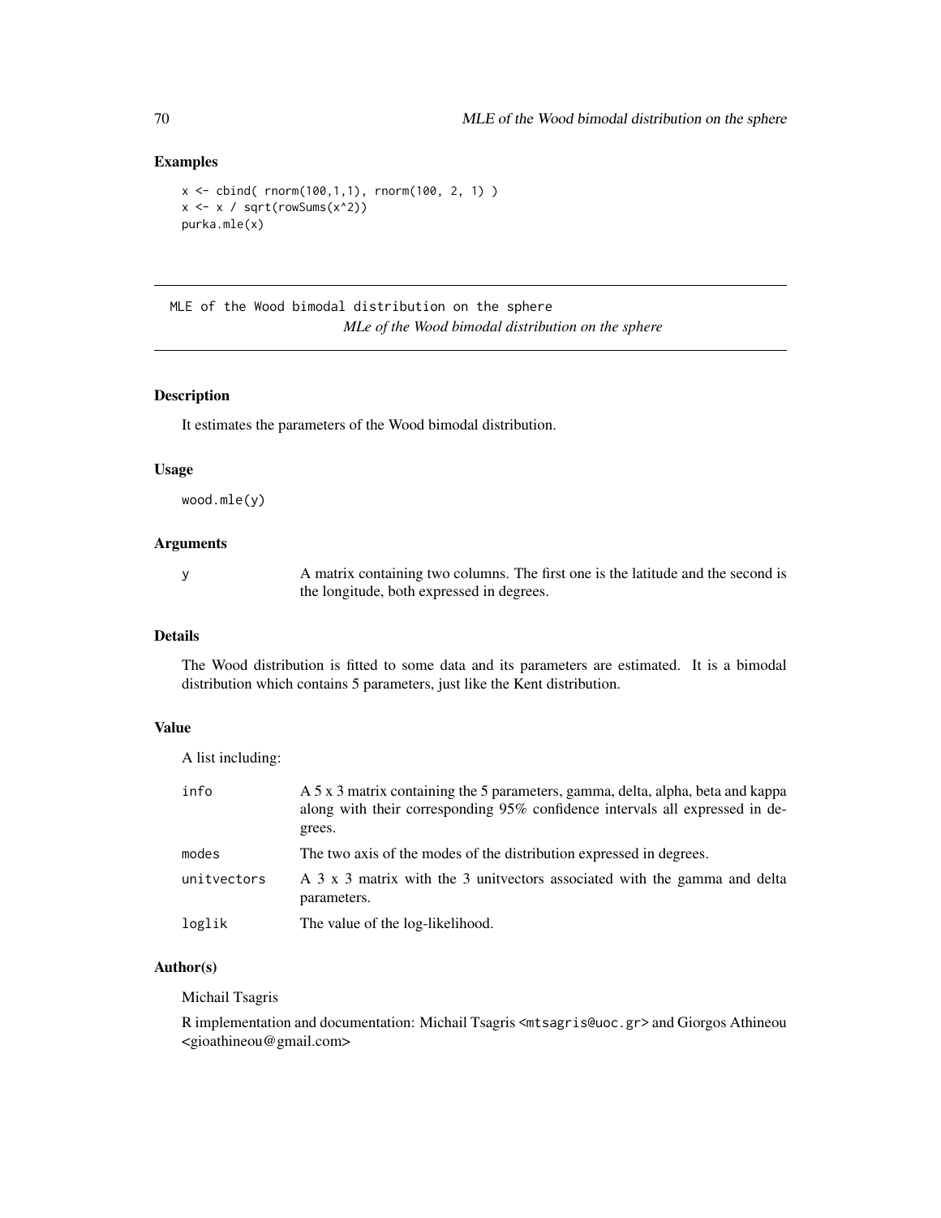## Examples

```
x <- cbind( rnorm(100,1,1), rnorm(100, 2, 1) )
x <- x / sqrt(rowSums(x^2))
purka.mle(x)
```

---

# MLE of the Wood bimodal distribution on the sphere

*MLe of the Wood bimodal distribution on the sphere*

---

## Description

It estimates the parameters of the Wood bimodal distribution.

## Usage

```
wood.mle(y)
```

## Arguments

| | |
|---|---|
| y | A matrix containing two columns. The first one is the latitude and the second is the longitude, both expressed in degrees. |

## Details

The Wood distribution is fitted to some data and its parameters are estimated. It is a bimodal distribution which contains 5 parameters, just like the Kent distribution.

## Value

A list including:

| | |
|---|---|
| info | A 5 x 3 matrix containing the 5 parameters, gamma, delta, alpha, beta and kappa along with their corresponding 95% confidence intervals all expressed in degrees. |
| modes | The two axis of the modes of the distribution expressed in degrees. |
| unitvectors | A 3 x 3 matrix with the 3 unitvectors associated with the gamma and delta parameters. |
| loglik | The value of the log-likelihood. |

## Author(s)

Michail Tsagris

R implementation and documentation: Michail Tsagris <mtsagris@uoc.gr> and Giorgos Athineou <gioathineou@gmail.com>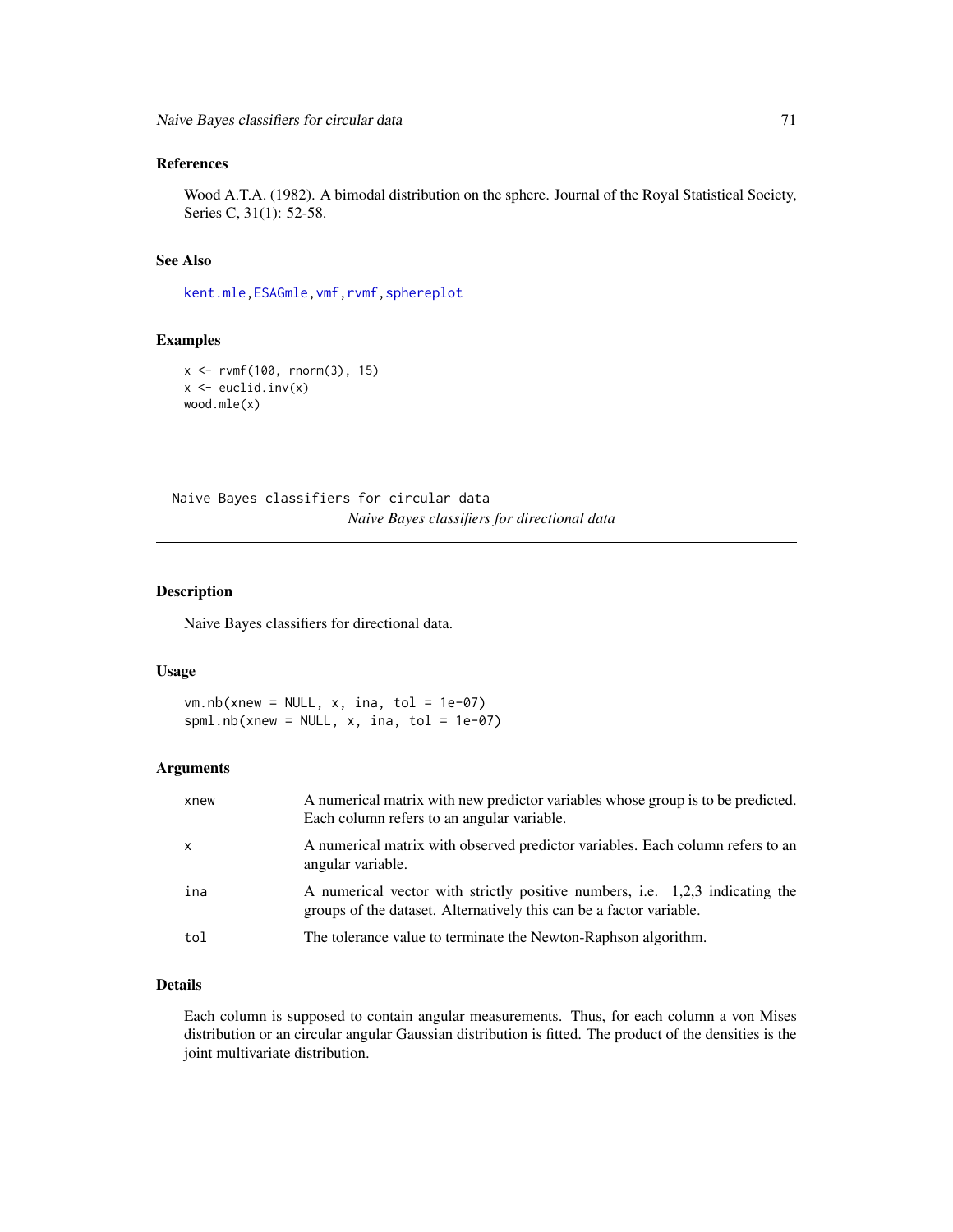### References

Wood A.T.A. (1982). A bimodal distribution on the sphere. Journal of the Royal Statistical Society, Series C, 31(1): 52-58.

### See Also

kent.mle, ESAGmle, vmf, rvmf, sphereplot

### Examples

```
x <- rvmf(100, rnorm(3), 15)
x <- euclid.inv(x)
wood.mle(x)
```

---

## Naive Bayes classifiers for circular data — *Naive Bayes classifiers for directional data*

---

### Description

Naive Bayes classifiers for directional data.

### Usage

```
vm.nb(xnew = NULL, x, ina, tol = 1e-07)
spml.nb(xnew = NULL, x, ina, tol = 1e-07)
```

### Arguments

| | |
|---|---|
| xnew | A numerical matrix with new predictor variables whose group is to be predicted. Each column refers to an angular variable. |
| x | A numerical matrix with observed predictor variables. Each column refers to an angular variable. |
| ina | A numerical vector with strictly positive numbers, i.e. 1,2,3 indicating the groups of the dataset. Alternatively this can be a factor variable. |
| tol | The tolerance value to terminate the Newton-Raphson algorithm. |

### Details

Each column is supposed to contain angular measurements. Thus, for each column a von Mises distribution or an circular angular Gaussian distribution is fitted. The product of the densities is the joint multivariate distribution.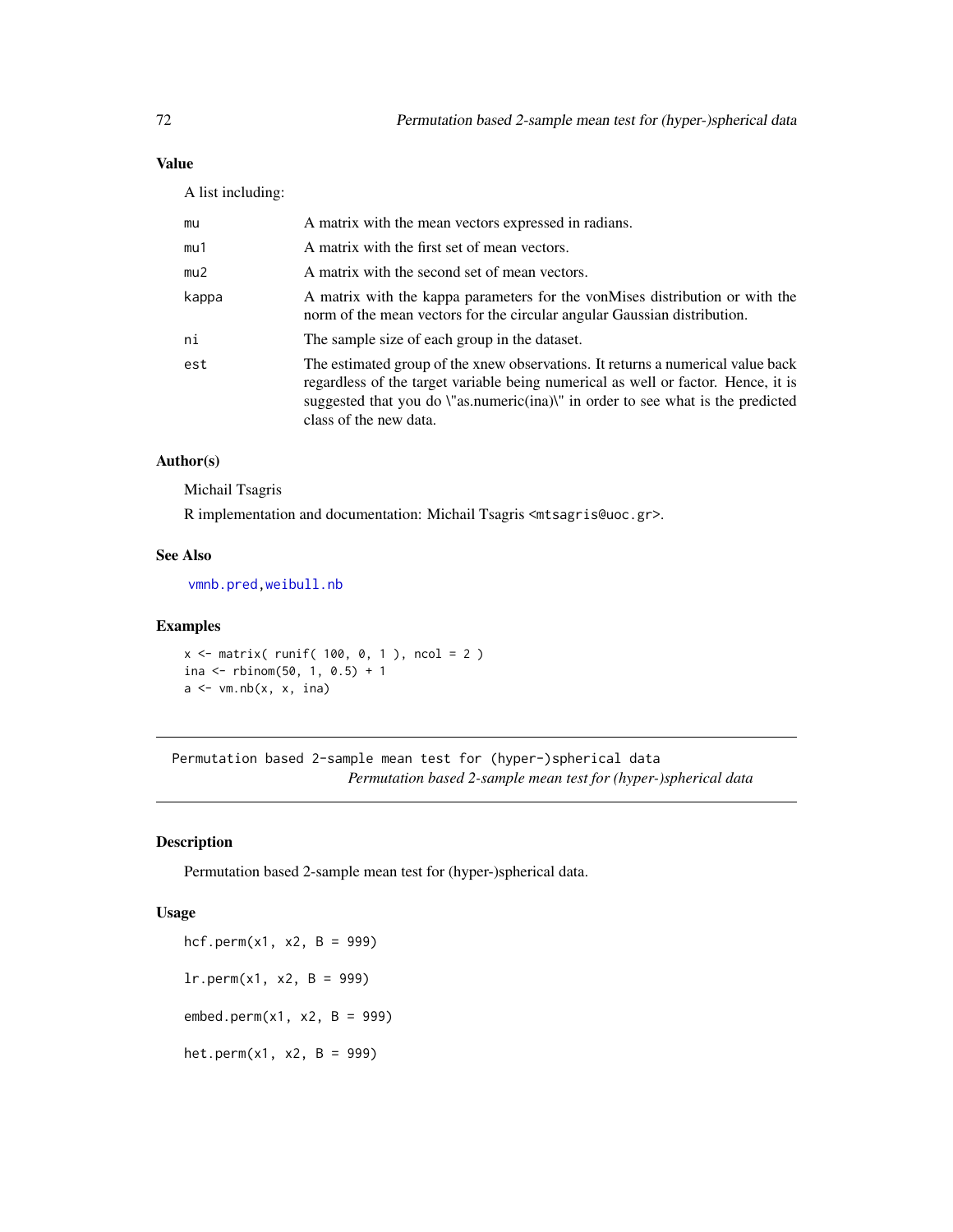## Value

A list including:

- **mu** A matrix with the mean vectors expressed in radians.
- **mu1** A matrix with the first set of mean vectors.
- **mu2** A matrix with the second set of mean vectors.
- **kappa** A matrix with the kappa parameters for the vonMises distribution or with the norm of the mean vectors for the circular angular Gaussian distribution.
- **ni** The sample size of each group in the dataset.
- **est** The estimated group of the xnew observations. It returns a numerical value back regardless of the target variable being numerical as well or factor. Hence, it is suggested that you do \"as.numeric(ina)\" in order to see what is the predicted class of the new data.

## Author(s)

Michail Tsagris

R implementation and documentation: Michail Tsagris <mtsagris@uoc.gr>.

## See Also

vmnb.pred, weibull.nb

## Examples

```
x <- matrix( runif( 100, 0, 1 ), ncol = 2 )
ina <- rbinom(50, 1, 0.5) + 1
a <- vm.nb(x, x, ina)
```

---

# Permutation based 2-sample mean test for (hyper-)spherical data

*Permutation based 2-sample mean test for (hyper-)spherical data*

## Description

Permutation based 2-sample mean test for (hyper-)spherical data.

## Usage

```
hcf.perm(x1, x2, B = 999)

lr.perm(x1, x2, B = 999)

embed.perm(x1, x2, B = 999)

het.perm(x1, x2, B = 999)
```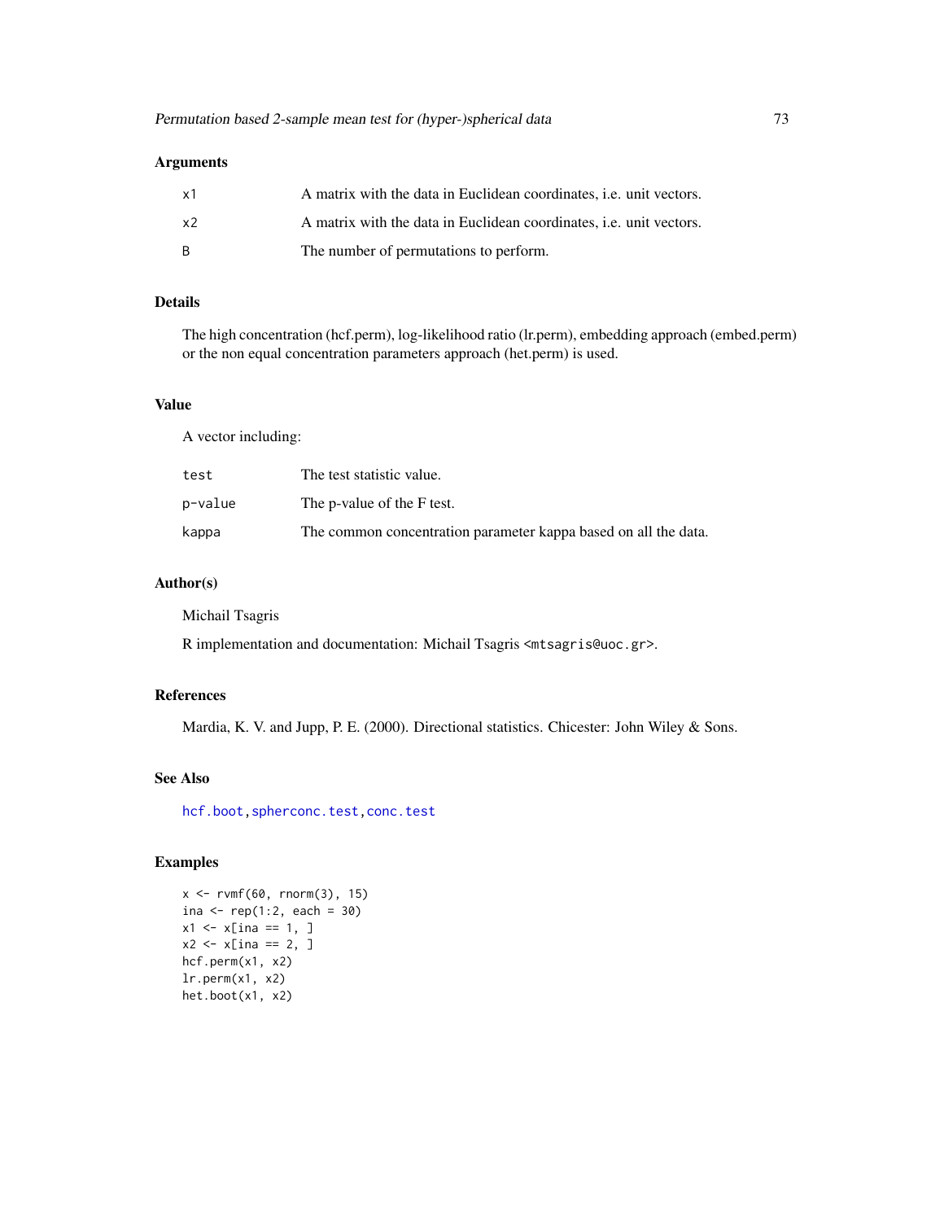## Arguments

| | |
|---|---|
| x1 | A matrix with the data in Euclidean coordinates, i.e. unit vectors. |
| x2 | A matrix with the data in Euclidean coordinates, i.e. unit vectors. |
| B | The number of permutations to perform. |

## Details

The high concentration (hcf.perm), log-likelihood ratio (lr.perm), embedding approach (embed.perm) or the non equal concentration parameters approach (het.perm) is used.

## Value

A vector including:

| | |
|---|---|
| test | The test statistic value. |
| p-value | The p-value of the F test. |
| kappa | The common concentration parameter kappa based on all the data. |

## Author(s)

Michail Tsagris

R implementation and documentation: Michail Tsagris <mtsagris@uoc.gr>.

## References

Mardia, K. V. and Jupp, P. E. (2000). Directional statistics. Chicester: John Wiley & Sons.

## See Also

hcf.boot, spherconc.test, conc.test

## Examples

```
x <- rvmf(60, rnorm(3), 15)
ina <- rep(1:2, each = 30)
x1 <- x[ina == 1, ]
x2 <- x[ina == 2, ]
hcf.perm(x1, x2)
lr.perm(x1, x2)
het.boot(x1, x2)
```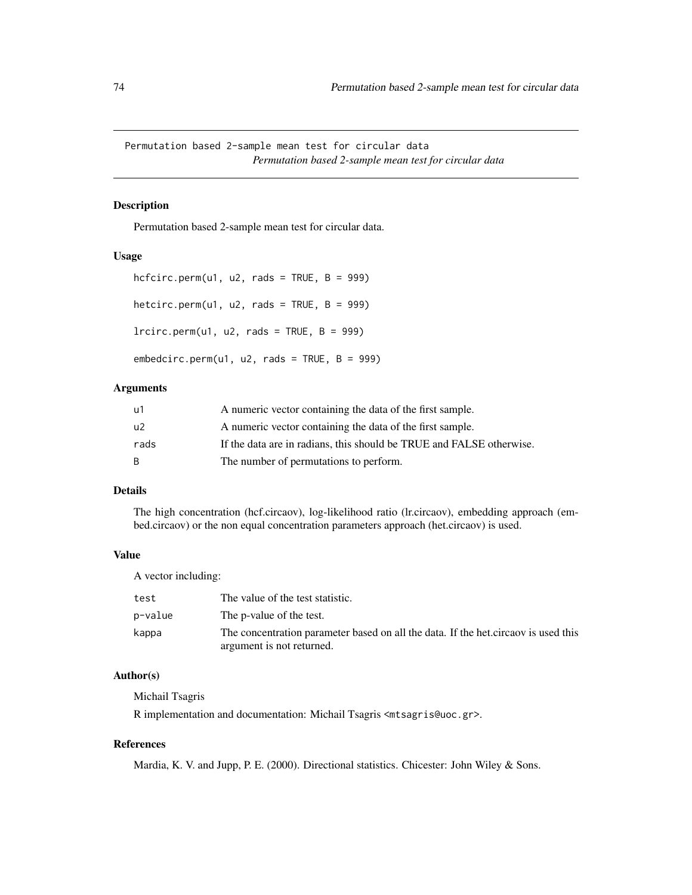# Permutation based 2-sample mean test for circular data

*Permutation based 2-sample mean test for circular data*

## Description

Permutation based 2-sample mean test for circular data.

## Usage

```
hcfcirc.perm(u1, u2, rads = TRUE, B = 999)

hetcirc.perm(u1, u2, rads = TRUE, B = 999)

lrcirc.perm(u1, u2, rads = TRUE, B = 999)

embedcirc.perm(u1, u2, rads = TRUE, B = 999)
```

## Arguments

| | |
|---|---|
| u1 | A numeric vector containing the data of the first sample. |
| u2 | A numeric vector containing the data of the first sample. |
| rads | If the data are in radians, this should be TRUE and FALSE otherwise. |
| B | The number of permutations to perform. |

## Details

The high concentration (hcf.circaov), log-likelihood ratio (lr.circaov), embedding approach (embed.circaov) or the non equal concentration parameters approach (het.circaov) is used.

## Value

A vector including:

| | |
|---|---|
| test | The value of the test statistic. |
| p-value | The p-value of the test. |
| kappa | The concentration parameter based on all the data. If the het.circaov is used this argument is not returned. |

## Author(s)

Michail Tsagris

R implementation and documentation: Michail Tsagris <mtsagris@uoc.gr>.

## References

Mardia, K. V. and Jupp, P. E. (2000). Directional statistics. Chicester: John Wiley & Sons.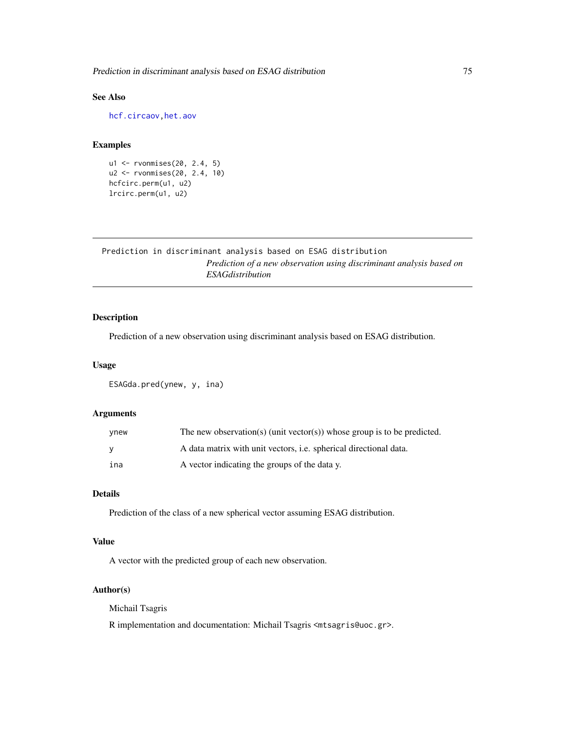## See Also

hcf.circaov, het.aov

## Examples

```
u1 <- rvonmises(20, 2.4, 5)
u2 <- rvonmises(20, 2.4, 10)
hcfcirc.perm(u1, u2)
lrcirc.perm(u1, u2)
```

---

`Prediction in discriminant analysis based on ESAG distribution`
*Prediction of a new observation using discriminant analysis based on ESAGdistribution*

---

## Description

Prediction of a new observation using discriminant analysis based on ESAG distribution.

## Usage

```
ESAGda.pred(ynew, y, ina)
```

## Arguments

| | |
|---|---|
| ynew | The new observation(s) (unit vector(s)) whose group is to be predicted. |
| y | A data matrix with unit vectors, i.e. spherical directional data. |
| ina | A vector indicating the groups of the data y. |

## Details

Prediction of the class of a new spherical vector assuming ESAG distribution.

## Value

A vector with the predicted group of each new observation.

## Author(s)

Michail Tsagris

R implementation and documentation: Michail Tsagris <mtsagris@uoc.gr>.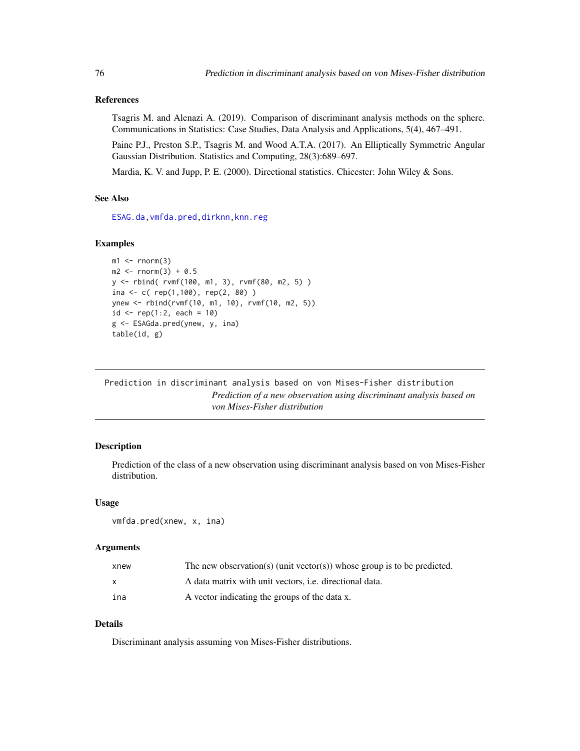### References

Tsagris M. and Alenazi A. (2019). Comparison of discriminant analysis methods on the sphere. Communications in Statistics: Case Studies, Data Analysis and Applications, 5(4), 467–491.

Paine P.J., Preston S.P., Tsagris M. and Wood A.T.A. (2017). An Elliptically Symmetric Angular Gaussian Distribution. Statistics and Computing, 28(3):689–697.

Mardia, K. V. and Jupp, P. E. (2000). Directional statistics. Chicester: John Wiley & Sons.

### See Also

ESAG.da, vmfda.pred, dirknn, knn.reg

### Examples

```
m1 <- rnorm(3)
m2 <- rnorm(3) + 0.5
y <- rbind( rvmf(100, m1, 3), rvmf(80, m2, 5) )
ina <- c( rep(1,100), rep(2, 80) )
ynew <- rbind(rvmf(10, m1, 10), rvmf(10, m2, 5))
id <- rep(1:2, each = 10)
g <- ESAGda.pred(ynew, y, ina)
table(id, g)
```

---

## Prediction in discriminant analysis based on von Mises-Fisher distribution

*Prediction of a new observation using discriminant analysis based on von Mises-Fisher distribution*

### Description

Prediction of the class of a new observation using discriminant analysis based on von Mises-Fisher distribution.

### Usage

```
vmfda.pred(xnew, x, ina)
```

### Arguments

| | |
|---|---|
| xnew | The new observation(s) (unit vector(s)) whose group is to be predicted. |
| x | A data matrix with unit vectors, i.e. directional data. |
| ina | A vector indicating the groups of the data x. |

### Details

Discriminant analysis assuming von Mises-Fisher distributions.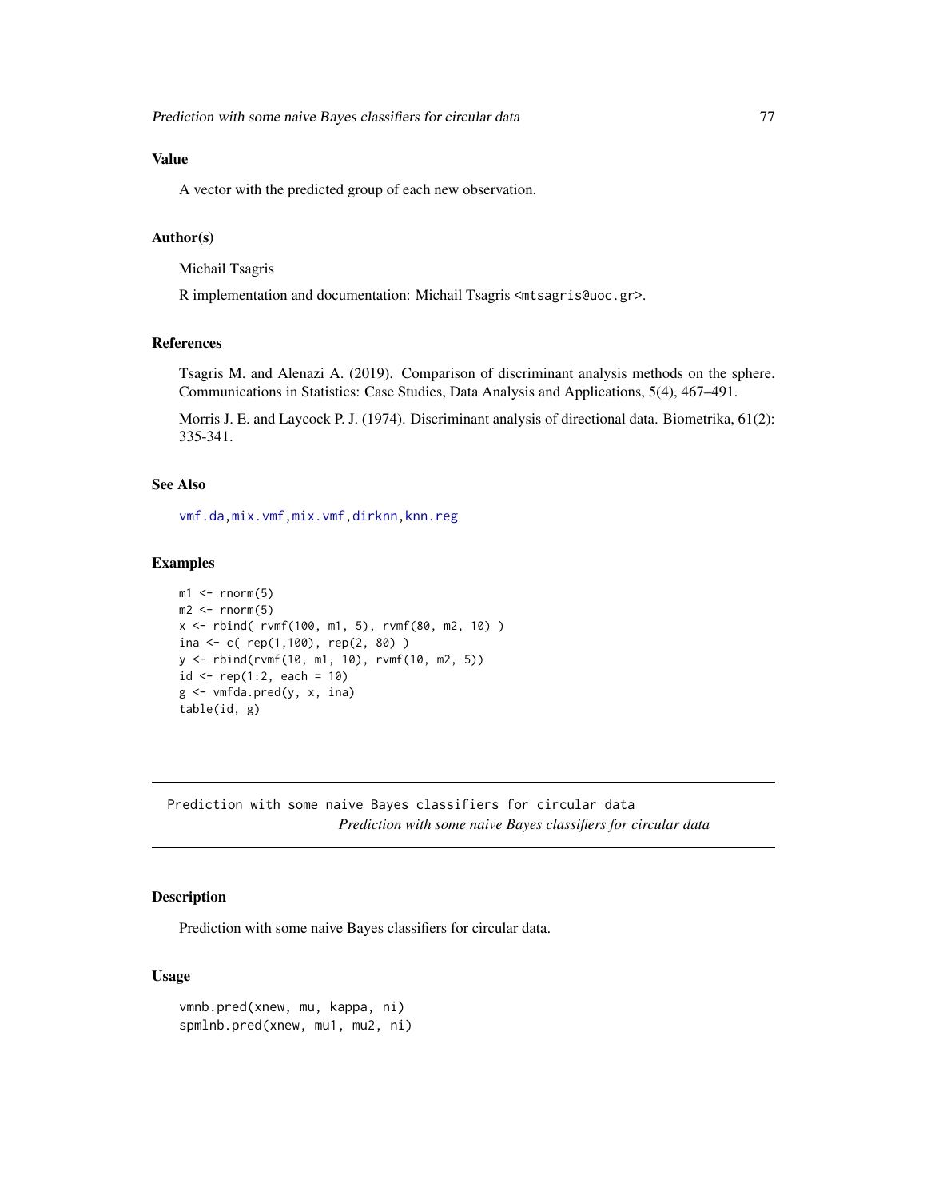### Value

A vector with the predicted group of each new observation.

### Author(s)

Michail Tsagris

R implementation and documentation: Michail Tsagris <mtsagris@uoc.gr>.

### References

Tsagris M. and Alenazi A. (2019). Comparison of discriminant analysis methods on the sphere. Communications in Statistics: Case Studies, Data Analysis and Applications, 5(4), 467–491.

Morris J. E. and Laycock P. J. (1974). Discriminant analysis of directional data. Biometrika, 61(2): 335-341.

### See Also

vmf.da, mix.vmf, mix.vmf, dirknn, knn.reg

### Examples

```
m1 <- rnorm(5)
m2 <- rnorm(5)
x <- rbind( rvmf(100, m1, 5), rvmf(80, m2, 10) )
ina <- c( rep(1,100), rep(2, 80) )
y <- rbind(rvmf(10, m1, 10), rvmf(10, m2, 5))
id <- rep(1:2, each = 10)
g <- vmfda.pred(y, x, ina)
table(id, g)
```

---

## Prediction with some naive Bayes classifiers for circular data

*Prediction with some naive Bayes classifiers for circular data*

### Description

Prediction with some naive Bayes classifiers for circular data.

### Usage

```
vmnb.pred(xnew, mu, kappa, ni)
spmlnb.pred(xnew, mu1, mu2, ni)
```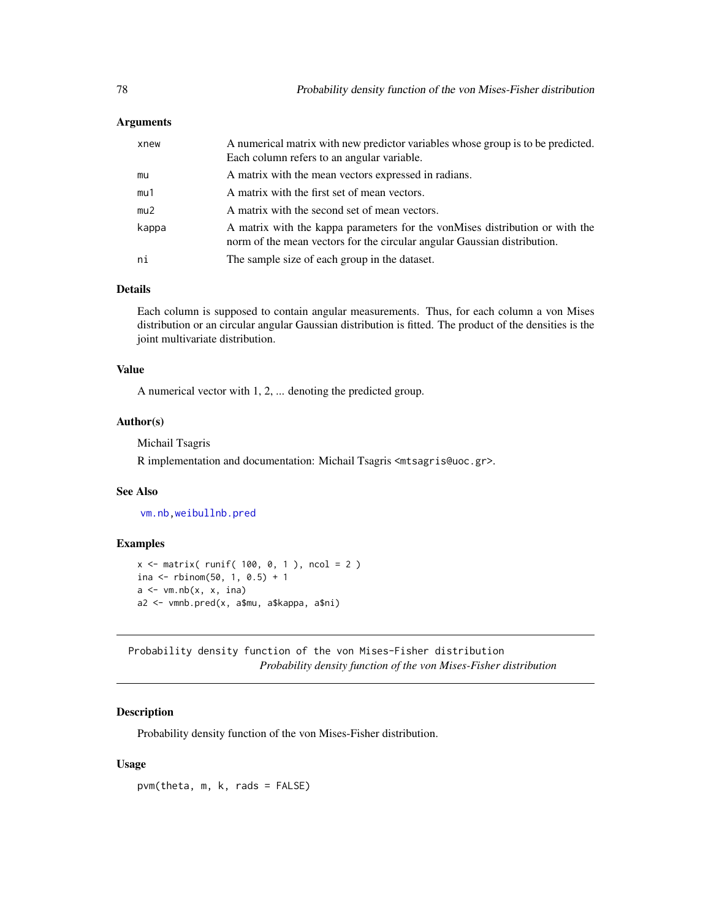### Arguments

| | |
|---|---|
| xnew | A numerical matrix with new predictor variables whose group is to be predicted. Each column refers to an angular variable. |
| mu | A matrix with the mean vectors expressed in radians. |
| mu1 | A matrix with the first set of mean vectors. |
| mu2 | A matrix with the second set of mean vectors. |
| kappa | A matrix with the kappa parameters for the vonMises distribution or with the norm of the mean vectors for the circular angular Gaussian distribution. |
| ni | The sample size of each group in the dataset. |

### Details

Each column is supposed to contain angular measurements. Thus, for each column a von Mises distribution or an circular angular Gaussian distribution is fitted. The product of the densities is the joint multivariate distribution.

### Value

A numerical vector with 1, 2, ... denoting the predicted group.

### Author(s)

Michail Tsagris

R implementation and documentation: Michail Tsagris <mtsagris@uoc.gr>.

### See Also

vm.nb, weibullnb.pred

### Examples

```
x <- matrix( runif( 100, 0, 1 ), ncol = 2 )
ina <- rbinom(50, 1, 0.5) + 1
a <- vm.nb(x, x, ina)
a2 <- vmnb.pred(x, a$mu, a$kappa, a$ni)
```

---

## Probability density function of the von Mises-Fisher distribution

*Probability density function of the von Mises-Fisher distribution*

### Description

Probability density function of the von Mises-Fisher distribution.

### Usage

```
pvm(theta, m, k, rads = FALSE)
```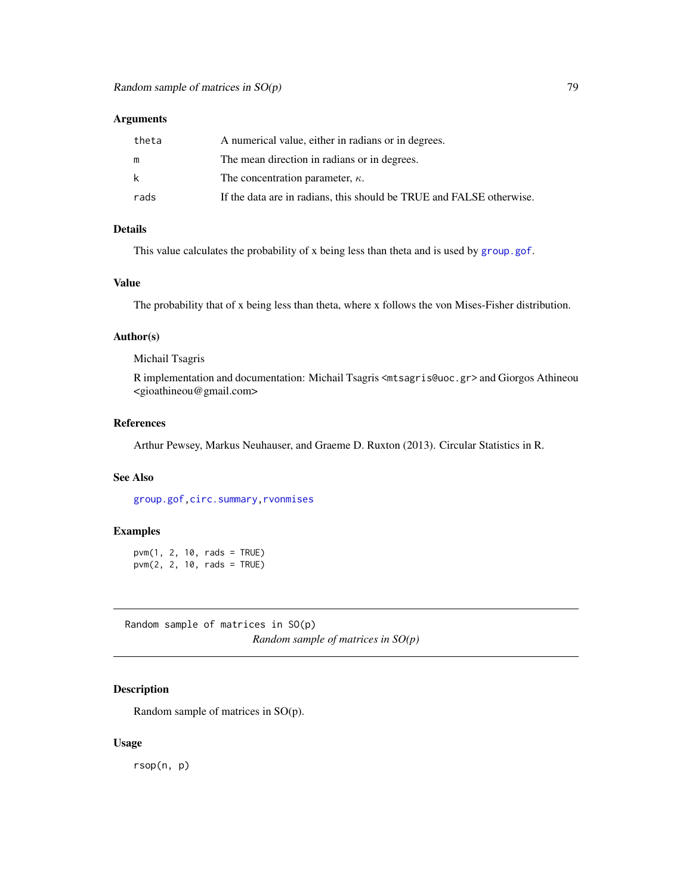### Arguments

| | |
|---|---|
| theta | A numerical value, either in radians or in degrees. |
| m | The mean direction in radians or in degrees. |
| k | The concentration parameter, $\kappa$. |
| rads | If the data are in radians, this should be TRUE and FALSE otherwise. |

### Details

This value calculates the probability of x being less than theta and is used by `group.gof`.

### Value

The probability that of x being less than theta, where x follows the von Mises-Fisher distribution.

### Author(s)

Michail Tsagris

R implementation and documentation: Michail Tsagris <mtsagris@uoc.gr> and Giorgos Athineou <gioathineou@gmail.com>

### References

Arthur Pewsey, Markus Neuhauser, and Graeme D. Ruxton (2013). Circular Statistics in R.

### See Also

`group.gof`, `circ.summary`, `rvonmises`

### Examples

```
pvm(1, 2, 10, rads = TRUE)
pvm(2, 2, 10, rads = TRUE)
```

---

## Random sample of matrices in SO(p)

*Random sample of matrices in SO(p)*

### Description

Random sample of matrices in SO(p).

### Usage

```
rsop(n, p)
```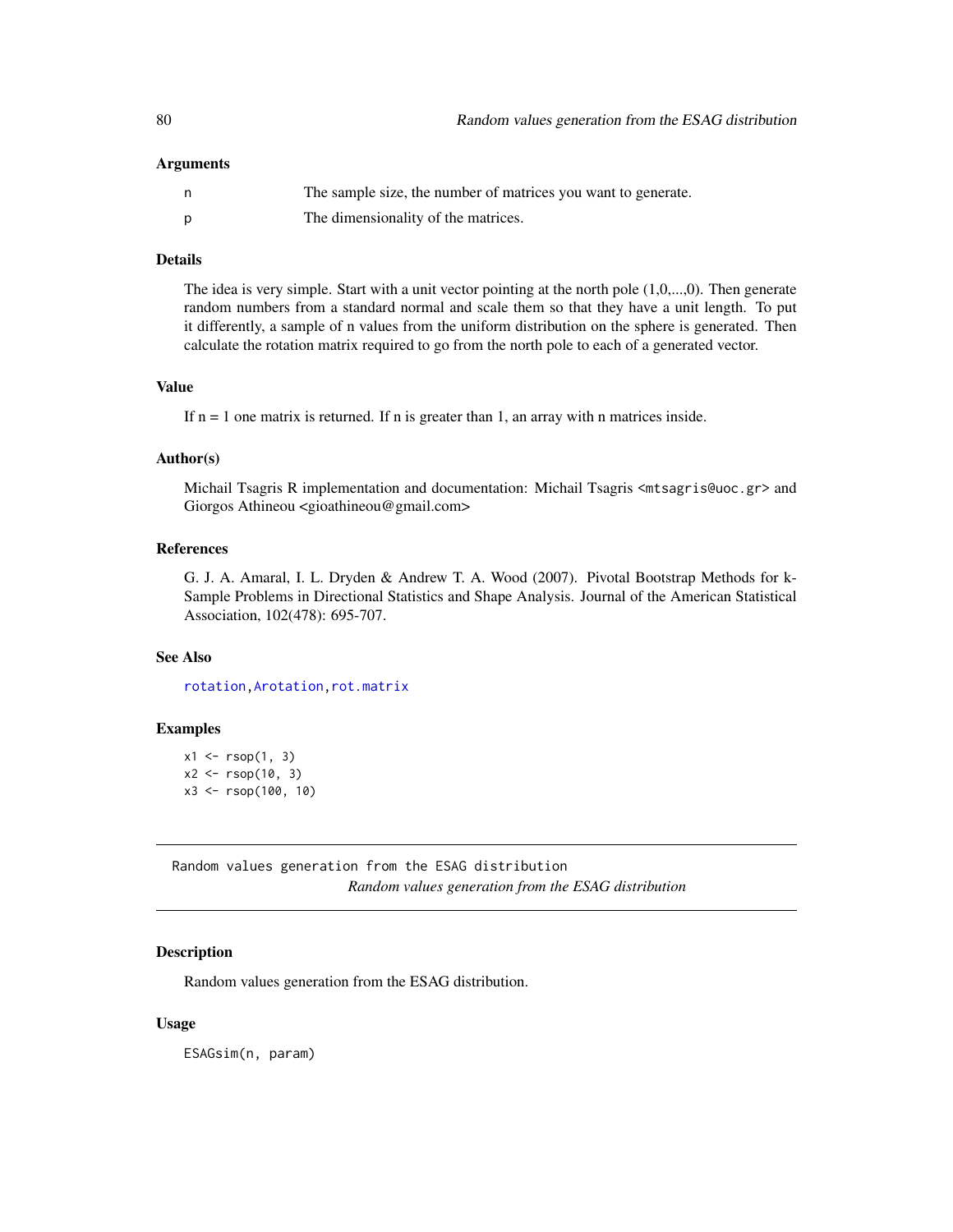### Arguments

| | |
|---|---|
| n | The sample size, the number of matrices you want to generate. |
| p | The dimensionality of the matrices. |

### Details

The idea is very simple. Start with a unit vector pointing at the north pole (1,0,...,0). Then generate random numbers from a standard normal and scale them so that they have a unit length. To put it differently, a sample of n values from the uniform distribution on the sphere is generated. Then calculate the rotation matrix required to go from the north pole to each of a generated vector.

### Value

If n = 1 one matrix is returned. If n is greater than 1, an array with n matrices inside.

### Author(s)

Michail Tsagris R implementation and documentation: Michail Tsagris <mtsagris@uoc.gr> and Giorgos Athineou <gioathineou@gmail.com>

### References

G. J. A. Amaral, I. L. Dryden & Andrew T. A. Wood (2007). Pivotal Bootstrap Methods for k-Sample Problems in Directional Statistics and Shape Analysis. Journal of the American Statistical Association, 102(478): 695-707.

### See Also

rotation, Arotation, rot.matrix

### Examples

```
x1 <- rsop(1, 3)
x2 <- rsop(10, 3)
x3 <- rsop(100, 10)
```

---

## Random values generation from the ESAG distribution

*Random values generation from the ESAG distribution*

### Description

Random values generation from the ESAG distribution.

### Usage

```
ESAGsim(n, param)
```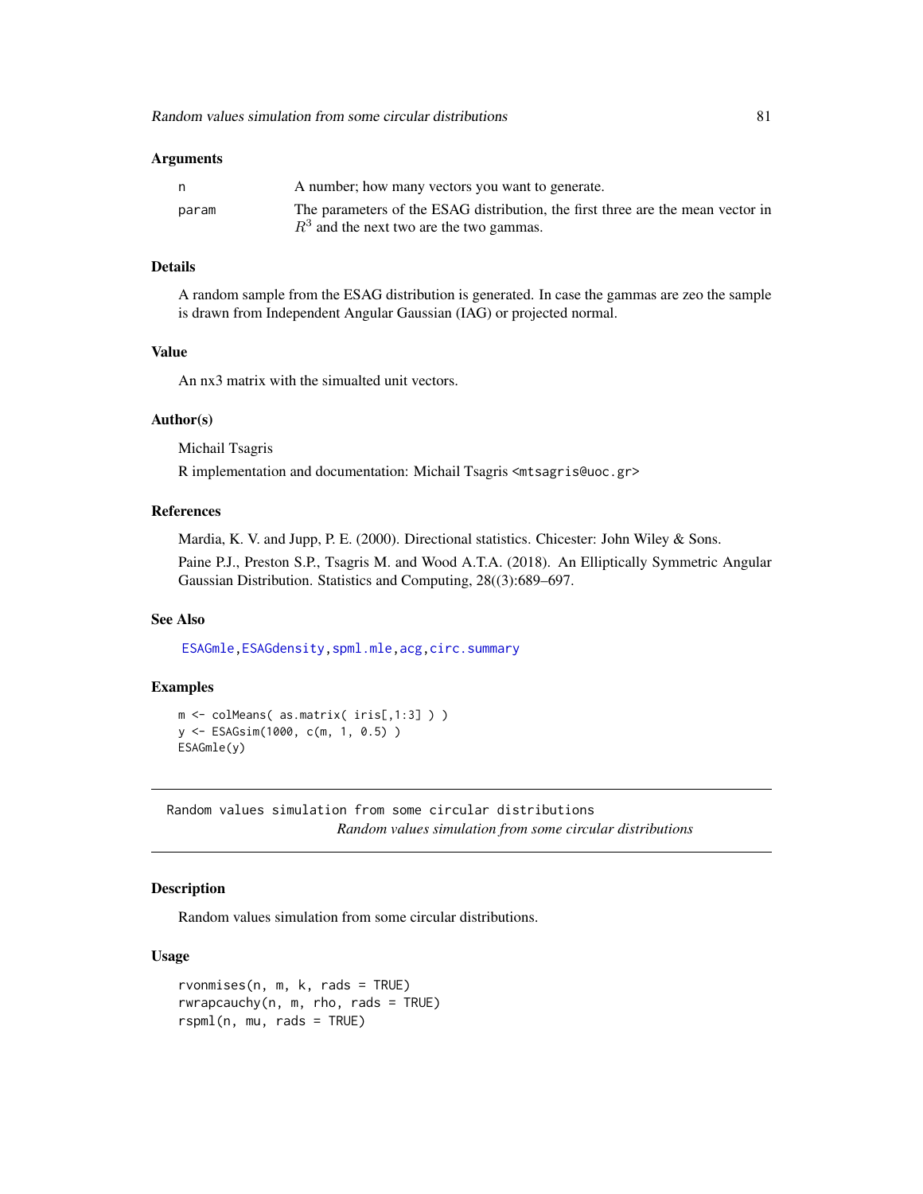### Arguments

| | |
|---|---|
| n | A number; how many vectors you want to generate. |
| param | The parameters of the ESAG distribution, the first three are the mean vector in $R^3$ and the next two are the two gammas. |

### Details

A random sample from the ESAG distribution is generated. In case the gammas are zeo the sample is drawn from Independent Angular Gaussian (IAG) or projected normal.

### Value

An nx3 matrix with the simualted unit vectors.

### Author(s)

Michail Tsagris

R implementation and documentation: Michail Tsagris <mtsagris@uoc.gr>

### References

Mardia, K. V. and Jupp, P. E. (2000). Directional statistics. Chicester: John Wiley & Sons.

Paine P.J., Preston S.P., Tsagris M. and Wood A.T.A. (2018). An Elliptically Symmetric Angular Gaussian Distribution. Statistics and Computing, 28((3):689–697.

### See Also

ESAGmle, ESAGdensity, spml.mle, acg, circ.summary

### Examples

```
m <- colMeans( as.matrix( iris[,1:3] ) )
y <- ESAGsim(1000, c(m, 1, 0.5) )
ESAGmle(y)
```

---

## Random values simulation from some circular distributions

*Random values simulation from some circular distributions*

### Description

Random values simulation from some circular distributions.

### Usage

```
rvonmises(n, m, k, rads = TRUE)
rwrapcauchy(n, m, rho, rads = TRUE)
rspml(n, mu, rads = TRUE)
```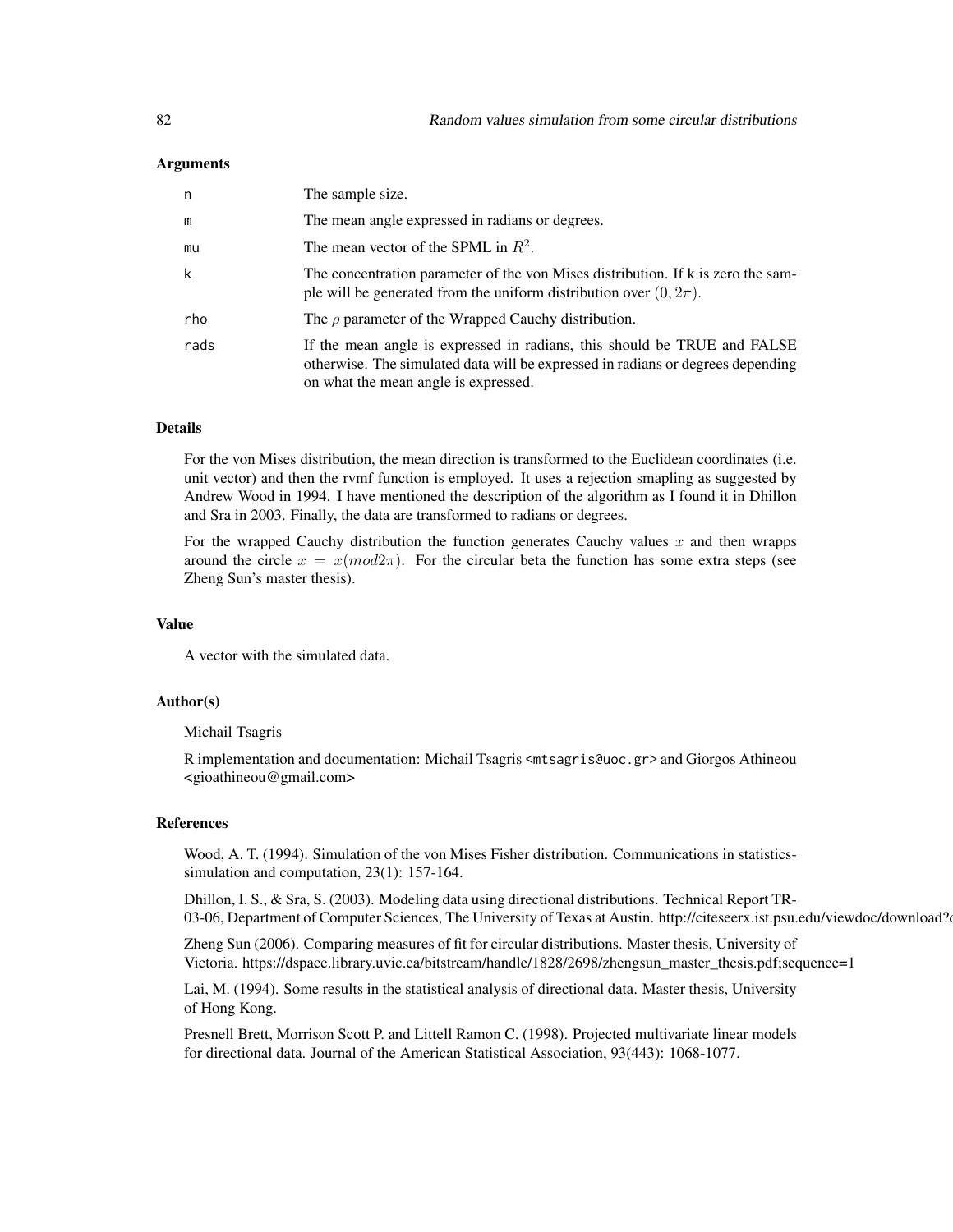### Arguments

| | |
|---|---|
| n | The sample size. |
| m | The mean angle expressed in radians or degrees. |
| mu | The mean vector of the SPML in $R^2$. |
| k | The concentration parameter of the von Mises distribution. If k is zero the sample will be generated from the uniform distribution over $(0, 2\pi)$. |
| rho | The $\rho$ parameter of the Wrapped Cauchy distribution. |
| rads | If the mean angle is expressed in radians, this should be TRUE and FALSE otherwise. The simulated data will be expressed in radians or degrees depending on what the mean angle is expressed. |

### Details

For the von Mises distribution, the mean direction is transformed to the Euclidean coordinates (i.e. unit vector) and then the rvmf function is employed. It uses a rejection smapling as suggested by Andrew Wood in 1994. I have mentioned the description of the algorithm as I found it in Dhillon and Sra in 2003. Finally, the data are transformed to radians or degrees.

For the wrapped Cauchy distribution the function generates Cauchy values $x$ and then wrapps around the circle $x = x(mod 2\pi)$. For the circular beta the function has some extra steps (see Zheng Sun's master thesis).

### Value

A vector with the simulated data.

### Author(s)

Michail Tsagris

R implementation and documentation: Michail Tsagris <mtsagris@uoc.gr> and Giorgos Athineou <gioathineou@gmail.com>

### References

Wood, A. T. (1994). Simulation of the von Mises Fisher distribution. Communications in statistics-simulation and computation, 23(1): 157-164.

Dhillon, I. S., & Sra, S. (2003). Modeling data using directional distributions. Technical Report TR-03-06, Department of Computer Sciences, The University of Texas at Austin. http://citeseerx.ist.psu.edu/viewdoc/download?d

Zheng Sun (2006). Comparing measures of fit for circular distributions. Master thesis, University of Victoria. https://dspace.library.uvic.ca/bitstream/handle/1828/2698/zhengsun_master_thesis.pdf;sequence=1

Lai, M. (1994). Some results in the statistical analysis of directional data. Master thesis, University of Hong Kong.

Presnell Brett, Morrison Scott P. and Littell Ramon C. (1998). Projected multivariate linear models for directional data. Journal of the American Statistical Association, 93(443): 1068-1077.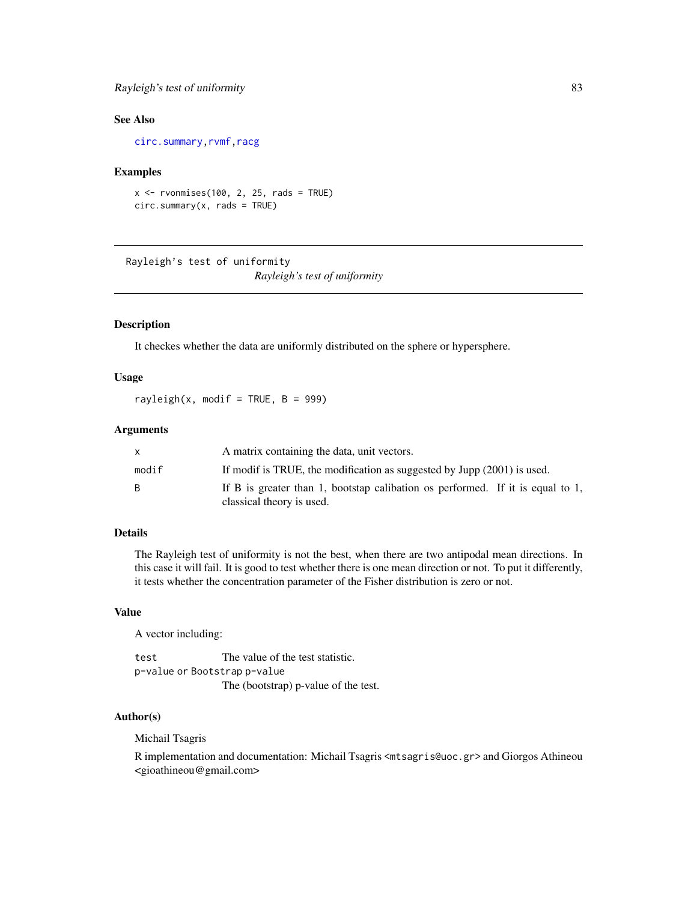## See Also

circ.summary, rvmf, racg

## Examples

```
x <- rvonmises(100, 2, 25, rads = TRUE)
circ.summary(x, rads = TRUE)
```

---

Rayleigh's test of uniformity
*Rayleigh's test of uniformity*

---

## Description

It checkes whether the data are uniformly distributed on the sphere or hypersphere.

## Usage

```
rayleigh(x, modif = TRUE, B = 999)
```

## Arguments

| | |
|---|---|
| x | A matrix containing the data, unit vectors. |
| modif | If modif is TRUE, the modification as suggested by Jupp (2001) is used. |
| B | If B is greater than 1, bootstap calibation os performed. If it is equal to 1, classical theory is used. |

## Details

The Rayleigh test of uniformity is not the best, when there are two antipodal mean directions. In this case it will fail. It is good to test whether there is one mean direction or not. To put it differently, it tests whether the concentration parameter of the Fisher distribution is zero or not.

## Value

A vector including:

| | |
|---|---|
| test | The value of the test statistic. |
| p-value or Bootstrap p-value | The (bootstrap) p-value of the test. |

## Author(s)

Michail Tsagris

R implementation and documentation: Michail Tsagris <mtsagris@uoc.gr> and Giorgos Athineou <gioathineou@gmail.com>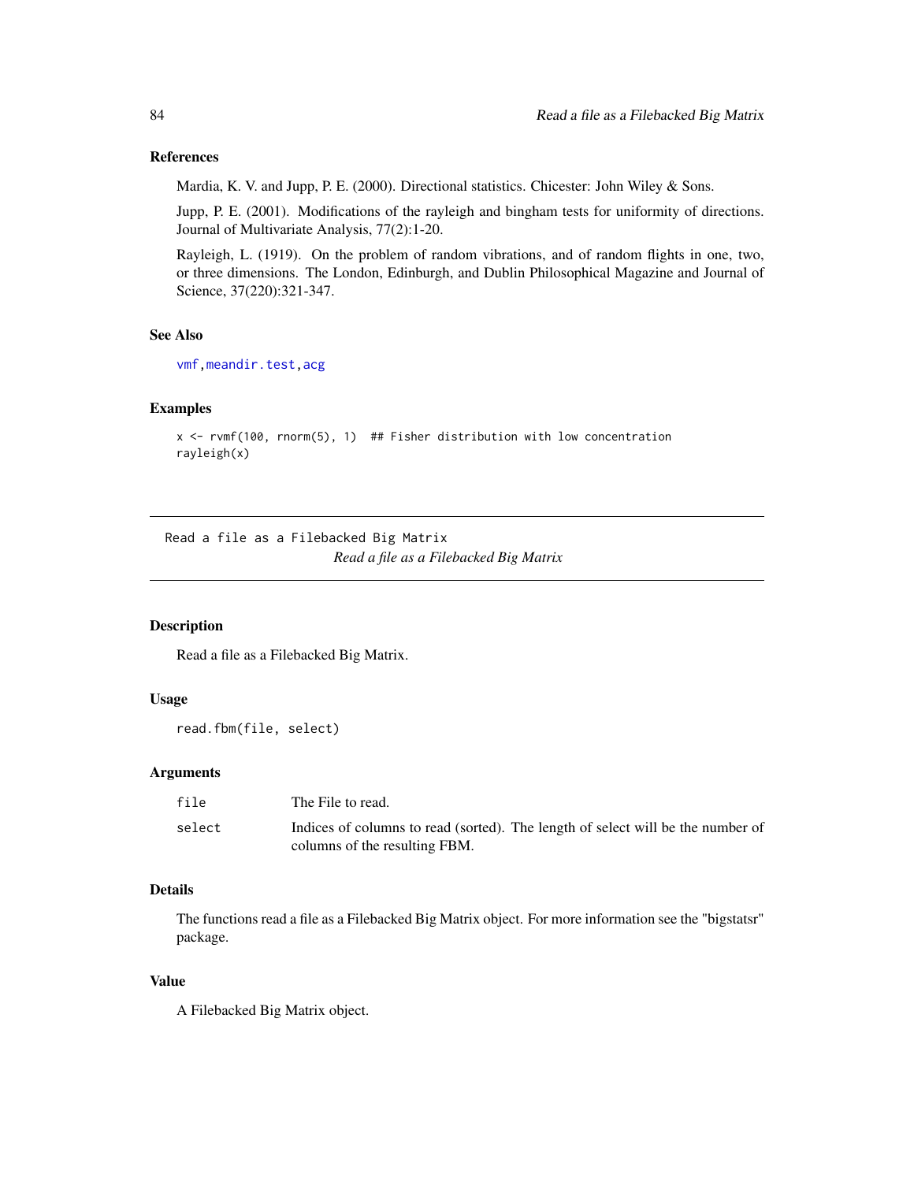### References

Mardia, K. V. and Jupp, P. E. (2000). Directional statistics. Chicester: John Wiley & Sons.

Jupp, P. E. (2001). Modifications of the rayleigh and bingham tests for uniformity of directions. Journal of Multivariate Analysis, 77(2):1-20.

Rayleigh, L. (1919). On the problem of random vibrations, and of random flights in one, two, or three dimensions. The London, Edinburgh, and Dublin Philosophical Magazine and Journal of Science, 37(220):321-347.

### See Also

vmf, meandir.test, acg

### Examples

```
x <- rvmf(100, rnorm(5), 1)  ## Fisher distribution with low concentration
rayleigh(x)
```

---

## Read a file as a Filebacked Big Matrix

*Read a file as a Filebacked Big Matrix*

### Description

Read a file as a Filebacked Big Matrix.

### Usage

```
read.fbm(file, select)
```

### Arguments

| | |
|---|---|
| file | The File to read. |
| select | Indices of columns to read (sorted). The length of select will be the number of columns of the resulting FBM. |

### Details

The functions read a file as a Filebacked Big Matrix object. For more information see the "bigstatsr" package.

### Value

A Filebacked Big Matrix object.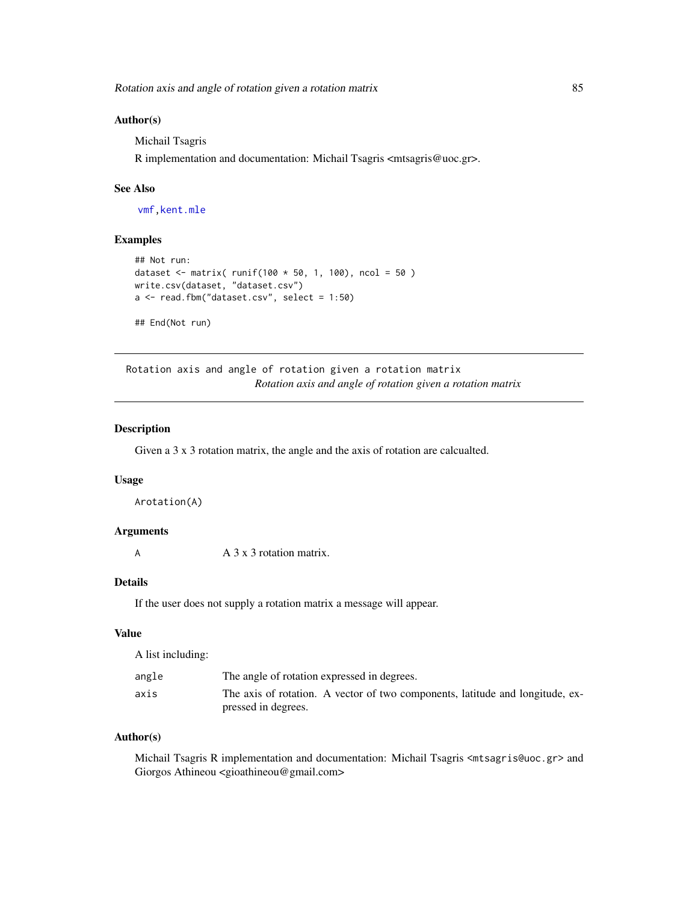## Author(s)

Michail Tsagris

R implementation and documentation: Michail Tsagris <mtsagris@uoc.gr>.

## See Also

vmf, kent.mle

## Examples

```
## Not run:
dataset <- matrix( runif(100 * 50, 1, 100), ncol = 50 )
write.csv(dataset, "dataset.csv")
a <- read.fbm("dataset.csv", select = 1:50)

## End(Not run)
```

---

# Rotation axis and angle of rotation given a rotation matrix

*Rotation axis and angle of rotation given a rotation matrix*

---

## Description

Given a 3 x 3 rotation matrix, the angle and the axis of rotation are calcualted.

## Usage

```
Arotation(A)
```

## Arguments

| | |
|---|---|
| A | A 3 x 3 rotation matrix. |

## Details

If the user does not supply a rotation matrix a message will appear.

## Value

A list including:

| | |
|---|---|
| angle | The angle of rotation expressed in degrees. |
| axis | The axis of rotation. A vector of two components, latitude and longitude, expressed in degrees. |

## Author(s)

Michail Tsagris R implementation and documentation: Michail Tsagris <mtsagris@uoc.gr> and Giorgos Athineou <gioathineou@gmail.com>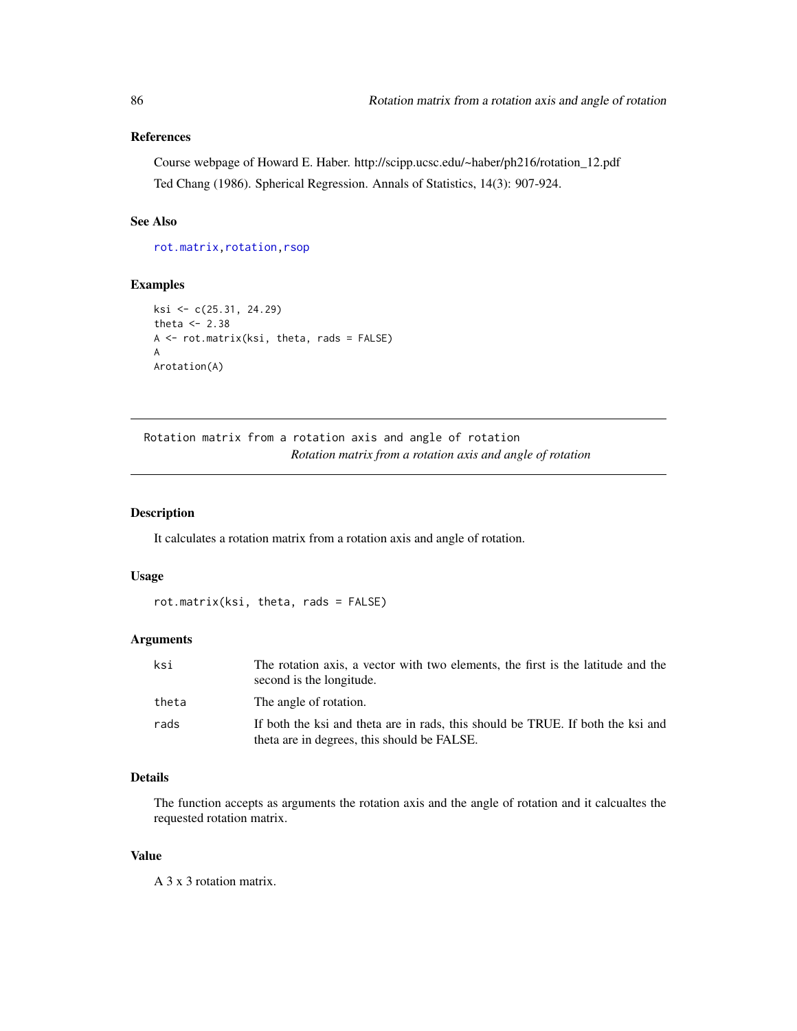### References

Course webpage of Howard E. Haber. http://scipp.ucsc.edu/~haber/ph216/rotation_12.pdf

Ted Chang (1986). Spherical Regression. Annals of Statistics, 14(3): 907-924.

### See Also

rot.matrix, rotation, rsop

### Examples

```
ksi <- c(25.31, 24.29)
theta <- 2.38
A <- rot.matrix(ksi, theta, rads = FALSE)
A
Arotation(A)
```

---

## Rotation matrix from a rotation axis and angle of rotation

*Rotation matrix from a rotation axis and angle of rotation*

### Description

It calculates a rotation matrix from a rotation axis and angle of rotation.

### Usage

```
rot.matrix(ksi, theta, rads = FALSE)
```

### Arguments

| | |
|---|---|
| ksi | The rotation axis, a vector with two elements, the first is the latitude and the second is the longitude. |
| theta | The angle of rotation. |
| rads | If both the ksi and theta are in rads, this should be TRUE. If both the ksi and theta are in degrees, this should be FALSE. |

### Details

The function accepts as arguments the rotation axis and the angle of rotation and it calcualtes the requested rotation matrix.

### Value

A 3 x 3 rotation matrix.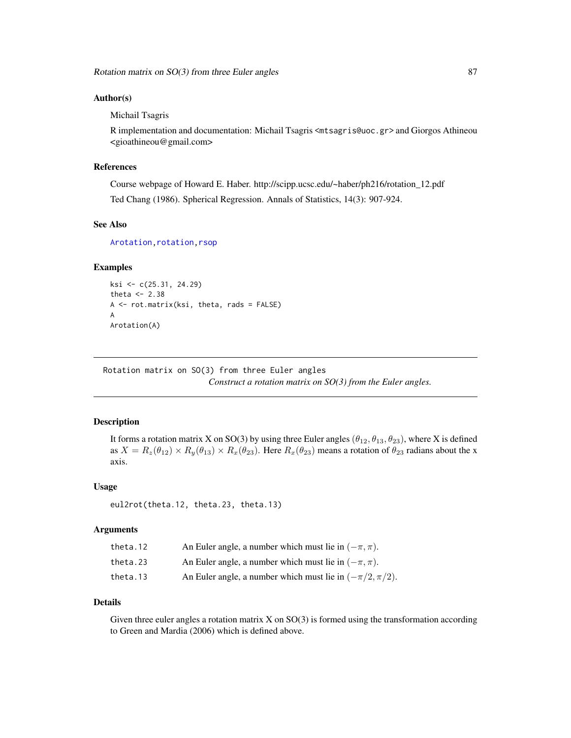### Author(s)

Michail Tsagris

R implementation and documentation: Michail Tsagris <mtsagris@uoc.gr> and Giorgos Athineou <gioathineou@gmail.com>

### References

Course webpage of Howard E. Haber. http://scipp.ucsc.edu/~haber/ph216/rotation_12.pdf

Ted Chang (1986). Spherical Regression. Annals of Statistics, 14(3): 907-924.

### See Also

Arotation, rotation, rsop

### Examples

```
ksi <- c(25.31, 24.29)
theta <- 2.38
A <- rot.matrix(ksi, theta, rads = FALSE)
A
Arotation(A)
```

---

## Rotation matrix on SO(3) from three Euler angles

*Construct a rotation matrix on SO(3) from the Euler angles.*

---

### Description

It forms a rotation matrix X on SO(3) by using three Euler angles $(\theta_{12}, \theta_{13}, \theta_{23})$, where X is defined as $X = R_z(\theta_{12}) \times R_y(\theta_{13}) \times R_x(\theta_{23})$. Here $R_x(\theta_{23})$ means a rotation of $\theta_{23}$ radians about the x axis.

### Usage

```
eul2rot(theta.12, theta.23, theta.13)
```

### Arguments

| | |
|---|---|
| theta.12 | An Euler angle, a number which must lie in $(-\pi, \pi)$. |
| theta.23 | An Euler angle, a number which must lie in $(-\pi, \pi)$. |
| theta.13 | An Euler angle, a number which must lie in $(-\pi/2, \pi/2)$. |

### Details

Given three euler angles a rotation matrix X on SO(3) is formed using the transformation according to Green and Mardia (2006) which is defined above.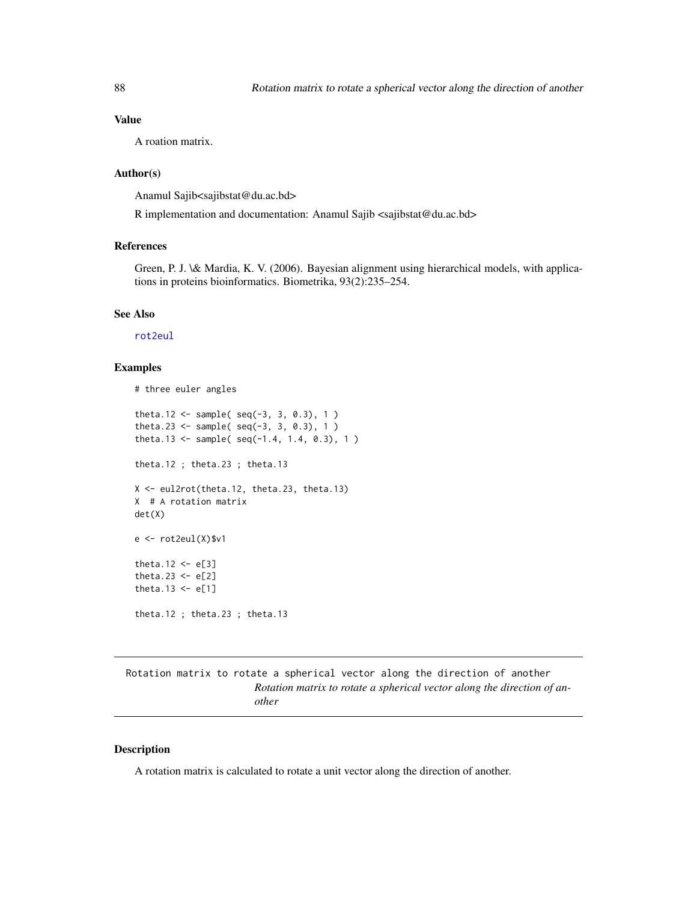### Value

A roation matrix.

### Author(s)

Anamul Sajib<sajibstat@du.ac.bd>

R implementation and documentation: Anamul Sajib <sajibstat@du.ac.bd>

### References

Green, P. J. \& Mardia, K. V. (2006). Bayesian alignment using hierarchical models, with applications in proteins bioinformatics. Biometrika, 93(2):235–254.

### See Also

rot2eul

### Examples

```
# three euler angles

theta.12 <- sample( seq(-3, 3, 0.3), 1 )
theta.23 <- sample( seq(-3, 3, 0.3), 1 )
theta.13 <- sample( seq(-1.4, 1.4, 0.3), 1 )

theta.12 ; theta.23 ; theta.13

X <- eul2rot(theta.12, theta.23, theta.13)
X  # A rotation matrix
det(X)

e <- rot2eul(X)$v1

theta.12 <- e[3]
theta.23 <- e[2]
theta.13 <- e[1]

theta.12 ; theta.23 ; theta.13
```

---

## Rotation matrix to rotate a spherical vector along the direction of another

*Rotation matrix to rotate a spherical vector along the direction of another*

---

### Description

A rotation matrix is calculated to rotate a unit vector along the direction of another.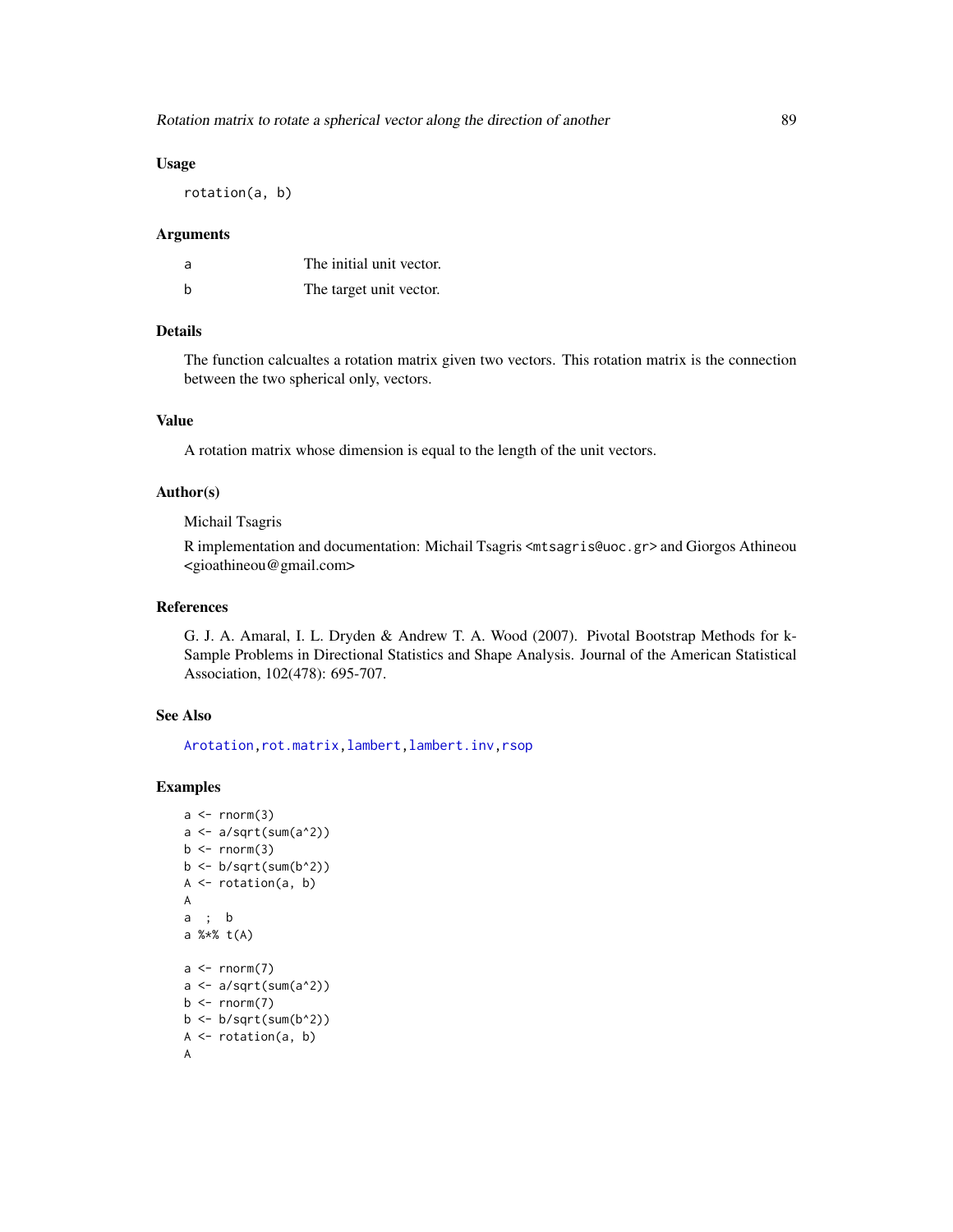## Usage

```
rotation(a, b)
```

## Arguments

| | |
|---|---|
| a | The initial unit vector. |
| b | The target unit vector. |

## Details

The function calcualtes a rotation matrix given two vectors. This rotation matrix is the connection between the two spherical only, vectors.

## Value

A rotation matrix whose dimension is equal to the length of the unit vectors.

## Author(s)

Michail Tsagris

R implementation and documentation: Michail Tsagris <mtsagris@uoc.gr> and Giorgos Athineou <gioathineou@gmail.com>

## References

G. J. A. Amaral, I. L. Dryden & Andrew T. A. Wood (2007). Pivotal Bootstrap Methods for k-Sample Problems in Directional Statistics and Shape Analysis. Journal of the American Statistical Association, 102(478): 695-707.

## See Also

Arotation, rot.matrix, lambert, lambert.inv, rsop

## Examples

```
a <- rnorm(3)
a <- a/sqrt(sum(a^2))
b <- rnorm(3)
b <- b/sqrt(sum(b^2))
A <- rotation(a, b)
A
a  ;  b
a %*% t(A)

a <- rnorm(7)
a <- a/sqrt(sum(a^2))
b <- rnorm(7)
b <- b/sqrt(sum(b^2))
A <- rotation(a, b)
A
```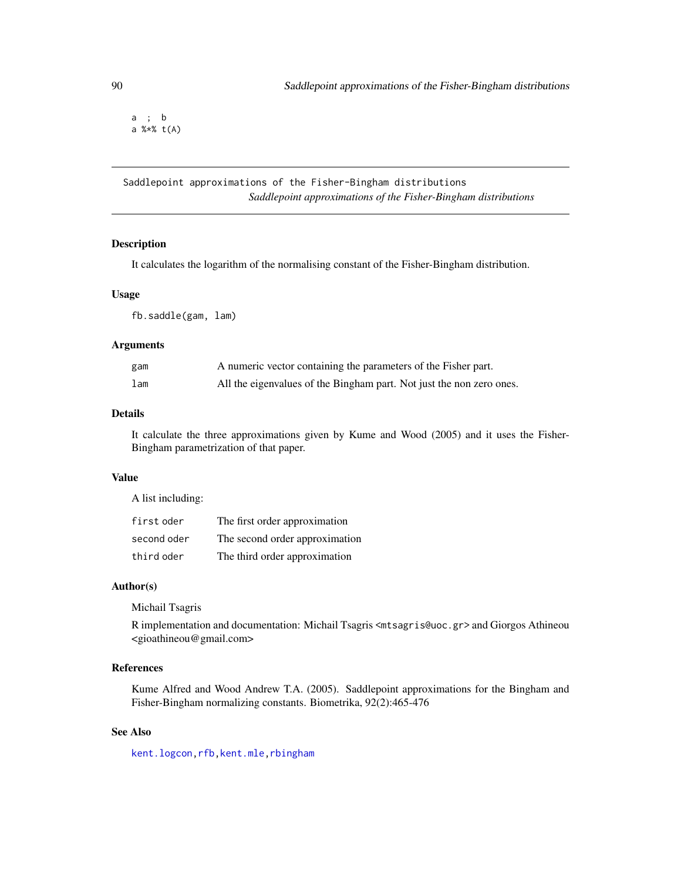```
a ; b
a %*% t(A)
```

---

## Saddlepoint approximations of the Fisher-Bingham distributions

*Saddlepoint approximations of the Fisher-Bingham distributions*

### Description

It calculates the logarithm of the normalising constant of the Fisher-Bingham distribution.

### Usage

```
fb.saddle(gam, lam)
```

### Arguments

| | |
|---|---|
| gam | A numeric vector containing the parameters of the Fisher part. |
| lam | All the eigenvalues of the Bingham part. Not just the non zero ones. |

### Details

It calculate the three approximations given by Kume and Wood (2005) and it uses the Fisher-Bingham parametrization of that paper.

### Value

A list including:

| | |
|---|---|
| first oder | The first order approximation |
| second oder | The second order approximation |
| third oder | The third order approximation |

### Author(s)

Michail Tsagris

R implementation and documentation: Michail Tsagris <mtsagris@uoc.gr> and Giorgos Athineou <gioathineou@gmail.com>

### References

Kume Alfred and Wood Andrew T.A. (2005). Saddlepoint approximations for the Bingham and Fisher-Bingham normalizing constants. Biometrika, 92(2):465-476

### See Also

kent.logcon, rfb, kent.mle, rbingham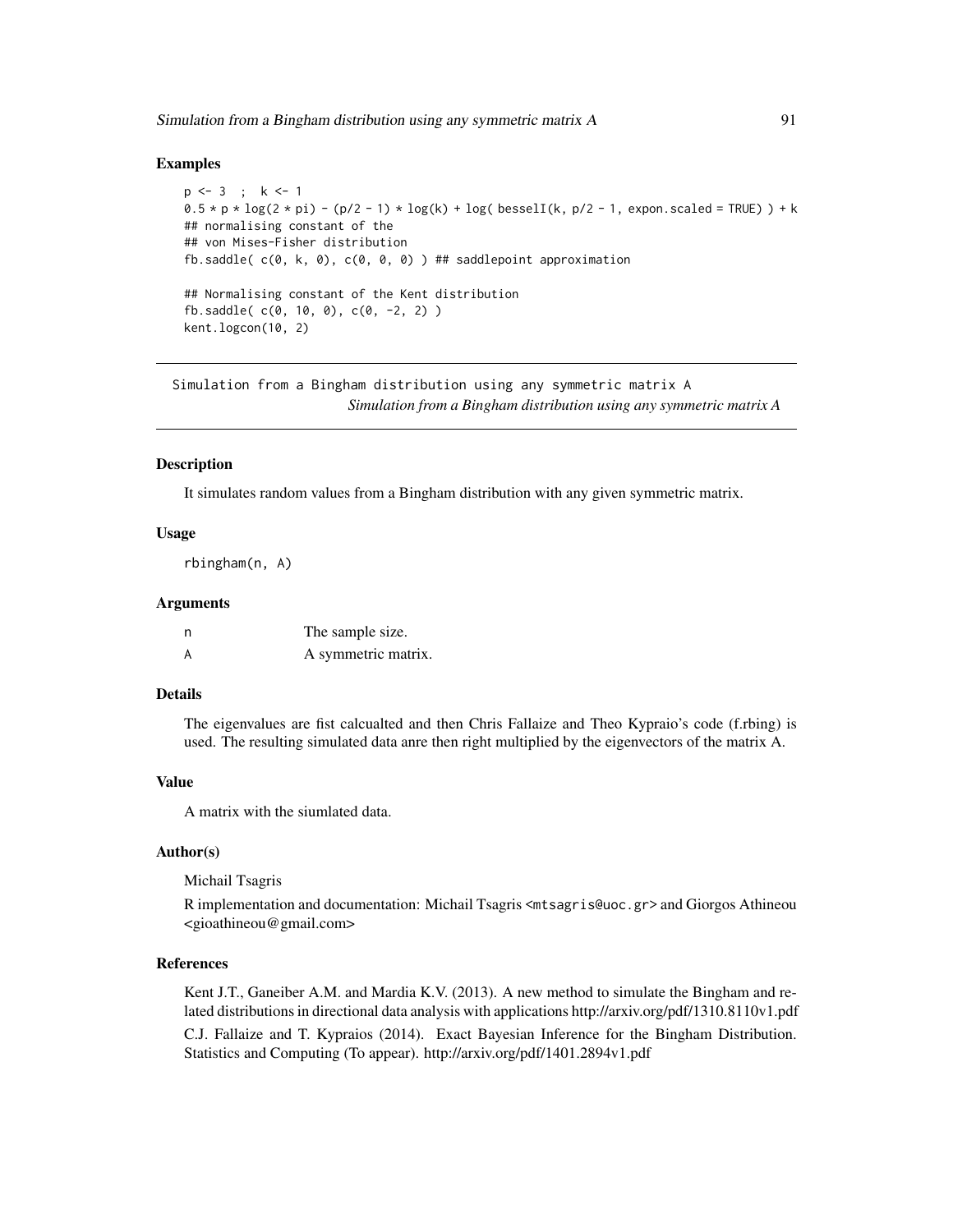### Examples

```
p <- 3  ;  k <- 1
0.5 * p * log(2 * pi) - (p/2 - 1) * log(k) + log( besselI(k, p/2 - 1, expon.scaled = TRUE) ) + k
## normalising constant of the
## von Mises-Fisher distribution
fb.saddle( c(0, k, 0), c(0, 0, 0) ) ## saddlepoint approximation

## Normalising constant of the Kent distribution
fb.saddle( c(0, 10, 0), c(0, -2, 2) )
kent.logcon(10, 2)
```

---

## Simulation from a Bingham distribution using any symmetric matrix A

*Simulation from a Bingham distribution using any symmetric matrix A*

---

### Description

It simulates random values from a Bingham distribution with any given symmetric matrix.

### Usage

```
rbingham(n, A)
```

### Arguments

| | |
|---|---|
| n | The sample size. |
| A | A symmetric matrix. |

### Details

The eigenvalues are fist calcualted and then Chris Fallaize and Theo Kypraio's code (f.rbing) is used. The resulting simulated data anre then right multiplied by the eigenvectors of the matrix A.

### Value

A matrix with the siumlated data.

### Author(s)

Michail Tsagris

R implementation and documentation: Michail Tsagris <mtsagris@uoc.gr> and Giorgos Athineou <gioathineou@gmail.com>

### References

Kent J.T., Ganeiber A.M. and Mardia K.V. (2013). A new method to simulate the Bingham and related distributions in directional data analysis with applications http://arxiv.org/pdf/1310.8110v1.pdf

C.J. Fallaize and T. Kypraios (2014). Exact Bayesian Inference for the Bingham Distribution. Statistics and Computing (To appear). http://arxiv.org/pdf/1401.2894v1.pdf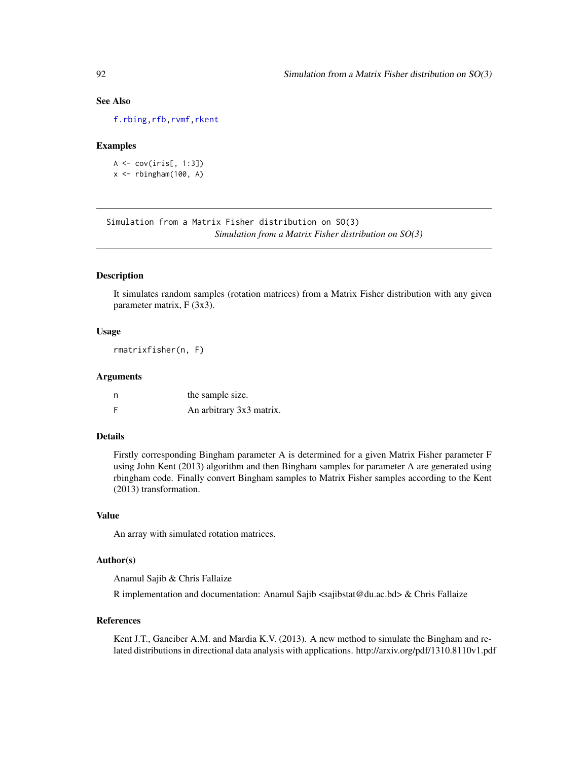### See Also

f.rbing, rfb, rvmf, rkent

### Examples

```
A <- cov(iris[, 1:3])
x <- rbingham(100, A)
```

---

## Simulation from a Matrix Fisher distribution on SO(3)

*Simulation from a Matrix Fisher distribution on SO(3)*

---

### Description

It simulates random samples (rotation matrices) from a Matrix Fisher distribution with any given parameter matrix, F (3x3).

### Usage

```
rmatrixfisher(n, F)
```

### Arguments

| | |
|---|---|
| n | the sample size. |
| F | An arbitrary 3x3 matrix. |

### Details

Firstly corresponding Bingham parameter A is determined for a given Matrix Fisher parameter F using John Kent (2013) algorithm and then Bingham samples for parameter A are generated using rbingham code. Finally convert Bingham samples to Matrix Fisher samples according to the Kent (2013) transformation.

### Value

An array with simulated rotation matrices.

### Author(s)

Anamul Sajib & Chris Fallaize

R implementation and documentation: Anamul Sajib <sajibstat@du.ac.bd> & Chris Fallaize

### References

Kent J.T., Ganeiber A.M. and Mardia K.V. (2013). A new method to simulate the Bingham and related distributions in directional data analysis with applications. http://arxiv.org/pdf/1310.8110v1.pdf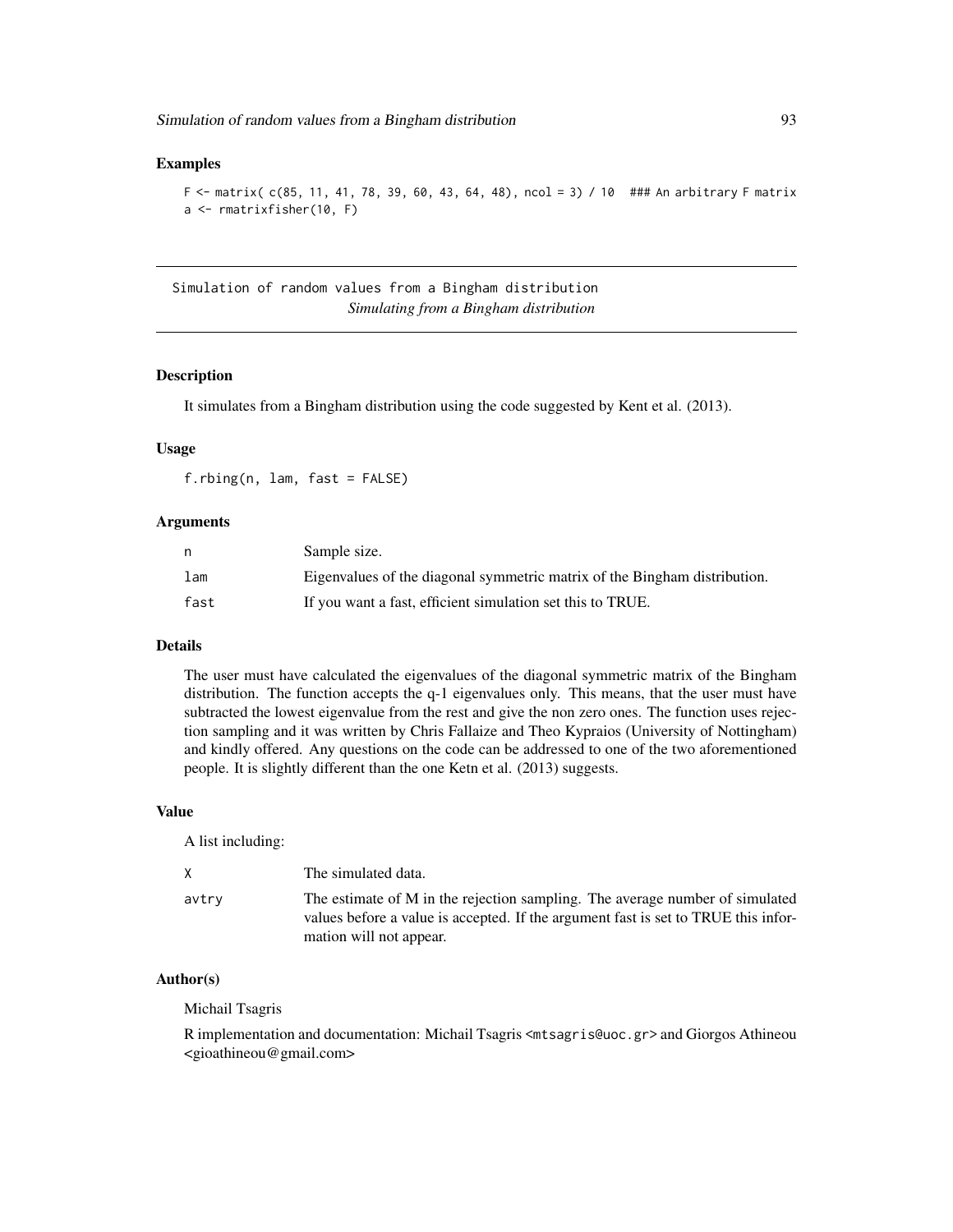### Examples

```
F <- matrix( c(85, 11, 41, 78, 39, 60, 43, 64, 48), ncol = 3) / 10  ### An arbitrary F matrix
a <- rmatrixfisher(10, F)
```

---

## Simulation of random values from a Bingham distribution

*Simulating from a Bingham distribution*

---

### Description

It simulates from a Bingham distribution using the code suggested by Kent et al. (2013).

### Usage

```
f.rbing(n, lam, fast = FALSE)
```

### Arguments

| | |
|---|---|
| n | Sample size. |
| lam | Eigenvalues of the diagonal symmetric matrix of the Bingham distribution. |
| fast | If you want a fast, efficient simulation set this to TRUE. |

### Details

The user must have calculated the eigenvalues of the diagonal symmetric matrix of the Bingham distribution. The function accepts the q-1 eigenvalues only. This means, that the user must have subtracted the lowest eigenvalue from the rest and give the non zero ones. The function uses rejection sampling and it was written by Chris Fallaize and Theo Kypraios (University of Nottingham) and kindly offered. Any questions on the code can be addressed to one of the two aforementioned people. It is slightly different than the one Ketn et al. (2013) suggests.

### Value

A list including:

| | |
|---|---|
| X | The simulated data. |
| avtry | The estimate of M in the rejection sampling. The average number of simulated values before a value is accepted. If the argument fast is set to TRUE this information will not appear. |

### Author(s)

Michail Tsagris

R implementation and documentation: Michail Tsagris <mtsagris@uoc.gr> and Giorgos Athineou <gioathineou@gmail.com>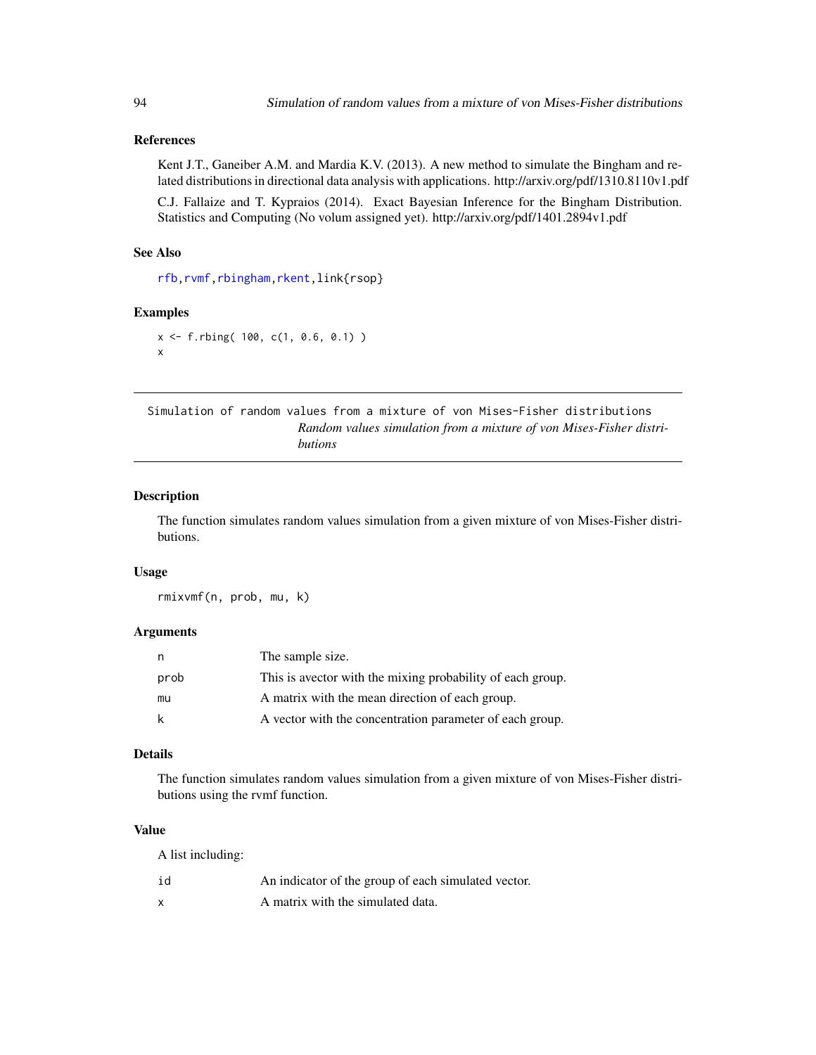### References

Kent J.T., Ganeiber A.M. and Mardia K.V. (2013). A new method to simulate the Bingham and related distributions in directional data analysis with applications. http://arxiv.org/pdf/1310.8110v1.pdf

C.J. Fallaize and T. Kypraios (2014). Exact Bayesian Inference for the Bingham Distribution. Statistics and Computing (No volum assigned yet). http://arxiv.org/pdf/1401.2894v1.pdf

### See Also

rfb, rvmf, rbingham, rkent, link{rsop}

### Examples

```
x <- f.rbing( 100, c(1, 0.6, 0.1) )
x
```

---

## Simulation of random values from a mixture of von Mises-Fisher distributions

*Random values simulation from a mixture of von Mises-Fisher distributions*

---

### Description

The function simulates random values simulation from a given mixture of von Mises-Fisher distributions.

### Usage

```
rmixvmf(n, prob, mu, k)
```

### Arguments

| | |
|---|---|
| n | The sample size. |
| prob | This is avector with the mixing probability of each group. |
| mu | A matrix with the mean direction of each group. |
| k | A vector with the concentration parameter of each group. |

### Details

The function simulates random values simulation from a given mixture of von Mises-Fisher distributions using the rvmf function.

### Value

A list including:

| | |
|---|---|
| id | An indicator of the group of each simulated vector. |
| x | A matrix with the simulated data. |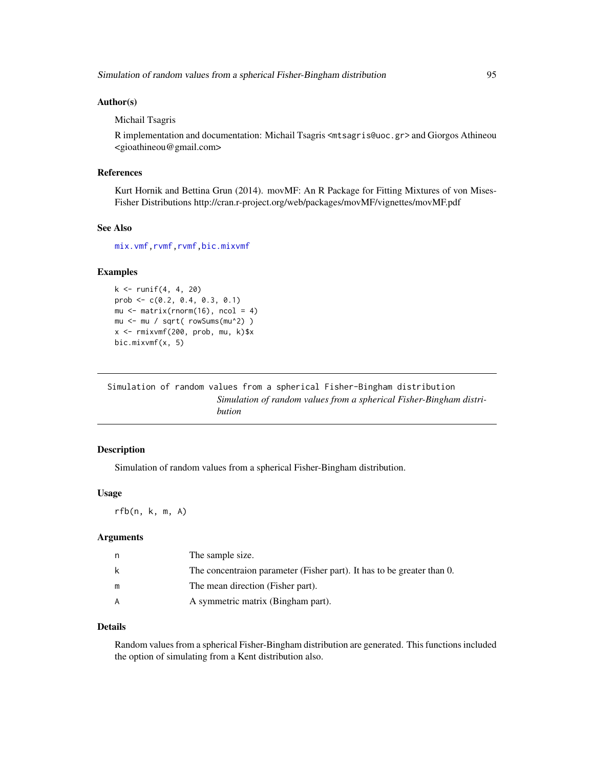### Author(s)

Michail Tsagris

R implementation and documentation: Michail Tsagris <mtsagris@uoc.gr> and Giorgos Athineou <gioathineou@gmail.com>

### References

Kurt Hornik and Bettina Grun (2014). movMF: An R Package for Fitting Mixtures of von Mises-Fisher Distributions http://cran.r-project.org/web/packages/movMF/vignettes/movMF.pdf

### See Also

mix.vmf, rvmf, rvmf, bic.mixvmf

### Examples

```
k <- runif(4, 4, 20)
prob <- c(0.2, 0.4, 0.3, 0.1)
mu <- matrix(rnorm(16), ncol = 4)
mu <- mu / sqrt( rowSums(mu^2) )
x <- rmixvmf(200, prob, mu, k)$x
bic.mixvmf(x, 5)
```

---

## Simulation of random values from a spherical Fisher-Bingham distribution

*Simulation of random values from a spherical Fisher-Bingham distribution*

### Description

Simulation of random values from a spherical Fisher-Bingham distribution.

### Usage

```
rfb(n, k, m, A)
```

### Arguments

| | |
|---|---|
| n | The sample size. |
| k | The concentraion parameter (Fisher part). It has to be greater than 0. |
| m | The mean direction (Fisher part). |
| A | A symmetric matrix (Bingham part). |

### Details

Random values from a spherical Fisher-Bingham distribution are generated. This functions included the option of simulating from a Kent distribution also.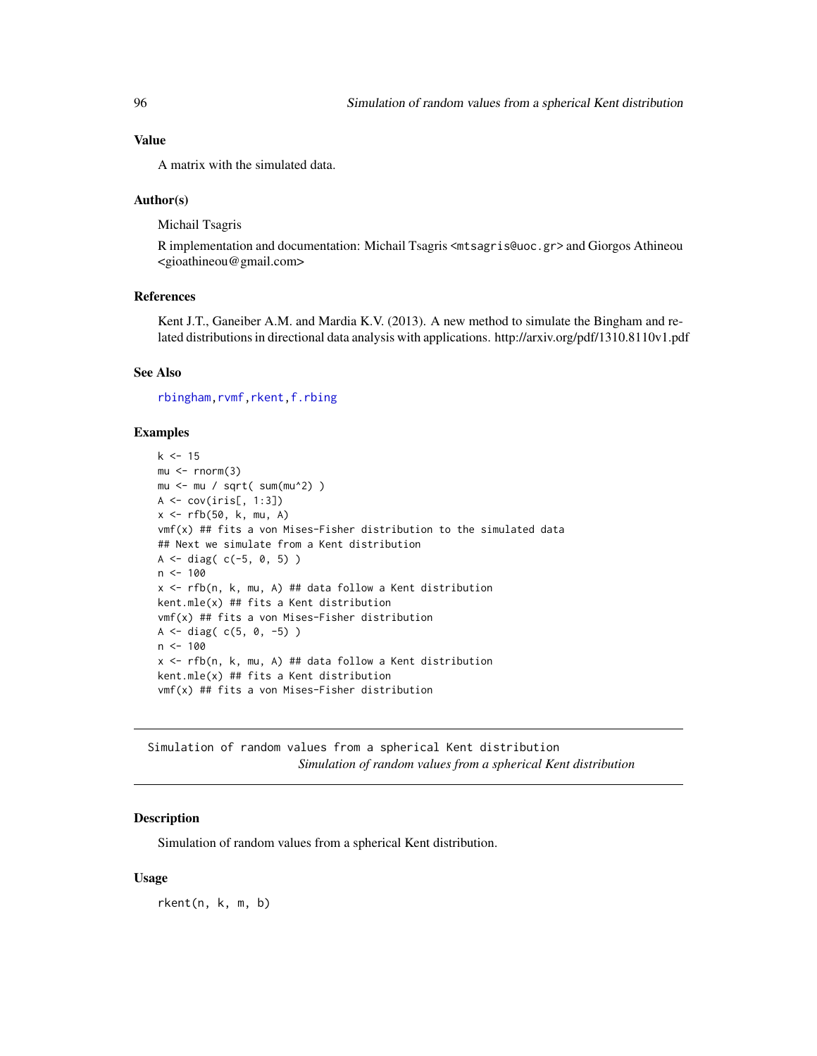## Value

A matrix with the simulated data.

## Author(s)

Michail Tsagris

R implementation and documentation: Michail Tsagris <mtsagris@uoc.gr> and Giorgos Athineou <gioathineou@gmail.com>

## References

Kent J.T., Ganeiber A.M. and Mardia K.V. (2013). A new method to simulate the Bingham and related distributions in directional data analysis with applications. http://arxiv.org/pdf/1310.8110v1.pdf

## See Also

rbingham, rvmf, rkent, f.rbing

## Examples

```
k <- 15
mu <- rnorm(3)
mu <- mu / sqrt( sum(mu^2) )
A <- cov(iris[, 1:3])
x <- rfb(50, k, mu, A)
vmf(x) ## fits a von Mises-Fisher distribution to the simulated data
## Next we simulate from a Kent distribution
A <- diag( c(-5, 0, 5) )
n <- 100
x <- rfb(n, k, mu, A) ## data follow a Kent distribution
kent.mle(x) ## fits a Kent distribution
vmf(x) ## fits a von Mises-Fisher distribution
A <- diag( c(5, 0, -5) )
n <- 100
x <- rfb(n, k, mu, A) ## data follow a Kent distribution
kent.mle(x) ## fits a Kent distribution
vmf(x) ## fits a von Mises-Fisher distribution
```

---

# Simulation of random values from a spherical Kent distribution

*Simulation of random values from a spherical Kent distribution*

## Description

Simulation of random values from a spherical Kent distribution.

## Usage

```
rkent(n, k, m, b)
```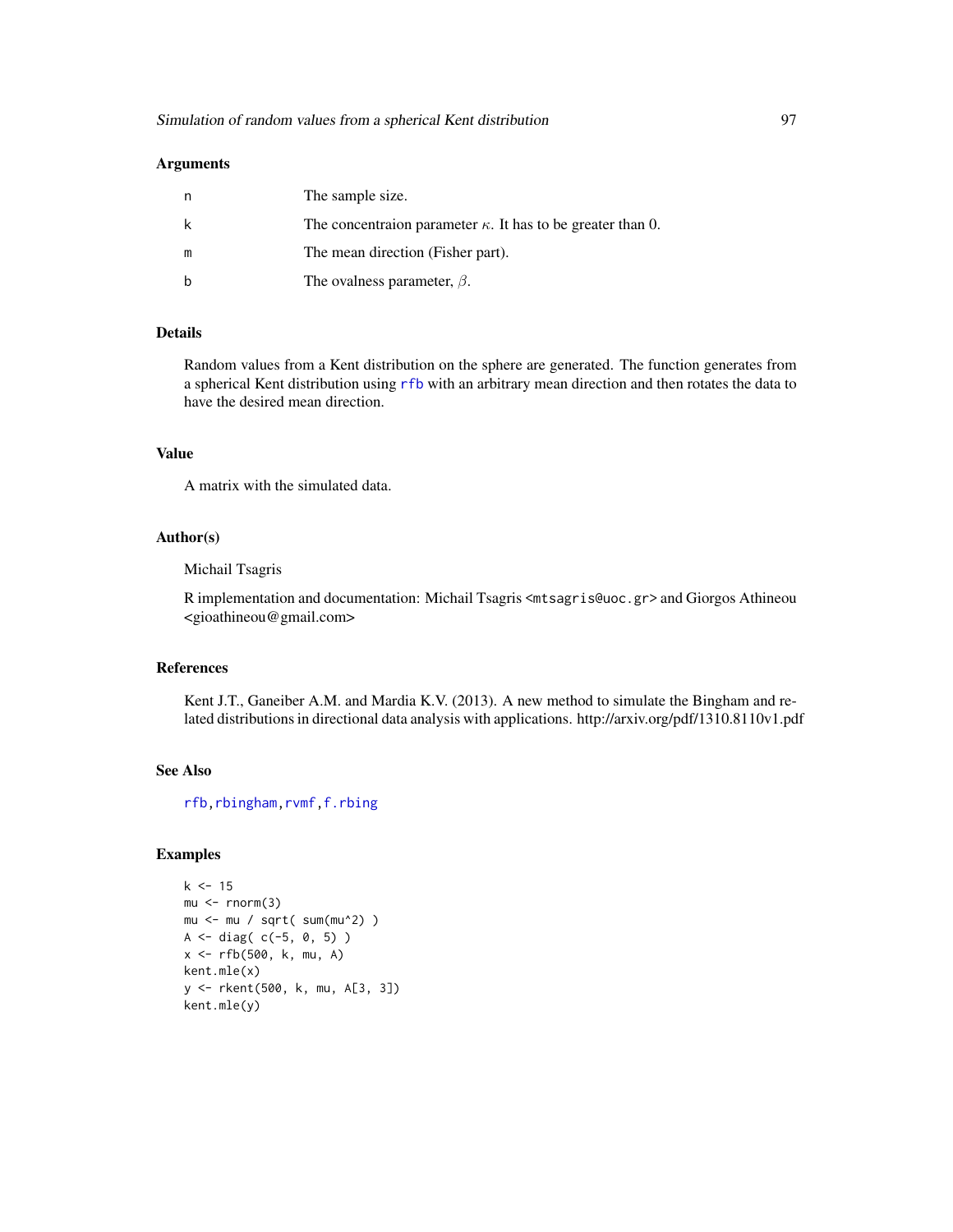## Arguments

| | |
|---|---|
| n | The sample size. |
| k | The concentraion parameter $\kappa$. It has to be greater than 0. |
| m | The mean direction (Fisher part). |
| b | The ovalness parameter, $\beta$. |

## Details

Random values from a Kent distribution on the sphere are generated. The function generates from a spherical Kent distribution using rfb with an arbitrary mean direction and then rotates the data to have the desired mean direction.

## Value

A matrix with the simulated data.

## Author(s)

Michail Tsagris

R implementation and documentation: Michail Tsagris <mtsagris@uoc.gr> and Giorgos Athineou <gioathineou@gmail.com>

## References

Kent J.T., Ganeiber A.M. and Mardia K.V. (2013). A new method to simulate the Bingham and related distributions in directional data analysis with applications. http://arxiv.org/pdf/1310.8110v1.pdf

## See Also

rfb, rbingham, rvmf, f.rbing

## Examples

```
k <- 15
mu <- rnorm(3)
mu <- mu / sqrt( sum(mu^2) )
A <- diag( c(-5, 0, 5) )
x <- rfb(500, k, mu, A)
kent.mle(x)
y <- rkent(500, k, mu, A[3, 3])
kent.mle(y)
```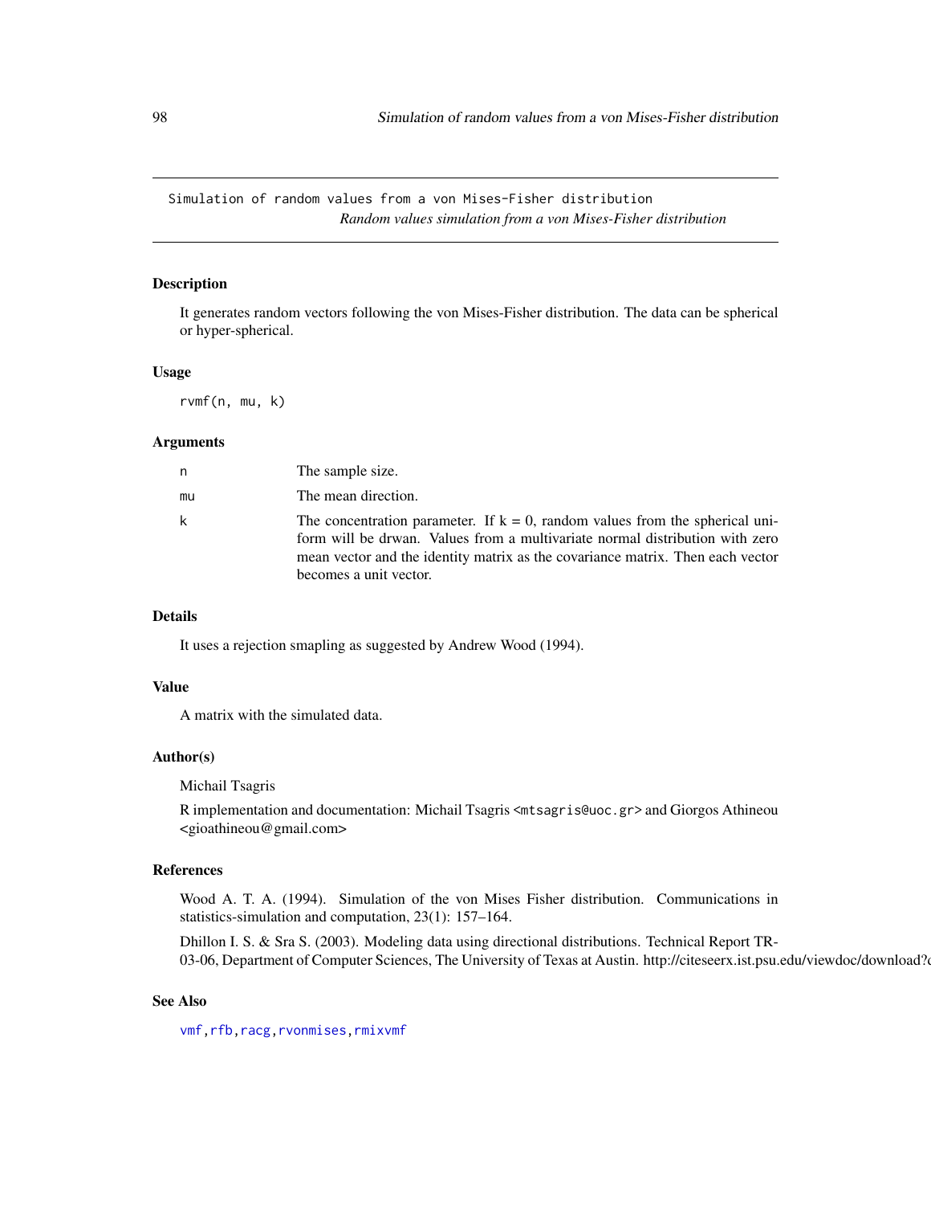Simulation of random values from a von Mises-Fisher distribution
*Random values simulation from a von Mises-Fisher distribution*

## Description

It generates random vectors following the von Mises-Fisher distribution. The data can be spherical or hyper-spherical.

## Usage

```
rvmf(n, mu, k)
```

## Arguments

| | |
|---|---|
| n | The sample size. |
| mu | The mean direction. |
| k | The concentration parameter. If k = 0, random values from the spherical uniform will be drwan. Values from a multivariate normal distribution with zero mean vector and the identity matrix as the covariance matrix. Then each vector becomes a unit vector. |

## Details

It uses a rejection smapling as suggested by Andrew Wood (1994).

## Value

A matrix with the simulated data.

## Author(s)

Michail Tsagris

R implementation and documentation: Michail Tsagris <mtsagris@uoc.gr> and Giorgos Athineou <gioathineou@gmail.com>

## References

Wood A. T. A. (1994). Simulation of the von Mises Fisher distribution. Communications in statistics-simulation and computation, 23(1): 157–164.

Dhillon I. S. & Sra S. (2003). Modeling data using directional distributions. Technical Report TR-03-06, Department of Computer Sciences, The University of Texas at Austin. http://citeseerx.ist.psu.edu/viewdoc/download?d

## See Also

vmf, rfb, racg, rvonmises, rmixvmf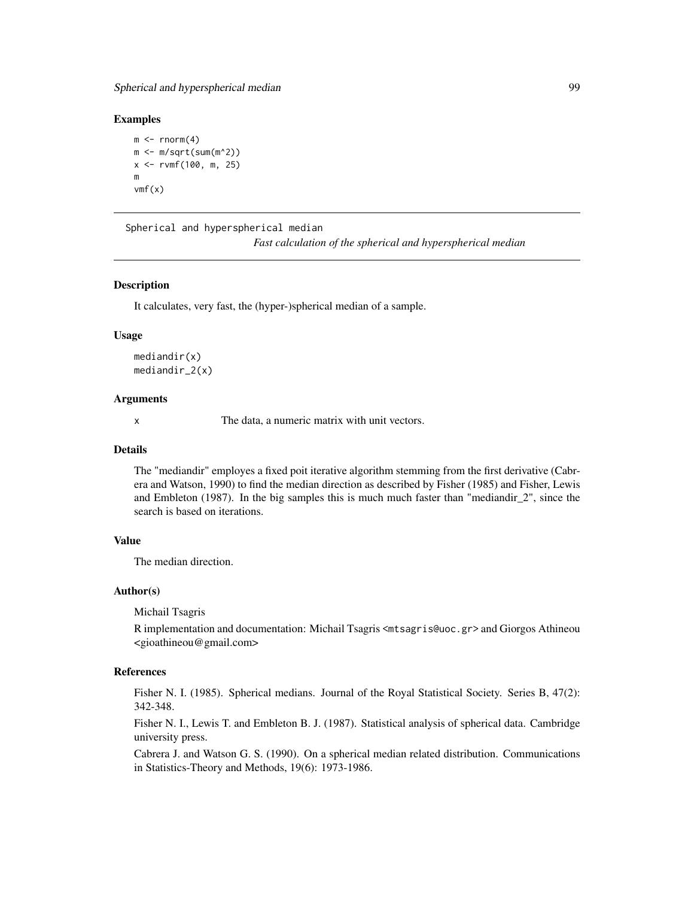### Examples

```
m <- rnorm(4)
m <- m/sqrt(sum(m^2))
x <- rvmf(100, m, 25)
m
vmf(x)
```

---

## Spherical and hyperspherical median

*Fast calculation of the spherical and hyperspherical median*

### Description

It calculates, very fast, the (hyper-)spherical median of a sample.

### Usage

```
mediandir(x)
mediandir_2(x)
```

### Arguments

| | |
|---|---|
| x | The data, a numeric matrix with unit vectors. |

### Details

The "mediandir" employes a fixed poit iterative algorithm stemming from the first derivative (Cabrera and Watson, 1990) to find the median direction as described by Fisher (1985) and Fisher, Lewis and Embleton (1987). In the big samples this is much much faster than "mediandir_2", since the search is based on iterations.

### Value

The median direction.

### Author(s)

Michail Tsagris

R implementation and documentation: Michail Tsagris <mtsagris@uoc.gr> and Giorgos Athineou <gioathineou@gmail.com>

### References

Fisher N. I. (1985). Spherical medians. Journal of the Royal Statistical Society. Series B, 47(2): 342-348.

Fisher N. I., Lewis T. and Embleton B. J. (1987). Statistical analysis of spherical data. Cambridge university press.

Cabrera J. and Watson G. S. (1990). On a spherical median related distribution. Communications in Statistics-Theory and Methods, 19(6): 1973-1986.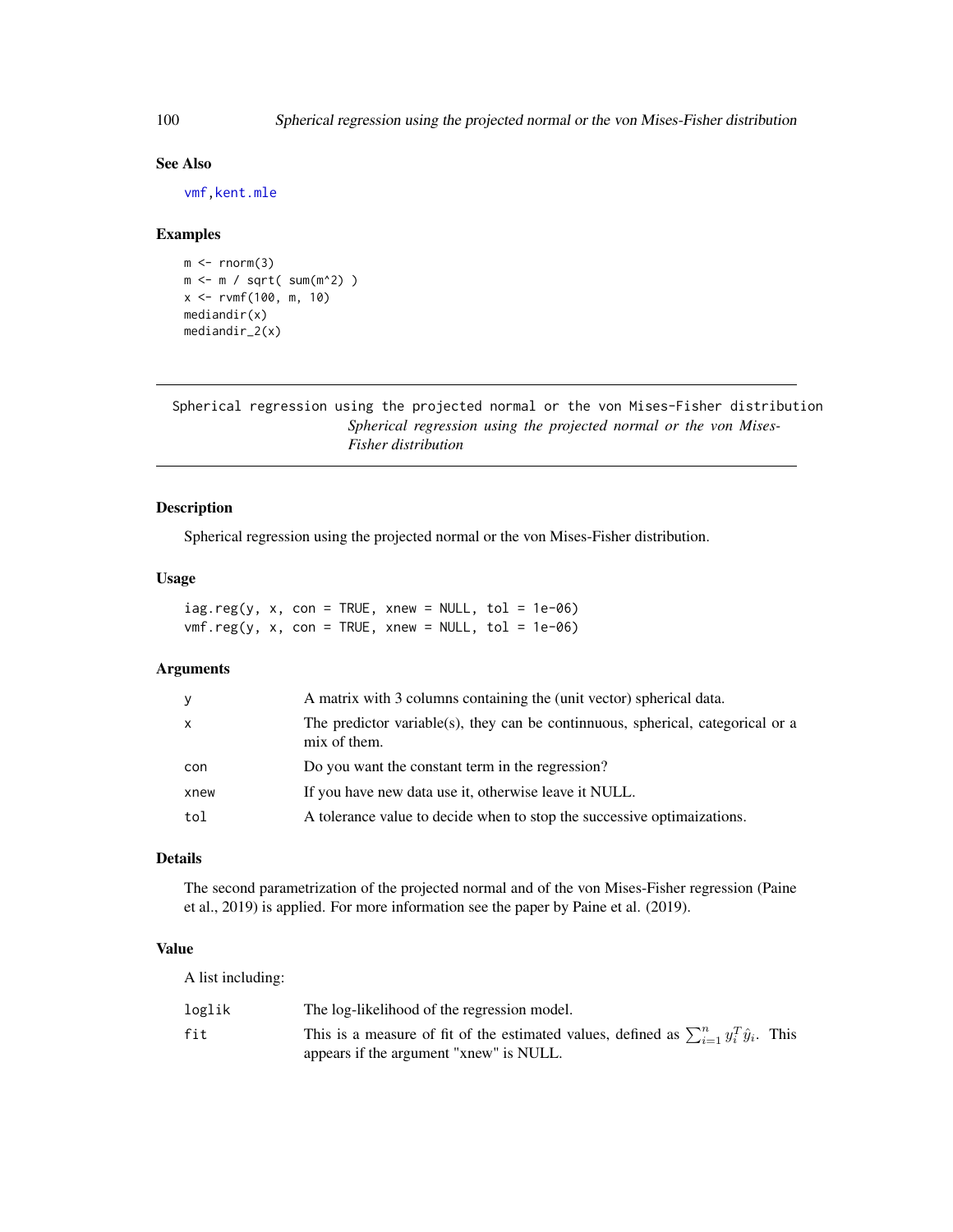## See Also

vmf, kent.mle

## Examples

```
m <- rnorm(3)
m <- m / sqrt( sum(m^2) )
x <- rvmf(100, m, 10)
mediandir(x)
mediandir_2(x)
```

---

# Spherical regression using the projected normal or the von Mises-Fisher distribution

*Spherical regression using the projected normal or the von Mises-Fisher distribution*

## Description

Spherical regression using the projected normal or the von Mises-Fisher distribution.

## Usage

```
iag.reg(y, x, con = TRUE, xnew = NULL, tol = 1e-06)
vmf.reg(y, x, con = TRUE, xnew = NULL, tol = 1e-06)
```

## Arguments

| | |
|---|---|
| y | A matrix with 3 columns containing the (unit vector) spherical data. |
| x | The predictor variable(s), they can be continnuous, spherical, categorical or a mix of them. |
| con | Do you want the constant term in the regression? |
| xnew | If you have new data use it, otherwise leave it NULL. |
| tol | A tolerance value to decide when to stop the successive optimaizations. |

## Details

The second parametrization of the projected normal and of the von Mises-Fisher regression (Paine et al., 2019) is applied. For more information see the paper by Paine et al. (2019).

## Value

A list including:

| | |
|---|---|
| loglik | The log-likelihood of the regression model. |
| fit | This is a measure of fit of the estimated values, defined as $\sum_{i=1}^n y_i^T \hat{y}_i$. This appears if the argument "xnew" is NULL. |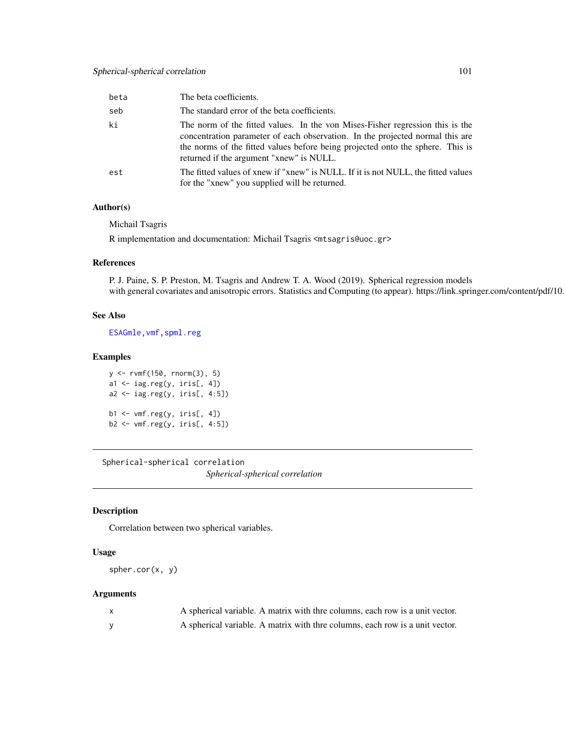| | |
|---|---|
| beta | The beta coefficients. |
| seb | The standard error of the beta coefficients. |
| ki | The norm of the fitted values. In the von Mises-Fisher regression this is the concentration parameter of each observation. In the projected normal this are the norms of the fitted values before being projected onto the sphere. This is returned if the argument "xnew" is NULL. |
| est | The fitted values of xnew if "xnew" is NULL. If it is not NULL, the fitted values for the "xnew" you supplied will be returned. |

### Author(s)

Michail Tsagris

R implementation and documentation: Michail Tsagris <mtsagris@uoc.gr>

### References

P. J. Paine, S. P. Preston, M. Tsagris and Andrew T. A. Wood (2019). Spherical regression models with general covariates and anisotropic errors. Statistics and Computing (to appear). https://link.springer.com/content/pdf/10.

### See Also

ESAGmle, vmf, spml.reg

### Examples

```
y <- rvmf(150, rnorm(3), 5)
a1 <- iag.reg(y, iris[, 4])
a2 <- iag.reg(y, iris[, 4:5])

b1 <- vmf.reg(y, iris[, 4])
b2 <- vmf.reg(y, iris[, 4:5])
```

---

## Spherical-spherical correlation

*Spherical-spherical correlation*

---

### Description

Correlation between two spherical variables.

### Usage

```
spher.cor(x, y)
```

### Arguments

| | |
|---|---|
| x | A spherical variable. A matrix with thre columns, each row is a unit vector. |
| y | A spherical variable. A matrix with thre columns, each row is a unit vector. |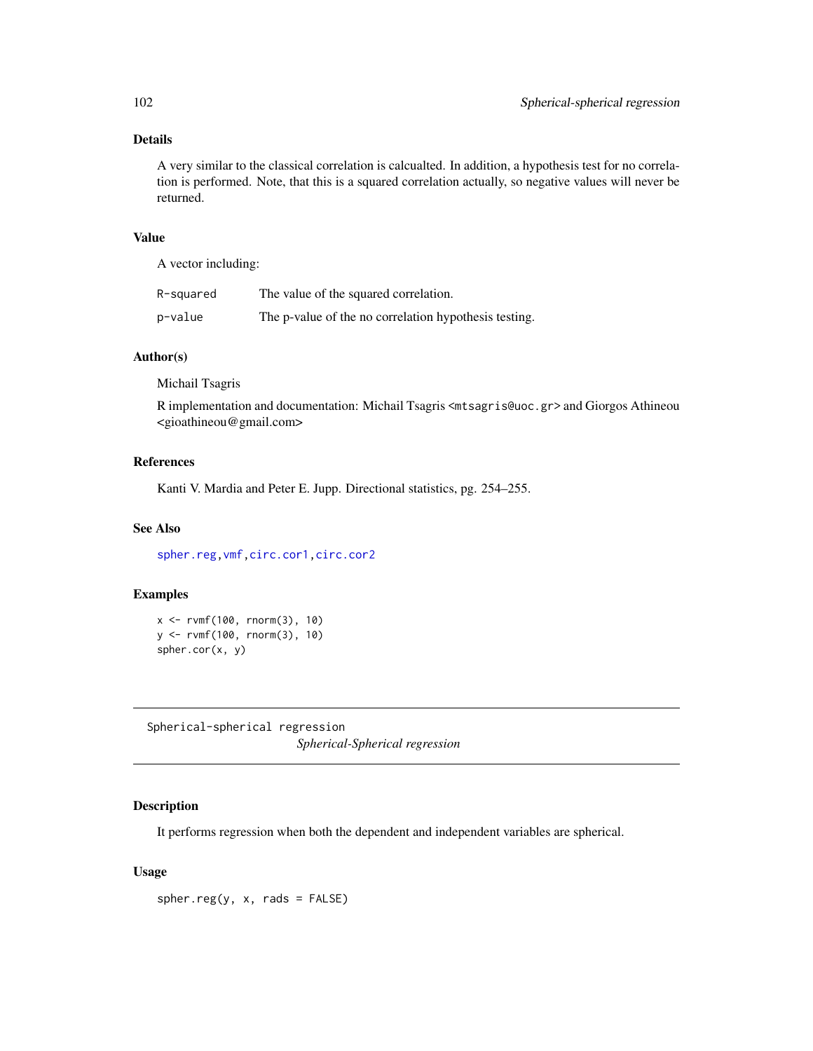## Details

A very similar to the classical correlation is calcualted. In addition, a hypothesis test for no correlation is performed. Note, that this is a squared correlation actually, so negative values will never be returned.

## Value

A vector including:

| | |
|---|---|
| `R-squared` | The value of the squared correlation. |
| `p-value` | The p-value of the no correlation hypothesis testing. |

## Author(s)

Michail Tsagris

R implementation and documentation: Michail Tsagris <mtsagris@uoc.gr> and Giorgos Athineou <gioathineou@gmail.com>

## References

Kanti V. Mardia and Peter E. Jupp. Directional statistics, pg. 254–255.

## See Also

spher.reg, vmf, circ.cor1, circ.cor2

## Examples

```
x <- rvmf(100, rnorm(3), 10)
y <- rvmf(100, rnorm(3), 10)
spher.cor(x, y)
```

---

`Spherical-spherical regression`
*Spherical-Spherical regression*

---

## Description

It performs regression when both the dependent and independent variables are spherical.

## Usage

```
spher.reg(y, x, rads = FALSE)
```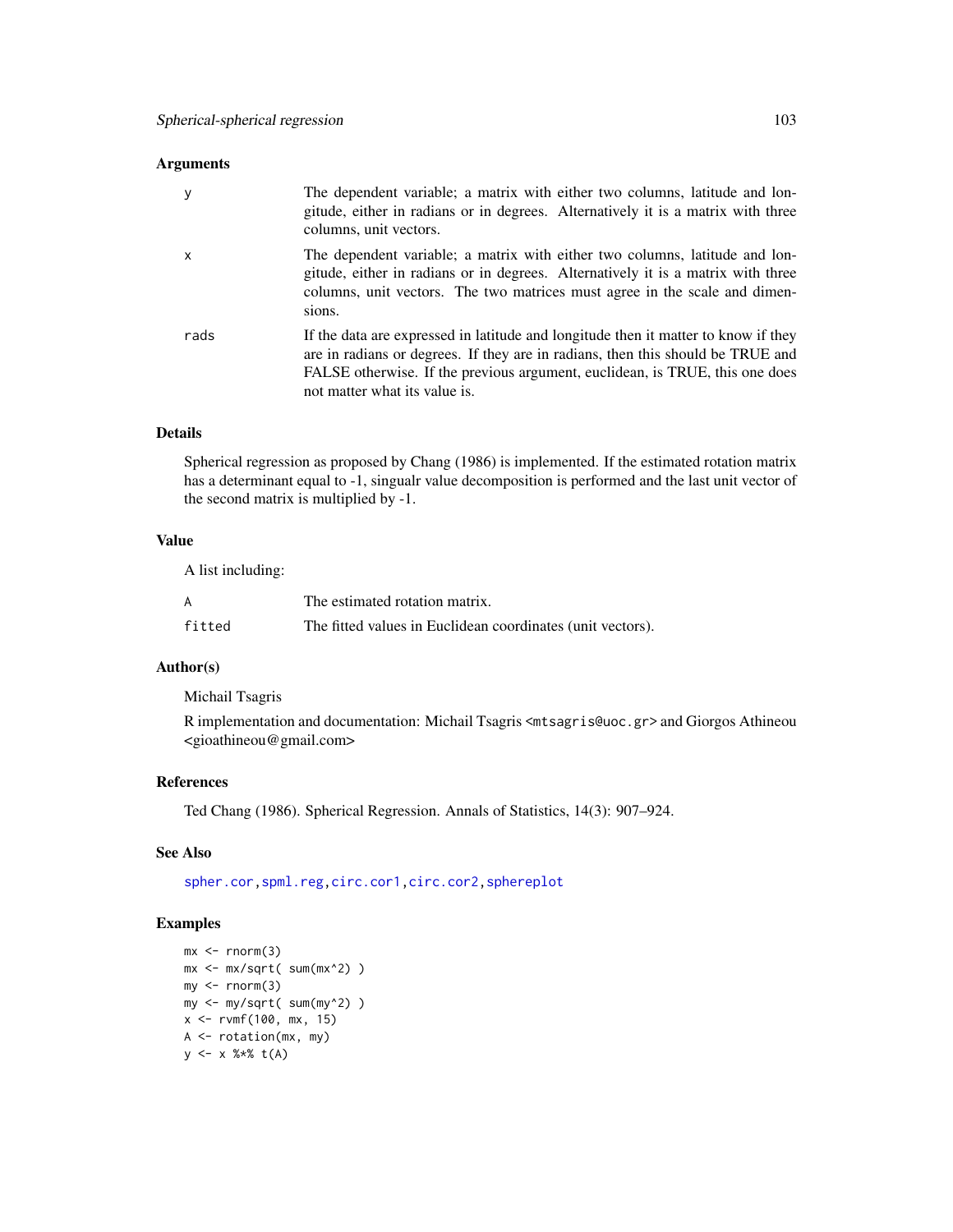### Arguments

| | |
|---|---|
| y | The dependent variable; a matrix with either two columns, latitude and longitude, either in radians or in degrees. Alternatively it is a matrix with three columns, unit vectors. |
| x | The dependent variable; a matrix with either two columns, latitude and longitude, either in radians or in degrees. Alternatively it is a matrix with three columns, unit vectors. The two matrices must agree in the scale and dimensions. |
| rads | If the data are expressed in latitude and longitude then it matter to know if they are in radians or degrees. If they are in radians, then this should be TRUE and FALSE otherwise. If the previous argument, euclidean, is TRUE, this one does not matter what its value is. |

### Details

Spherical regression as proposed by Chang (1986) is implemented. If the estimated rotation matrix has a determinant equal to -1, singualr value decomposition is performed and the last unit vector of the second matrix is multiplied by -1.

### Value

A list including:

| | |
|---|---|
| A | The estimated rotation matrix. |
| fitted | The fitted values in Euclidean coordinates (unit vectors). |

### Author(s)

Michail Tsagris

R implementation and documentation: Michail Tsagris <mtsagris@uoc.gr> and Giorgos Athineou <gioathineou@gmail.com>

### References

Ted Chang (1986). Spherical Regression. Annals of Statistics, 14(3): 907–924.

### See Also

spher.cor, spml.reg, circ.cor1, circ.cor2, sphereplot

### Examples

```
mx <- rnorm(3)
mx <- mx/sqrt( sum(mx^2) )
my <- rnorm(3)
my <- my/sqrt( sum(my^2) )
x <- rvmf(100, mx, 15)
A <- rotation(mx, my)
y <- x %*% t(A)
```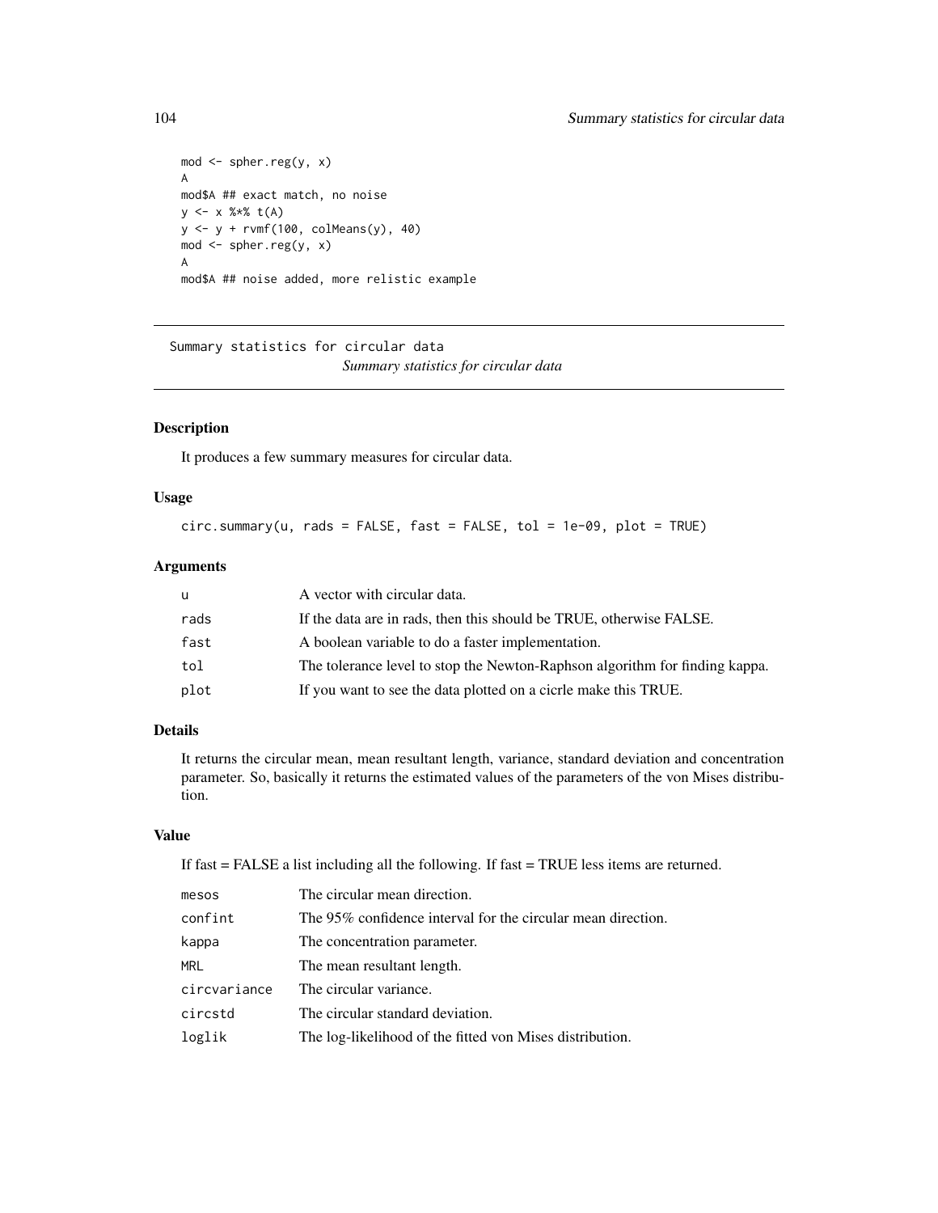```
mod <- spher.reg(y, x)
A
mod$A ## exact match, no noise
y <- x %*% t(A)
y <- y + rvmf(100, colMeans(y), 40)
mod <- spher.reg(y, x)
A
mod$A ## noise added, more relistic example
```

---

## Summary statistics for circular data

*Summary statistics for circular data*

---

### Description

It produces a few summary measures for circular data.

### Usage

```
circ.summary(u, rads = FALSE, fast = FALSE, tol = 1e-09, plot = TRUE)
```

### Arguments

| | |
|---|---|
| u | A vector with circular data. |
| rads | If the data are in rads, then this should be TRUE, otherwise FALSE. |
| fast | A boolean variable to do a faster implementation. |
| tol | The tolerance level to stop the Newton-Raphson algorithm for finding kappa. |
| plot | If you want to see the data plotted on a cicrle make this TRUE. |

### Details

It returns the circular mean, mean resultant length, variance, standard deviation and concentration parameter. So, basically it returns the estimated values of the parameters of the von Mises distribution.

### Value

If fast = FALSE a list including all the following. If fast = TRUE less items are returned.

| | |
|---|---|
| mesos | The circular mean direction. |
| confint | The 95% confidence interval for the circular mean direction. |
| kappa | The concentration parameter. |
| MRL | The mean resultant length. |
| circvariance | The circular variance. |
| circstd | The circular standard deviation. |
| loglik | The log-likelihood of the fitted von Mises distribution. |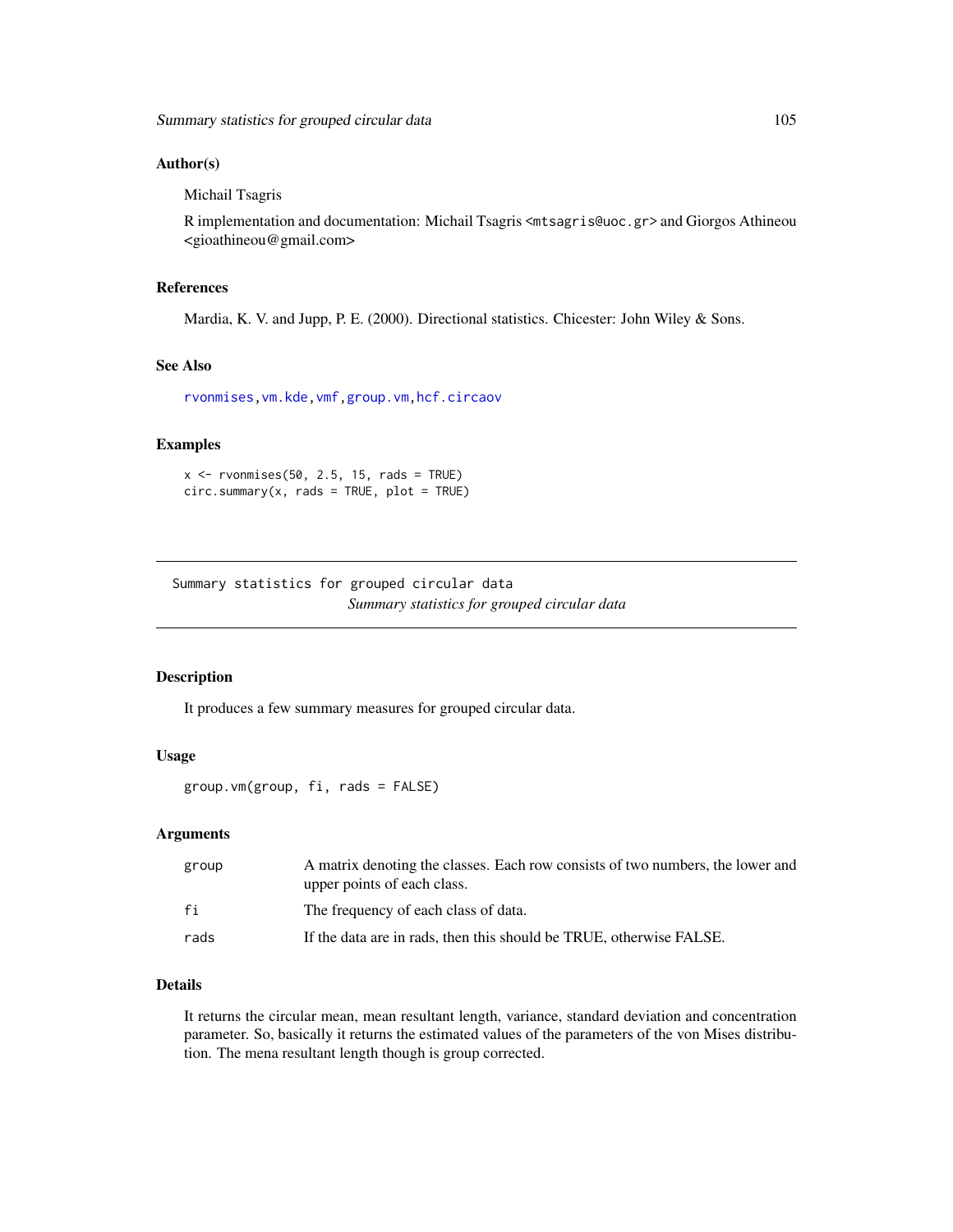## Author(s)

Michail Tsagris

R implementation and documentation: Michail Tsagris <mtsagris@uoc.gr> and Giorgos Athineou <gioathineou@gmail.com>

## References

Mardia, K. V. and Jupp, P. E. (2000). Directional statistics. Chicester: John Wiley & Sons.

## See Also

rvonmises, vm.kde, vmf, group.vm, hcf.circaov

## Examples

```
x <- rvonmises(50, 2.5, 15, rads = TRUE)
circ.summary(x, rads = TRUE, plot = TRUE)
```

---

# Summary statistics for grouped circular data

*Summary statistics for grouped circular data*

## Description

It produces a few summary measures for grouped circular data.

## Usage

```
group.vm(group, fi, rads = FALSE)
```

## Arguments

| | |
|---|---|
| group | A matrix denoting the classes. Each row consists of two numbers, the lower and upper points of each class. |
| fi | The frequency of each class of data. |
| rads | If the data are in rads, then this should be TRUE, otherwise FALSE. |

## Details

It returns the circular mean, mean resultant length, variance, standard deviation and concentration parameter. So, basically it returns the estimated values of the parameters of the von Mises distribution. The mena resultant length though is group corrected.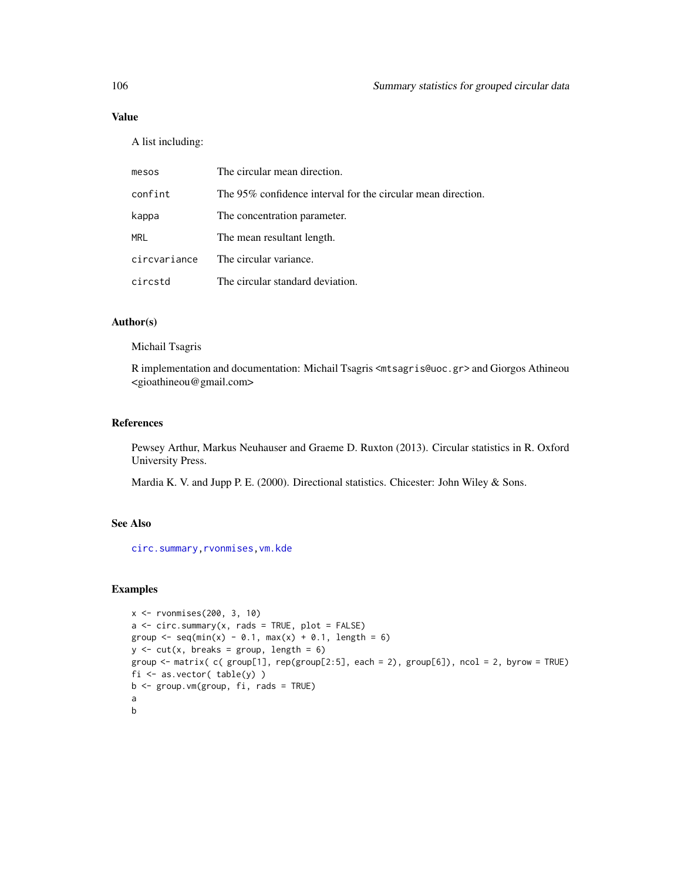### Value

A list including:

| | |
|---|---|
| mesos | The circular mean direction. |
| confint | The 95% confidence interval for the circular mean direction. |
| kappa | The concentration parameter. |
| MRL | The mean resultant length. |
| circvariance | The circular variance. |
| circstd | The circular standard deviation. |

### Author(s)

Michail Tsagris

R implementation and documentation: Michail Tsagris <mtsagris@uoc.gr> and Giorgos Athineou <gioathineou@gmail.com>

### References

Pewsey Arthur, Markus Neuhauser and Graeme D. Ruxton (2013). Circular statistics in R. Oxford University Press.

Mardia K. V. and Jupp P. E. (2000). Directional statistics. Chicester: John Wiley & Sons.

### See Also

circ.summary, rvonmises, vm.kde

### Examples

```
x <- rvonmises(200, 3, 10)
a <- circ.summary(x, rads = TRUE, plot = FALSE)
group <- seq(min(x) - 0.1, max(x) + 0.1, length = 6)
y <- cut(x, breaks = group, length = 6)
group <- matrix( c( group[1], rep(group[2:5], each = 2), group[6]), ncol = 2, byrow = TRUE)
fi <- as.vector( table(y) )
b <- group.vm(group, fi, rads = TRUE)
a
b
```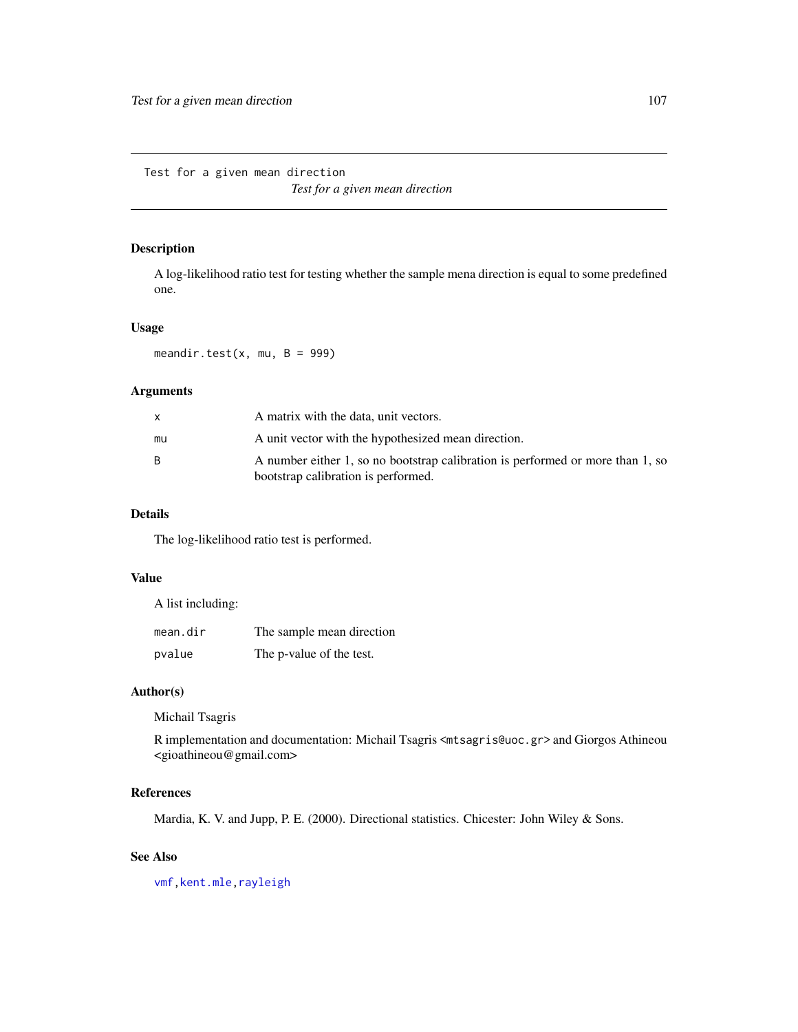Test for a given mean direction

*Test for a given mean direction*

## Description

A log-likelihood ratio test for testing whether the sample mena direction is equal to some predefined one.

## Usage

```
meandir.test(x, mu, B = 999)
```

## Arguments

| | |
|---|---|
| x | A matrix with the data, unit vectors. |
| mu | A unit vector with the hypothesized mean direction. |
| B | A number either 1, so no bootstrap calibration is performed or more than 1, so bootstrap calibration is performed. |

## Details

The log-likelihood ratio test is performed.

## Value

A list including:

| | |
|---|---|
| mean.dir | The sample mean direction |
| pvalue | The p-value of the test. |

## Author(s)

Michail Tsagris

R implementation and documentation: Michail Tsagris <mtsagris@uoc.gr> and Giorgos Athineou <gioathineou@gmail.com>

## References

Mardia, K. V. and Jupp, P. E. (2000). Directional statistics. Chicester: John Wiley & Sons.

## See Also

vmf, kent.mle, rayleigh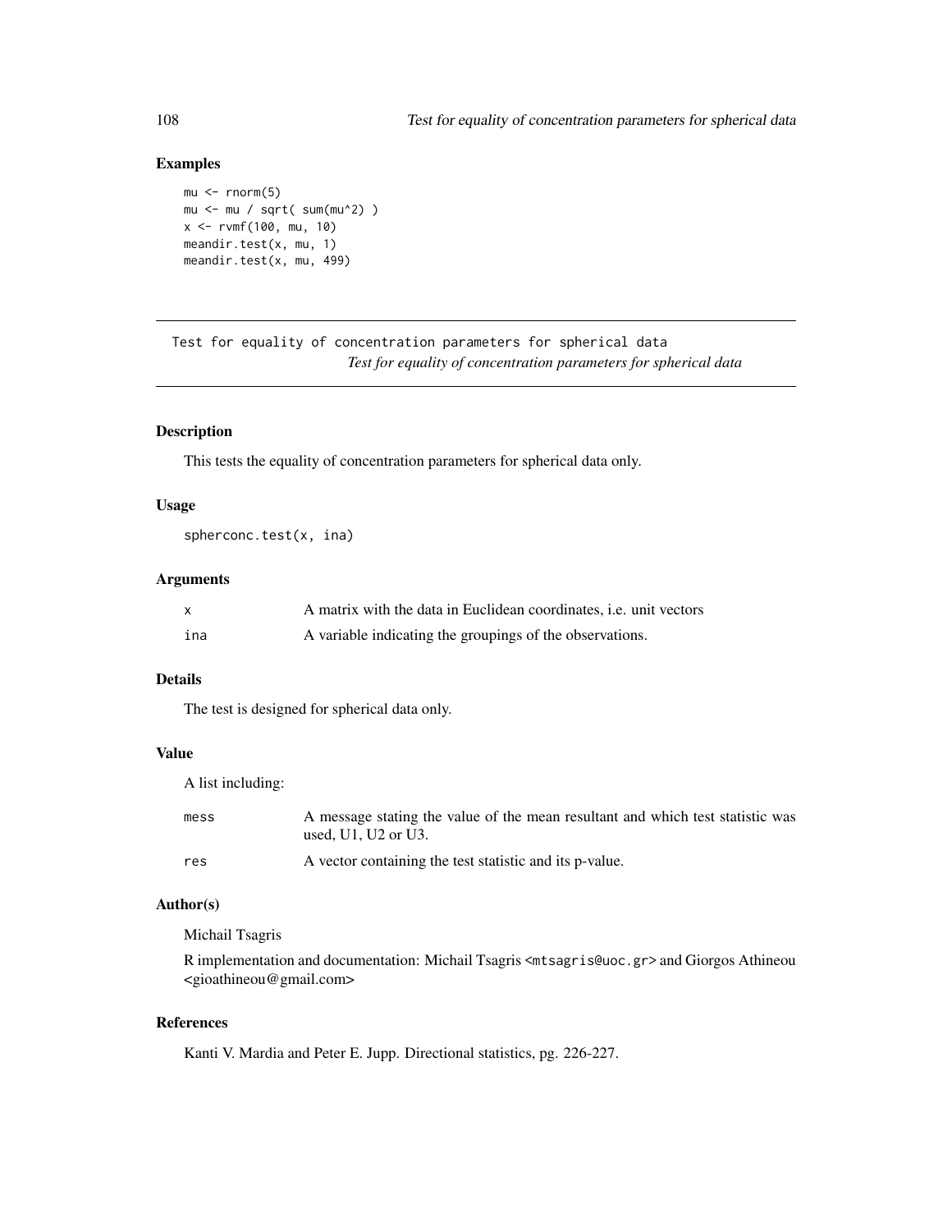### Examples

```
mu <- rnorm(5)
mu <- mu / sqrt( sum(mu^2) )
x <- rvmf(100, mu, 10)
meandir.test(x, mu, 1)
meandir.test(x, mu, 499)
```

---

## Test for equality of concentration parameters for spherical data

*Test for equality of concentration parameters for spherical data*

---

### Description

This tests the equality of concentration parameters for spherical data only.

### Usage

```
spherconc.test(x, ina)
```

### Arguments

| | |
|---|---|
| `x` | A matrix with the data in Euclidean coordinates, i.e. unit vectors |
| `ina` | A variable indicating the groupings of the observations. |

### Details

The test is designed for spherical data only.

### Value

A list including:

| | |
|---|---|
| `mess` | A message stating the value of the mean resultant and which test statistic was used, U1, U2 or U3. |
| `res` | A vector containing the test statistic and its p-value. |

### Author(s)

Michail Tsagris

R implementation and documentation: Michail Tsagris <mtsagris@uoc.gr> and Giorgos Athineou <gioathineou@gmail.com>

### References

Kanti V. Mardia and Peter E. Jupp. Directional statistics, pg. 226-227.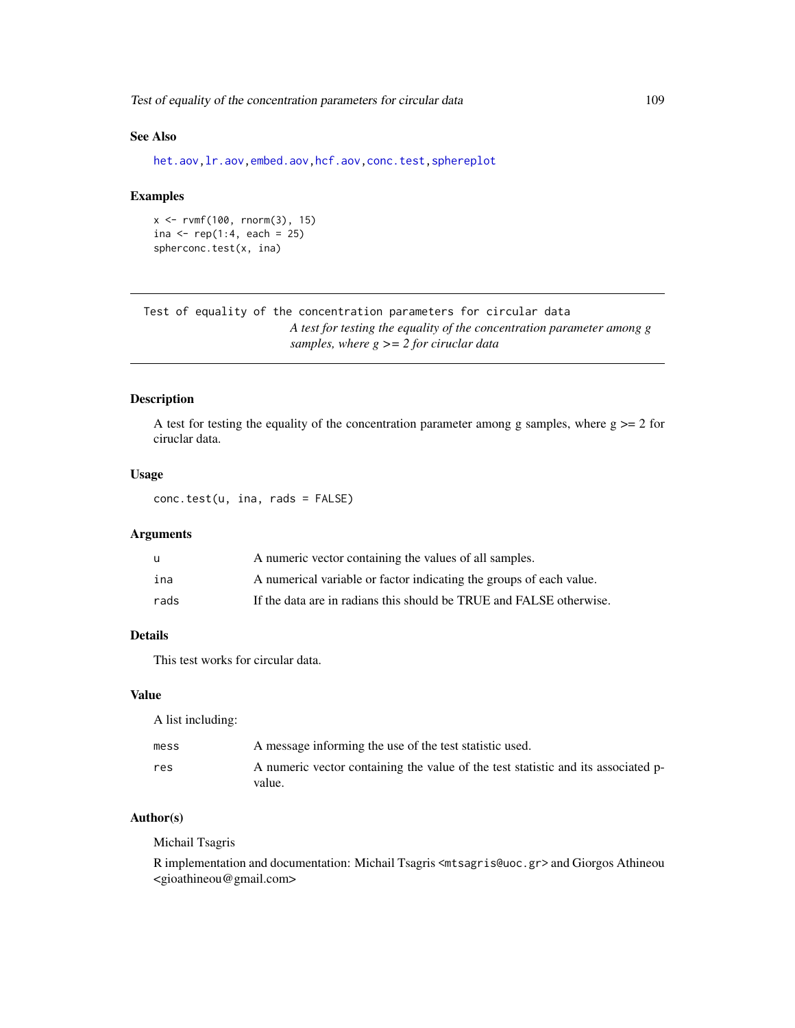### See Also

het.aov, lr.aov, embed.aov, hcf.aov, conc.test, sphereplot

### Examples

```
x <- rvmf(100, rnorm(3), 15)
ina <- rep(1:4, each = 25)
spherconc.test(x, ina)
```

---

## Test of equality of the concentration parameters for circular data

*A test for testing the equality of the concentration parameter among g samples, where g >= 2 for ciruclar data*

---

### Description

A test for testing the equality of the concentration parameter among g samples, where g >= 2 for ciruclar data.

### Usage

```
conc.test(u, ina, rads = FALSE)
```

### Arguments

| | |
|---|---|
| u | A numeric vector containing the values of all samples. |
| ina | A numerical variable or factor indicating the groups of each value. |
| rads | If the data are in radians this should be TRUE and FALSE otherwise. |

### Details

This test works for circular data.

### Value

A list including:

| | |
|---|---|
| mess | A message informing the use of the test statistic used. |
| res | A numeric vector containing the value of the test statistic and its associated p-value. |

### Author(s)

Michail Tsagris

R implementation and documentation: Michail Tsagris <mtsagris@uoc.gr> and Giorgos Athineou <gioathineou@gmail.com>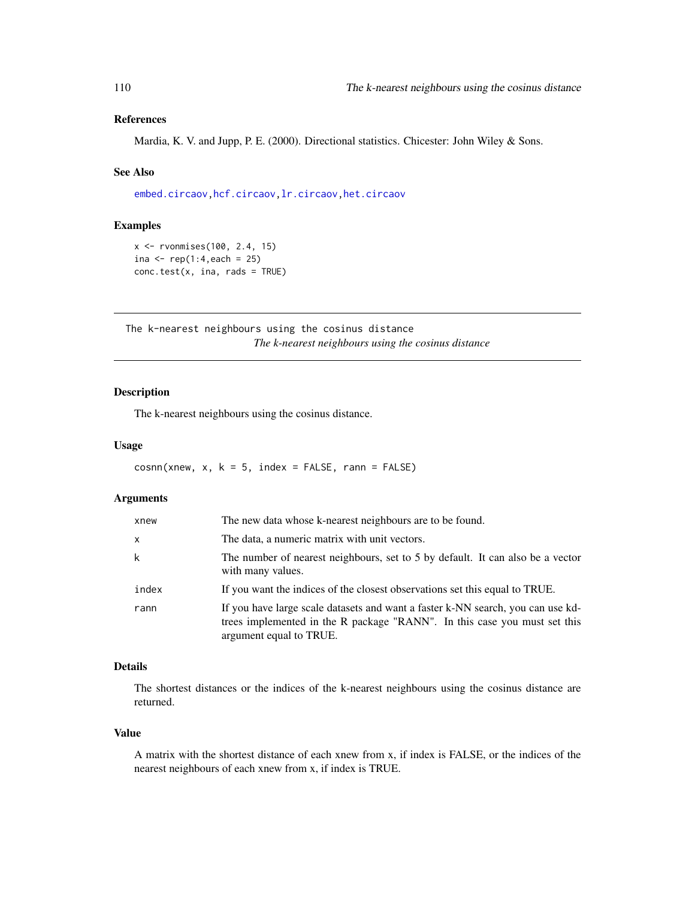### References

Mardia, K. V. and Jupp, P. E. (2000). Directional statistics. Chicester: John Wiley & Sons.

### See Also

embed.circaov, hcf.circaov, lr.circaov, het.circaov

### Examples

```
x <- rvonmises(100, 2.4, 15)
ina <- rep(1:4,each = 25)
conc.test(x, ina, rads = TRUE)
```

---

## The k-nearest neighbours using the cosinus distance

*The k-nearest neighbours using the cosinus distance*

---

### Description

The k-nearest neighbours using the cosinus distance.

### Usage

```
cosnn(xnew, x, k = 5, index = FALSE, rann = FALSE)
```

### Arguments

| | |
|---|---|
| xnew | The new data whose k-nearest neighbours are to be found. |
| x | The data, a numeric matrix with unit vectors. |
| k | The number of nearest neighbours, set to 5 by default. It can also be a vector with many values. |
| index | If you want the indices of the closest observations set this equal to TRUE. |
| rann | If you have large scale datasets and want a faster k-NN search, you can use kd-trees implemented in the R package "RANN". In this case you must set this argument equal to TRUE. |

### Details

The shortest distances or the indices of the k-nearest neighbours using the cosinus distance are returned.

### Value

A matrix with the shortest distance of each xnew from x, if index is FALSE, or the indices of the nearest neighbours of each xnew from x, if index is TRUE.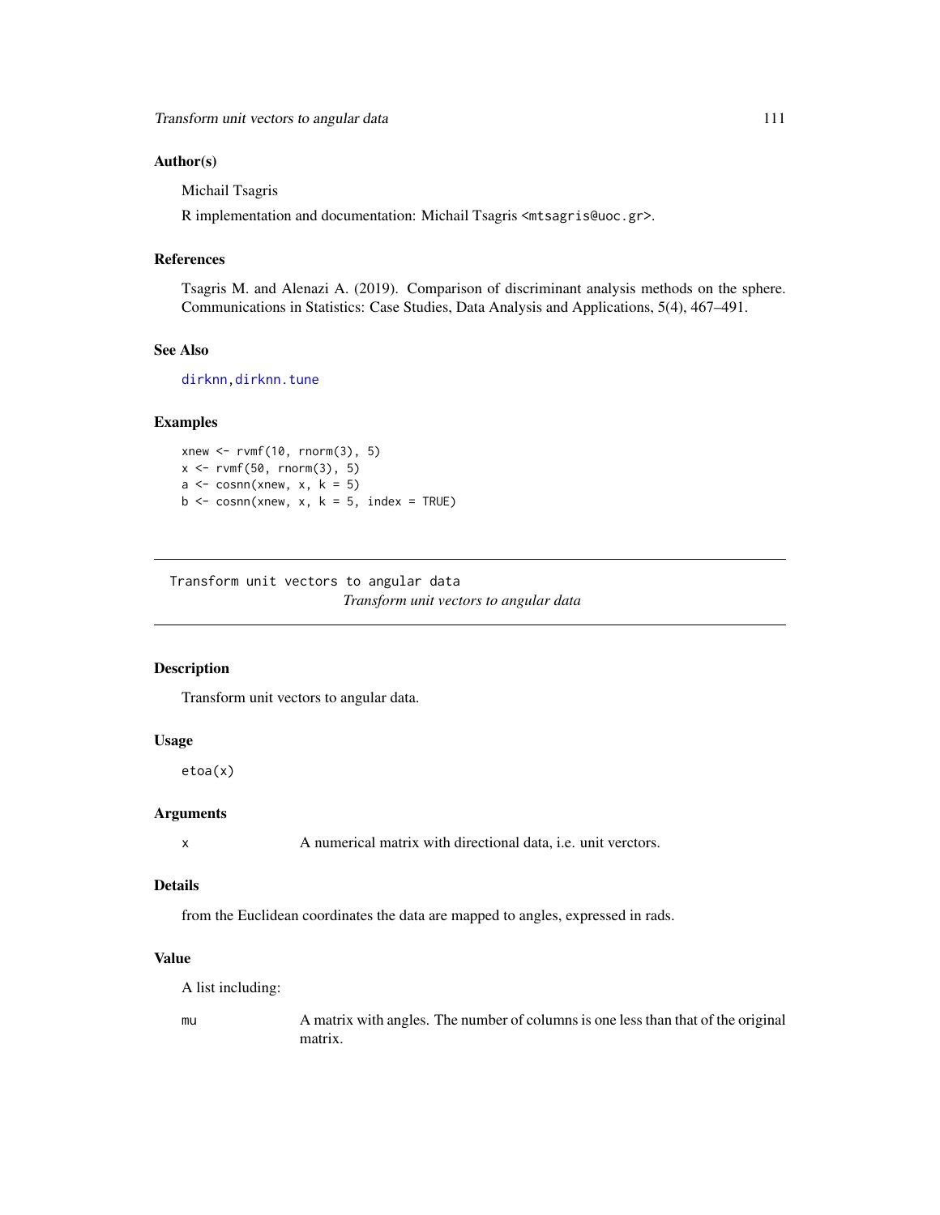### Author(s)

Michail Tsagris

R implementation and documentation: Michail Tsagris <mtsagris@uoc.gr>.

### References

Tsagris M. and Alenazi A. (2019). Comparison of discriminant analysis methods on the sphere. Communications in Statistics: Case Studies, Data Analysis and Applications, 5(4), 467–491.

### See Also

dirknn, dirknn.tune

### Examples

```
xnew <- rvmf(10, rnorm(3), 5)
x <- rvmf(50, rnorm(3), 5)
a <- cosnn(xnew, x, k = 5)
b <- cosnn(xnew, x, k = 5, index = TRUE)
```

---

## Transform unit vectors to angular data

*Transform unit vectors to angular data*

---

### Description

Transform unit vectors to angular data.

### Usage

```
etoa(x)
```

### Arguments

| | |
|---|---|
| x | A numerical matrix with directional data, i.e. unit verctors. |

### Details

from the Euclidean coordinates the data are mapped to angles, expressed in rads.

### Value

A list including:

| | |
|---|---|
| mu | A matrix with angles. The number of columns is one less than that of the original matrix. |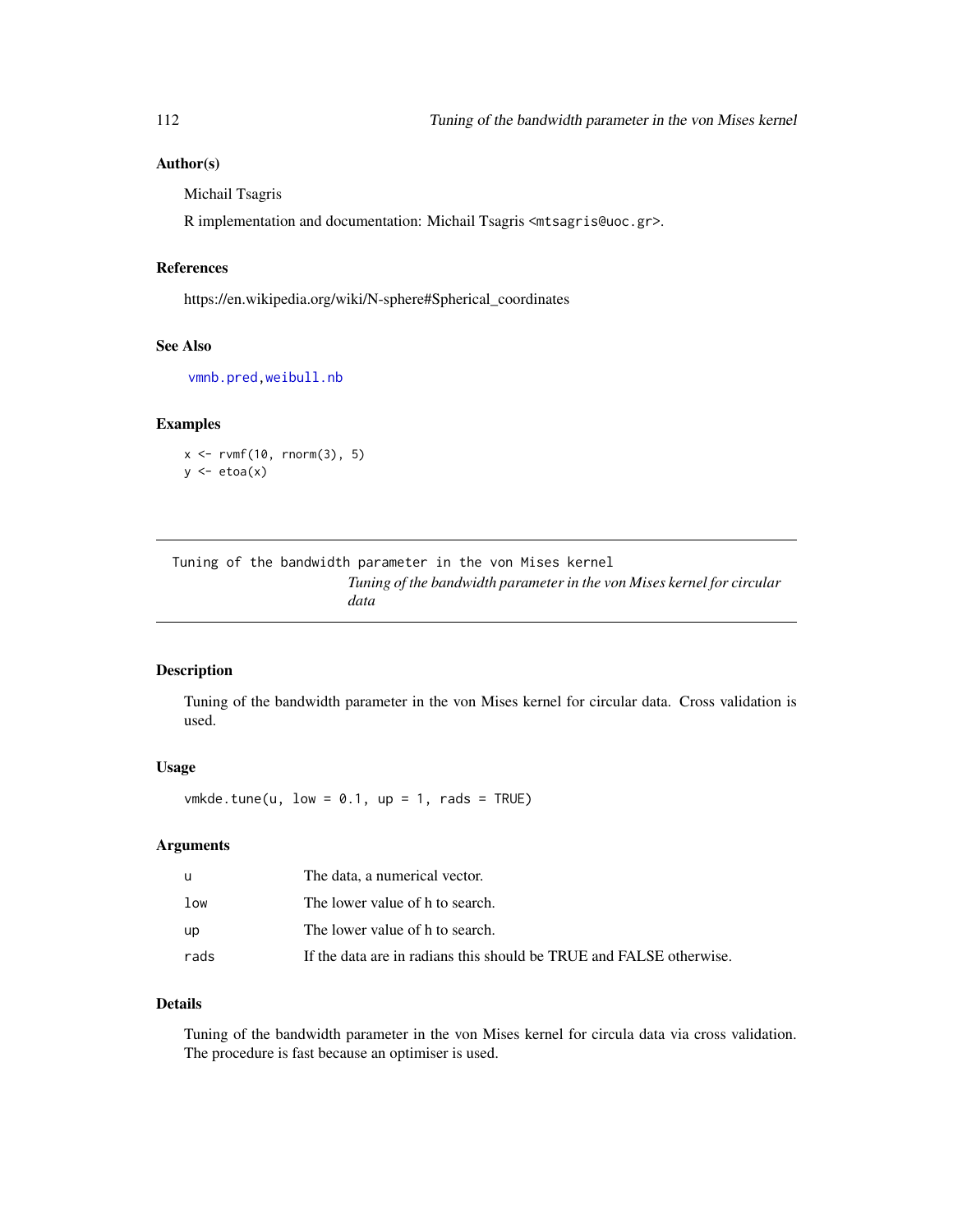## Author(s)

Michail Tsagris

R implementation and documentation: Michail Tsagris <mtsagris@uoc.gr>.

## References

https://en.wikipedia.org/wiki/N-sphere#Spherical_coordinates

## See Also

vmnb.pred, weibull.nb

## Examples

```
x <- rvmf(10, rnorm(3), 5)
y <- etoa(x)
```

---

Tuning of the bandwidth parameter in the von Mises kernel

*Tuning of the bandwidth parameter in the von Mises kernel for circular data*

---

## Description

Tuning of the bandwidth parameter in the von Mises kernel for circular data. Cross validation is used.

## Usage

```
vmkde.tune(u, low = 0.1, up = 1, rads = TRUE)
```

## Arguments

| | |
|---|---|
| u | The data, a numerical vector. |
| low | The lower value of h to search. |
| up | The lower value of h to search. |
| rads | If the data are in radians this should be TRUE and FALSE otherwise. |

## Details

Tuning of the bandwidth parameter in the von Mises kernel for circula data via cross validation. The procedure is fast because an optimiser is used.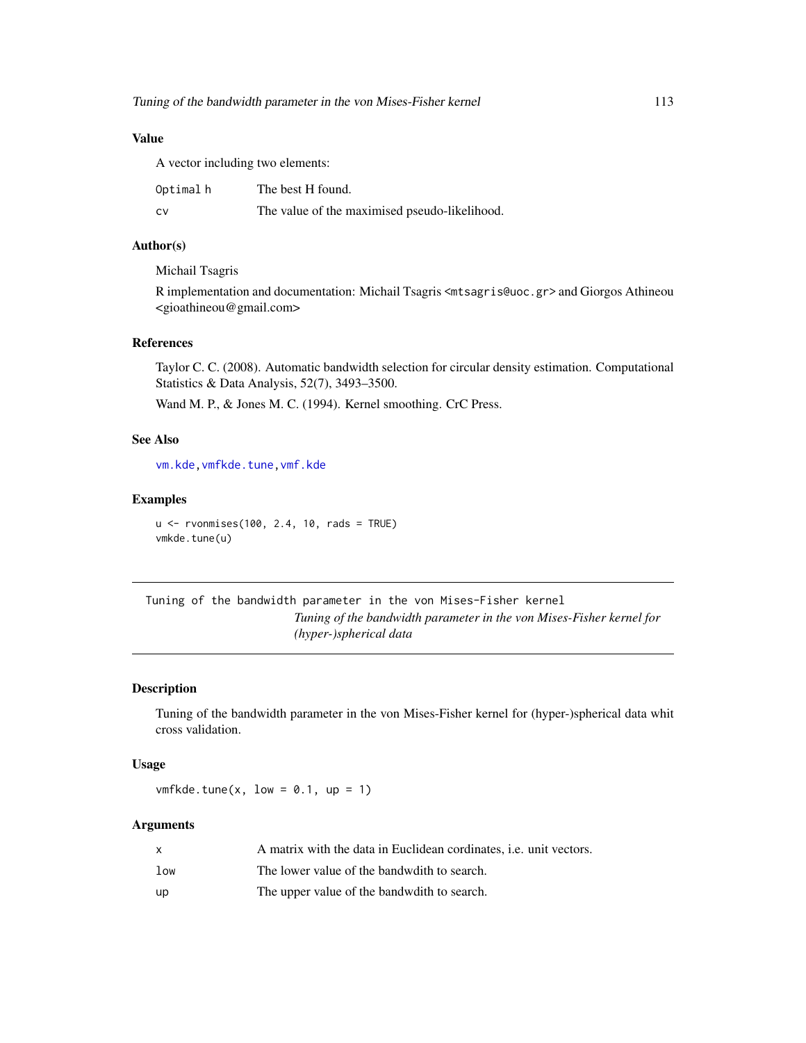## Value

A vector including two elements:

| | |
|---|---|
| Optimal h | The best H found. |
| cv | The value of the maximised pseudo-likelihood. |

## Author(s)

Michail Tsagris

R implementation and documentation: Michail Tsagris <mtsagris@uoc.gr> and Giorgos Athineou <gioathineou@gmail.com>

## References

Taylor C. C. (2008). Automatic bandwidth selection for circular density estimation. Computational Statistics & Data Analysis, 52(7), 3493–3500.

Wand M. P., & Jones M. C. (1994). Kernel smoothing. CrC Press.

## See Also

vm.kde, vmfkde.tune, vmf.kde

## Examples

```
u <- rvonmises(100, 2.4, 10, rads = TRUE)
vmkde.tune(u)
```

---

Tuning of the bandwidth parameter in the von Mises-Fisher kernel

# *Tuning of the bandwidth parameter in the von Mises-Fisher kernel for (hyper-)spherical data*

---

## Description

Tuning of the bandwidth parameter in the von Mises-Fisher kernel for (hyper-)spherical data whit cross validation.

## Usage

```
vmfkde.tune(x, low = 0.1, up = 1)
```

## Arguments

| | |
|---|---|
| x | A matrix with the data in Euclidean cordinates, i.e. unit vectors. |
| low | The lower value of the bandwdith to search. |
| up | The upper value of the bandwdith to search. |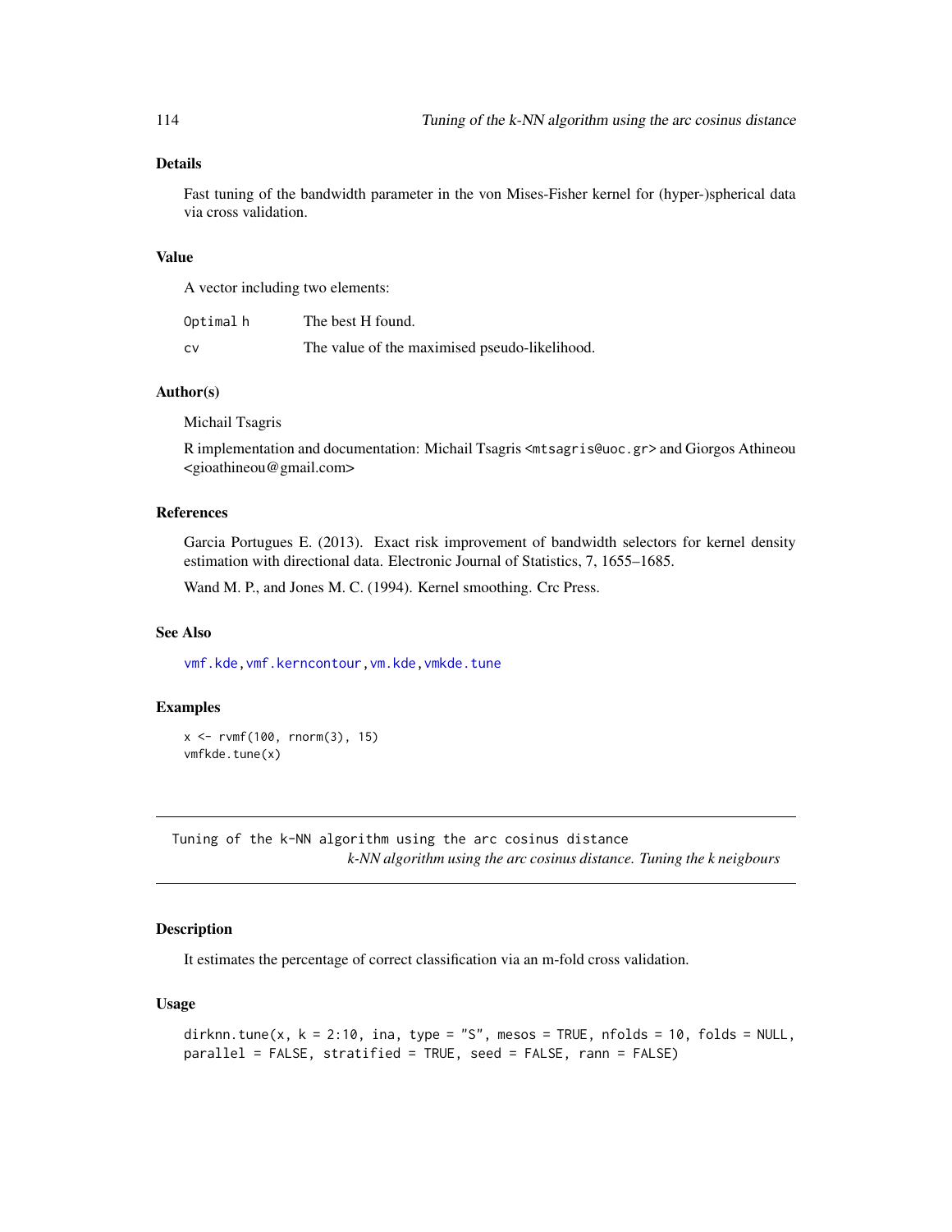## Details

Fast tuning of the bandwidth parameter in the von Mises-Fisher kernel for (hyper-)spherical data via cross validation.

## Value

A vector including two elements:

| | |
|---|---|
| Optimal h | The best H found. |
| cv | The value of the maximised pseudo-likelihood. |

## Author(s)

Michail Tsagris

R implementation and documentation: Michail Tsagris <mtsagris@uoc.gr> and Giorgos Athineou <gioathineou@gmail.com>

## References

Garcia Portugues E. (2013). Exact risk improvement of bandwidth selectors for kernel density estimation with directional data. Electronic Journal of Statistics, 7, 1655–1685.

Wand M. P., and Jones M. C. (1994). Kernel smoothing. Crc Press.

## See Also

vmf.kde, vmf.kerncontour, vm.kde, vmkde.tune

## Examples

```
x <- rvmf(100, rnorm(3), 15)
vmfkde.tune(x)
```

---

# Tuning of the k-NN algorithm using the arc cosinus distance

*k-NN algorithm using the arc cosinus distance. Tuning the k neigbours*

---

## Description

It estimates the percentage of correct classification via an m-fold cross validation.

## Usage

```
dirknn.tune(x, k = 2:10, ina, type = "S", mesos = TRUE, nfolds = 10, folds = NULL,
parallel = FALSE, stratified = TRUE, seed = FALSE, rann = FALSE)
```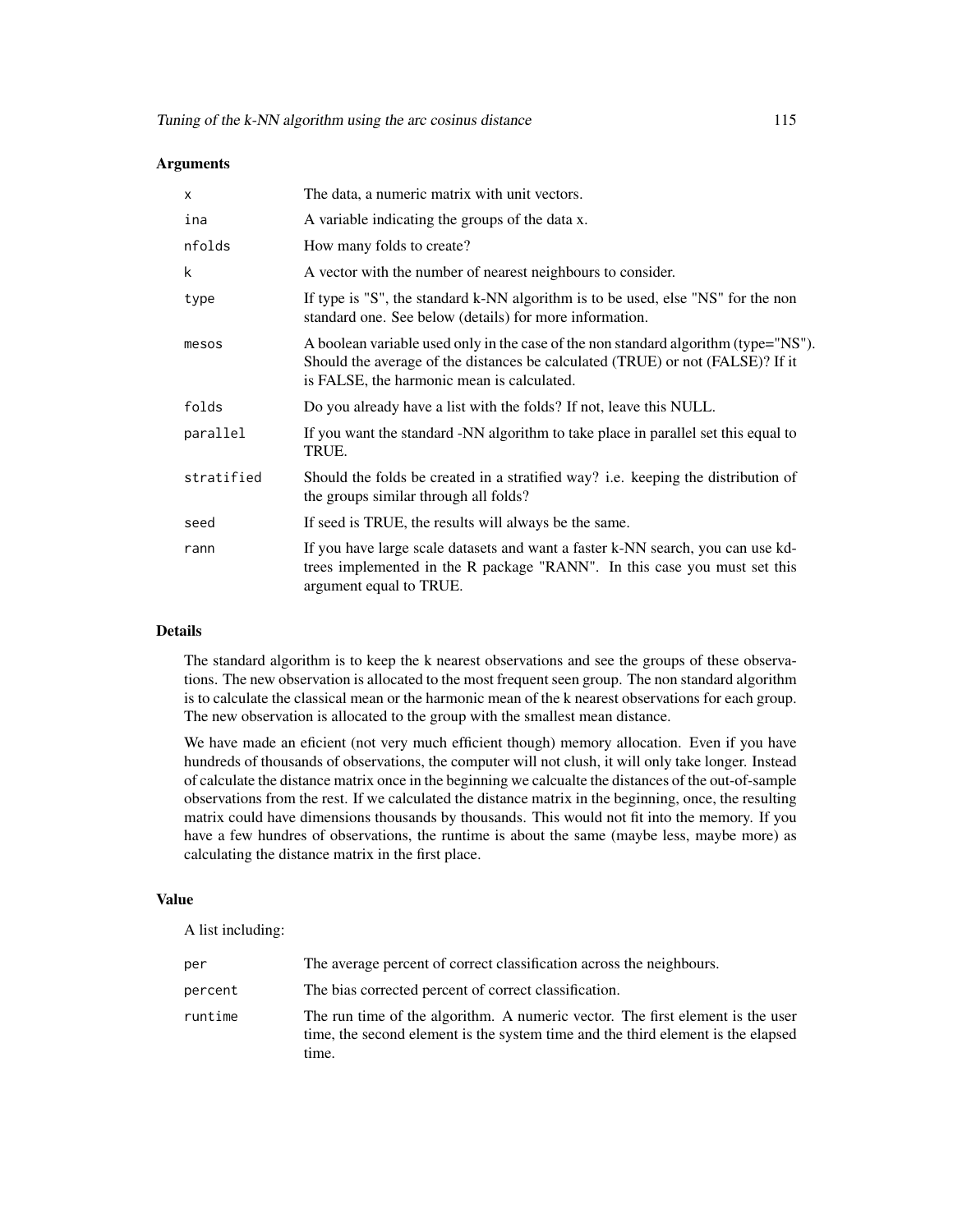## Arguments

| | |
|---|---|
| `x` | The data, a numeric matrix with unit vectors. |
| `ina` | A variable indicating the groups of the data x. |
| `nfolds` | How many folds to create? |
| `k` | A vector with the number of nearest neighbours to consider. |
| `type` | If type is "S", the standard k-NN algorithm is to be used, else "NS" for the non standard one. See below (details) for more information. |
| `mesos` | A boolean variable used only in the case of the non standard algorithm (type="NS"). Should the average of the distances be calculated (TRUE) or not (FALSE)? If it is FALSE, the harmonic mean is calculated. |
| `folds` | Do you already have a list with the folds? If not, leave this NULL. |
| `parallel` | If you want the standard -NN algorithm to take place in parallel set this equal to TRUE. |
| `stratified` | Should the folds be created in a stratified way? i.e. keeping the distribution of the groups similar through all folds? |
| `seed` | If seed is TRUE, the results will always be the same. |
| `rann` | If you have large scale datasets and want a faster k-NN search, you can use kd-trees implemented in the R package "RANN". In this case you must set this argument equal to TRUE. |

## Details

The standard algorithm is to keep the k nearest observations and see the groups of these observations. The new observation is allocated to the most frequent seen group. The non standard algorithm is to calculate the classical mean or the harmonic mean of the k nearest observations for each group. The new observation is allocated to the group with the smallest mean distance.

We have made an eficient (not very much efficient though) memory allocation. Even if you have hundreds of thousands of observations, the computer will not clush, it will only take longer. Instead of calculate the distance matrix once in the beginning we calcualte the distances of the out-of-sample observations from the rest. If we calculated the distance matrix in the beginning, once, the resulting matrix could have dimensions thousands by thousands. This would not fit into the memory. If you have a few hundres of observations, the runtime is about the same (maybe less, maybe more) as calculating the distance matrix in the first place.

## Value

A list including:

| | |
|---|---|
| `per` | The average percent of correct classification across the neighbours. |
| `percent` | The bias corrected percent of correct classification. |
| `runtime` | The run time of the algorithm. A numeric vector. The first element is the user time, the second element is the system time and the third element is the elapsed time. |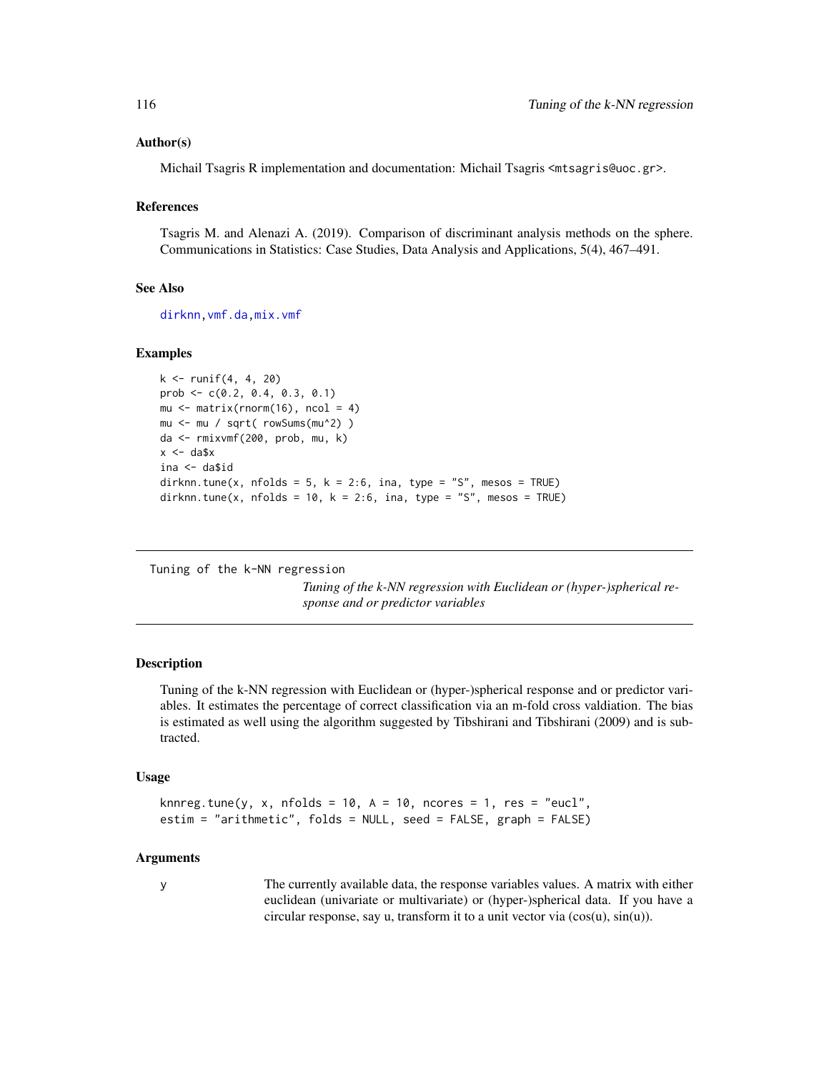### Author(s)

Michail Tsagris R implementation and documentation: Michail Tsagris <mtsagris@uoc.gr>.

### References

Tsagris M. and Alenazi A. (2019). Comparison of discriminant analysis methods on the sphere. Communications in Statistics: Case Studies, Data Analysis and Applications, 5(4), 467–491.

### See Also

dirknn, vmf.da, mix.vmf

### Examples

```
k <- runif(4, 4, 20)
prob <- c(0.2, 0.4, 0.3, 0.1)
mu <- matrix(rnorm(16), ncol = 4)
mu <- mu / sqrt( rowSums(mu^2) )
da <- rmixvmf(200, prob, mu, k)
x <- da$x
ina <- da$id
dirknn.tune(x, nfolds = 5, k = 2:6, ina, type = "S", mesos = TRUE)
dirknn.tune(x, nfolds = 10, k = 2:6, ina, type = "S", mesos = TRUE)
```

---

## Tuning of the k-NN regression

*Tuning of the k-NN regression with Euclidean or (hyper-)spherical response and or predictor variables*

### Description

Tuning of the k-NN regression with Euclidean or (hyper-)spherical response and or predictor variables. It estimates the percentage of correct classification via an m-fold cross valdiation. The bias is estimated as well using the algorithm suggested by Tibshirani and Tibshirani (2009) and is subtracted.

### Usage

```
knnreg.tune(y, x, nfolds = 10, A = 10, ncores = 1, res = "eucl",
estim = "arithmetic", folds = NULL, seed = FALSE, graph = FALSE)
```

### Arguments

| | |
|---|---|
| y | The currently available data, the response variables values. A matrix with either euclidean (univariate or multivariate) or (hyper-)spherical data. If you have a circular response, say u, transform it to a unit vector via (cos(u), sin(u)). |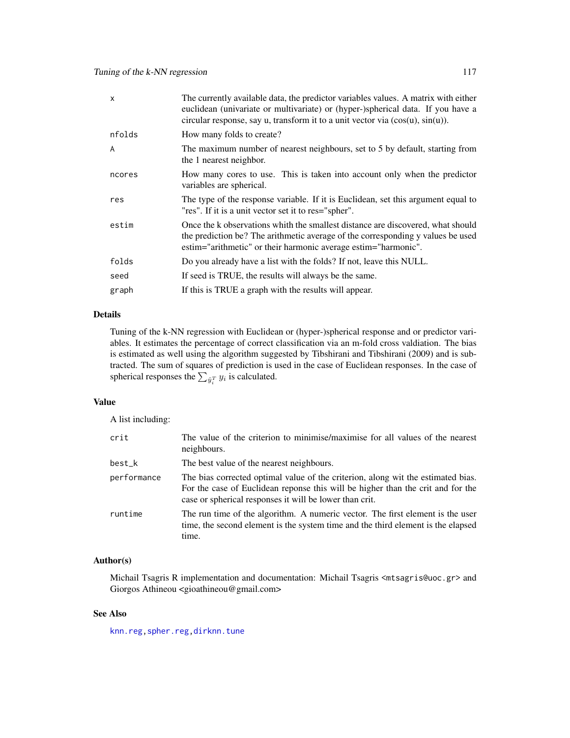| | |
|---|---|
| x | The currently available data, the predictor variables values. A matrix with either euclidean (univariate or multivariate) or (hyper-)spherical data. If you have a circular response, say u, transform it to a unit vector via (cos(u), sin(u)). |
| nfolds | How many folds to create? |
| A | The maximum number of nearest neighbours, set to 5 by default, starting from the 1 nearest neighbor. |
| ncores | How many cores to use. This is taken into account only when the predictor variables are spherical. |
| res | The type of the response variable. If it is Euclidean, set this argument equal to "res". If it is a unit vector set it to res="spher". |
| estim | Once the k observations whith the smallest distance are discovered, what should the prediction be? The arithmetic average of the corresponding y values be used estim="arithmetic" or their harmonic average estim="harmonic". |
| folds | Do you already have a list with the folds? If not, leave this NULL. |
| seed | If seed is TRUE, the results will always be the same. |
| graph | If this is TRUE a graph with the results will appear. |

### Details

Tuning of the k-NN regression with Euclidean or (hyper-)spherical response and or predictor variables. It estimates the percentage of correct classification via an m-fold cross valdiation. The bias is estimated as well using the algorithm suggested by Tibshirani and Tibshirani (2009) and is subtracted. The sum of squares of prediction is used in the case of Euclidean responses. In the case of spherical responses the $\sum_{\hat{y}_i^T} y_i$ is calculated.

### Value

A list including:

| | |
|---|---|
| crit | The value of the criterion to minimise/maximise for all values of the nearest neighbours. |
| best_k | The best value of the nearest neighbours. |
| performance | The bias corrected optimal value of the criterion, along wit the estimated bias. For the case of Euclidean reponse this will be higher than the crit and for the case or spherical responses it will be lower than crit. |
| runtime | The run time of the algorithm. A numeric vector. The first element is the user time, the second element is the system time and the third element is the elapsed time. |

### Author(s)

Michail Tsagris R implementation and documentation: Michail Tsagris <mtsagris@uoc.gr> and Giorgos Athineou <gioathineou@gmail.com>

### See Also

knn.reg, spher.reg, dirknn.tune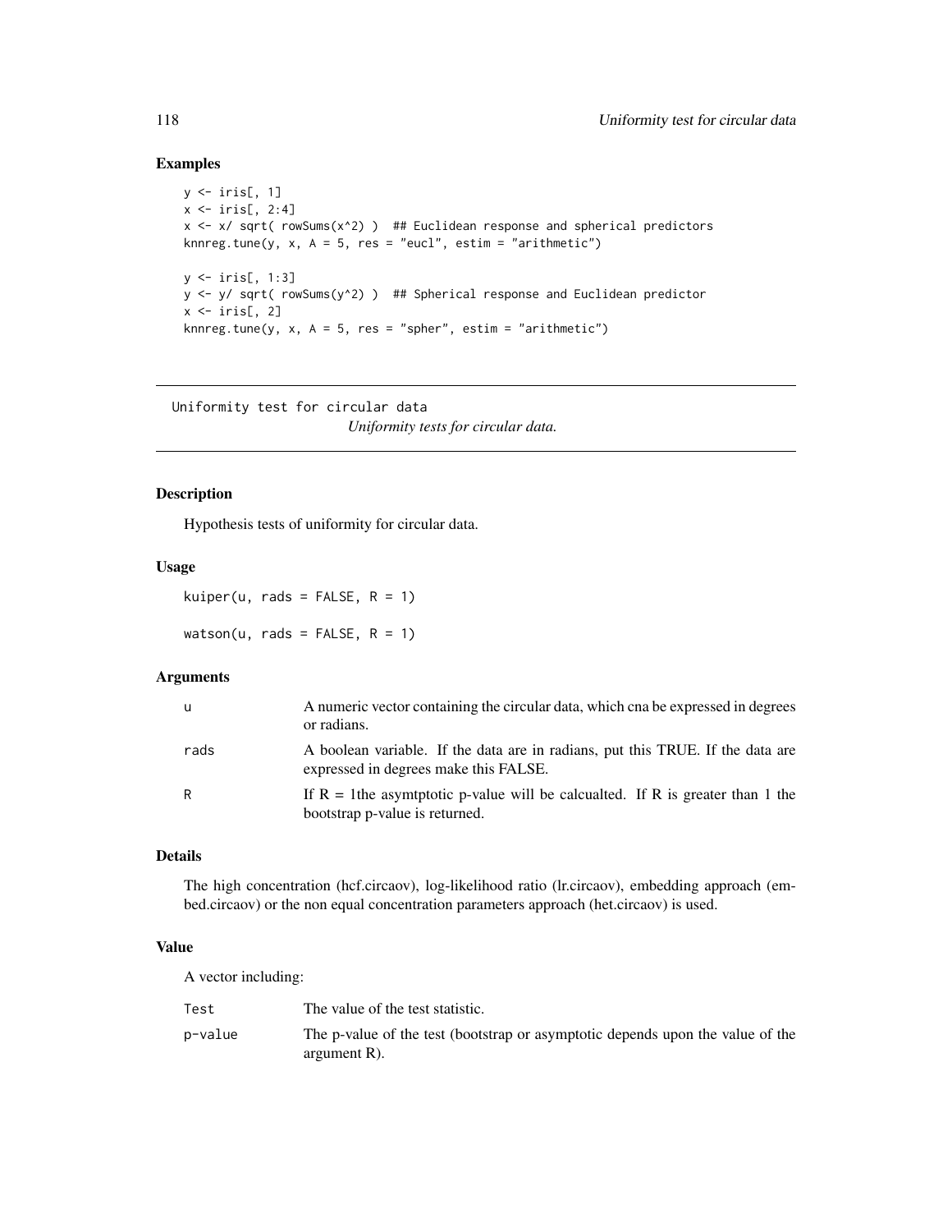## Examples

```
y <- iris[, 1]
x <- iris[, 2:4]
x <- x/ sqrt( rowSums(x^2) )  ## Euclidean response and spherical predictors
knnreg.tune(y, x, A = 5, res = "eucl", estim = "arithmetic")

y <- iris[, 1:3]
y <- y/ sqrt( rowSums(y^2) )  ## Spherical response and Euclidean predictor
x <- iris[, 2]
knnreg.tune(y, x, A = 5, res = "spher", estim = "arithmetic")
```

---

# Uniformity test for circular data

*Uniformity tests for circular data.*

---

## Description

Hypothesis tests of uniformity for circular data.

## Usage

```
kuiper(u, rads = FALSE, R = 1)

watson(u, rads = FALSE, R = 1)
```

## Arguments

| | |
|---|---|
| u | A numeric vector containing the circular data, which cna be expressed in degrees or radians. |
| rads | A boolean variable. If the data are in radians, put this TRUE. If the data are expressed in degrees make this FALSE. |
| R | If R = 1the asymtptotic p-value will be calcualted. If R is greater than 1 the bootstrap p-value is returned. |

## Details

The high concentration (hcf.circaov), log-likelihood ratio (lr.circaov), embedding approach (embed.circaov) or the non equal concentration parameters approach (het.circaov) is used.

## Value

A vector including:

| | |
|---|---|
| Test | The value of the test statistic. |
| p-value | The p-value of the test (bootstrap or asymptotic depends upon the value of the argument R). |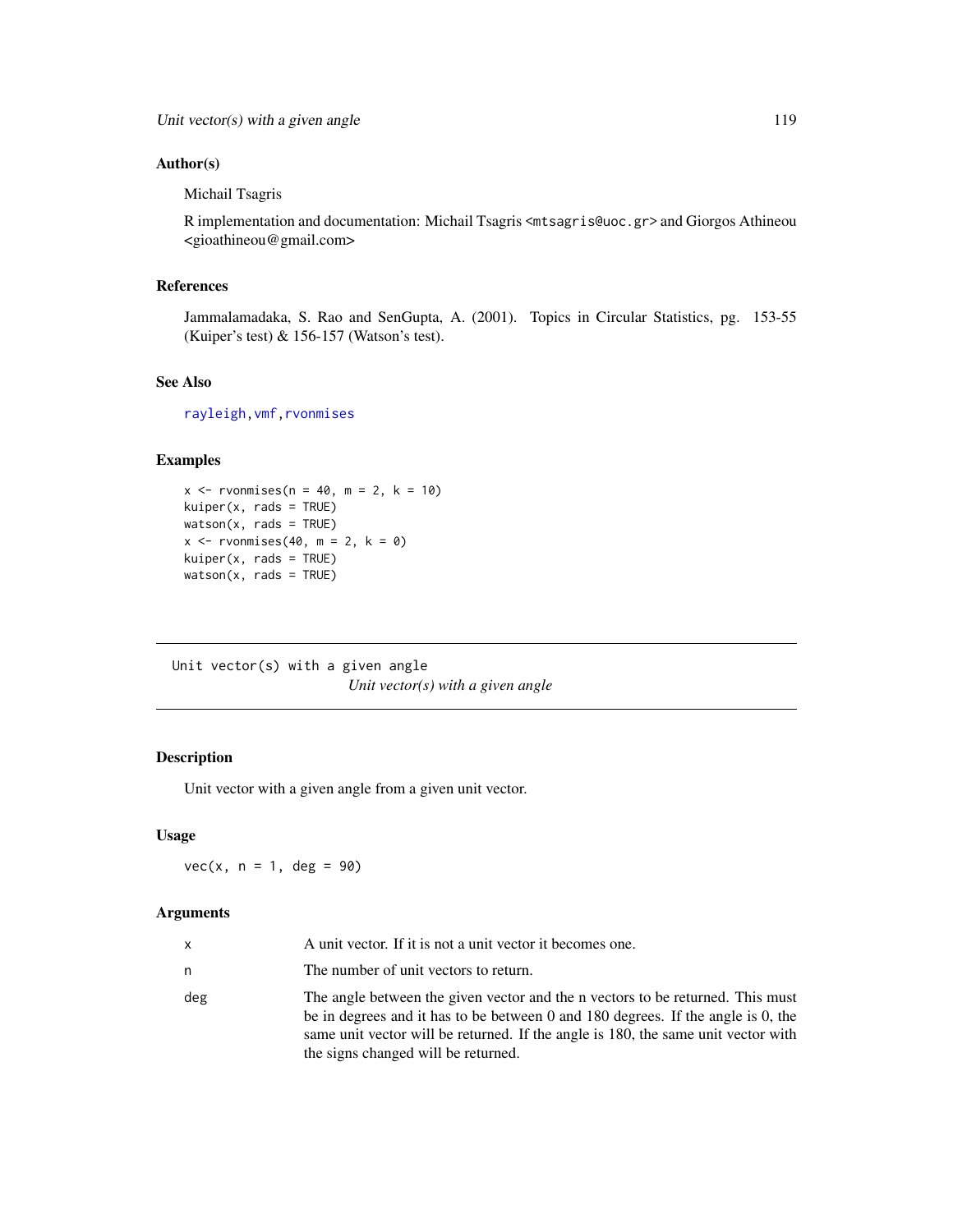### Author(s)

Michail Tsagris

R implementation and documentation: Michail Tsagris <mtsagris@uoc.gr> and Giorgos Athineou <gioathineou@gmail.com>

### References

Jammalamadaka, S. Rao and SenGupta, A. (2001). Topics in Circular Statistics, pg. 153-55 (Kuiper's test) & 156-157 (Watson's test).

### See Also

rayleigh, vmf, rvonmises

### Examples

```
x <- rvonmises(n = 40, m = 2, k = 10)
kuiper(x, rads = TRUE)
watson(x, rads = TRUE)
x <- rvonmises(40, m = 2, k = 0)
kuiper(x, rads = TRUE)
watson(x, rads = TRUE)
```

---

## Unit vector(s) with a given angle

*Unit vector(s) with a given angle*

### Description

Unit vector with a given angle from a given unit vector.

### Usage

```
vec(x, n = 1, deg = 90)
```

### Arguments

| | |
|---|---|
| x | A unit vector. If it is not a unit vector it becomes one. |
| n | The number of unit vectors to return. |
| deg | The angle between the given vector and the n vectors to be returned. This must be in degrees and it has to be between 0 and 180 degrees. If the angle is 0, the same unit vector will be returned. If the angle is 180, the same unit vector with the signs changed will be returned. |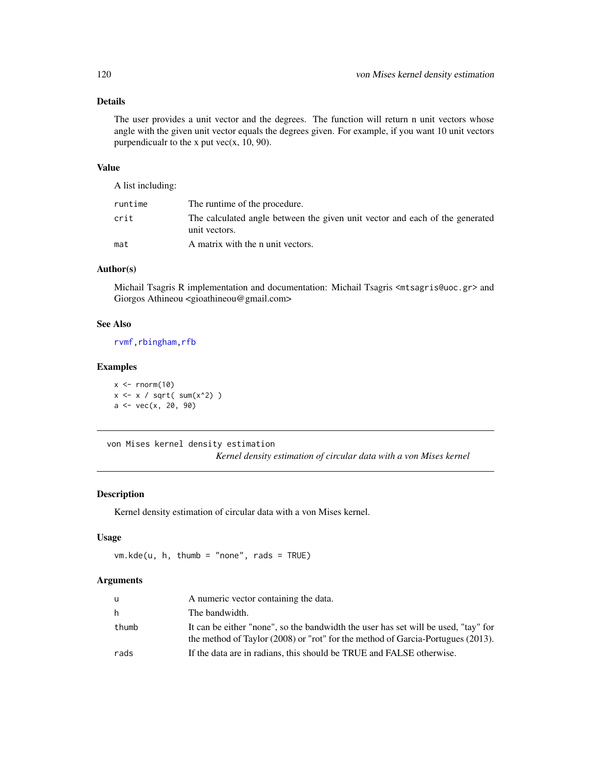### Details

The user provides a unit vector and the degrees. The function will return n unit vectors whose angle with the given unit vector equals the degrees given. For example, if you want 10 unit vectors purpendicualr to the x put vec(x, 10, 90).

### Value

A list including:

| | |
|---|---|
| runtime | The runtime of the procedure. |
| crit | The calculated angle between the given unit vector and each of the generated unit vectors. |
| mat | A matrix with the n unit vectors. |

### Author(s)

Michail Tsagris R implementation and documentation: Michail Tsagris <mtsagris@uoc.gr> and Giorgos Athineou <gioathineou@gmail.com>

### See Also

rvmf, rbingham, rfb

### Examples

```
x <- rnorm(10)
x <- x / sqrt( sum(x^2) )
a <- vec(x, 20, 90)
```

---

## von Mises kernel density estimation

*Kernel density estimation of circular data with a von Mises kernel*

---

### Description

Kernel density estimation of circular data with a von Mises kernel.

### Usage

```
vm.kde(u, h, thumb = "none", rads = TRUE)
```

### Arguments

| | |
|---|---|
| u | A numeric vector containing the data. |
| h | The bandwidth. |
| thumb | It can be either "none", so the bandwidth the user has set will be used, "tay" for the method of Taylor (2008) or "rot" for the method of Garcia-Portugues (2013). |
| rads | If the data are in radians, this should be TRUE and FALSE otherwise. |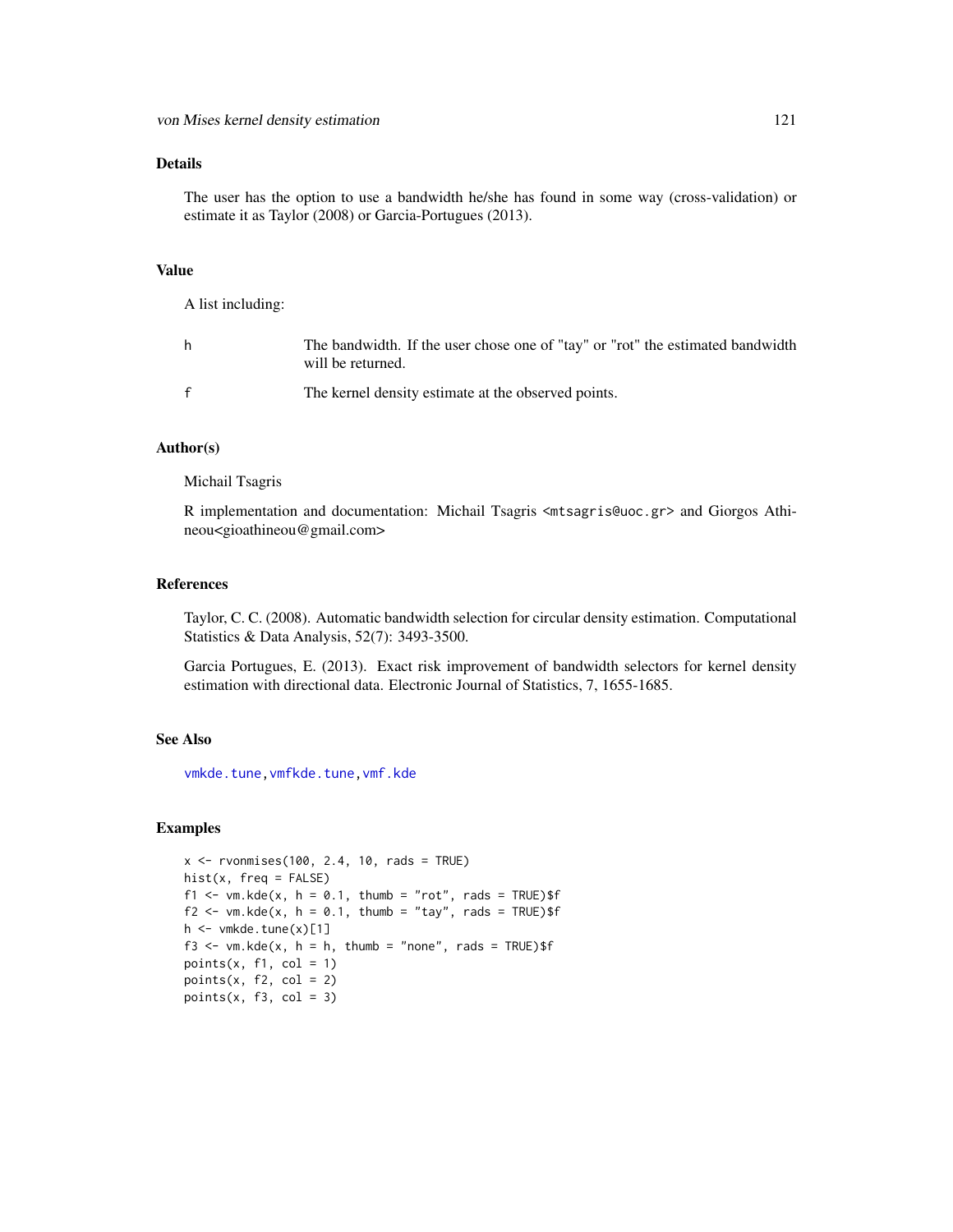## Details

The user has the option to use a bandwidth he/she has found in some way (cross-validation) or estimate it as Taylor (2008) or Garcia-Portugues (2013).

## Value

A list including:

- h — The bandwidth. If the user chose one of "tay" or "rot" the estimated bandwidth will be returned.
- f — The kernel density estimate at the observed points.

## Author(s)

Michail Tsagris

R implementation and documentation: Michail Tsagris <mtsagris@uoc.gr> and Giorgos Athineou<gioathineou@gmail.com>

## References

Taylor, C. C. (2008). Automatic bandwidth selection for circular density estimation. Computational Statistics & Data Analysis, 52(7): 3493-3500.

Garcia Portugues, E. (2013). Exact risk improvement of bandwidth selectors for kernel density estimation with directional data. Electronic Journal of Statistics, 7, 1655-1685.

## See Also

vmkde.tune, vmfkde.tune, vmf.kde

## Examples

```
x <- rvonmises(100, 2.4, 10, rads = TRUE)
hist(x, freq = FALSE)
f1 <- vm.kde(x, h = 0.1, thumb = "rot", rads = TRUE)$f
f2 <- vm.kde(x, h = 0.1, thumb = "tay", rads = TRUE)$f
h <- vmkde.tune(x)[1]
f3 <- vm.kde(x, h = h, thumb = "none", rads = TRUE)$f
points(x, f1, col = 1)
points(x, f2, col = 2)
points(x, f3, col = 3)
```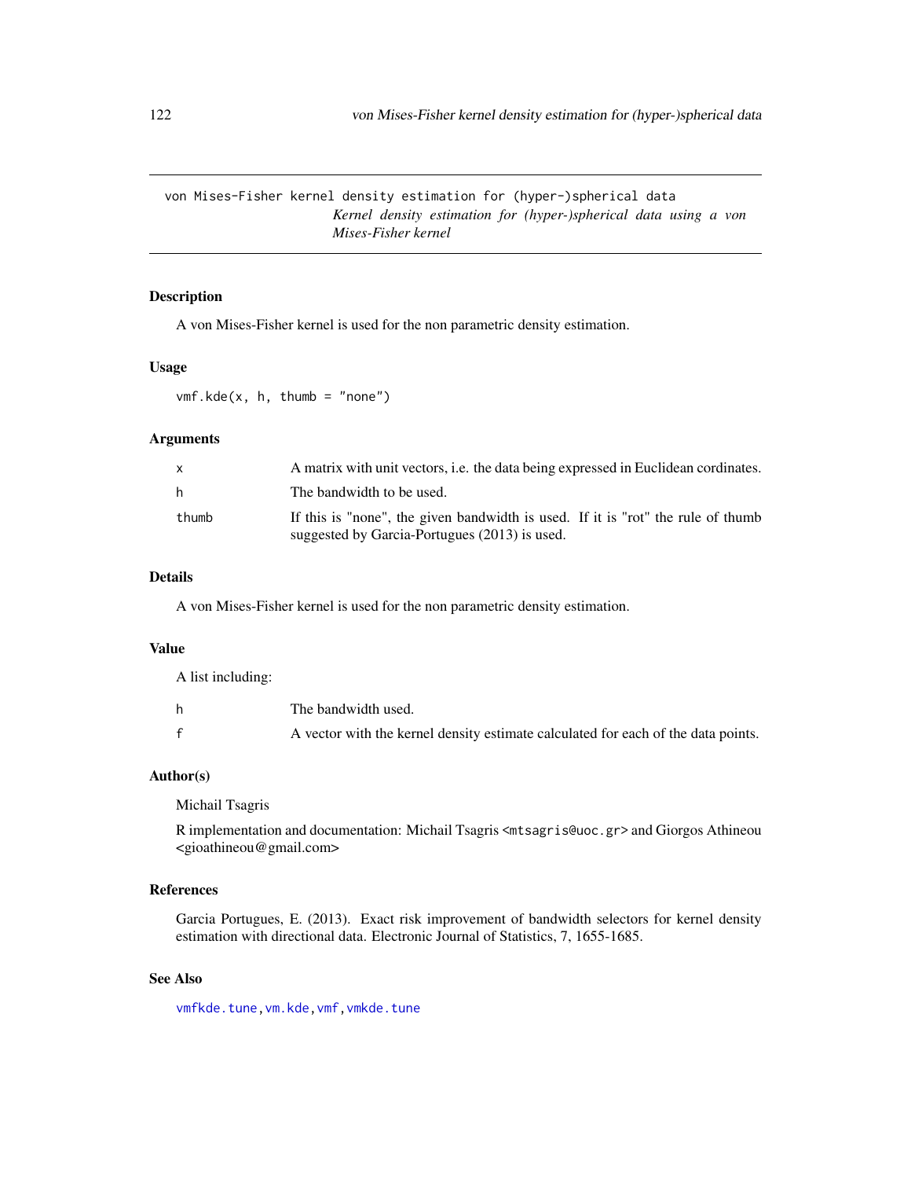## von Mises-Fisher kernel density estimation for (hyper-)spherical data

*Kernel density estimation for (hyper-)spherical data using a von Mises-Fisher kernel*

### Description

A von Mises-Fisher kernel is used for the non parametric density estimation.

### Usage

```
vmf.kde(x, h, thumb = "none")
```

### Arguments

| | |
|---|---|
| x | A matrix with unit vectors, i.e. the data being expressed in Euclidean cordinates. |
| h | The bandwidth to be used. |
| thumb | If this is "none", the given bandwidth is used. If it is "rot" the rule of thumb suggested by Garcia-Portugues (2013) is used. |

### Details

A von Mises-Fisher kernel is used for the non parametric density estimation.

### Value

A list including:

| | |
|---|---|
| h | The bandwidth used. |
| f | A vector with the kernel density estimate calculated for each of the data points. |

### Author(s)

Michail Tsagris

R implementation and documentation: Michail Tsagris <mtsagris@uoc.gr> and Giorgos Athineou <gioathineou@gmail.com>

### References

Garcia Portugues, E. (2013). Exact risk improvement of bandwidth selectors for kernel density estimation with directional data. Electronic Journal of Statistics, 7, 1655-1685.

### See Also

vmfkde.tune, vm.kde, vmf, vmkde.tune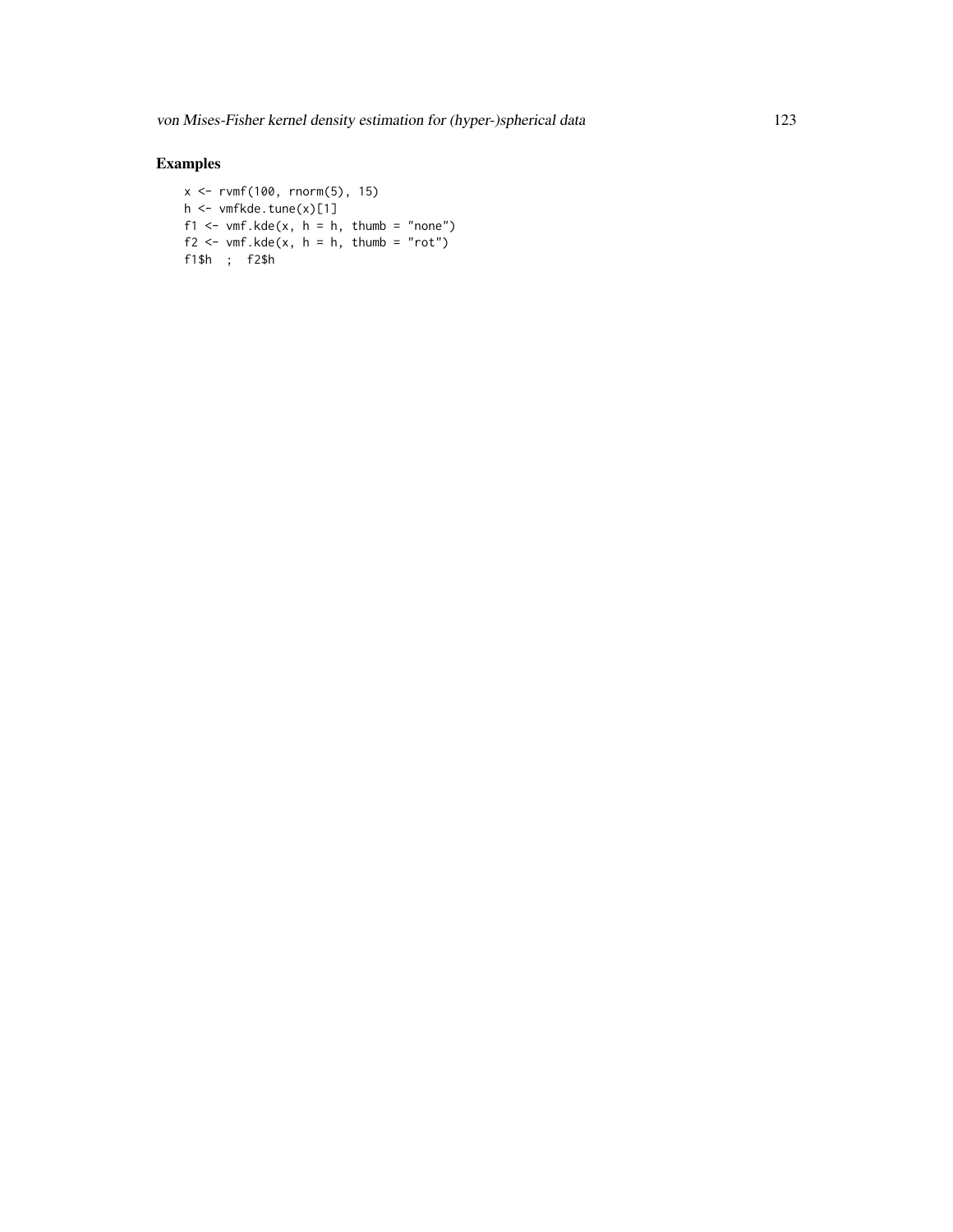### Examples

```
x <- rvmf(100, rnorm(5), 15)
h <- vmfkde.tune(x)[1]
f1 <- vmf.kde(x, h = h, thumb = "none")
f2 <- vmf.kde(x, h = h, thumb = "rot")
f1$h  ;  f2$h
```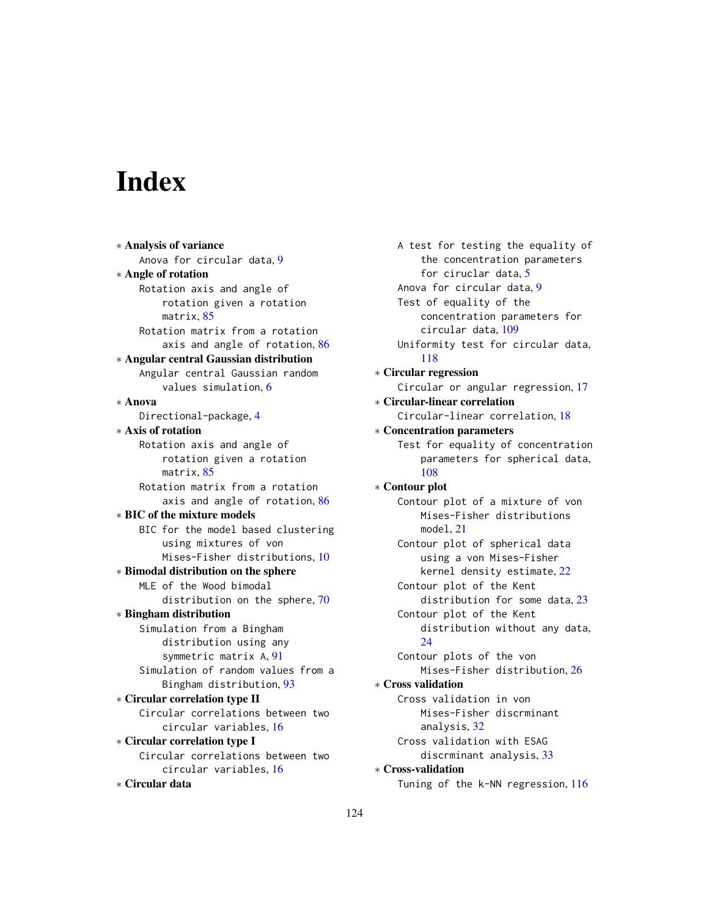# Index

∗ **Analysis of variance**
    Anova for circular data, 9

∗ **Angle of rotation**
    Rotation axis and angle of rotation given a rotation matrix, 85
    Rotation matrix from a rotation axis and angle of rotation, 86

∗ **Angular central Gaussian distribution**
    Angular central Gaussian random values simulation, 6

∗ **Anova**
    Directional-package, 4

∗ **Axis of rotation**
    Rotation axis and angle of rotation given a rotation matrix, 85
    Rotation matrix from a rotation axis and angle of rotation, 86

∗ **BIC of the mixture models**
    BIC for the model based clustering using mixtures of von Mises-Fisher distributions, 10

∗ **Bimodal distribution on the sphere**
    MLE of the Wood bimodal distribution on the sphere, 70

∗ **Bingham distribution**
    Simulation from a Bingham distribution using any symmetric matrix A, 91
    Simulation of random values from a Bingham distribution, 93

∗ **Circular correlation type II**
    Circular correlations between two circular variables, 16

∗ **Circular correlation type I**
    Circular correlations between two circular variables, 16

∗ **Circular data**
    A test for testing the equality of the concentration parameters for ciruclar data, 5
    Anova for circular data, 9
    Test of equality of the concentration parameters for circular data, 109
    Uniformity test for circular data, 118

∗ **Circular regression**
    Circular or angular regression, 17

∗ **Circular-linear correlation**
    Circular-linear correlation, 18

∗ **Concentration parameters**
    Test for equality of concentration parameters for spherical data, 108

∗ **Contour plot**
    Contour plot of a mixture of von Mises-Fisher distributions model, 21
    Contour plot of spherical data using a von Mises-Fisher kernel density estimate, 22
    Contour plot of the Kent distribution for some data, 23
    Contour plot of the Kent distribution without any data, 24
    Contour plots of the von Mises-Fisher distribution, 26

∗ **Cross validation**
    Cross validation in von Mises-Fisher discrminant analysis, 32
    Cross validation with ESAG discrminant analysis, 33

∗ **Cross-validation**
    Tuning of the k-NN regression, 116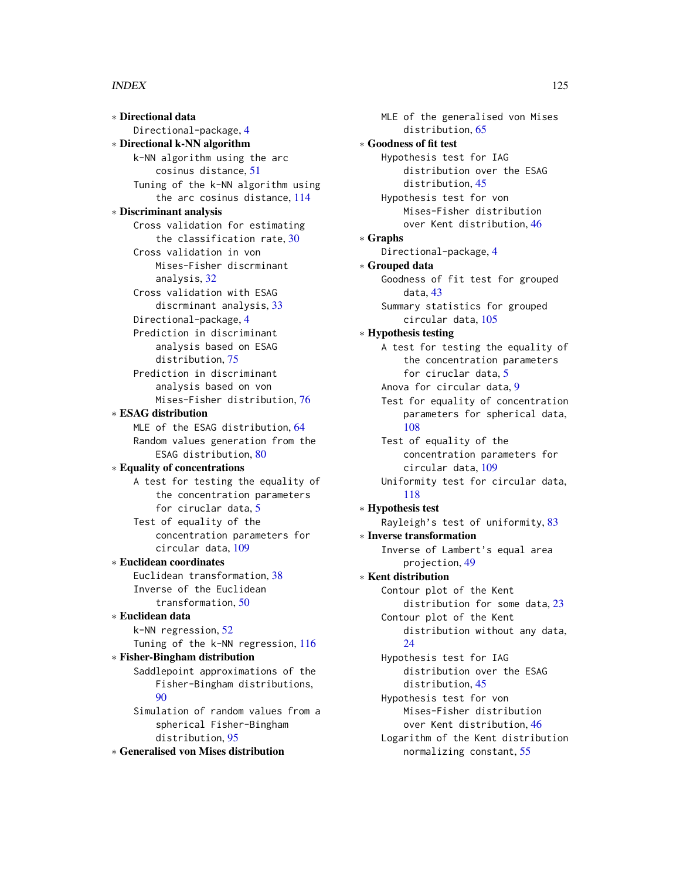∗ **Directional data**
  Directional-package, 4
∗ **Directional k-NN algorithm**
  k-NN algorithm using the arc cosinus distance, 51
  Tuning of the k-NN algorithm using the arc cosinus distance, 114
∗ **Discriminant analysis**
  Cross validation for estimating the classification rate, 30
  Cross validation in von Mises-Fisher discrminant analysis, 32
  Cross validation with ESAG discrminant analysis, 33
  Directional-package, 4
  Prediction in discriminant analysis based on ESAG distribution, 75
  Prediction in discriminant analysis based on von Mises-Fisher distribution, 76
∗ **ESAG distribution**
  MLE of the ESAG distribution, 64
  Random values generation from the ESAG distribution, 80
∗ **Equality of concentrations**
  A test for testing the equality of the concentration parameters for ciruclar data, 5
  Test of equality of the concentration parameters for circular data, 109
∗ **Euclidean coordinates**
  Euclidean transformation, 38
  Inverse of the Euclidean transformation, 50
∗ **Euclidean data**
  k-NN regression, 52
  Tuning of the k-NN regression, 116
∗ **Fisher-Bingham distribution**
  Saddlepoint approximations of the Fisher-Bingham distributions, 90
  Simulation of random values from a spherical Fisher-Bingham distribution, 95
∗ **Generalised von Mises distribution**
  MLE of the generalised von Mises distribution, 65
∗ **Goodness of fit test**
  Hypothesis test for IAG distribution over the ESAG distribution, 45
  Hypothesis test for von Mises-Fisher distribution over Kent distribution, 46
∗ **Graphs**
  Directional-package, 4
∗ **Grouped data**
  Goodness of fit test for grouped data, 43
  Summary statistics for grouped circular data, 105
∗ **Hypothesis testing**
  A test for testing the equality of the concentration parameters for ciruclar data, 5
  Anova for circular data, 9
  Test for equality of concentration parameters for spherical data, 108
  Test of equality of the concentration parameters for circular data, 109
  Uniformity test for circular data, 118
∗ **Hypothesis test**
  Rayleigh's test of uniformity, 83
∗ **Inverse transformation**
  Inverse of Lambert's equal area projection, 49
∗ **Kent distribution**
  Contour plot of the Kent distribution for some data, 23
  Contour plot of the Kent distribution without any data, 24
  Hypothesis test for IAG distribution over the ESAG distribution, 45
  Hypothesis test for von Mises-Fisher distribution over Kent distribution, 46
  Logarithm of the Kent distribution normalizing constant, 55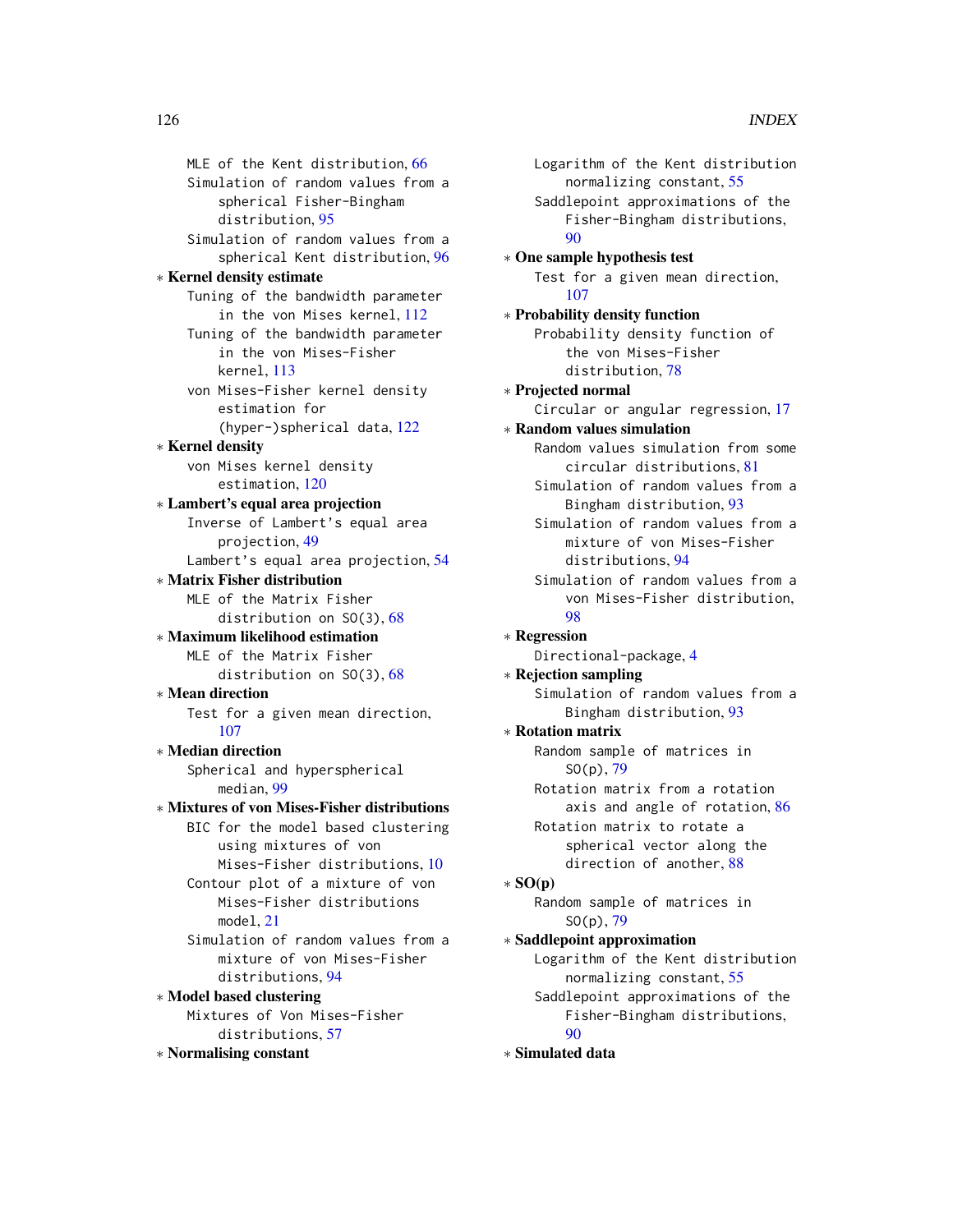MLE of the Kent distribution, 66
Simulation of random values from a spherical Fisher-Bingham distribution, 95
Simulation of random values from a spherical Kent distribution, 96

∗ **Kernel density estimate**
Tuning of the bandwidth parameter in the von Mises kernel, 112
Tuning of the bandwidth parameter in the von Mises-Fisher kernel, 113
von Mises-Fisher kernel density estimation for (hyper-)spherical data, 122

∗ **Kernel density**
von Mises kernel density estimation, 120

∗ **Lambert's equal area projection**
Inverse of Lambert's equal area projection, 49
Lambert's equal area projection, 54

∗ **Matrix Fisher distribution**
MLE of the Matrix Fisher distribution on SO(3), 68

∗ **Maximum likelihood estimation**
MLE of the Matrix Fisher distribution on SO(3), 68

∗ **Mean direction**
Test for a given mean direction, 107

∗ **Median direction**
Spherical and hyperspherical median, 99

∗ **Mixtures of von Mises-Fisher distributions**
BIC for the model based clustering using mixtures of von Mises-Fisher distributions, 10
Contour plot of a mixture of von Mises-Fisher distributions model, 21
Simulation of random values from a mixture of von Mises-Fisher distributions, 94

∗ **Model based clustering**
Mixtures of Von Mises-Fisher distributions, 57

∗ **Normalising constant**
Logarithm of the Kent distribution normalizing constant, 55
Saddlepoint approximations of the Fisher-Bingham distributions, 90

∗ **One sample hypothesis test**
Test for a given mean direction, 107

∗ **Probability density function**
Probability density function of the von Mises-Fisher distribution, 78

∗ **Projected normal**
Circular or angular regression, 17

∗ **Random values simulation**
Random values simulation from some circular distributions, 81
Simulation of random values from a Bingham distribution, 93
Simulation of random values from a mixture of von Mises-Fisher distributions, 94
Simulation of random values from a von Mises-Fisher distribution, 98

∗ **Regression**
Directional-package, 4

∗ **Rejection sampling**
Simulation of random values from a Bingham distribution, 93

∗ **Rotation matrix**
Random sample of matrices in SO(p), 79
Rotation matrix from a rotation axis and angle of rotation, 86
Rotation matrix to rotate a spherical vector along the direction of another, 88

∗ **SO(p)**
Random sample of matrices in SO(p), 79

∗ **Saddlepoint approximation**
Logarithm of the Kent distribution normalizing constant, 55
Saddlepoint approximations of the Fisher-Bingham distributions, 90

∗ **Simulated data**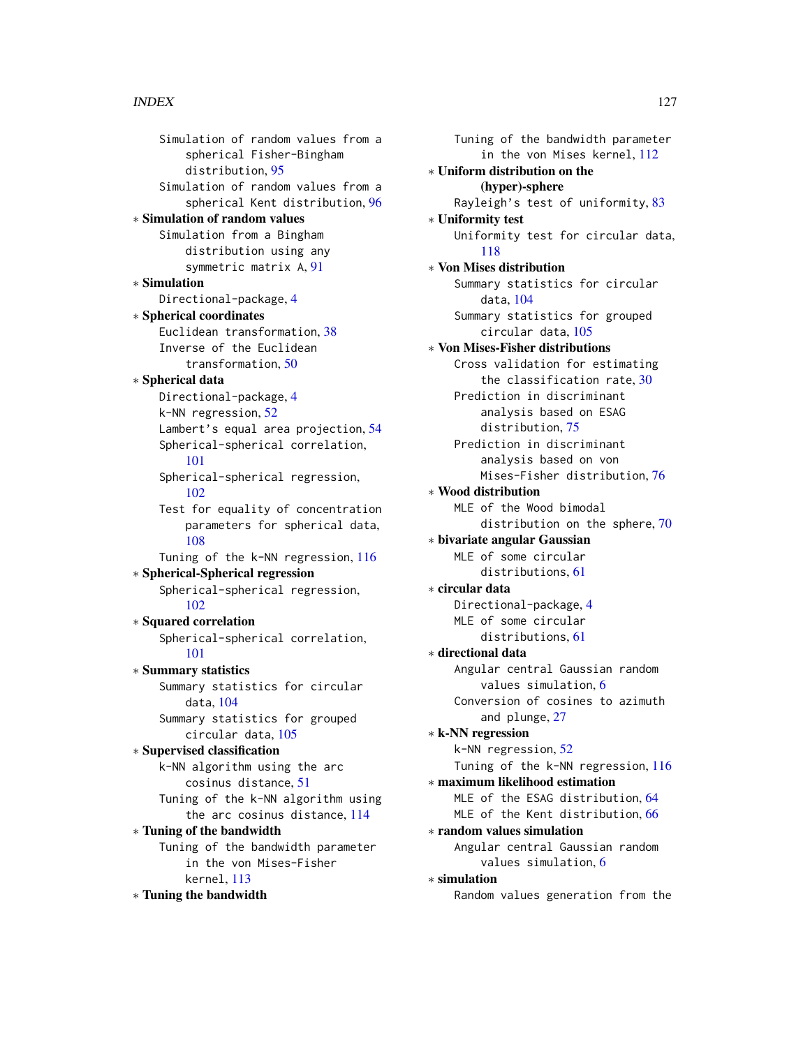Simulation of random values from a spherical Fisher-Bingham distribution, 95
Simulation of random values from a spherical Kent distribution, 96

∗ **Simulation of random values**
Simulation from a Bingham distribution using any symmetric matrix A, 91

∗ **Simulation**
Directional-package, 4

∗ **Spherical coordinates**
Euclidean transformation, 38
Inverse of the Euclidean transformation, 50

∗ **Spherical data**
Directional-package, 4
k-NN regression, 52
Lambert's equal area projection, 54
Spherical-spherical correlation, 101
Spherical-spherical regression, 102
Test for equality of concentration parameters for spherical data, 108
Tuning of the k-NN regression, 116

∗ **Spherical-Spherical regression**
Spherical-spherical regression, 102

∗ **Squared correlation**
Spherical-spherical correlation, 101

∗ **Summary statistics**
Summary statistics for circular data, 104
Summary statistics for grouped circular data, 105

∗ **Supervised classification**
k-NN algorithm using the arc cosinus distance, 51
Tuning of the k-NN algorithm using the arc cosinus distance, 114

∗ **Tuning of the bandwidth**
Tuning of the bandwidth parameter in the von Mises-Fisher kernel, 113

∗ **Tuning the bandwidth**
Tuning of the bandwidth parameter in the von Mises kernel, 112

∗ **Uniform distribution on the (hyper)-sphere**
Rayleigh's test of uniformity, 83

∗ **Uniformity test**
Uniformity test for circular data, 118

∗ **Von Mises distribution**
Summary statistics for circular data, 104
Summary statistics for grouped circular data, 105

∗ **Von Mises-Fisher distributions**
Cross validation for estimating the classification rate, 30
Prediction in discriminant analysis based on ESAG distribution, 75
Prediction in discriminant analysis based on von Mises-Fisher distribution, 76

∗ **Wood distribution**
MLE of the Wood bimodal distribution on the sphere, 70

∗ **bivariate angular Gaussian**
MLE of some circular distributions, 61

∗ **circular data**
Directional-package, 4
MLE of some circular distributions, 61

∗ **directional data**
Angular central Gaussian random values simulation, 6
Conversion of cosines to azimuth and plunge, 27

∗ **k-NN regression**
k-NN regression, 52
Tuning of the k-NN regression, 116

∗ **maximum likelihood estimation**
MLE of the ESAG distribution, 64
MLE of the Kent distribution, 66

∗ **random values simulation**
Angular central Gaussian random values simulation, 6

∗ **simulation**
Random values generation from the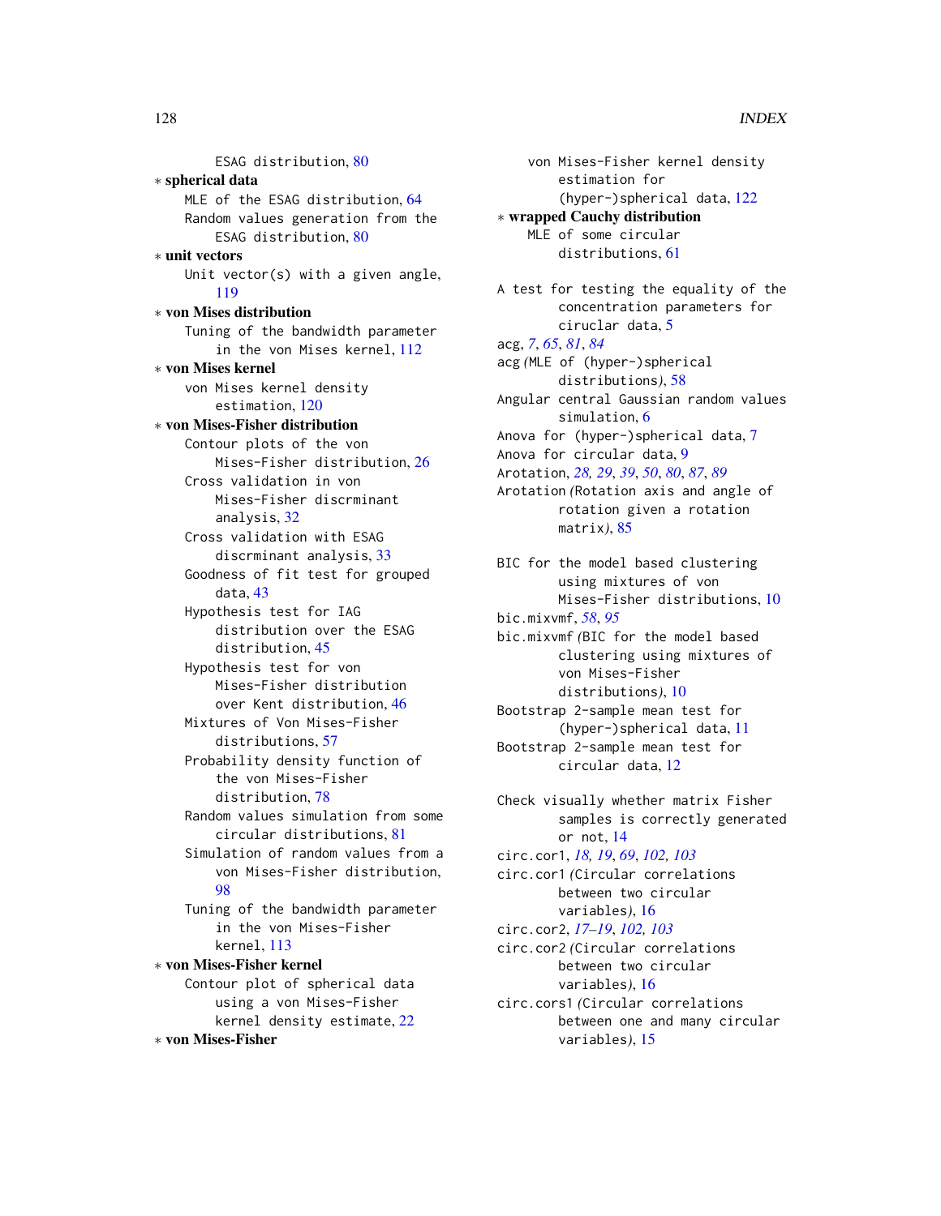ESAG distribution, 80

∗ **spherical data**

MLE of the ESAG distribution, 64

Random values generation from the ESAG distribution, 80

∗ **unit vectors**

Unit vector(s) with a given angle, 119

∗ **von Mises distribution**

Tuning of the bandwidth parameter in the von Mises kernel, 112

∗ **von Mises kernel**

von Mises kernel density estimation, 120

∗ **von Mises-Fisher distribution**

Contour plots of the von Mises-Fisher distribution, 26

Cross validation in von Mises-Fisher discrminant analysis, 32

Cross validation with ESAG discrminant analysis, 33

Goodness of fit test for grouped data, 43

Hypothesis test for IAG distribution over the ESAG distribution, 45

Hypothesis test for von Mises-Fisher distribution over Kent distribution, 46

Mixtures of Von Mises-Fisher distributions, 57

Probability density function of the von Mises-Fisher distribution, 78

Random values simulation from some circular distributions, 81

Simulation of random values from a von Mises-Fisher distribution, 98

Tuning of the bandwidth parameter in the von Mises-Fisher kernel, 113

∗ **von Mises-Fisher kernel**

Contour plot of spherical data using a von Mises-Fisher kernel density estimate, 22

∗ **von Mises-Fisher**

von Mises-Fisher kernel density estimation for (hyper-)spherical data, 122

∗ **wrapped Cauchy distribution**

MLE of some circular distributions, 61

A test for testing the equality of the concentration parameters for ciruclar data, 5

acg, *7*, *65*, *81*, *84*

acg *(*MLE of (hyper-)spherical distributions*)*, 58

Angular central Gaussian random values simulation, 6

Anova for (hyper-)spherical data, 7

Anova for circular data, 9

Arotation, *28, 29*, *39*, *50*, *80*, *87*, *89*

Arotation *(*Rotation axis and angle of rotation given a rotation matrix*)*, 85

BIC for the model based clustering using mixtures of von Mises-Fisher distributions, 10

bic.mixvmf, *58*, *95*

bic.mixvmf *(*BIC for the model based clustering using mixtures of von Mises-Fisher distributions*)*, 10

Bootstrap 2-sample mean test for (hyper-)spherical data, 11

Bootstrap 2-sample mean test for circular data, 12

Check visually whether matrix Fisher samples is correctly generated or not, 14

circ.cor1, *18, 19*, *69*, *102, 103*

circ.cor1 *(*Circular correlations between two circular variables*)*, 16

circ.cor2, *17–19*, *102, 103*

circ.cor2 *(*Circular correlations between two circular variables*)*, 16

circ.cors1 *(*Circular correlations between one and many circular variables*)*, 15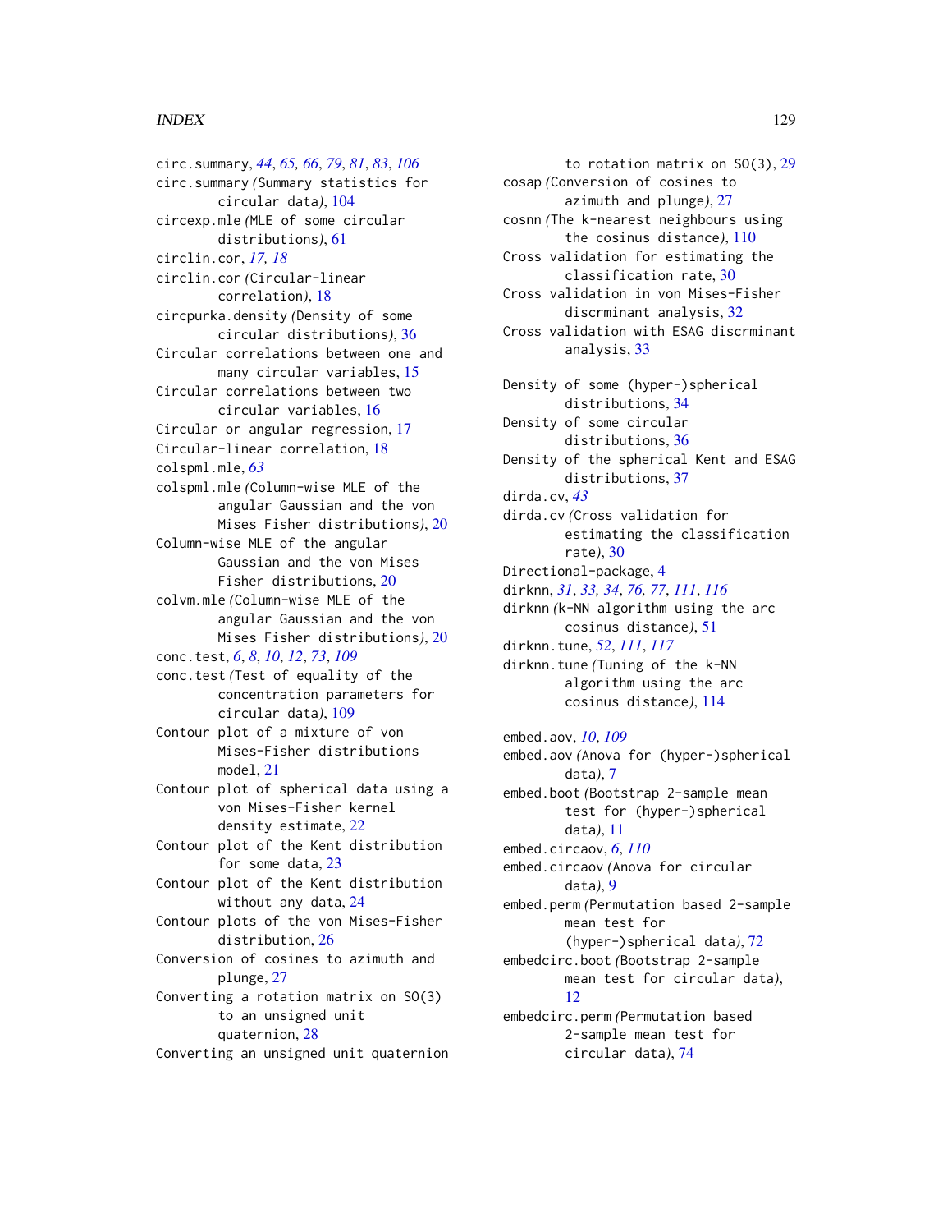circ.summary, *44*, *65, 66*, *79*, *81*, *83*, *106*
circ.summary *(*Summary statistics for circular data*)*, 104
circexp.mle *(*MLE of some circular distributions*)*, 61
circlin.cor, *17, 18*
circlin.cor *(*Circular-linear correlation*)*, 18
circpurka.density *(*Density of some circular distributions*)*, 36
Circular correlations between one and many circular variables, 15
Circular correlations between two circular variables, 16
Circular or angular regression, 17
Circular-linear correlation, 18
colspml.mle, *63*
colspml.mle *(*Column-wise MLE of the angular Gaussian and the von Mises Fisher distributions*)*, 20
Column-wise MLE of the angular Gaussian and the von Mises Fisher distributions, 20
colvm.mle *(*Column-wise MLE of the angular Gaussian and the von Mises Fisher distributions*)*, 20
conc.test, *6*, *8*, *10*, *12*, *73*, *109*
conc.test *(*Test of equality of the concentration parameters for circular data*)*, 109
Contour plot of a mixture of von Mises-Fisher distributions model, 21
Contour plot of spherical data using a von Mises-Fisher kernel density estimate, 22
Contour plot of the Kent distribution for some data, 23
Contour plot of the Kent distribution without any data, 24
Contour plots of the von Mises-Fisher distribution, 26
Conversion of cosines to azimuth and plunge, 27
Converting a rotation matrix on SO(3) to an unsigned unit quaternion, 28
Converting an unsigned unit quaternion to rotation matrix on SO(3), 29
cosap *(*Conversion of cosines to azimuth and plunge*)*, 27
cosnn *(*The k-nearest neighbours using the cosinus distance*)*, 110
Cross validation for estimating the classification rate, 30
Cross validation in von Mises-Fisher discrminant analysis, 32
Cross validation with ESAG discrminant analysis, 33

Density of some (hyper-)spherical distributions, 34
Density of some circular distributions, 36
Density of the spherical Kent and ESAG distributions, 37
dirda.cv, *43*
dirda.cv *(*Cross validation for estimating the classification rate*)*, 30
Directional-package, 4
dirknn, *31*, *33, 34*, *76, 77*, *111*, *116*
dirknn *(*k-NN algorithm using the arc cosinus distance*)*, 51
dirknn.tune, *52*, *111*, *117*
dirknn.tune *(*Tuning of the k-NN algorithm using the arc cosinus distance*)*, 114

embed.aov, *10*, *109*
embed.aov *(*Anova for (hyper-)spherical data*)*, 7
embed.boot *(*Bootstrap 2-sample mean test for (hyper-)spherical data*)*, 11
embed.circaov, *6*, *110*
embed.circaov *(*Anova for circular data*)*, 9
embed.perm *(*Permutation based 2-sample mean test for (hyper-)spherical data*)*, 72
embedcirc.boot *(*Bootstrap 2-sample mean test for circular data*)*, 12
embedcirc.perm *(*Permutation based 2-sample mean test for circular data*)*, 74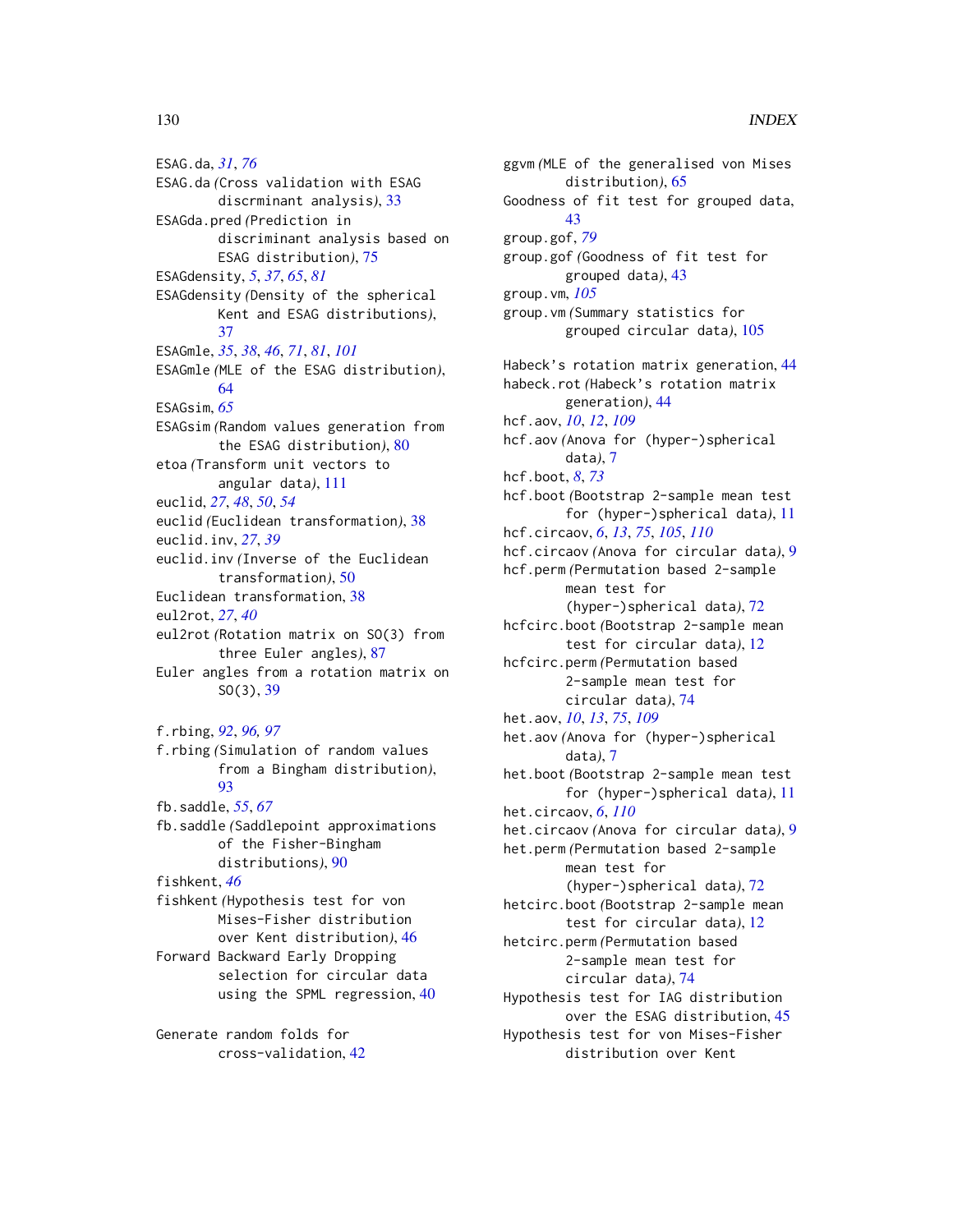ESAG.da, *31*, *76*
ESAG.da *(*Cross validation with ESAG discrminant analysis*)*, 33
ESAGda.pred *(*Prediction in discriminant analysis based on ESAG distribution*)*, 75
ESAGdensity, *5*, *37*, *65*, *81*
ESAGdensity *(*Density of the spherical Kent and ESAG distributions*)*, 37
ESAGmle, *35*, *38*, *46*, *71*, *81*, *101*
ESAGmle *(*MLE of the ESAG distribution*)*, 64
ESAGsim, *65*
ESAGsim *(*Random values generation from the ESAG distribution*)*, 80
etoa *(*Transform unit vectors to angular data*)*, 111
euclid, *27*, *48*, *50*, *54*
euclid *(*Euclidean transformation*)*, 38
euclid.inv, *27*, *39*
euclid.inv *(*Inverse of the Euclidean transformation*)*, 50
Euclidean transformation, 38
eul2rot, *27*, *40*
eul2rot *(*Rotation matrix on SO(3) from three Euler angles*)*, 87
Euler angles from a rotation matrix on SO(3), 39

f.rbing, *92*, *96*, *97*
f.rbing *(*Simulation of random values from a Bingham distribution*)*, 93
fb.saddle, *55*, *67*
fb.saddle *(*Saddlepoint approximations of the Fisher-Bingham distributions*)*, 90
fishkent, *46*
fishkent *(*Hypothesis test for von Mises-Fisher distribution over Kent distribution*)*, 46
Forward Backward Early Dropping selection for circular data using the SPML regression, 40

Generate random folds for cross-validation, 42
ggvm *(*MLE of the generalised von Mises distribution*)*, 65
Goodness of fit test for grouped data, 43
group.gof, *79*
group.gof *(*Goodness of fit test for grouped data*)*, 43
group.vm, *105*
group.vm *(*Summary statistics for grouped circular data*)*, 105

Habeck's rotation matrix generation, 44
habeck.rot *(*Habeck's rotation matrix generation*)*, 44
hcf.aov, *10*, *12*, *109*
hcf.aov *(*Anova for (hyper-)spherical data*)*, 7
hcf.boot, *8*, *73*
hcf.boot *(*Bootstrap 2-sample mean test for (hyper-)spherical data*)*, 11
hcf.circaov, *6*, *13*, *75*, *105*, *110*
hcf.circaov *(*Anova for circular data*)*, 9
hcf.perm *(*Permutation based 2-sample mean test for (hyper-)spherical data*)*, 72
hcfcirc.boot *(*Bootstrap 2-sample mean test for circular data*)*, 12
hcfcirc.perm *(*Permutation based 2-sample mean test for circular data*)*, 74
het.aov, *10*, *13*, *75*, *109*
het.aov *(*Anova for (hyper-)spherical data*)*, 7
het.boot *(*Bootstrap 2-sample mean test for (hyper-)spherical data*)*, 11
het.circaov, *6*, *110*
het.circaov *(*Anova for circular data*)*, 9
het.perm *(*Permutation based 2-sample mean test for (hyper-)spherical data*)*, 72
hetcirc.boot *(*Bootstrap 2-sample mean test for circular data*)*, 12
hetcirc.perm *(*Permutation based 2-sample mean test for circular data*)*, 74
Hypothesis test for IAG distribution over the ESAG distribution, 45
Hypothesis test for von Mises-Fisher distribution over Kent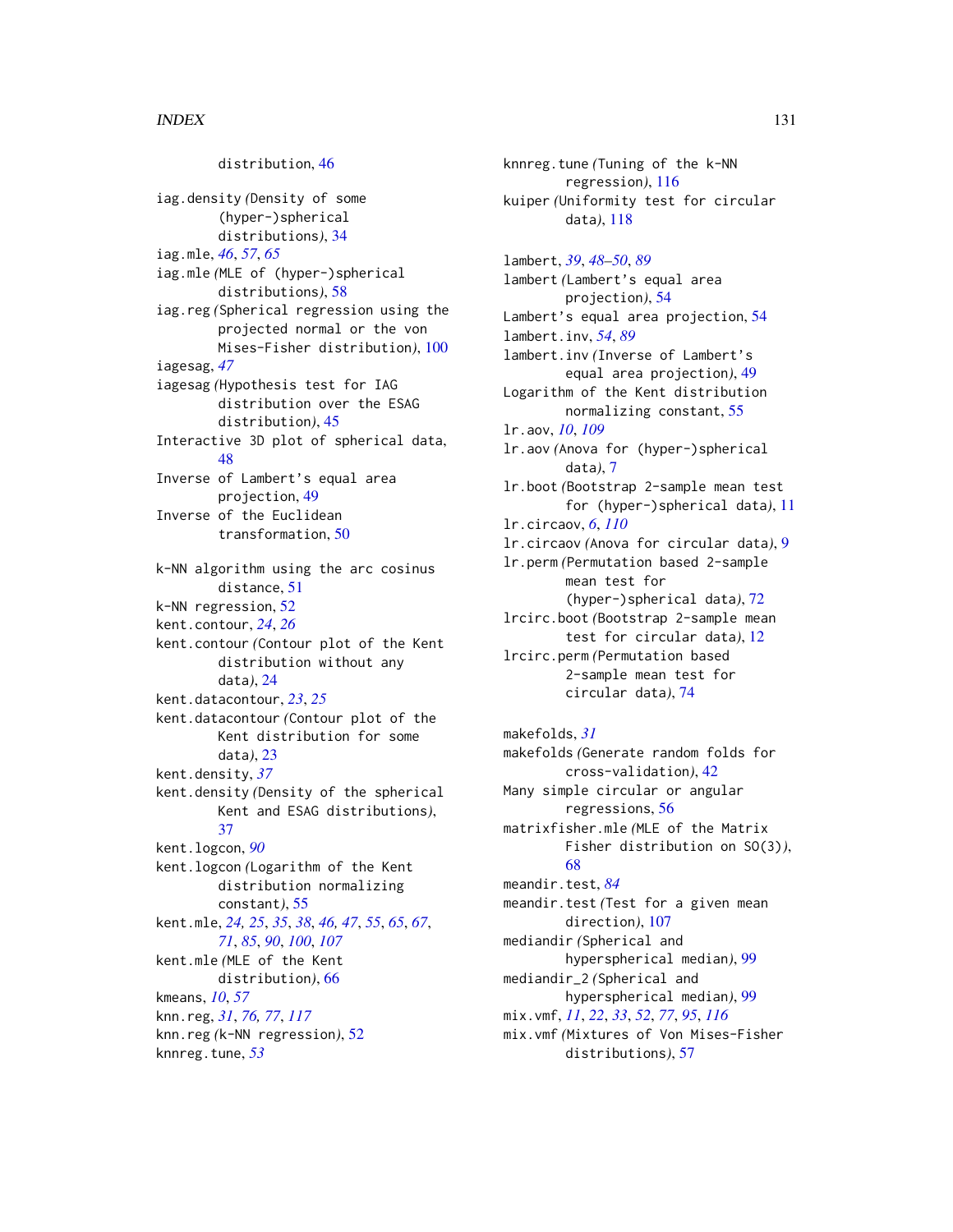distribution, 46

iag.density *(Density of some (hyper-)spherical distributions)*, 34
iag.mle, *46*, *57*, *65*
iag.mle *(MLE of (hyper-)spherical distributions)*, 58
iag.reg *(Spherical regression using the projected normal or the von Mises-Fisher distribution)*, 100
iagesag, *47*
iagesag *(Hypothesis test for IAG distribution over the ESAG distribution)*, 45
Interactive 3D plot of spherical data, 48
Inverse of Lambert's equal area projection, 49
Inverse of the Euclidean transformation, 50

k-NN algorithm using the arc cosinus distance, 51
k-NN regression, 52
kent.contour, *24*, *26*
kent.contour *(Contour plot of the Kent distribution without any data)*, 24
kent.datacontour, *23*, *25*
kent.datacontour *(Contour plot of the Kent distribution for some data)*, 23
kent.density, *37*
kent.density *(Density of the spherical Kent and ESAG distributions)*, 37
kent.logcon, *90*
kent.logcon *(Logarithm of the Kent distribution normalizing constant)*, 55
kent.mle, *24, 25*, *35*, *38*, *46, 47*, *55*, *65*, *67*, *71*, *85*, *90*, *100*, *107*
kent.mle *(MLE of the Kent distribution)*, 66
kmeans, *10*, *57*
knn.reg, *31*, *76, 77*, *117*
knn.reg *(k-NN regression)*, 52
knnreg.tune, *53*
knnreg.tune *(Tuning of the k-NN regression)*, 116
kuiper *(Uniformity test for circular data)*, 118

lambert, *39*, *48–50*, *89*
lambert *(Lambert's equal area projection)*, 54
Lambert's equal area projection, 54
lambert.inv, *54*, *89*
lambert.inv *(Inverse of Lambert's equal area projection)*, 49
Logarithm of the Kent distribution normalizing constant, 55
lr.aov, *10*, *109*
lr.aov *(Anova for (hyper-)spherical data)*, 7
lr.boot *(Bootstrap 2-sample mean test for (hyper-)spherical data)*, 11
lr.circaov, *6*, *110*
lr.circaov *(Anova for circular data)*, 9
lr.perm *(Permutation based 2-sample mean test for (hyper-)spherical data)*, 72
lrcirc.boot *(Bootstrap 2-sample mean test for circular data)*, 12
lrcirc.perm *(Permutation based 2-sample mean test for circular data)*, 74

makefolds, *31*
makefolds *(Generate random folds for cross-validation)*, 42
Many simple circular or angular regressions, 56
matrixfisher.mle *(MLE of the Matrix Fisher distribution on SO(3))*, 68
meandir.test, *84*
meandir.test *(Test for a given mean direction)*, 107
mediandir *(Spherical and hyperspherical median)*, 99
mediandir_2 *(Spherical and hyperspherical median)*, 99
mix.vmf, *11*, *22*, *33*, *52*, *77*, *95*, *116*
mix.vmf *(Mixtures of Von Mises-Fisher distributions)*, 57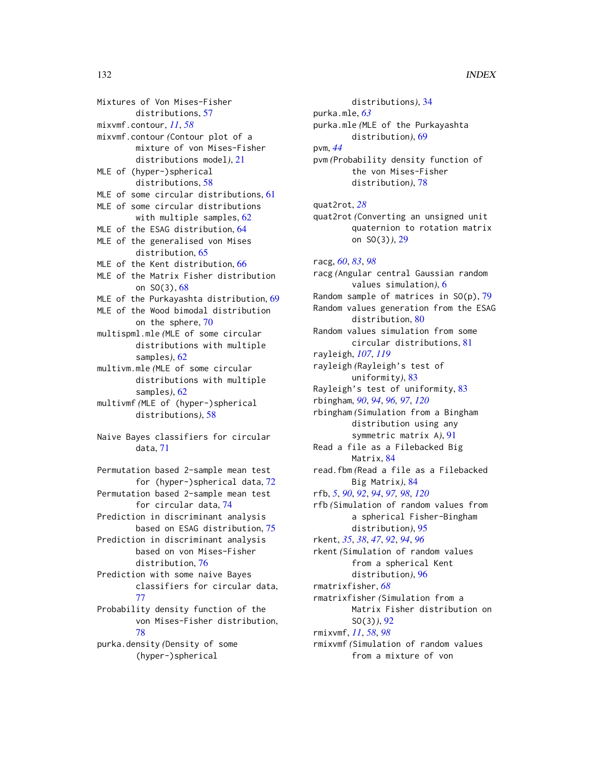Mixtures of Von Mises-Fisher distributions, 57
mixvmf.contour, *11*, *58*
mixvmf.contour *(*Contour plot of a mixture of von Mises-Fisher distributions model*)*, 21
MLE of (hyper-)spherical distributions, 58
MLE of some circular distributions, 61
MLE of some circular distributions with multiple samples, 62
MLE of the ESAG distribution, 64
MLE of the generalised von Mises distribution, 65
MLE of the Kent distribution, 66
MLE of the Matrix Fisher distribution on SO(3), 68
MLE of the Purkayashta distribution, 69
MLE of the Wood bimodal distribution on the sphere, 70
multispml.mle *(*MLE of some circular distributions with multiple samples*)*, 62
multivm.mle *(*MLE of some circular distributions with multiple samples*)*, 62
multivmf *(*MLE of (hyper-)spherical distributions*)*, 58

Naive Bayes classifiers for circular data, 71

Permutation based 2-sample mean test for (hyper-)spherical data, 72
Permutation based 2-sample mean test for circular data, 74
Prediction in discriminant analysis based on ESAG distribution, 75
Prediction in discriminant analysis based on von Mises-Fisher distribution, 76
Prediction with some naive Bayes classifiers for circular data, 77
Probability density function of the von Mises-Fisher distribution, 78
purka.density *(*Density of some (hyper-)spherical distributions*)*, 34
purka.mle, *63*
purka.mle *(*MLE of the Purkayashta distribution*)*, 69
pvm, *44*
pvm *(*Probability density function of the von Mises-Fisher distribution*)*, 78

quat2rot, *28*
quat2rot *(*Converting an unsigned unit quaternion to rotation matrix on SO(3)*)*, 29

racg, *60*, *83*, *98*
racg *(*Angular central Gaussian random values simulation*)*, 6
Random sample of matrices in SO(p), 79
Random values generation from the ESAG distribution, 80
Random values simulation from some circular distributions, 81
rayleigh, *107*, *119*
rayleigh *(*Rayleigh's test of uniformity*)*, 83
Rayleigh's test of uniformity, 83
rbingham, *90*, *94*, *96, 97*, *120*
rbingham *(*Simulation from a Bingham distribution using any symmetric matrix A*)*, 91
Read a file as a Filebacked Big Matrix, 84
read.fbm *(*Read a file as a Filebacked Big Matrix*)*, 84
rfb, *5*, *90*, *92*, *94*, *97, 98*, *120*
rfb *(*Simulation of random values from a spherical Fisher-Bingham distribution*)*, 95
rkent, *35*, *38*, *47*, *92*, *94*, *96*
rkent *(*Simulation of random values from a spherical Kent distribution*)*, 96
rmatrixfisher, *68*
rmatrixfisher *(*Simulation from a Matrix Fisher distribution on SO(3)*)*, 92
rmixvmf, *11*, *58*, *98*
rmixvmf *(*Simulation of random values from a mixture of von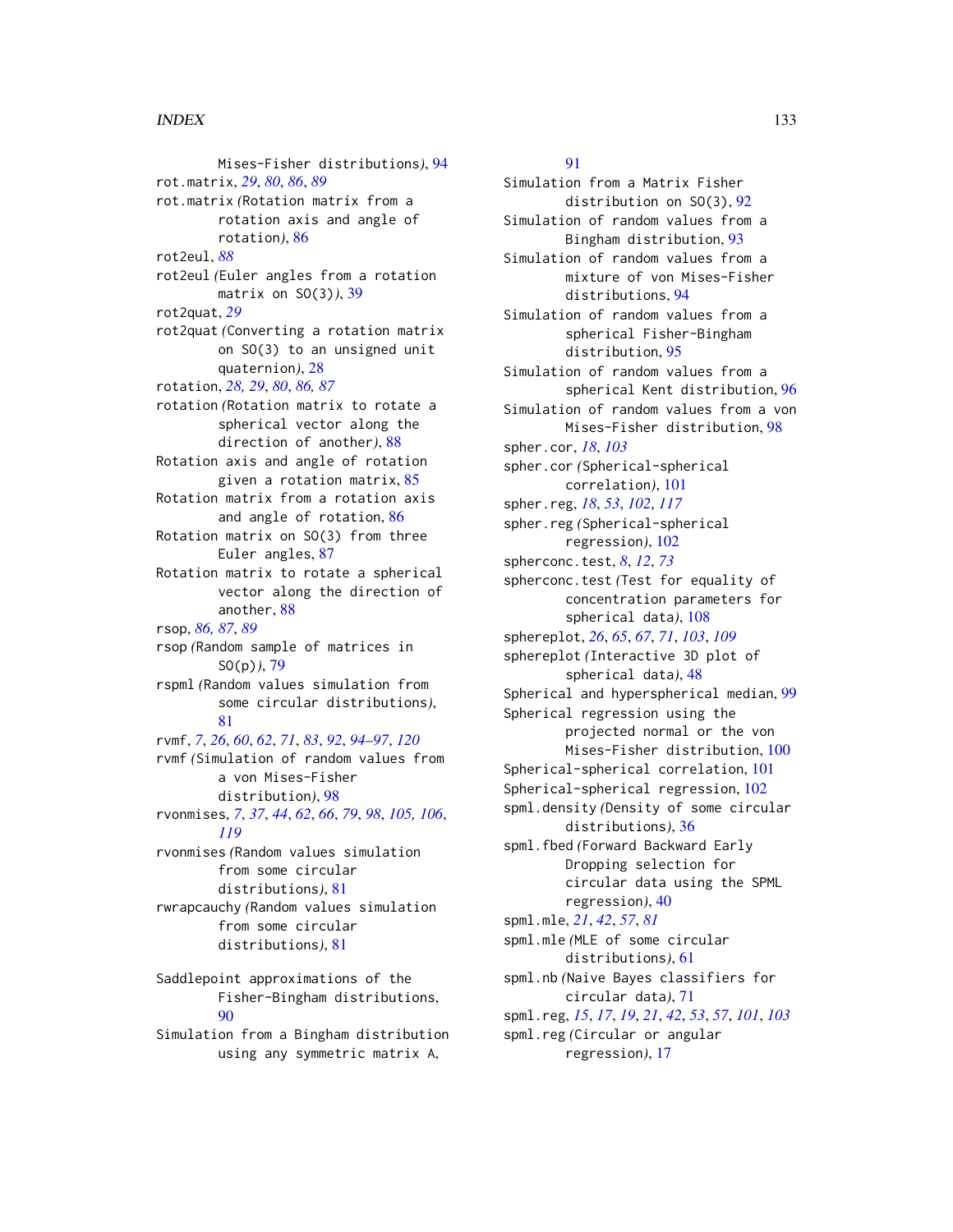Mises-Fisher distributions*)*, 94
rot.matrix, *29*, *80*, *86*, *89*
rot.matrix *(*Rotation matrix from a rotation axis and angle of rotation*)*, 86
rot2eul, *88*
rot2eul *(*Euler angles from a rotation matrix on SO(3)*)*, 39
rot2quat, *29*
rot2quat *(*Converting a rotation matrix on SO(3) to an unsigned unit quaternion*)*, 28
rotation, *28, 29*, *80*, *86, 87*
rotation *(*Rotation matrix to rotate a spherical vector along the direction of another*)*, 88
Rotation axis and angle of rotation given a rotation matrix, 85
Rotation matrix from a rotation axis and angle of rotation, 86
Rotation matrix on SO(3) from three Euler angles, 87
Rotation matrix to rotate a spherical vector along the direction of another, 88
rsop, *86, 87*, *89*
rsop *(*Random sample of matrices in SO(p)*)*, 79
rspml *(*Random values simulation from some circular distributions*)*, 81
rvmf, *7*, *26*, *60*, *62*, *71*, *83*, *92*, *94–97*, *120*
rvmf *(*Simulation of random values from a von Mises-Fisher distribution*)*, 98
rvonmises, *7*, *37*, *44*, *62*, *66*, *79*, *98*, *105, 106*, *119*
rvonmises *(*Random values simulation from some circular distributions*)*, 81
rwrapcauchy *(*Random values simulation from some circular distributions*)*, 81

Saddlepoint approximations of the Fisher-Bingham distributions, 90
Simulation from a Bingham distribution using any symmetric matrix A, 91
Simulation from a Matrix Fisher distribution on SO(3), 92
Simulation of random values from a Bingham distribution, 93
Simulation of random values from a mixture of von Mises-Fisher distributions, 94
Simulation of random values from a spherical Fisher-Bingham distribution, 95
Simulation of random values from a spherical Kent distribution, 96
Simulation of random values from a von Mises-Fisher distribution, 98
spher.cor, *18*, *103*
spher.cor *(*Spherical-spherical correlation*)*, 101
spher.reg, *18*, *53*, *102*, *117*
spher.reg *(*Spherical-spherical regression*)*, 102
spherconc.test, *8*, *12*, *73*
spherconc.test *(*Test for equality of concentration parameters for spherical data*)*, 108
sphereplot, *26*, *65*, *67*, *71*, *103*, *109*
sphereplot *(*Interactive 3D plot of spherical data*)*, 48
Spherical and hyperspherical median, 99
Spherical regression using the projected normal or the von Mises-Fisher distribution, 100
Spherical-spherical correlation, 101
Spherical-spherical regression, 102
spml.density *(*Density of some circular distributions*)*, 36
spml.fbed *(*Forward Backward Early Dropping selection for circular data using the SPML regression*)*, 40
spml.mle, *21*, *42*, *57*, *81*
spml.mle *(*MLE of some circular distributions*)*, 61
spml.nb *(*Naive Bayes classifiers for circular data*)*, 71
spml.reg, *15*, *17*, *19*, *21*, *42*, *53*, *57*, *101*, *103*
spml.reg *(*Circular or angular regression*)*, 17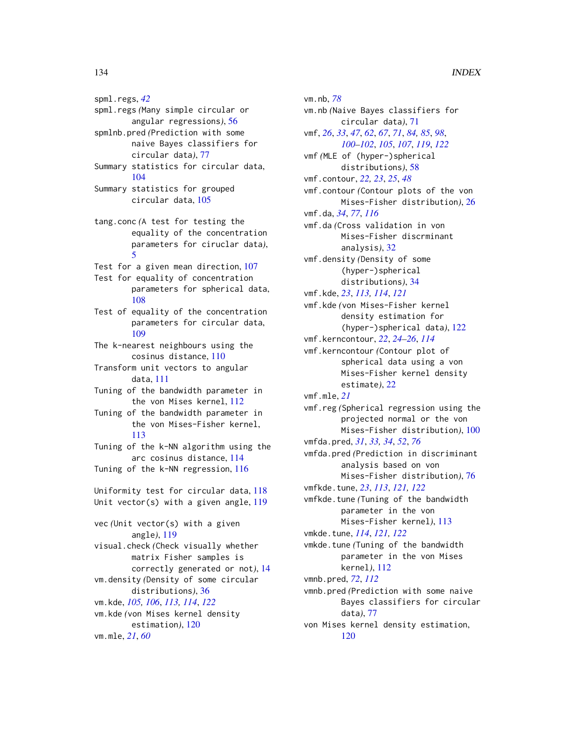spml.regs, *42*
spml.regs *(*Many simple circular or angular regressions*)*, 56
spmlnb.pred *(*Prediction with some naive Bayes classifiers for circular data*)*, 77
Summary statistics for circular data, 104
Summary statistics for grouped circular data, 105

tang.conc *(*A test for testing the equality of the concentration parameters for ciruclar data*)*, 5
Test for a given mean direction, 107
Test for equality of concentration parameters for spherical data, 108
Test of equality of the concentration parameters for circular data, 109
The k-nearest neighbours using the cosinus distance, 110
Transform unit vectors to angular data, 111
Tuning of the bandwidth parameter in the von Mises kernel, 112
Tuning of the bandwidth parameter in the von Mises-Fisher kernel, 113
Tuning of the k-NN algorithm using the arc cosinus distance, 114
Tuning of the k-NN regression, 116

Uniformity test for circular data, 118
Unit vector(s) with a given angle, 119

vec *(*Unit vector(s) with a given angle*)*, 119
visual.check *(*Check visually whether matrix Fisher samples is correctly generated or not*)*, 14
vm.density *(*Density of some circular distributions*)*, 36
vm.kde, *105, 106*, *113, 114*, *122*
vm.kde *(*von Mises kernel density estimation*)*, 120
vm.mle, *21*, *60*
vm.nb, *78*
vm.nb *(*Naive Bayes classifiers for circular data*)*, 71
vmf, *26*, *33*, *47*, *62*, *67*, *71*, *84, 85*, *98*, *100–102*, *105*, *107*, *119*, *122*
vmf *(*MLE of (hyper-)spherical distributions*)*, 58
vmf.contour, *22, 23*, *25*, *48*
vmf.contour *(*Contour plots of the von Mises-Fisher distribution*)*, 26
vmf.da, *34*, *77*, *116*
vmf.da *(*Cross validation in von Mises-Fisher discrminant analysis*)*, 32
vmf.density *(*Density of some (hyper-)spherical distributions*)*, 34
vmf.kde, *23*, *113, 114*, *121*
vmf.kde *(*von Mises-Fisher kernel density estimation for (hyper-)spherical data*)*, 122
vmf.kerncontour, *22*, *24–26*, *114*
vmf.kerncontour *(*Contour plot of spherical data using a von Mises-Fisher kernel density estimate*)*, 22
vmf.mle, *21*
vmf.reg *(*Spherical regression using the projected normal or the von Mises-Fisher distribution*)*, 100
vmfda.pred, *31*, *33, 34*, *52*, *76*
vmfda.pred *(*Prediction in discriminant analysis based on von Mises-Fisher distribution*)*, 76
vmfkde.tune, *23*, *113*, *121, 122*
vmfkde.tune *(*Tuning of the bandwidth parameter in the von Mises-Fisher kernel*)*, 113
vmkde.tune, *114*, *121, 122*
vmkde.tune *(*Tuning of the bandwidth parameter in the von Mises kernel*)*, 112
vmnb.pred, *72*, *112*
vmnb.pred *(*Prediction with some naive Bayes classifiers for circular data*)*, 77
von Mises kernel density estimation, 120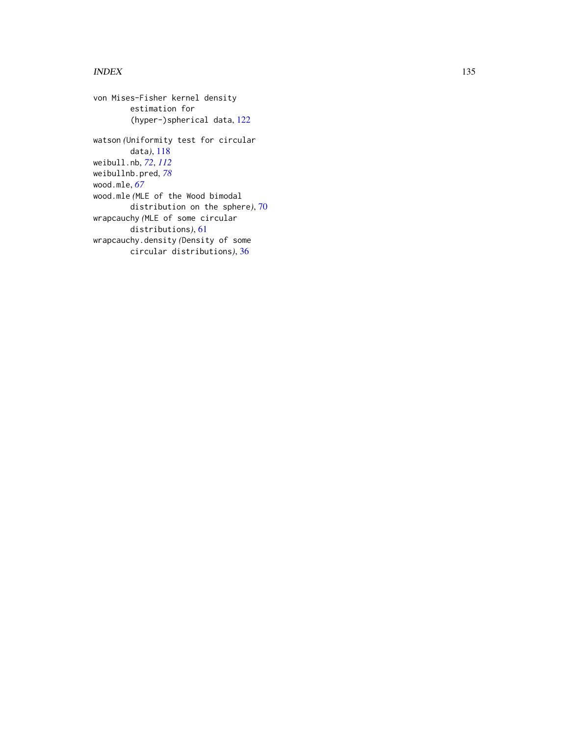von Mises-Fisher kernel density estimation for (hyper-)spherical data, 122

watson *(*Uniformity test for circular data*)*, 118
weibull.nb, *72*, *112*
weibullnb.pred, *78*
wood.mle, *67*
wood.mle *(*MLE of the Wood bimodal distribution on the sphere*)*, 70
wrapcauchy *(*MLE of some circular distributions*)*, 61
wrapcauchy.density *(*Density of some circular distributions*)*, 36